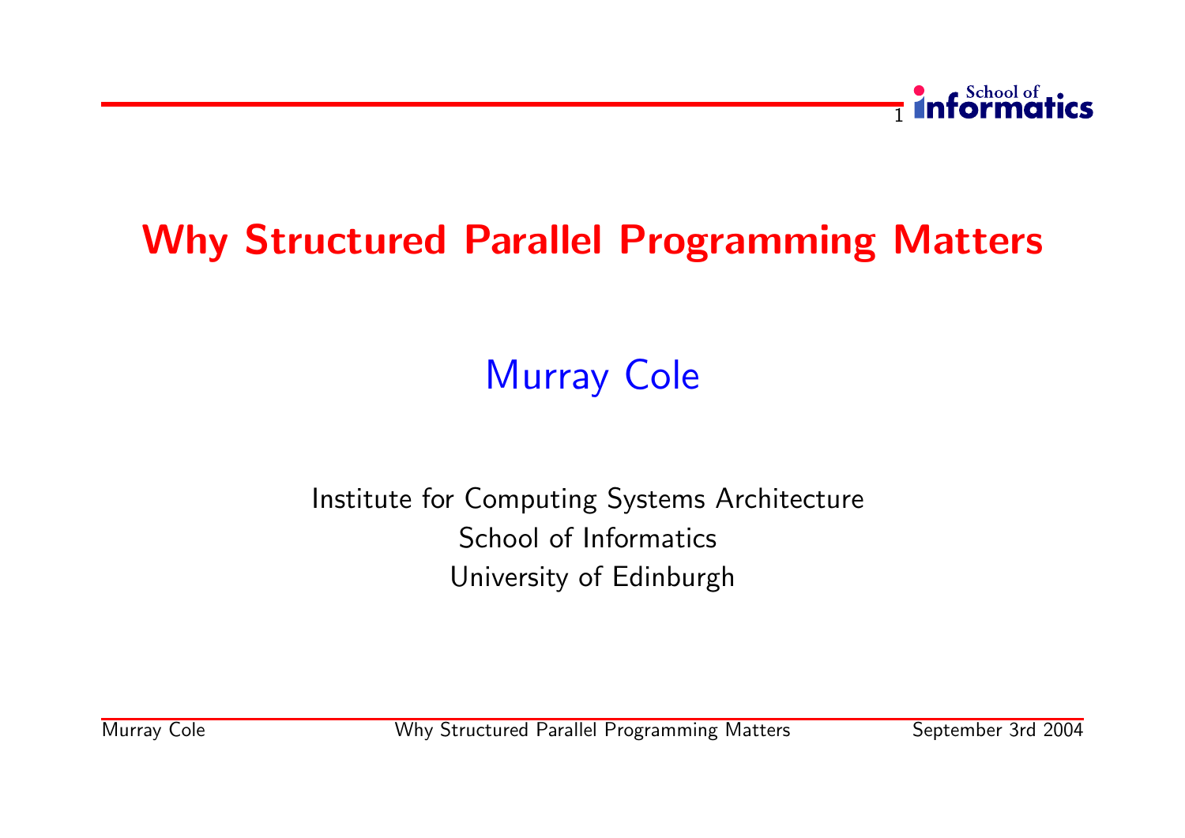# Why Structured Parallel Programming Matters

Murray Cole

Institute for Computing Systems Architecture
School of Informatics
University of Edinburgh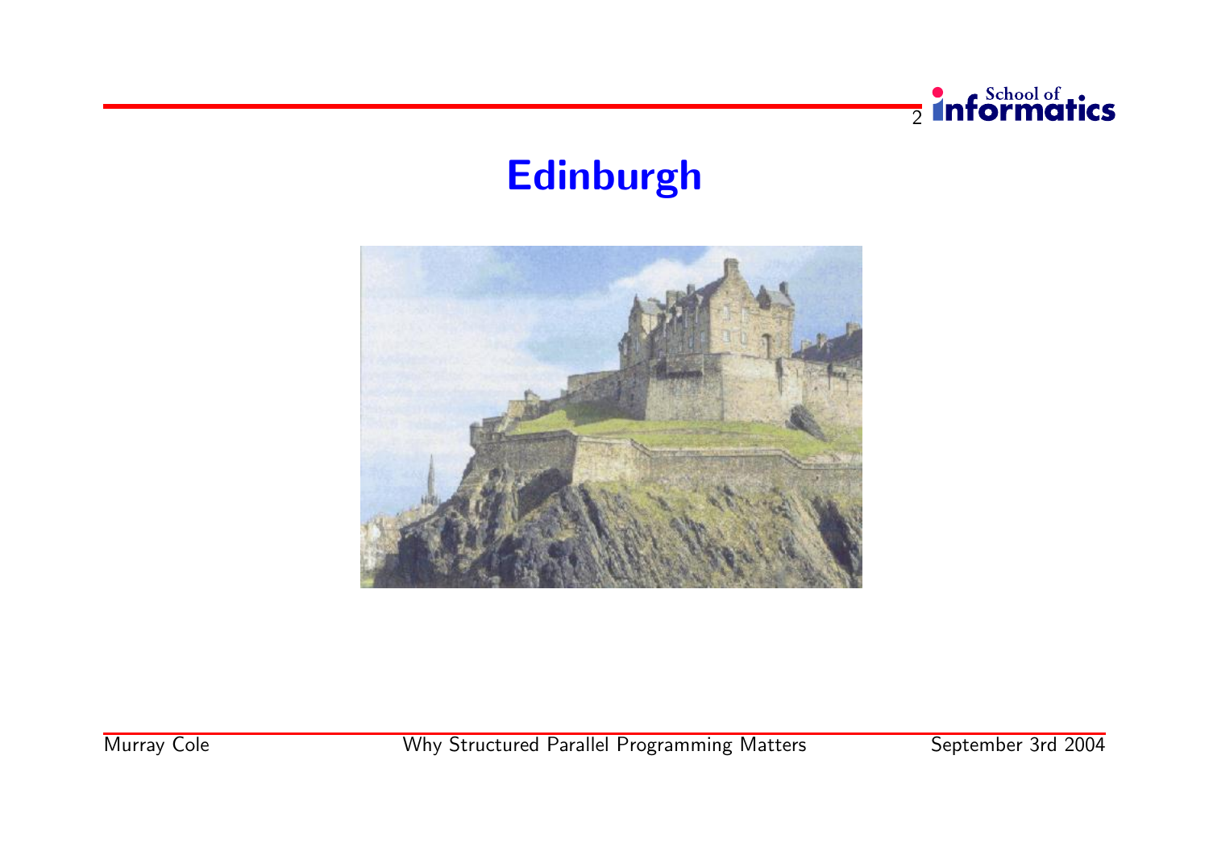# Edinburgh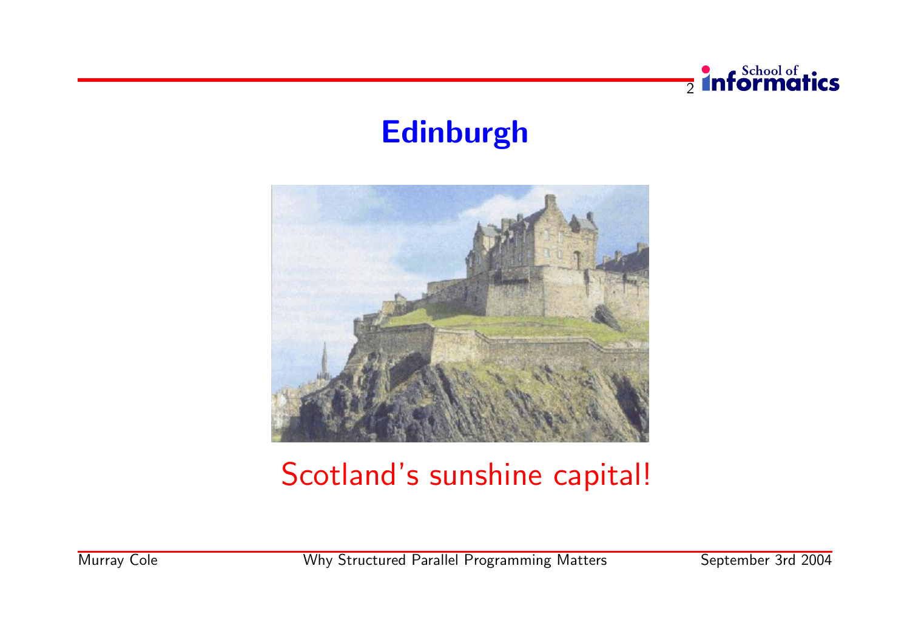# Edinburgh

Scotland's sunshine capital!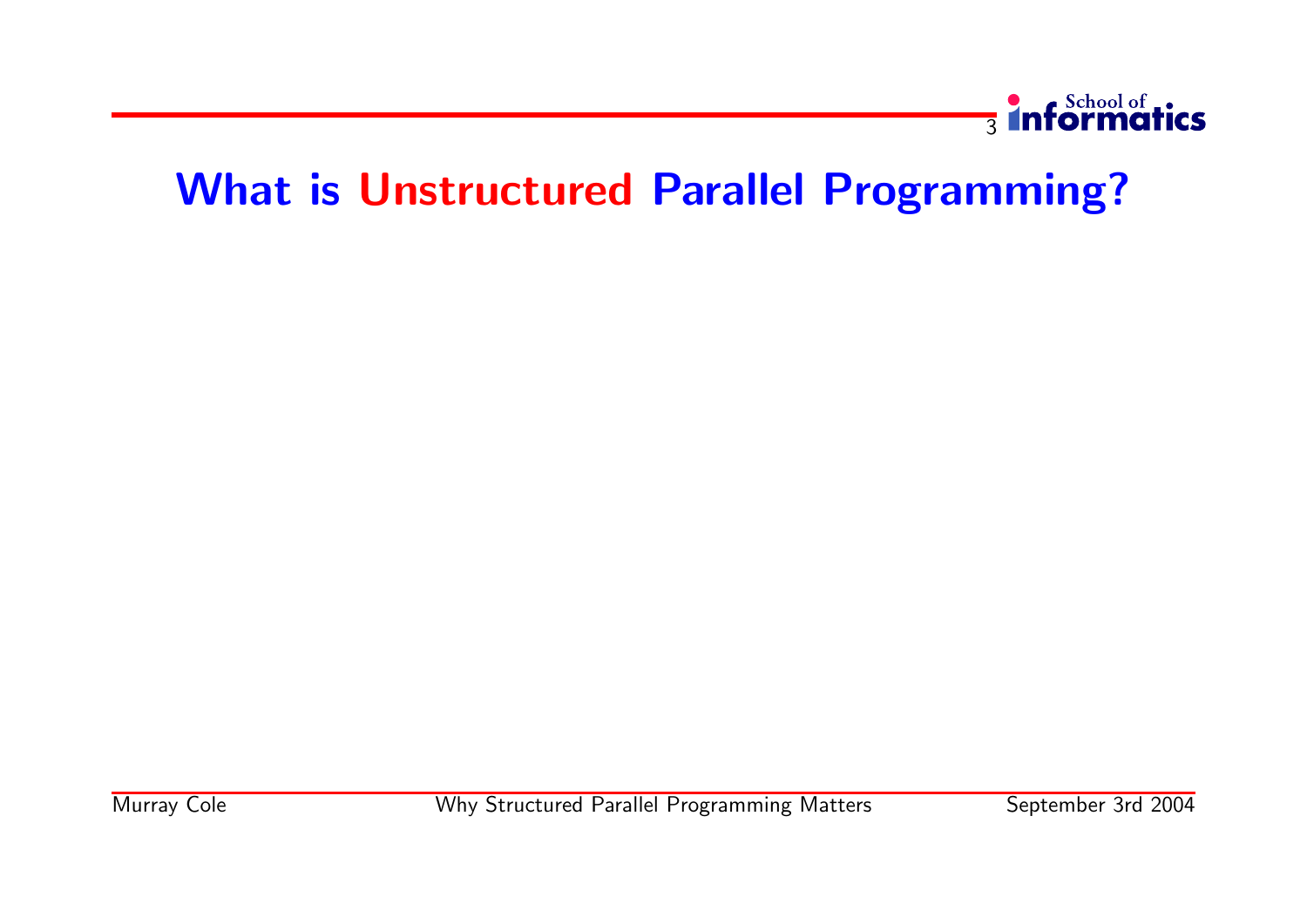# What is Unstructured Parallel Programming?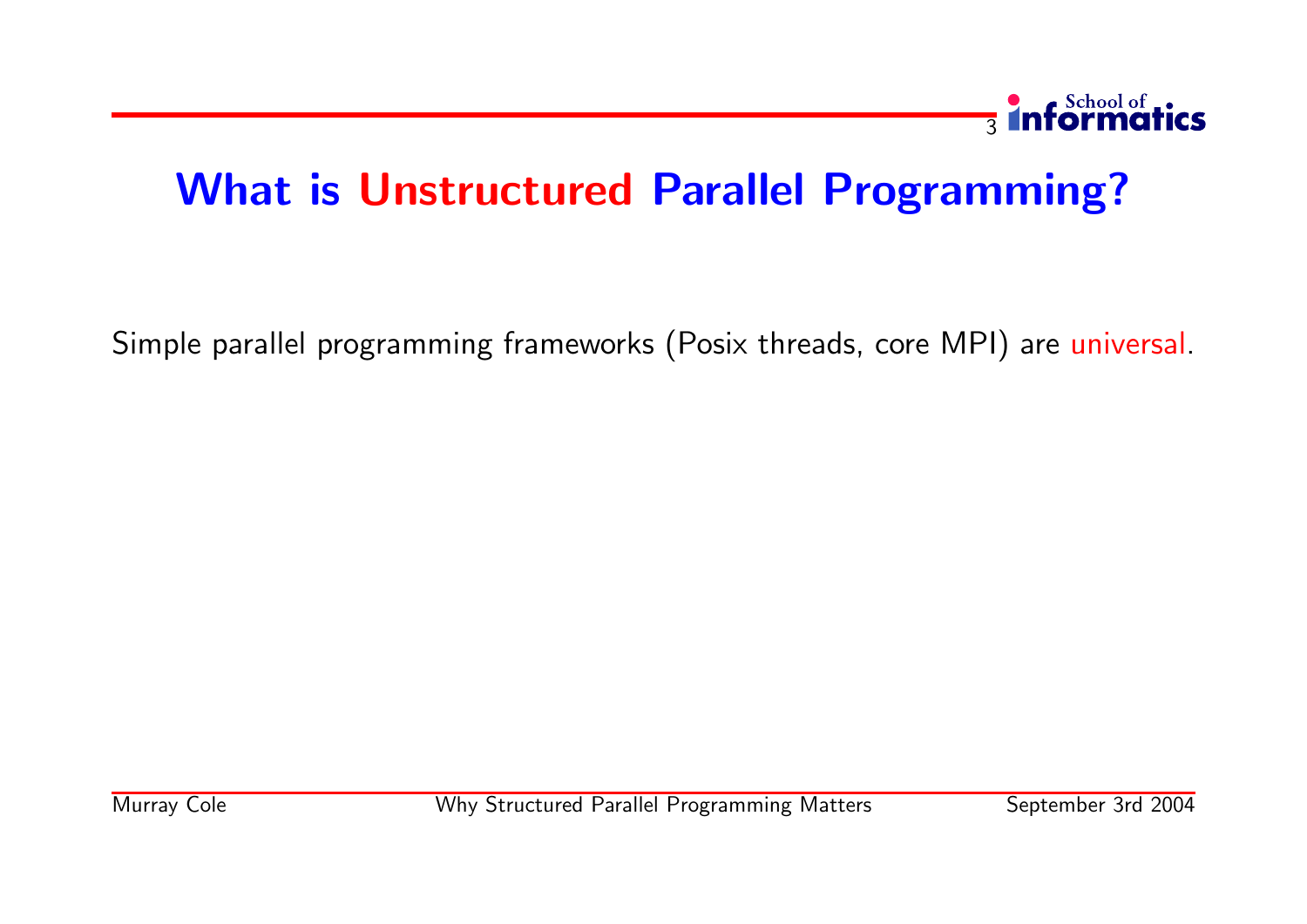# What is Unstructured Parallel Programming?

Simple parallel programming frameworks (Posix threads, core MPI) are universal.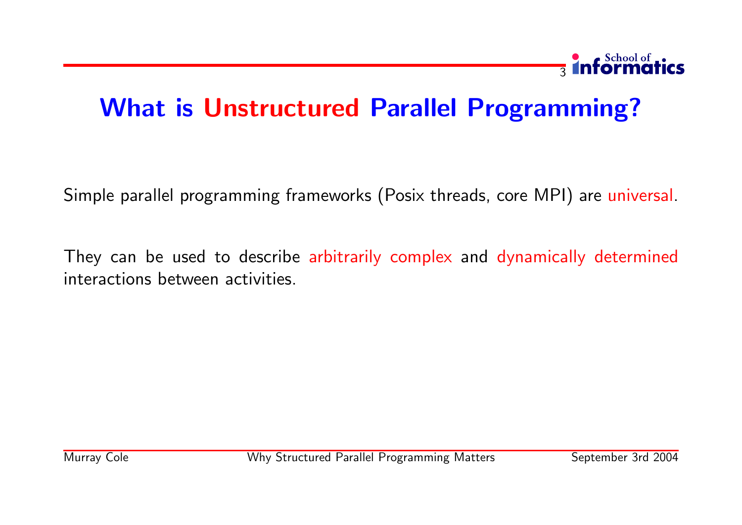# What is Unstructured Parallel Programming?

Simple parallel programming frameworks (Posix threads, core MPI) are universal.

They can be used to describe arbitrarily complex and dynamically determined interactions between activities.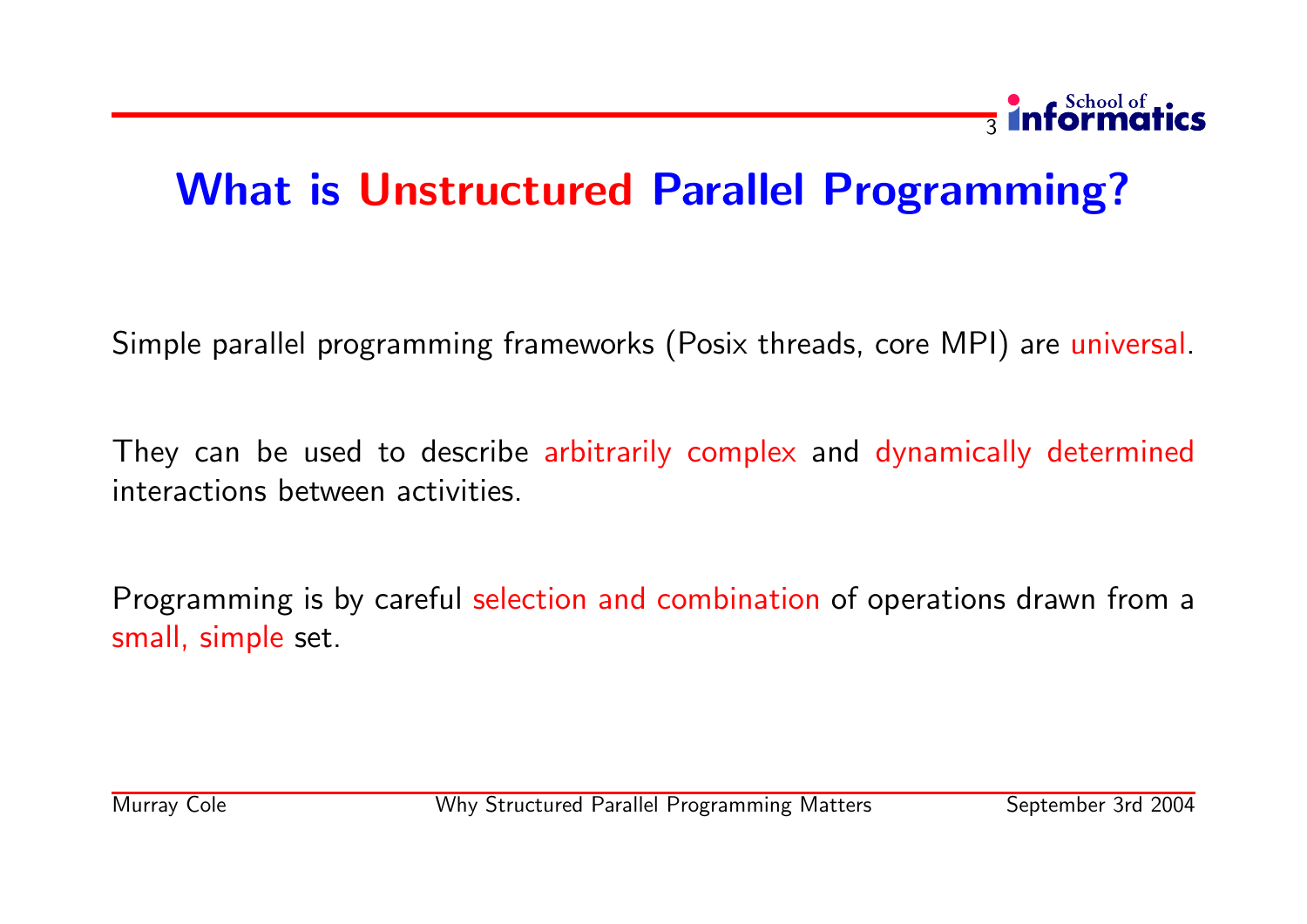# What is Unstructured Parallel Programming?

Simple parallel programming frameworks (Posix threads, core MPI) are universal.

They can be used to describe arbitrarily complex and dynamically determined interactions between activities.

Programming is by careful selection and combination of operations drawn from a small, simple set.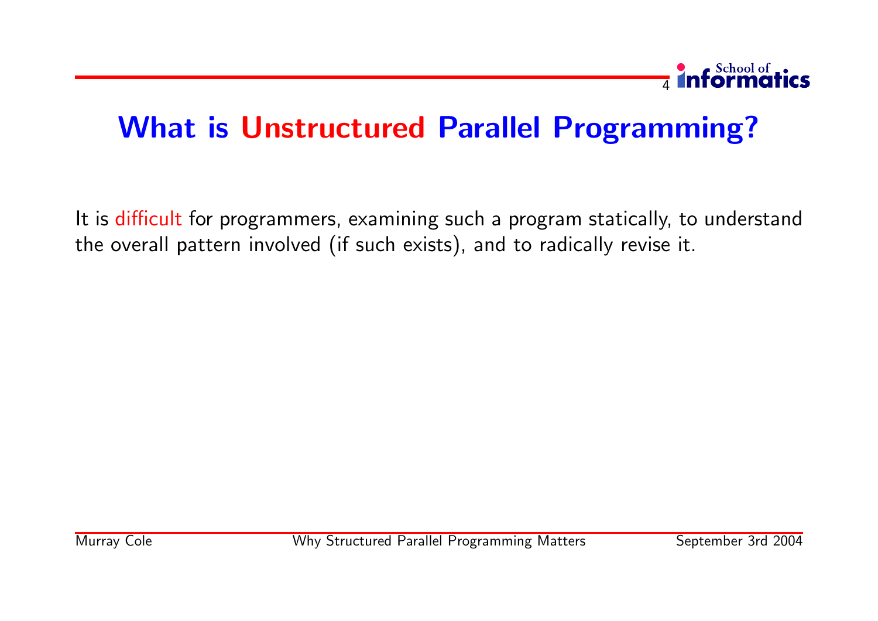# What is Unstructured Parallel Programming?

It is difficult for programmers, examining such a program statically, to understand the overall pattern involved (if such exists), and to radically revise it.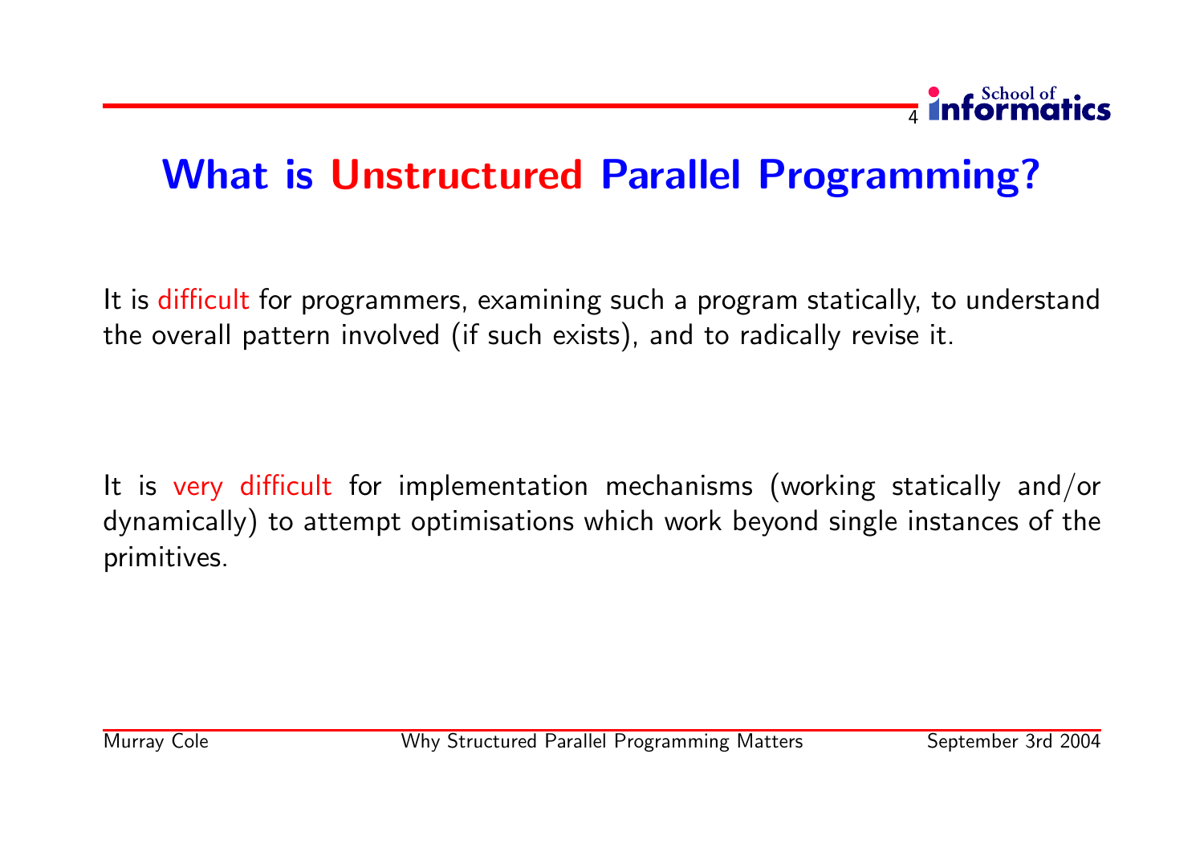# What is Unstructured Parallel Programming?

It is difficult for programmers, examining such a program statically, to understand the overall pattern involved (if such exists), and to radically revise it.

It is very difficult for implementation mechanisms (working statically and/or dynamically) to attempt optimisations which work beyond single instances of the primitives.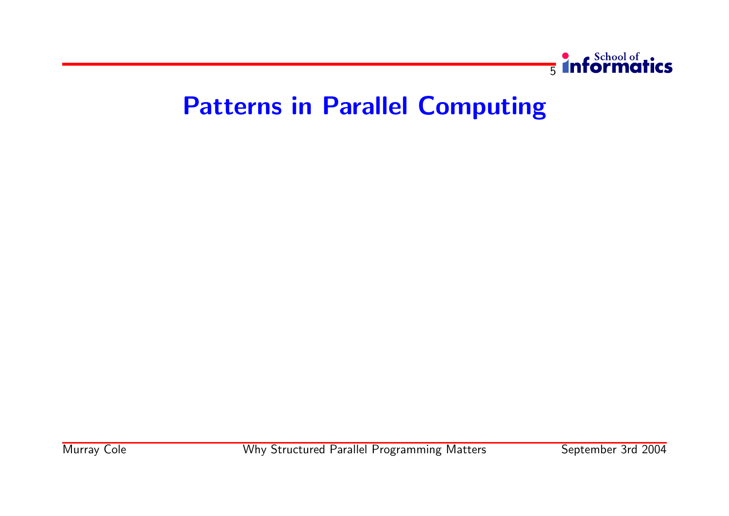# Patterns in Parallel Computing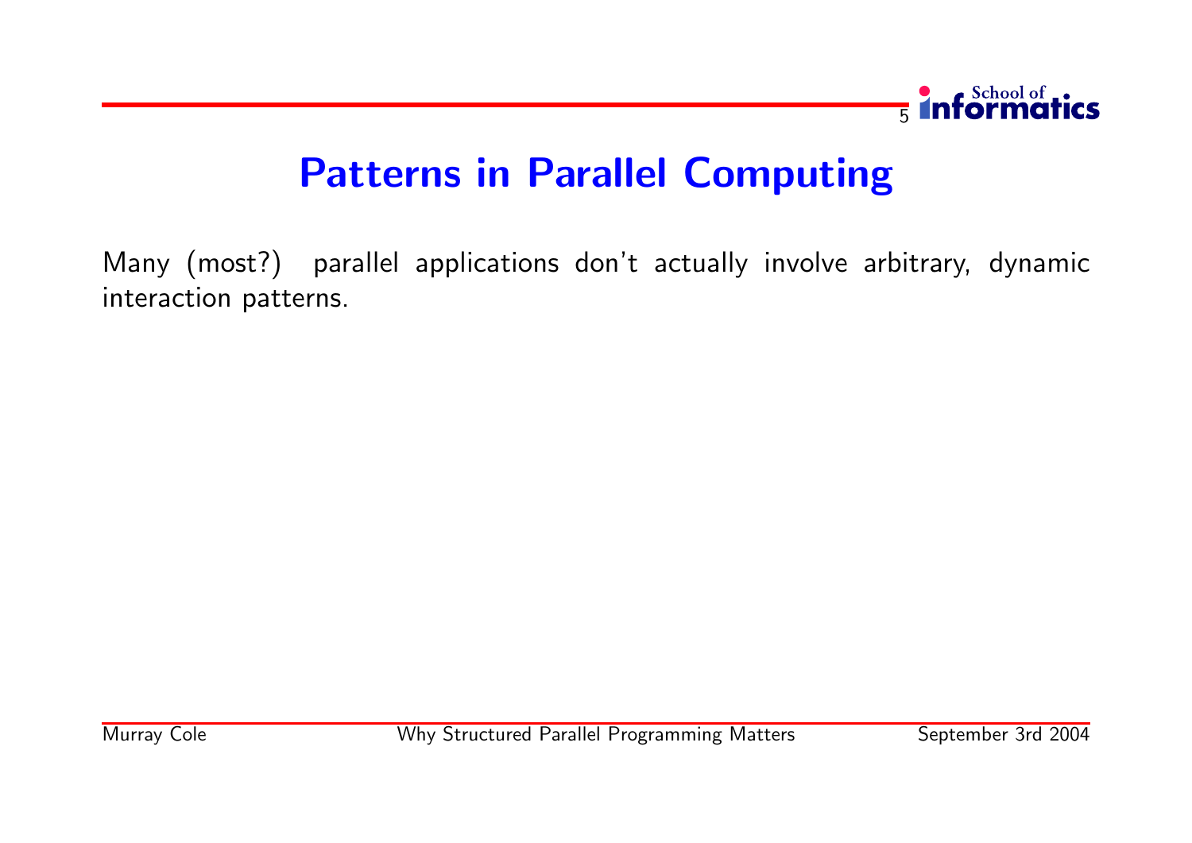# Patterns in Parallel Computing

Many (most?) parallel applications don't actually involve arbitrary, dynamic interaction patterns.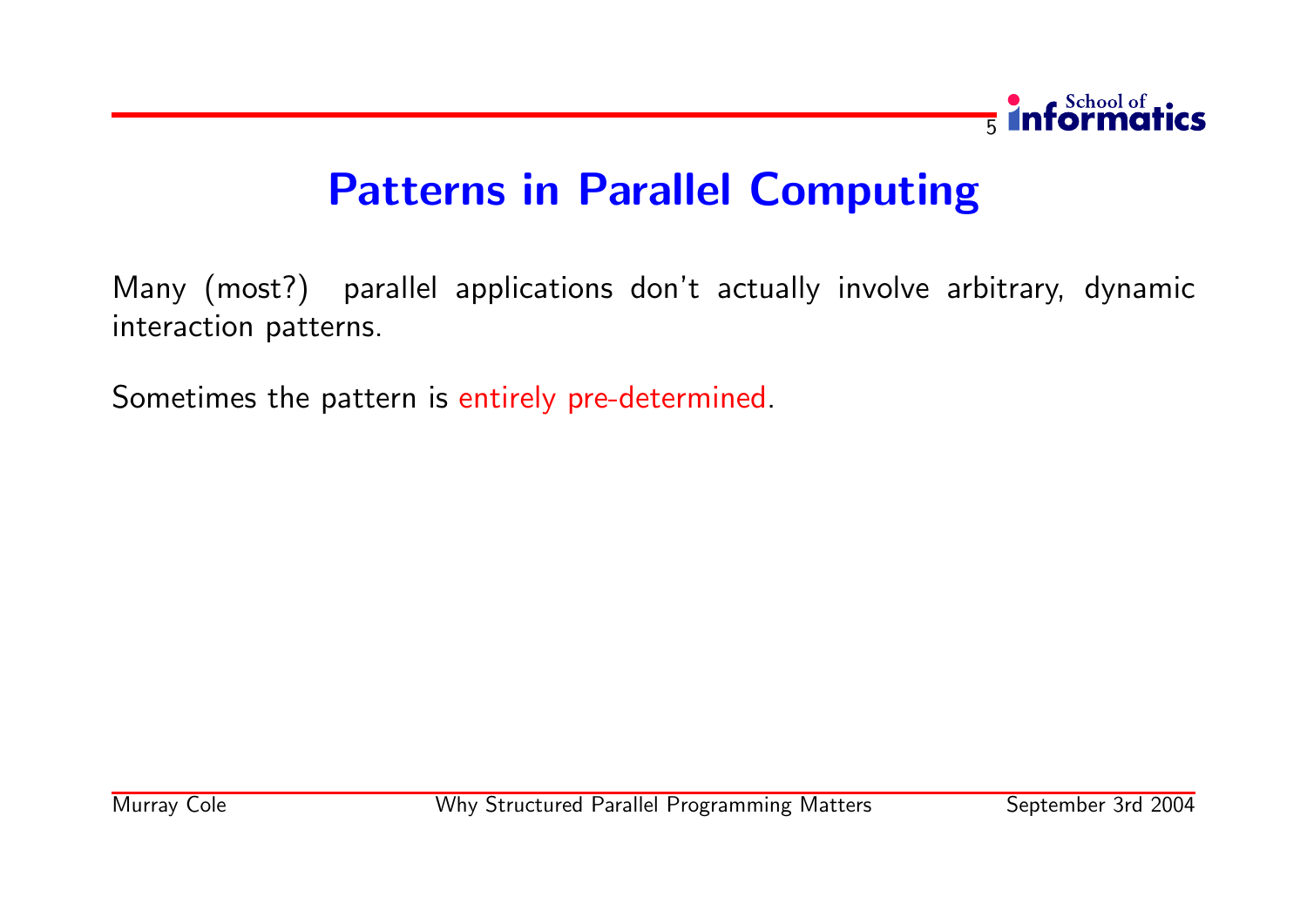# Patterns in Parallel Computing

Many (most?) parallel applications don't actually involve arbitrary, dynamic interaction patterns.

Sometimes the pattern is entirely pre-determined.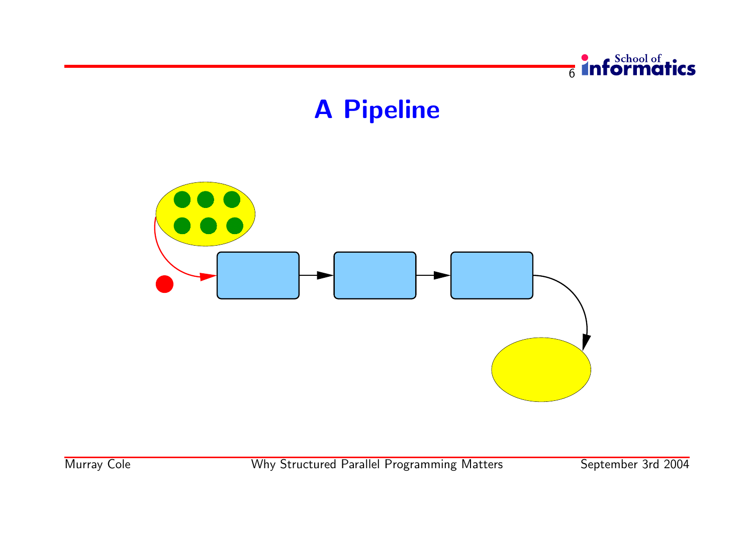# A Pipeline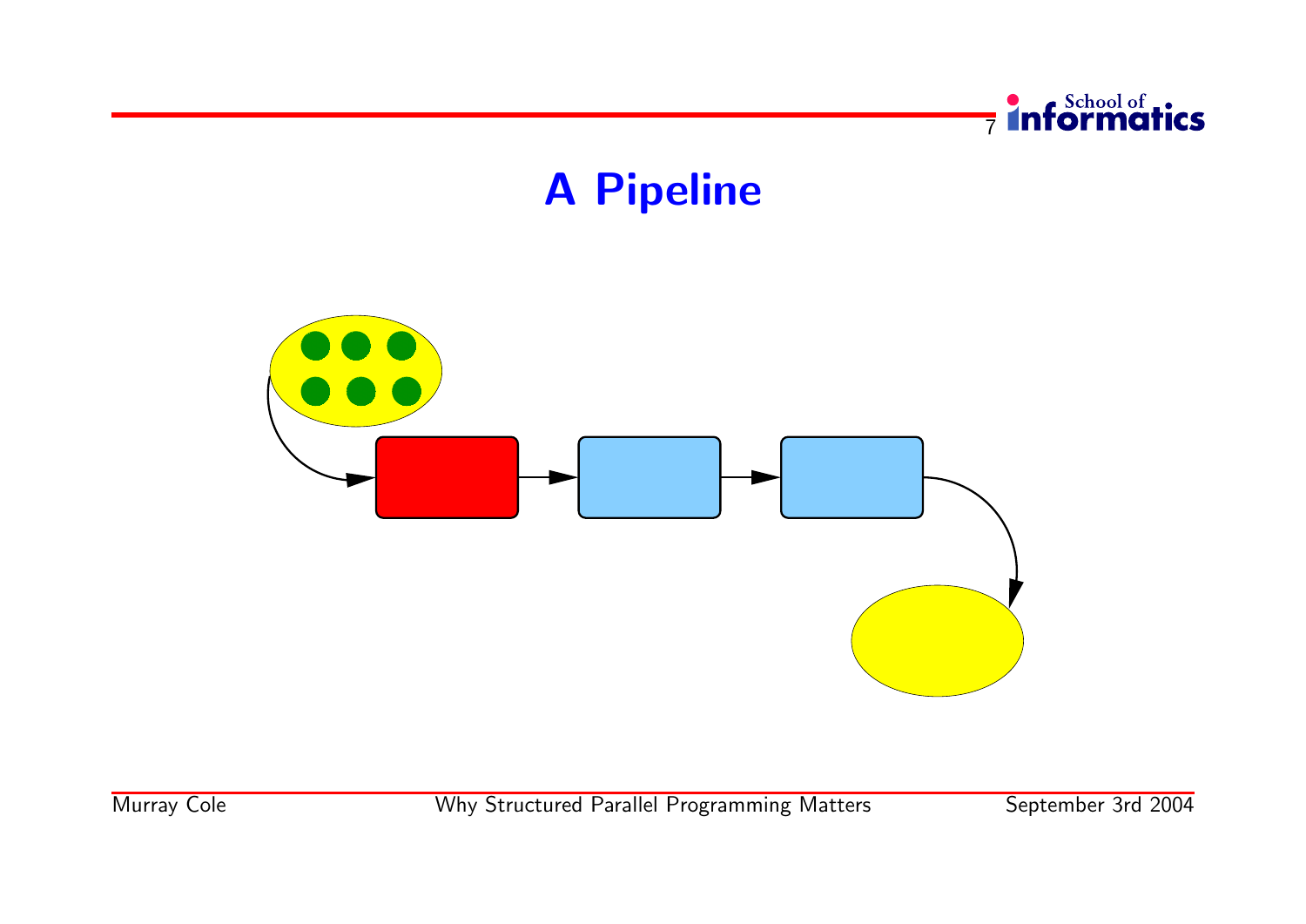# A Pipeline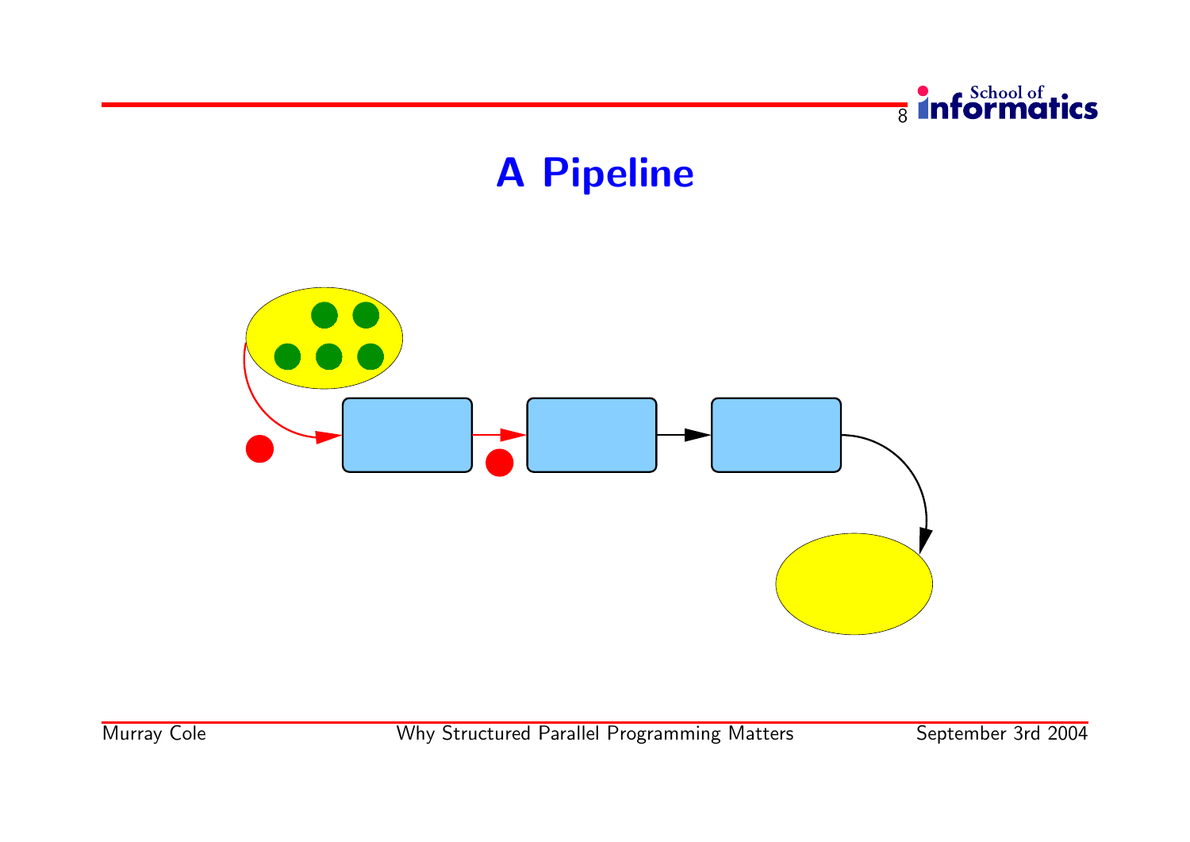# A Pipeline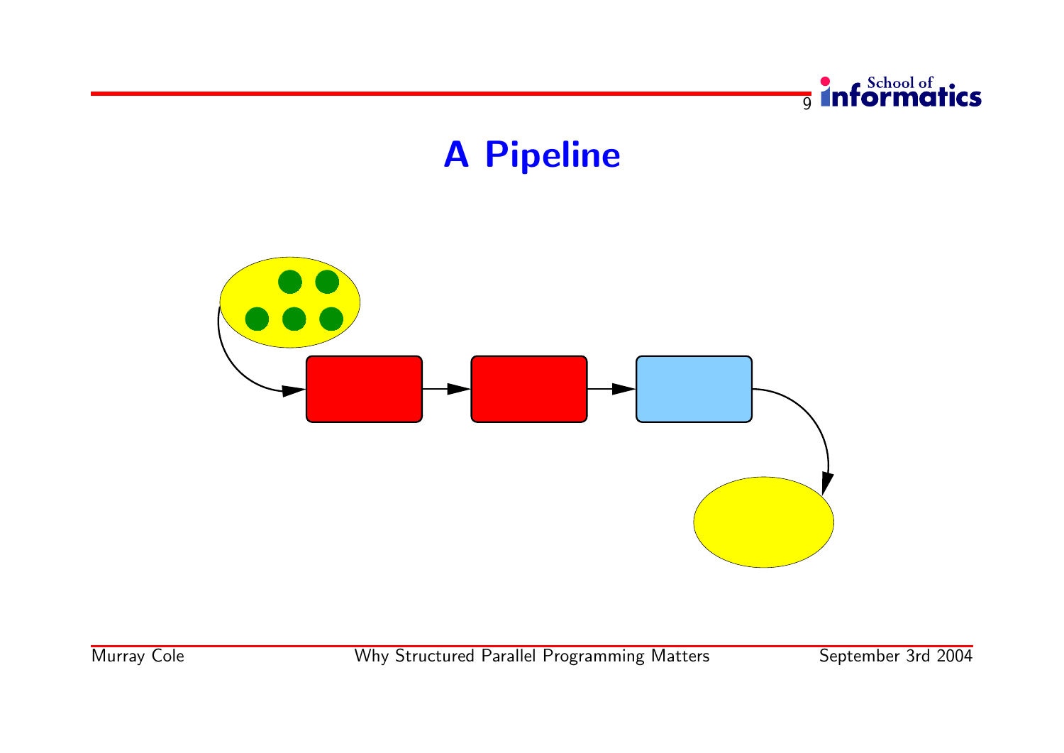# A Pipeline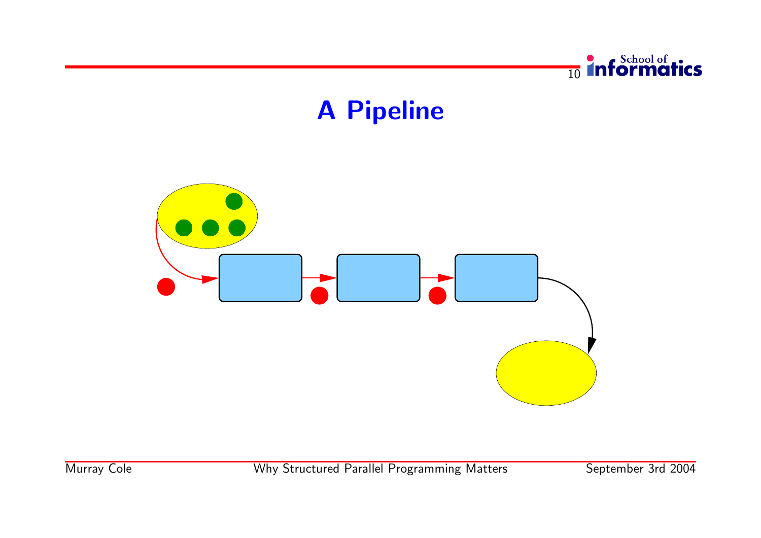# A Pipeline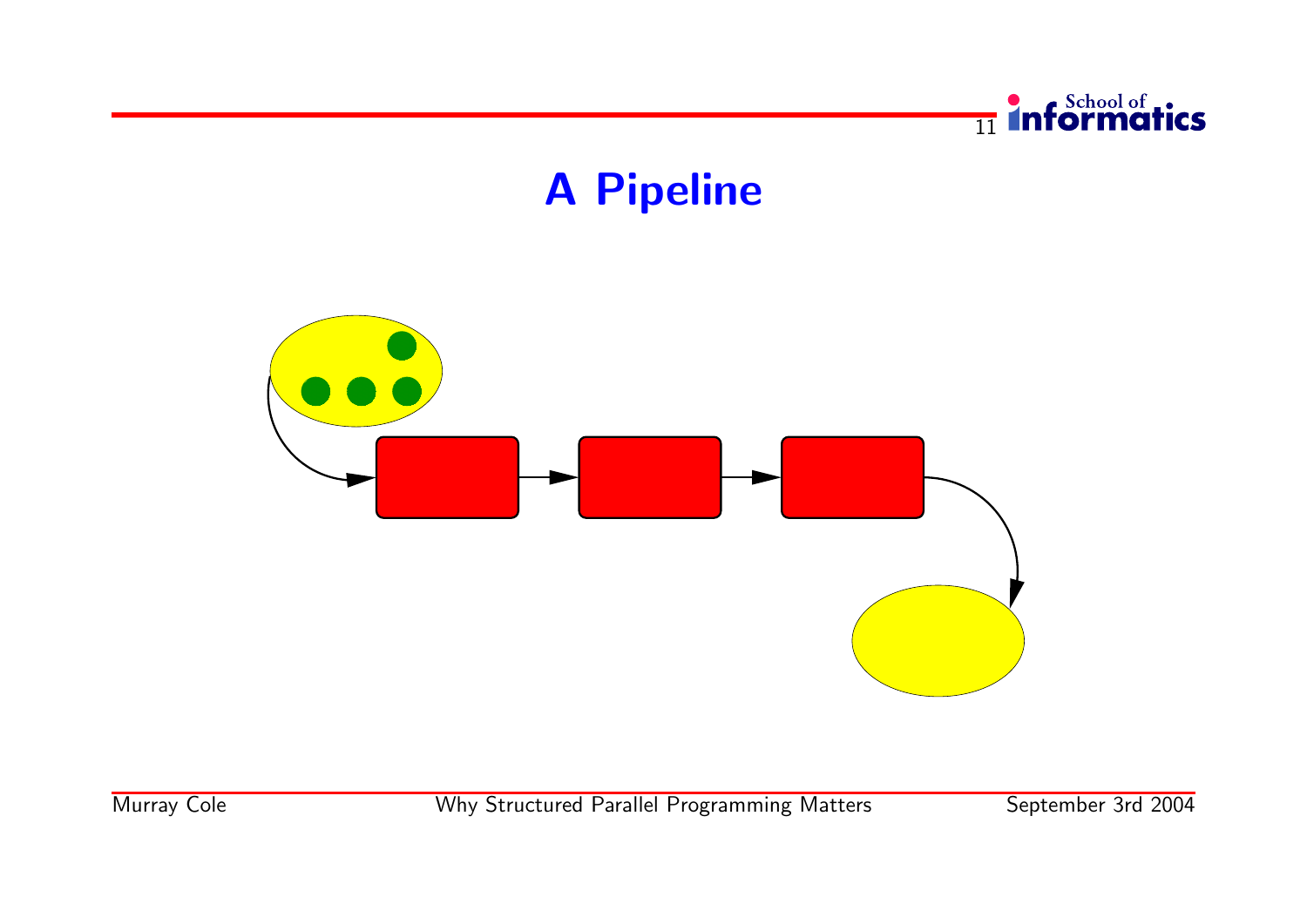# A Pipeline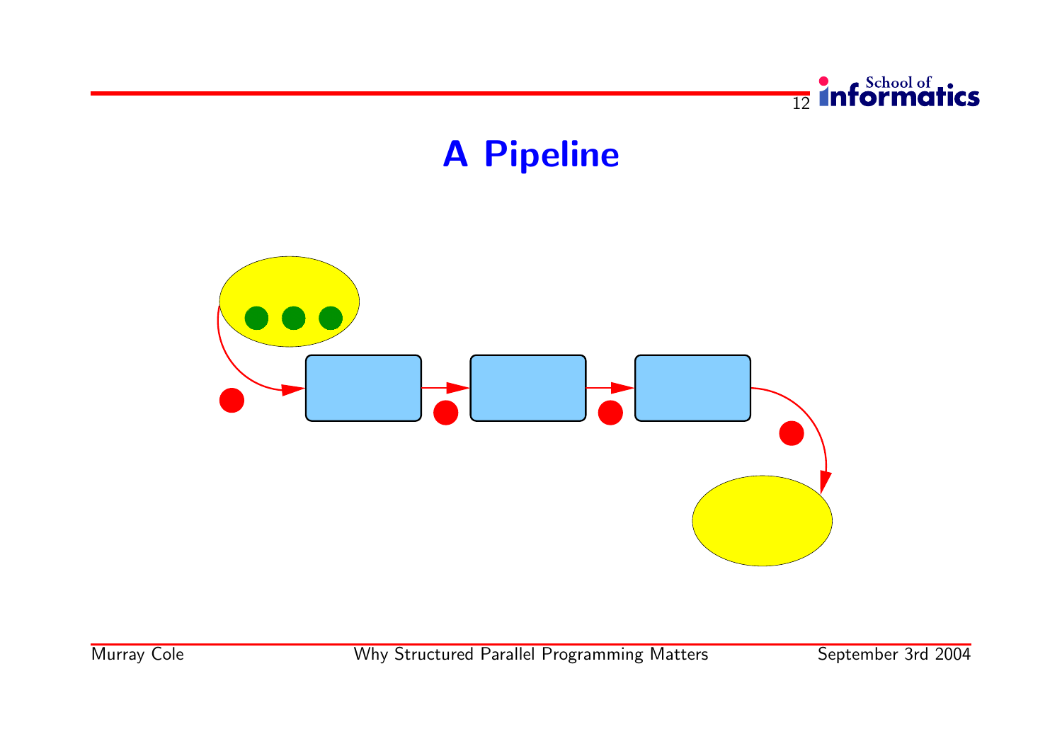# A Pipeline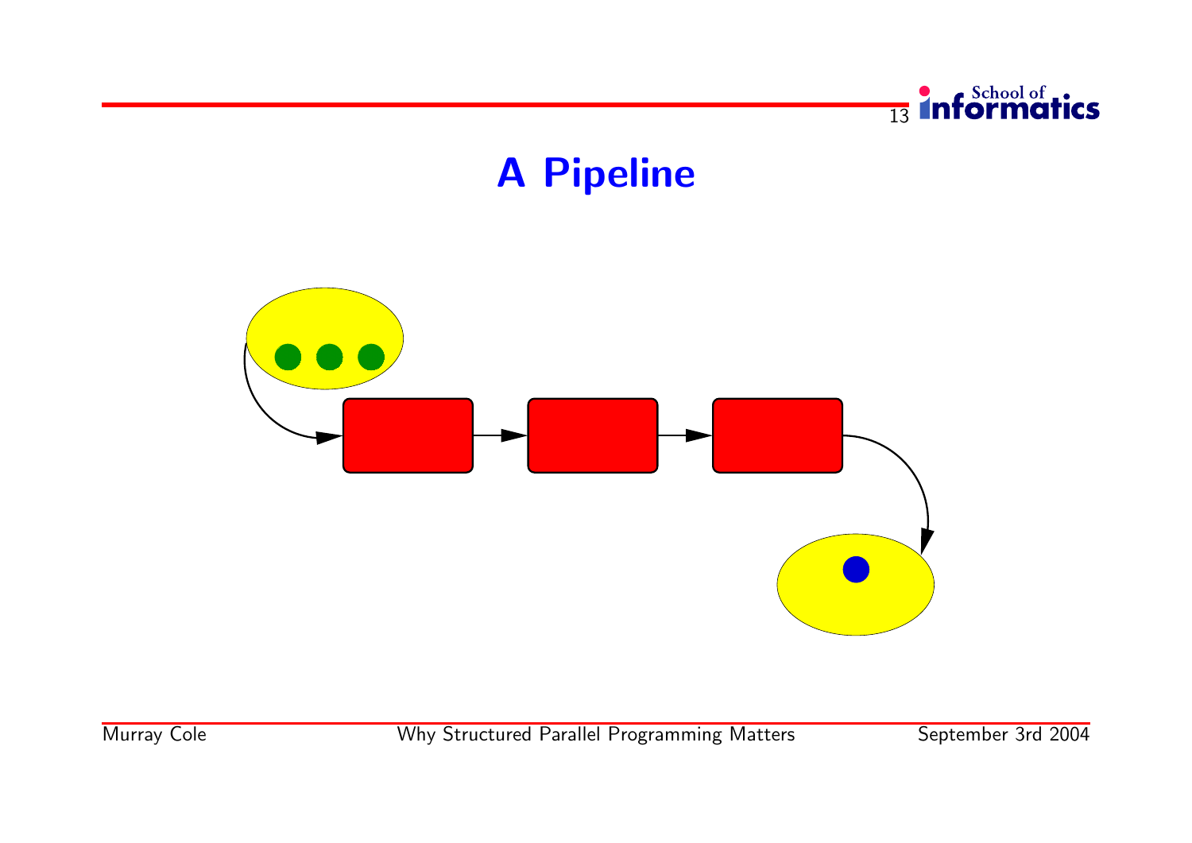# A Pipeline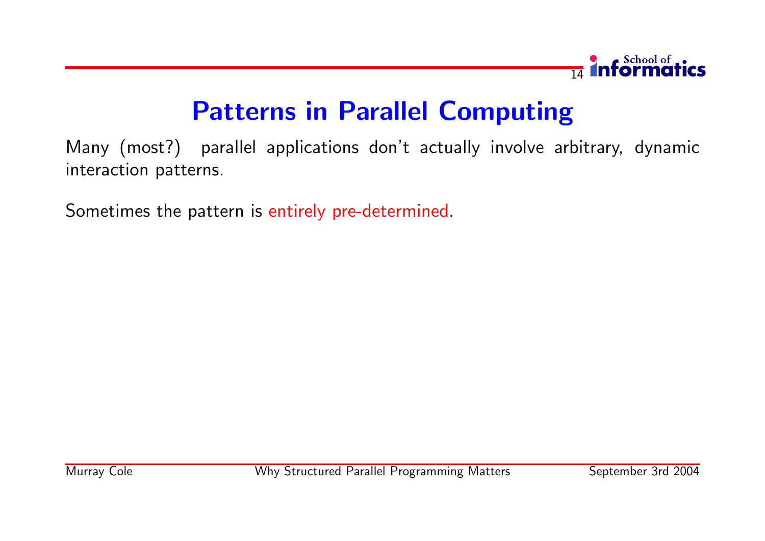# Patterns in Parallel Computing

Many (most?) parallel applications don't actually involve arbitrary, dynamic interaction patterns.

Sometimes the pattern is entirely pre-determined.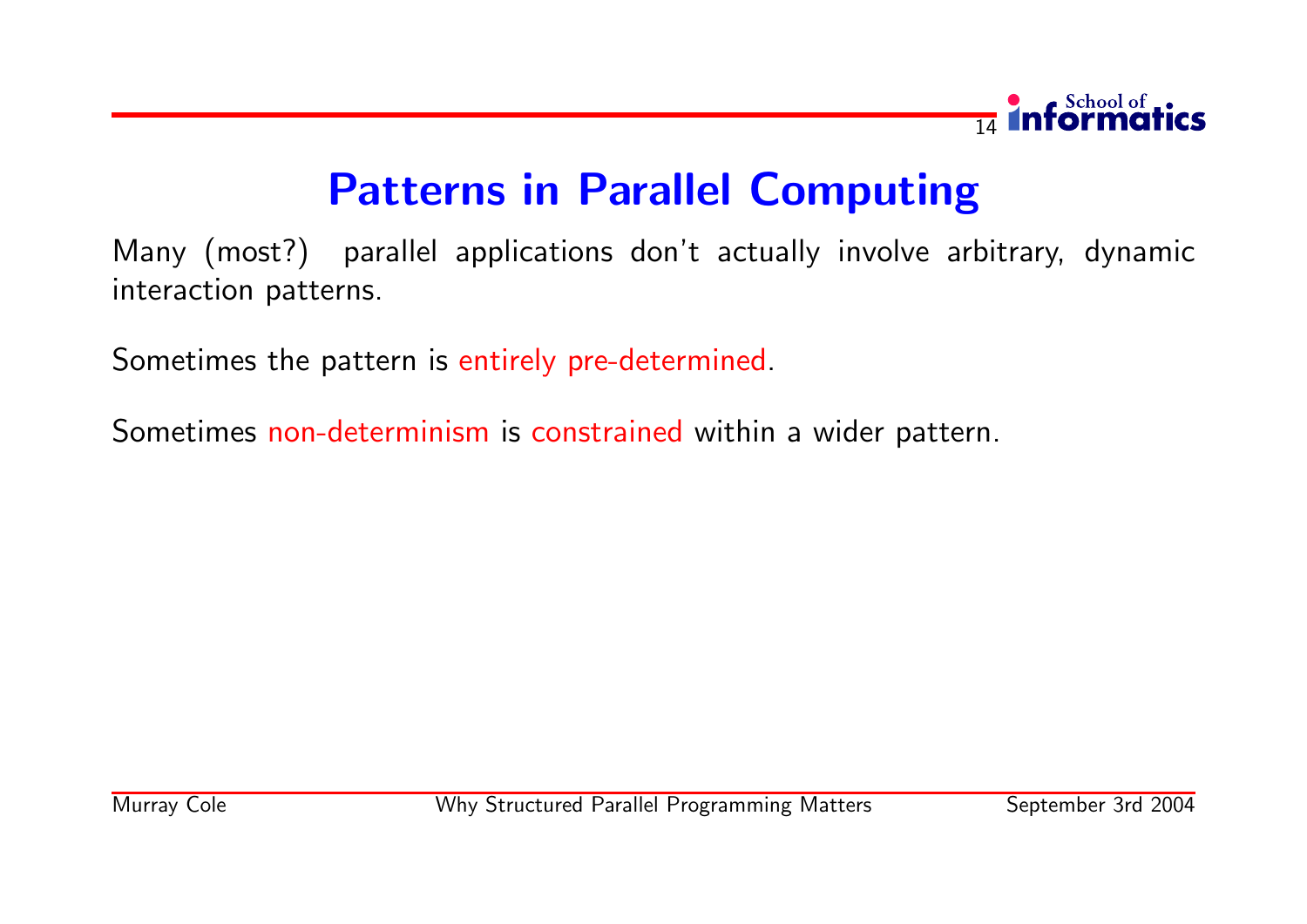# Patterns in Parallel Computing

Many (most?) parallel applications don't actually involve arbitrary, dynamic interaction patterns.

Sometimes the pattern is entirely pre-determined.

Sometimes non-determinism is constrained within a wider pattern.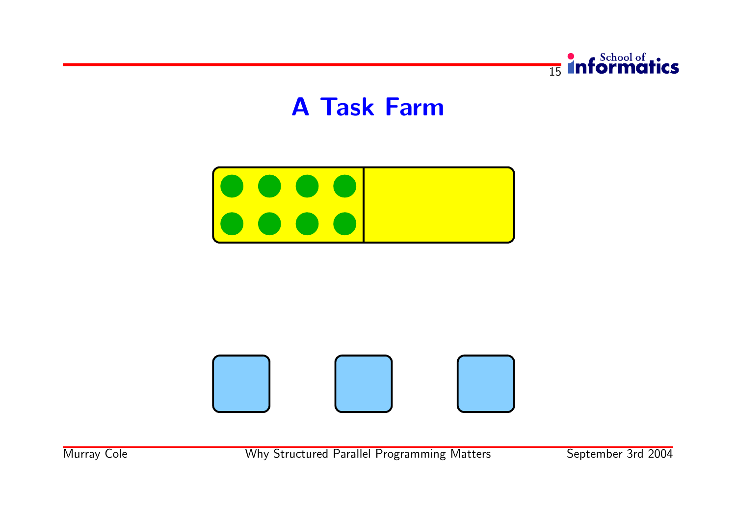# A Task Farm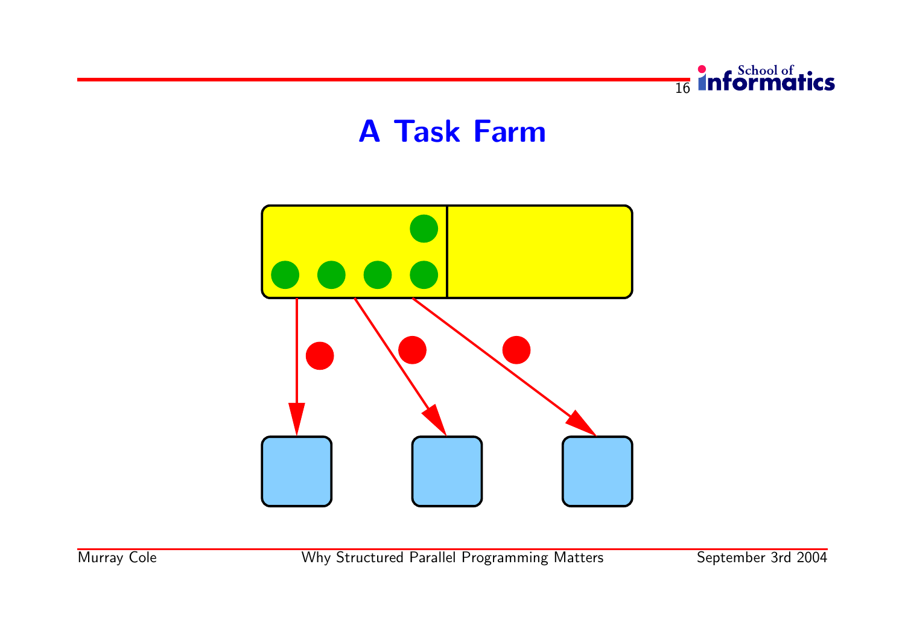# A Task Farm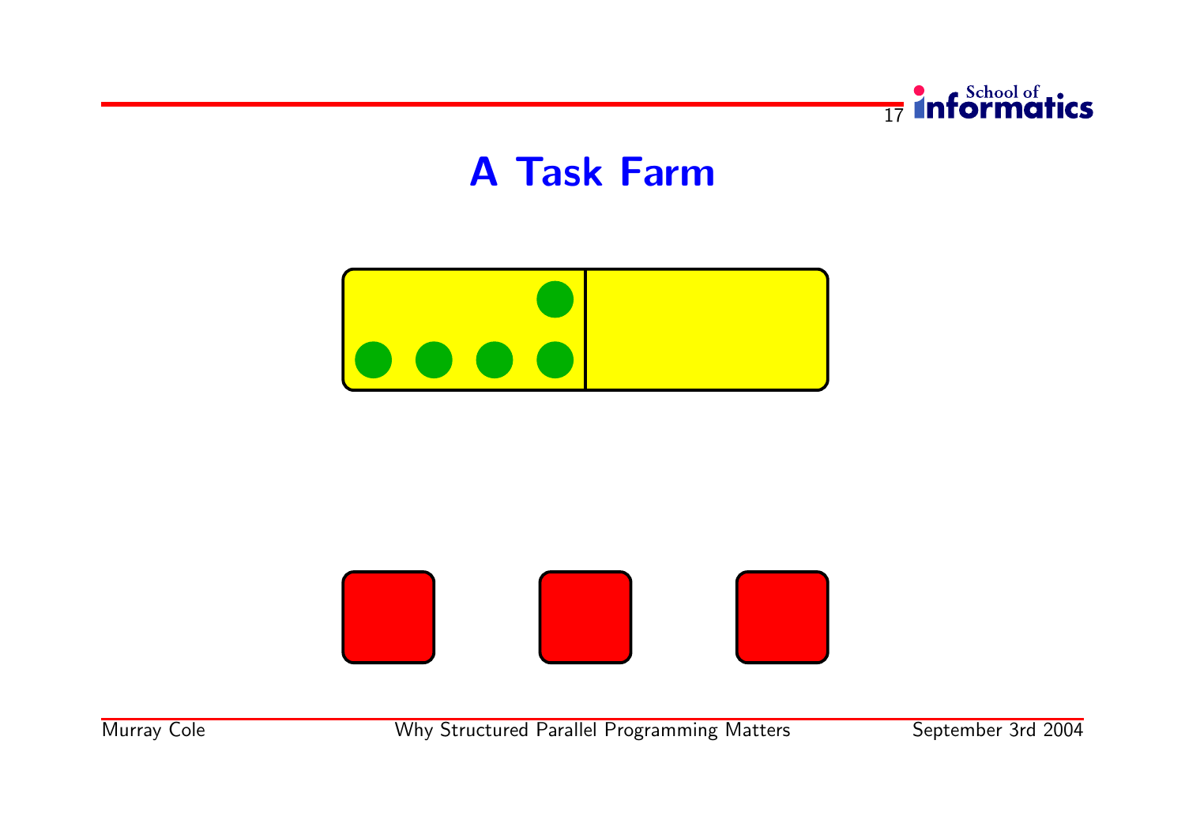# A Task Farm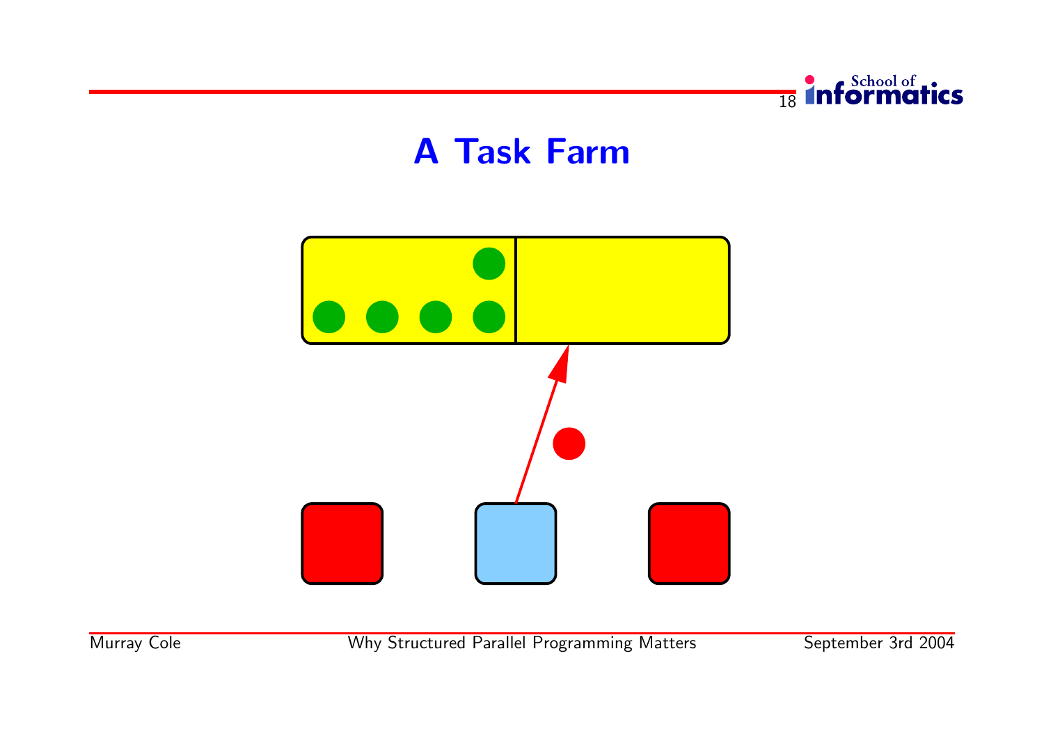# A Task Farm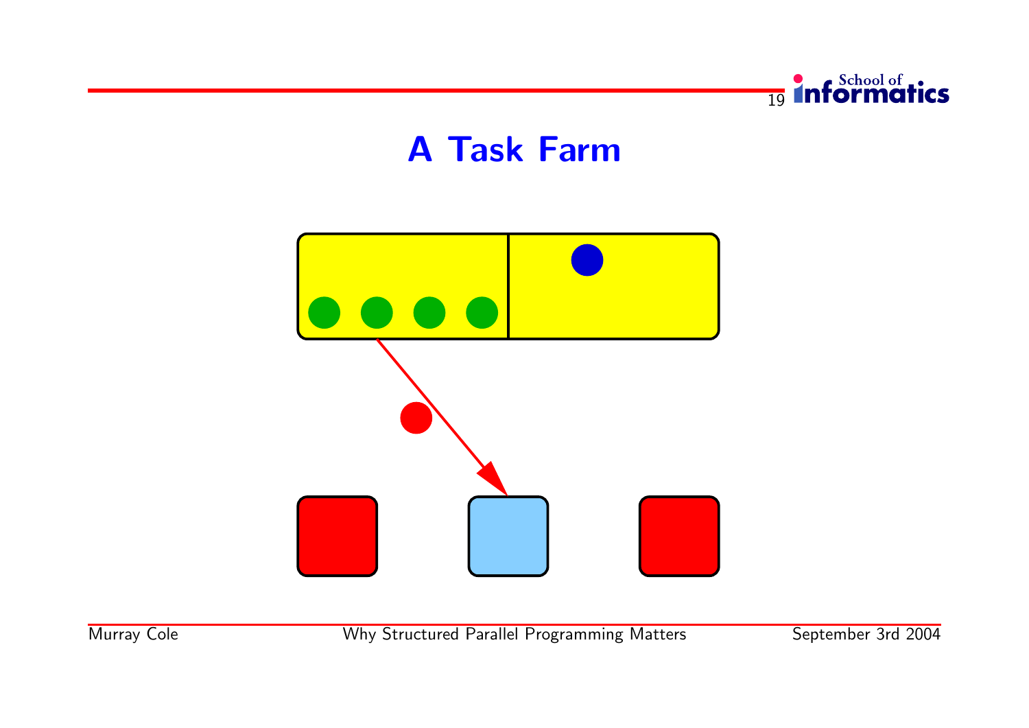# A Task Farm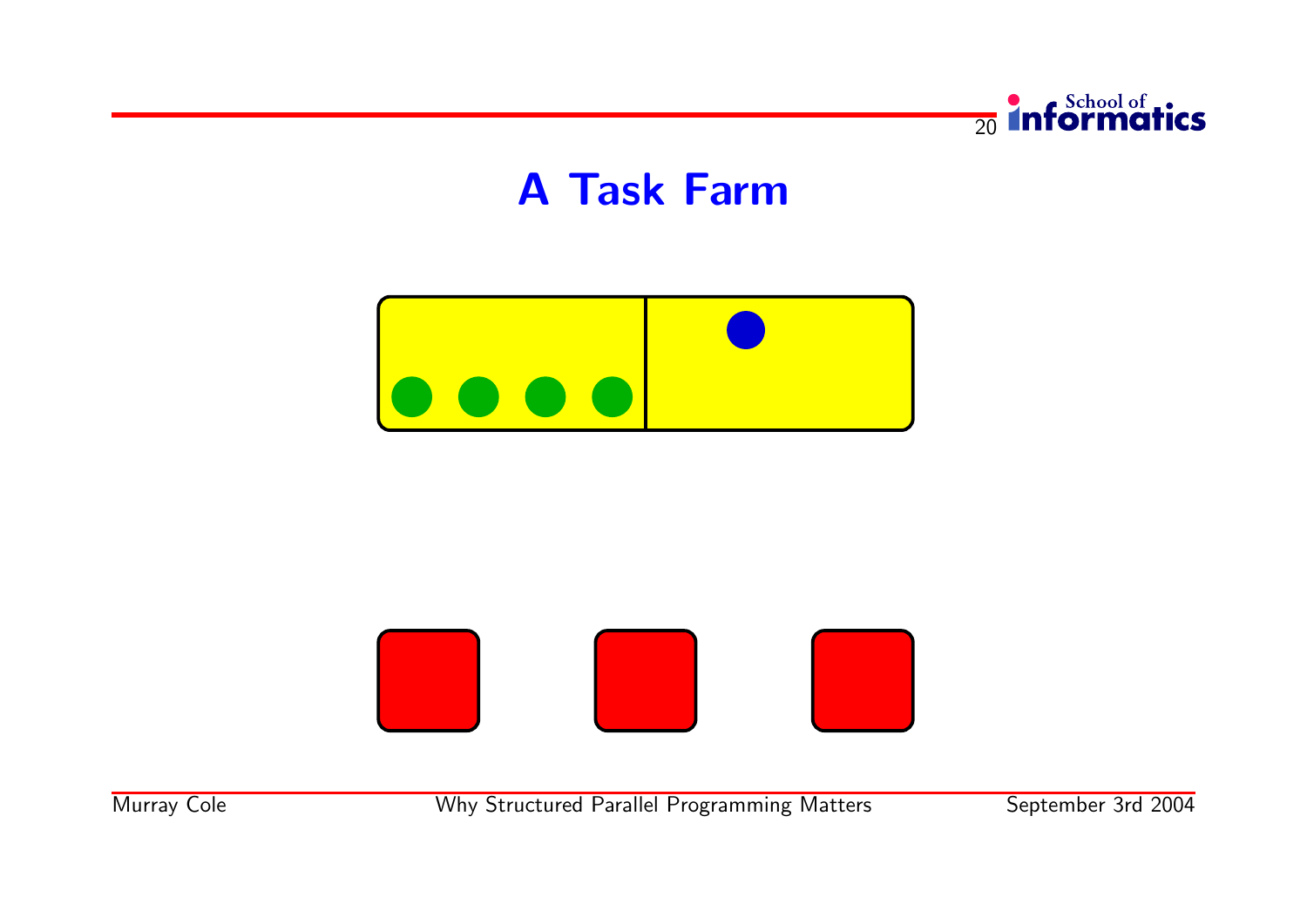# A Task Farm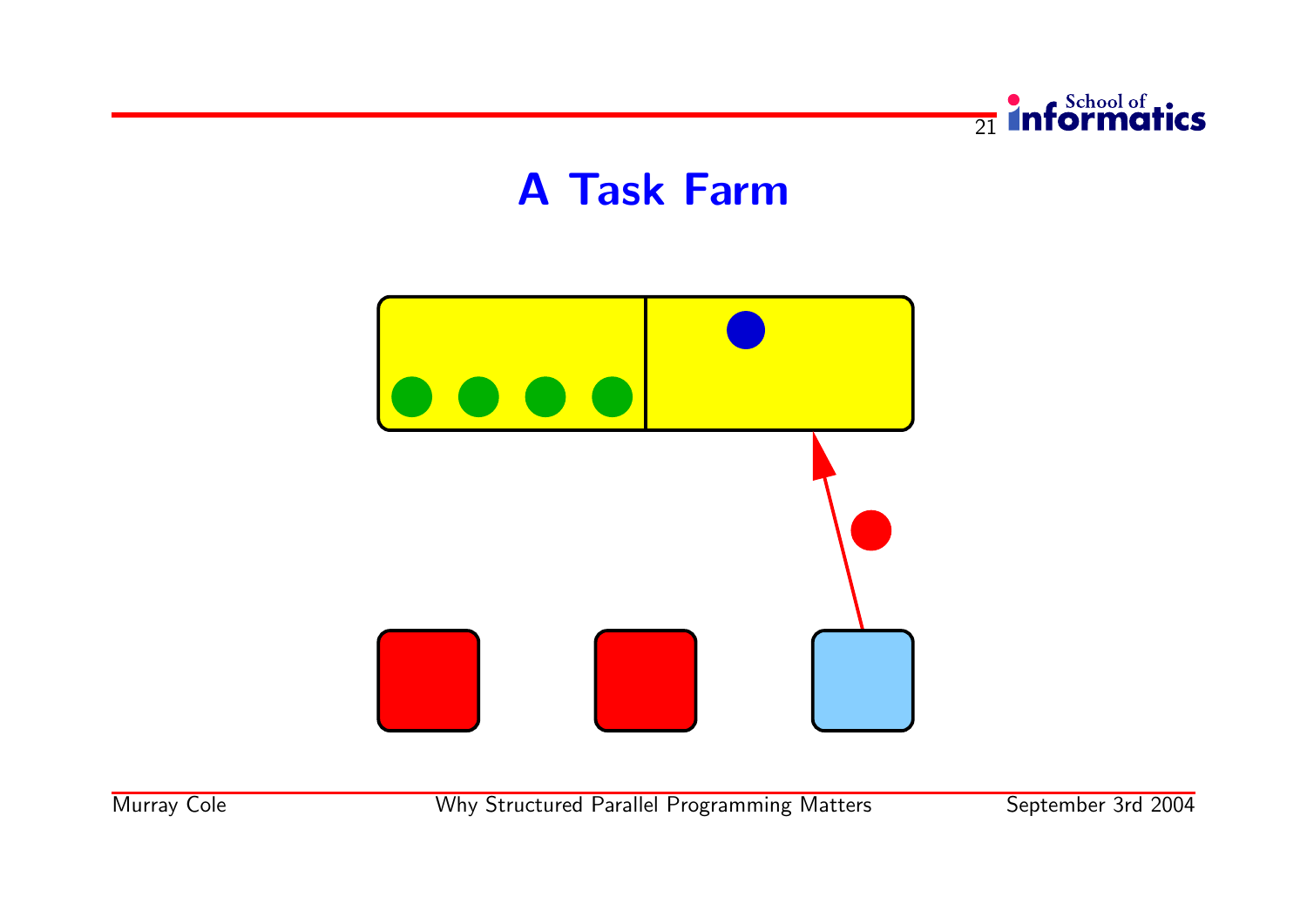# A Task Farm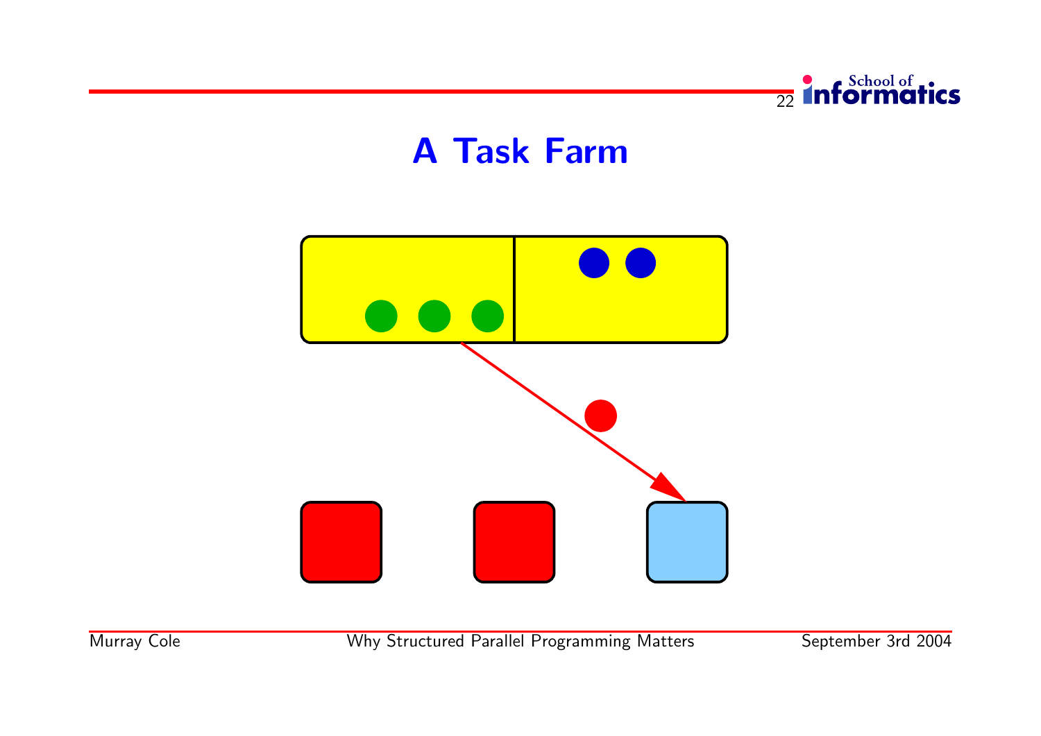# A Task Farm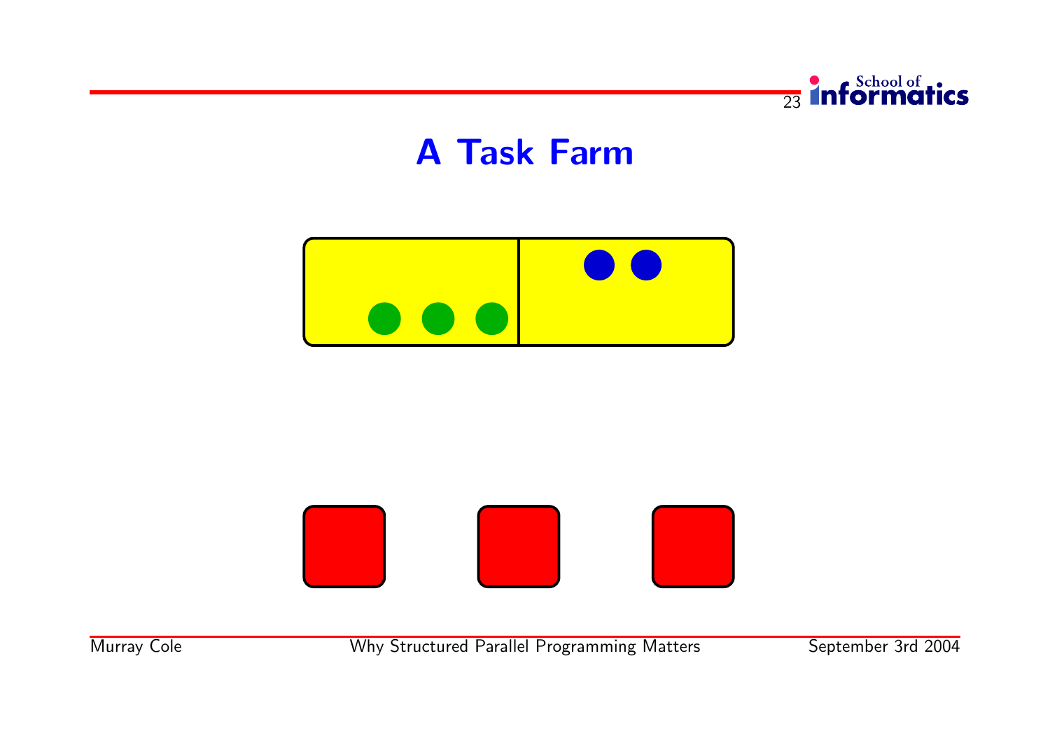# A Task Farm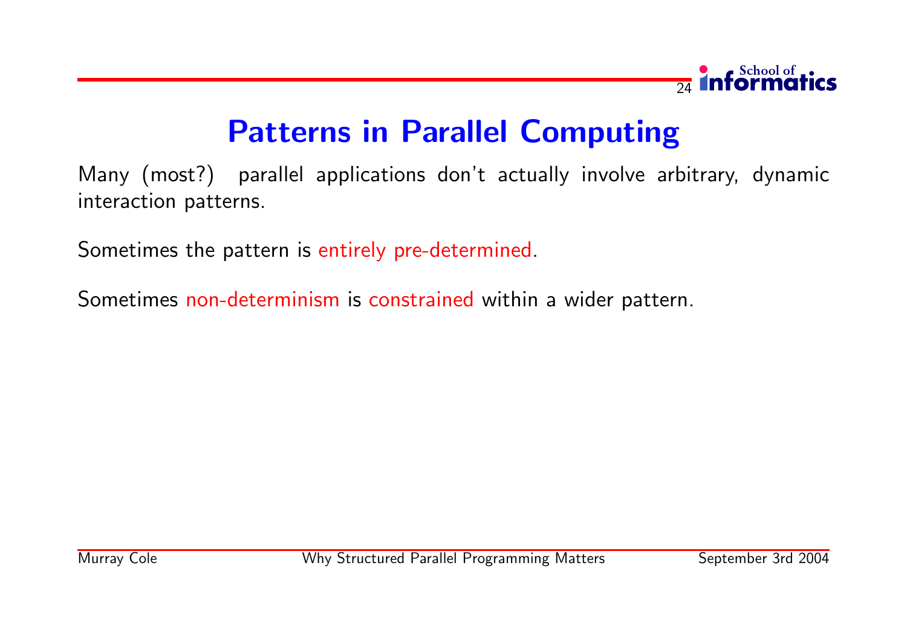# Patterns in Parallel Computing

Many (most?) parallel applications don't actually involve arbitrary, dynamic interaction patterns.

Sometimes the pattern is entirely pre-determined.

Sometimes non-determinism is constrained within a wider pattern.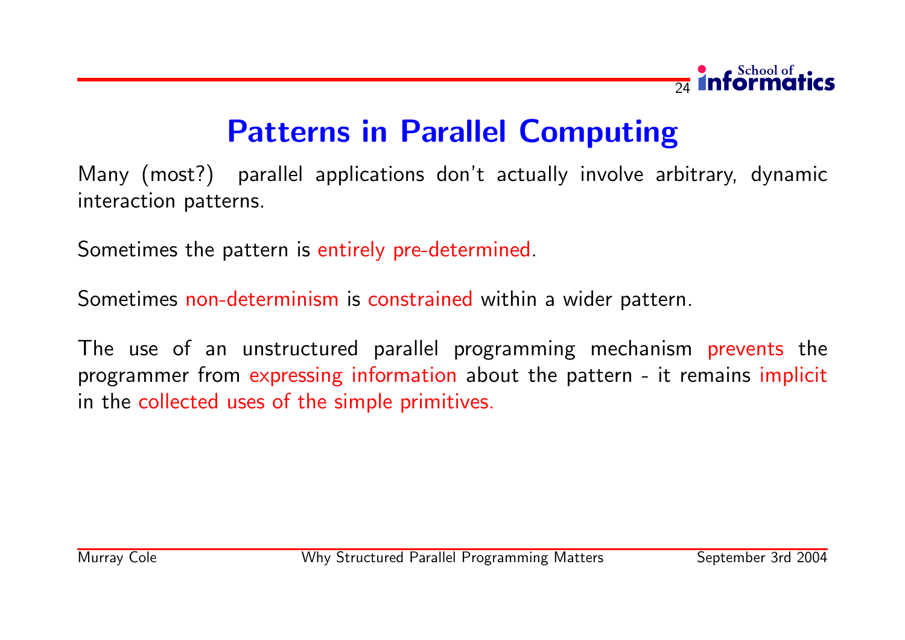# Patterns in Parallel Computing

Many (most?) parallel applications don't actually involve arbitrary, dynamic interaction patterns.

Sometimes the pattern is entirely pre-determined.

Sometimes non-determinism is constrained within a wider pattern.

The use of an unstructured parallel programming mechanism prevents the programmer from expressing information about the pattern - it remains implicit in the collected uses of the simple primitives.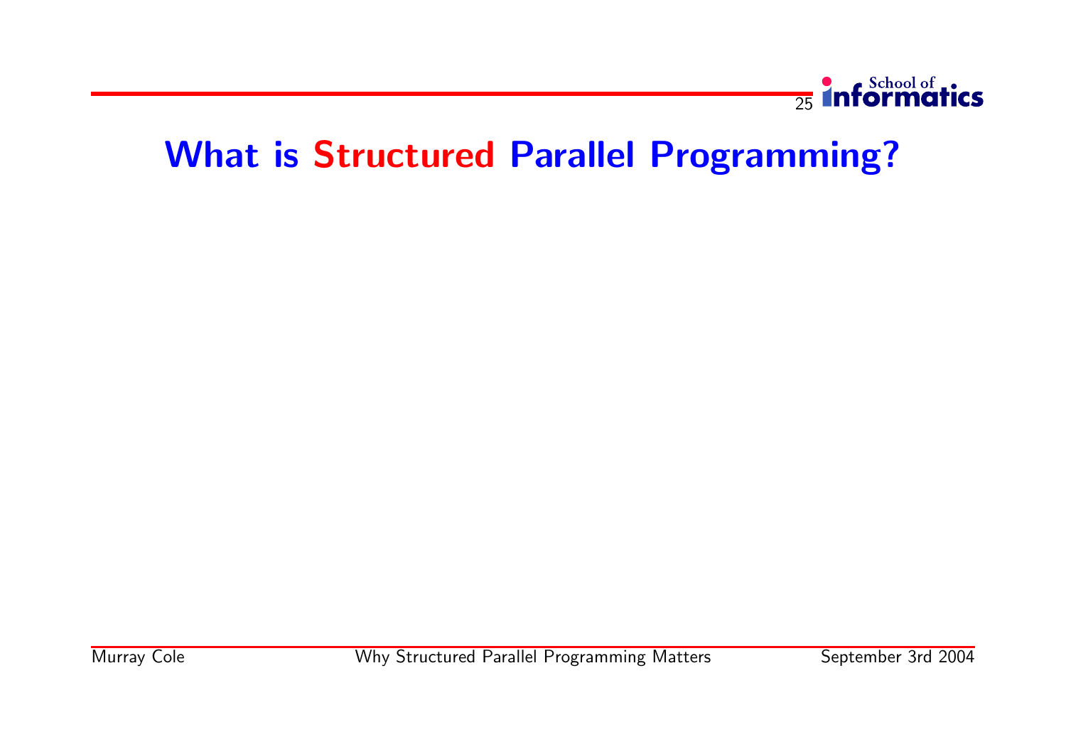# What is Structured Parallel Programming?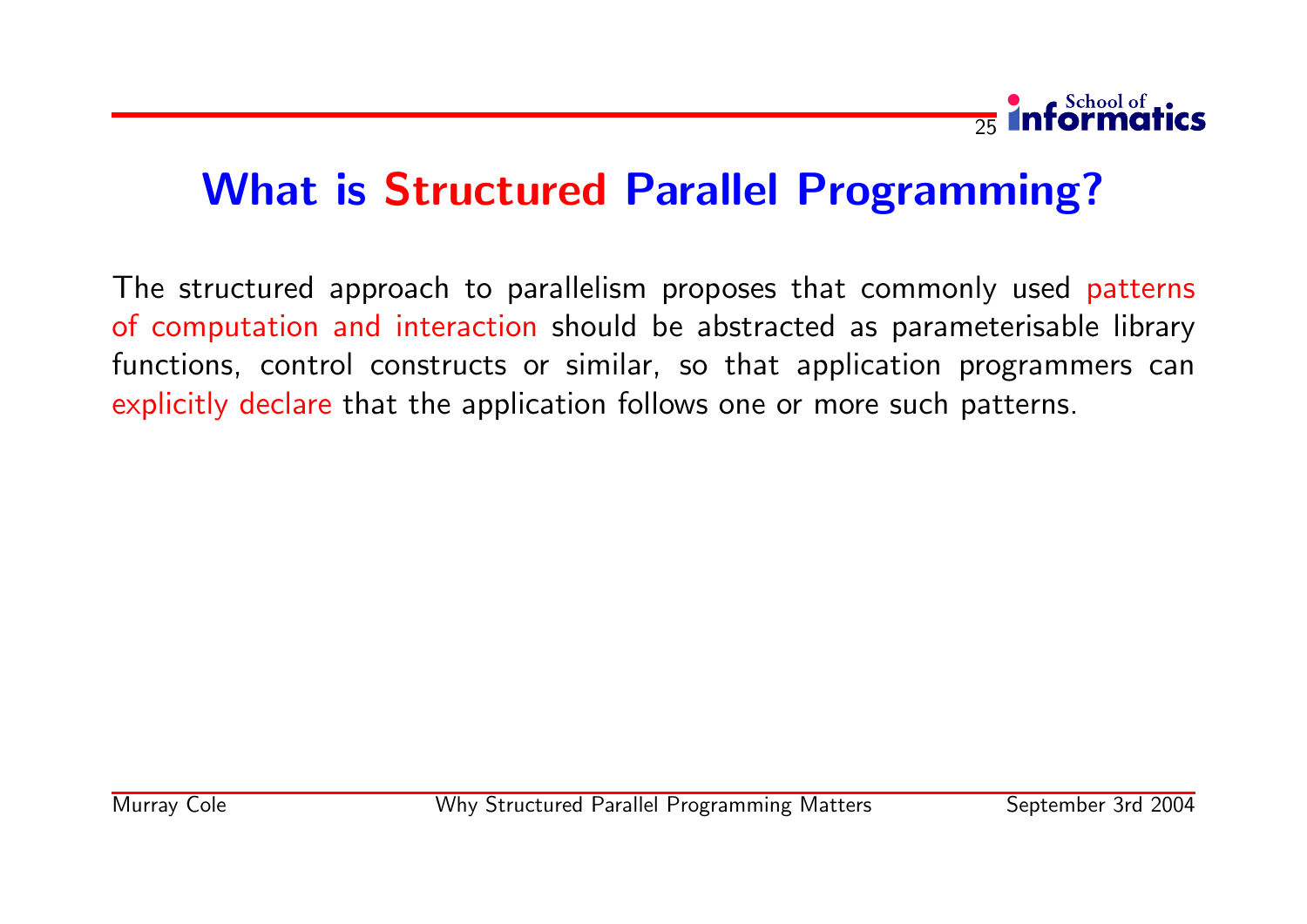# What is Structured Parallel Programming?

The structured approach to parallelism proposes that commonly used patterns of computation and interaction should be abstracted as parameterisable library functions, control constructs or similar, so that application programmers can explicitly declare that the application follows one or more such patterns.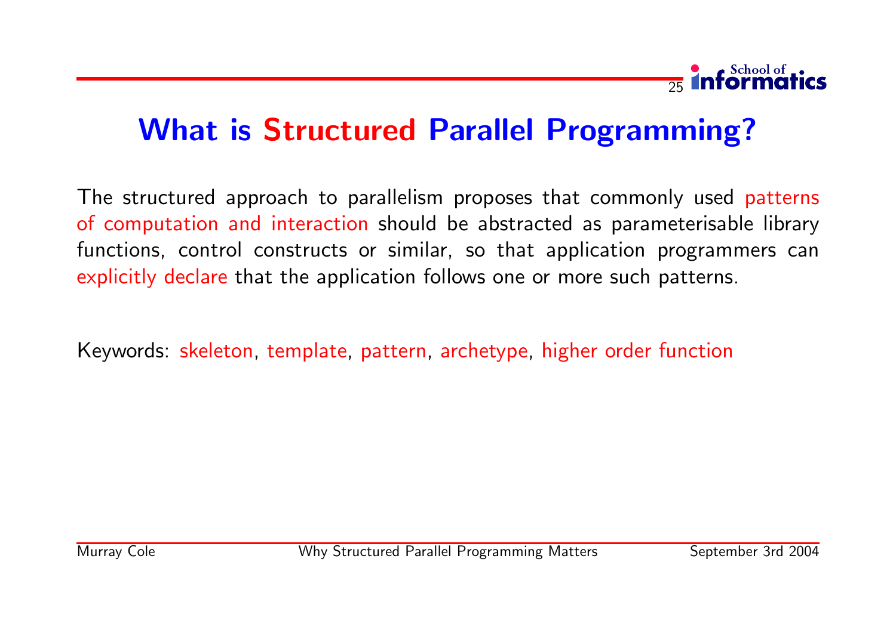# What is Structured Parallel Programming?

The structured approach to parallelism proposes that commonly used patterns of computation and interaction should be abstracted as parameterisable library functions, control constructs or similar, so that application programmers can explicitly declare that the application follows one or more such patterns.

Keywords: skeleton, template, pattern, archetype, higher order function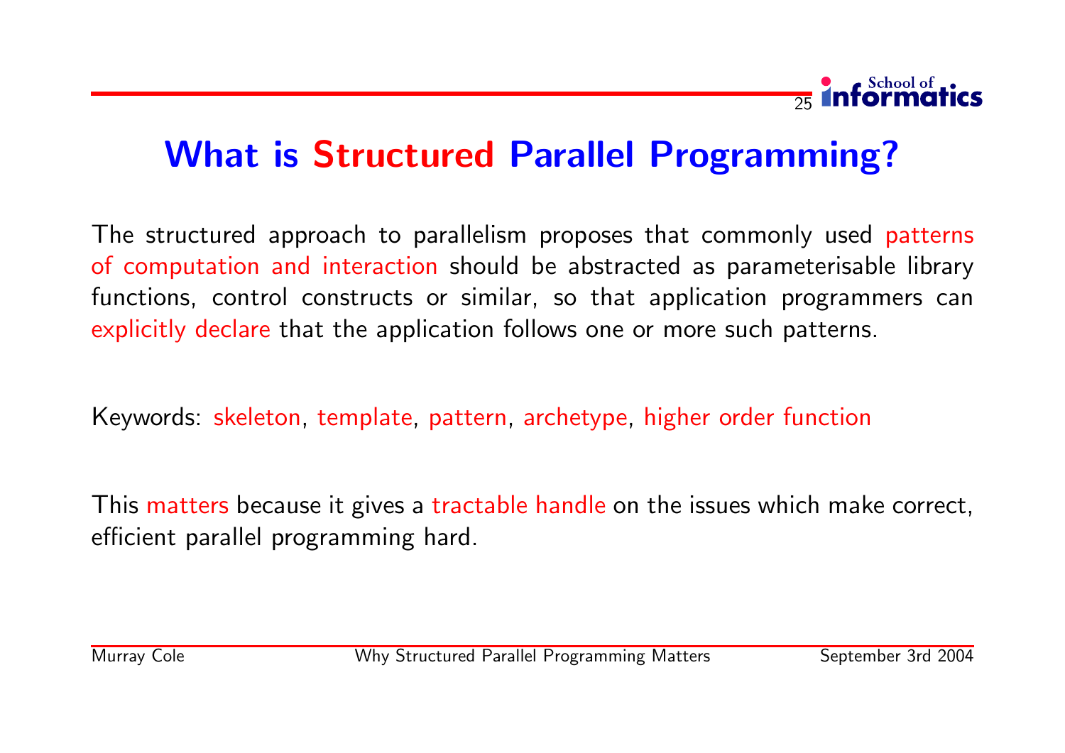# What is Structured Parallel Programming?

The structured approach to parallelism proposes that commonly used patterns of computation and interaction should be abstracted as parameterisable library functions, control constructs or similar, so that application programmers can explicitly declare that the application follows one or more such patterns.

Keywords: skeleton, template, pattern, archetype, higher order function

This matters because it gives a tractable handle on the issues which make correct, efficient parallel programming hard.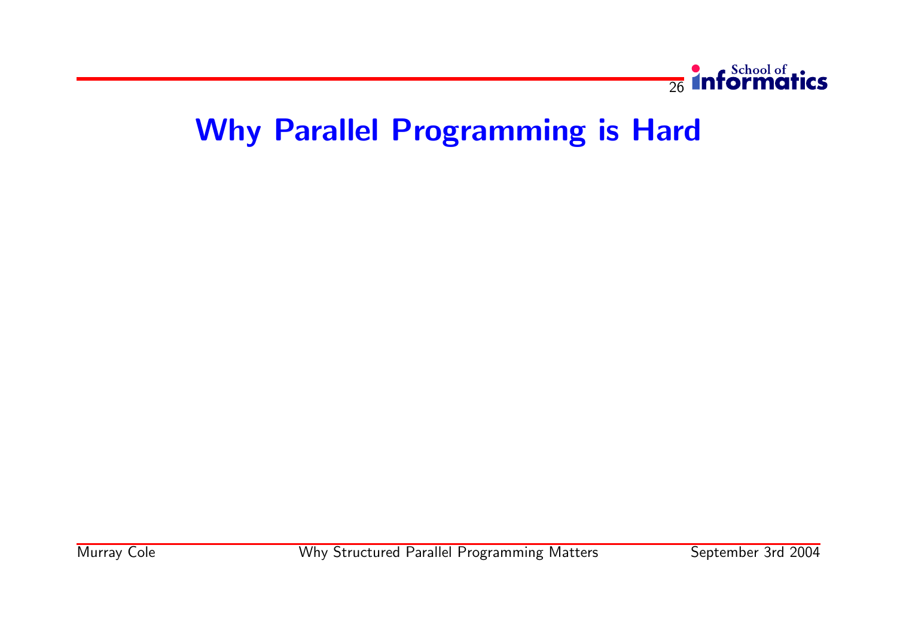# Why Parallel Programming is Hard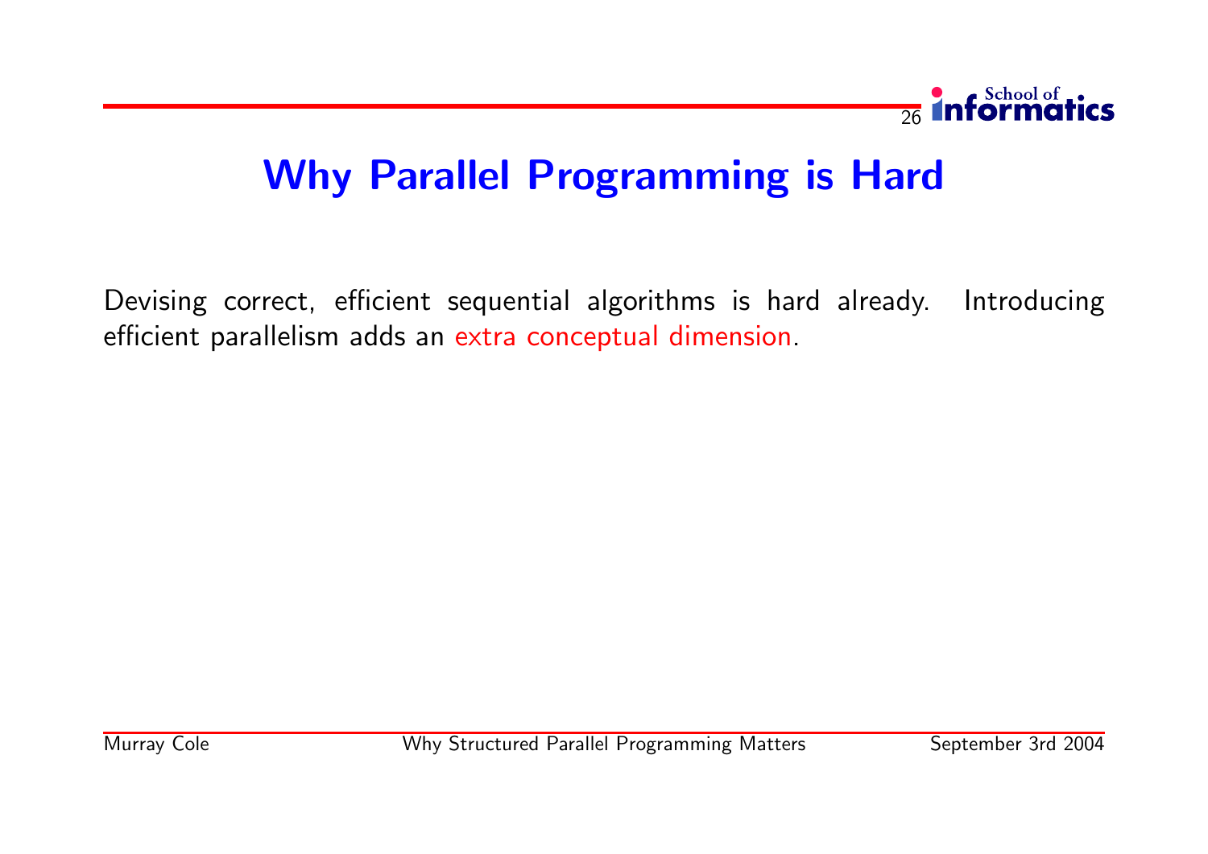# Why Parallel Programming is Hard

Devising correct, efficient sequential algorithms is hard already. Introducing efficient parallelism adds an extra conceptual dimension.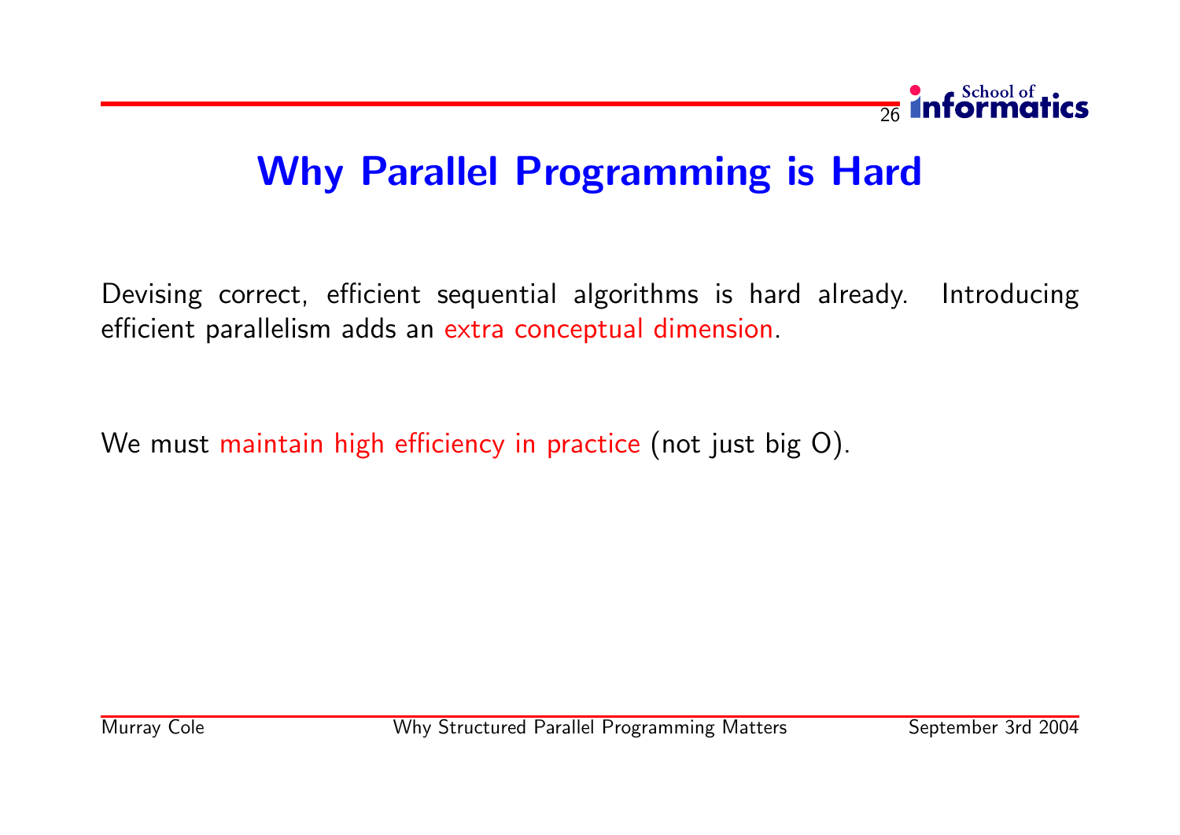# Why Parallel Programming is Hard

Devising correct, efficient sequential algorithms is hard already. Introducing efficient parallelism adds an extra conceptual dimension.

We must maintain high efficiency in practice (not just big O).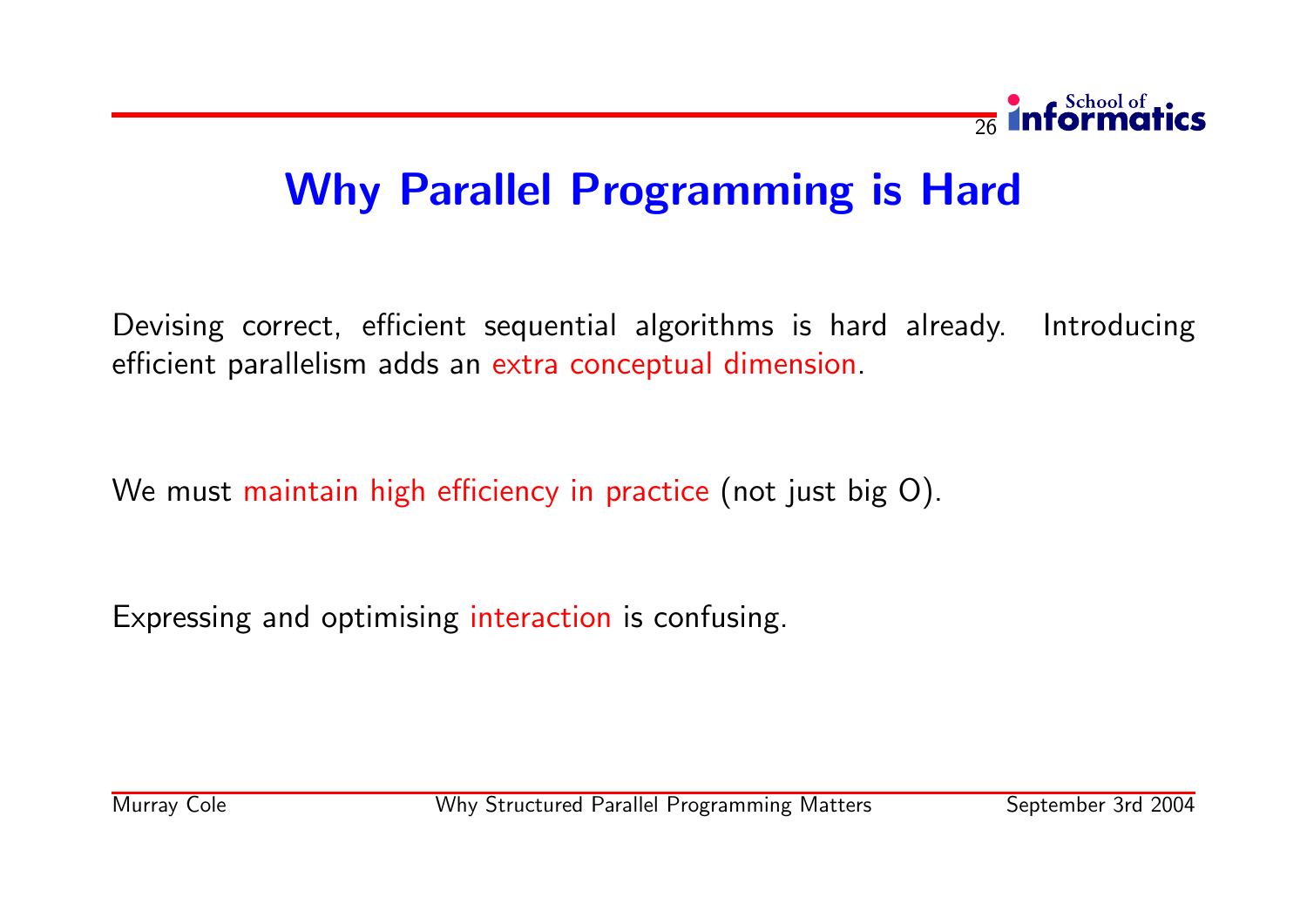# Why Parallel Programming is Hard

Devising correct, efficient sequential algorithms is hard already. Introducing efficient parallelism adds an extra conceptual dimension.

We must maintain high efficiency in practice (not just big O).

Expressing and optimising interaction is confusing.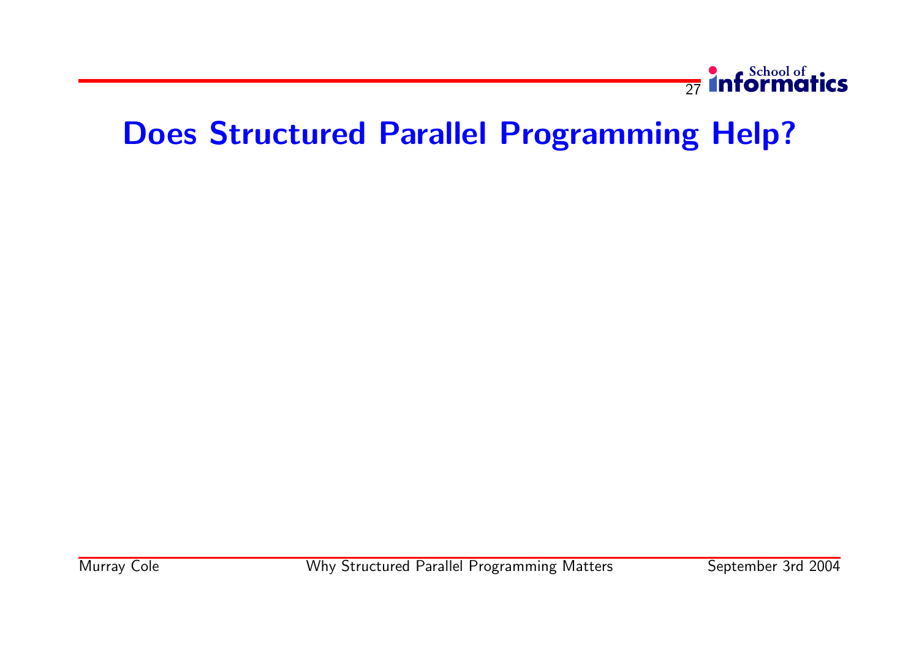# Does Structured Parallel Programming Help?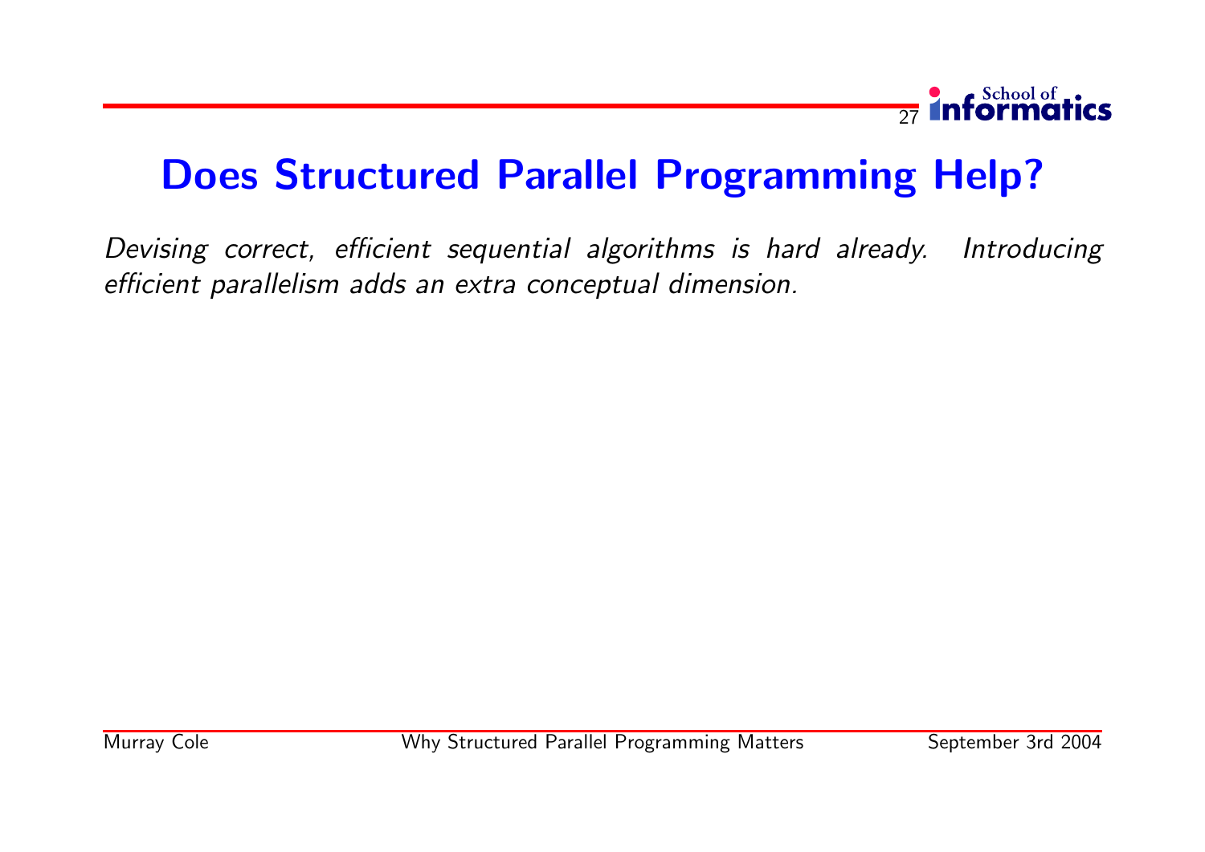# Does Structured Parallel Programming Help?

*Devising correct, efficient sequential algorithms is hard already. Introducing efficient parallelism adds an extra conceptual dimension.*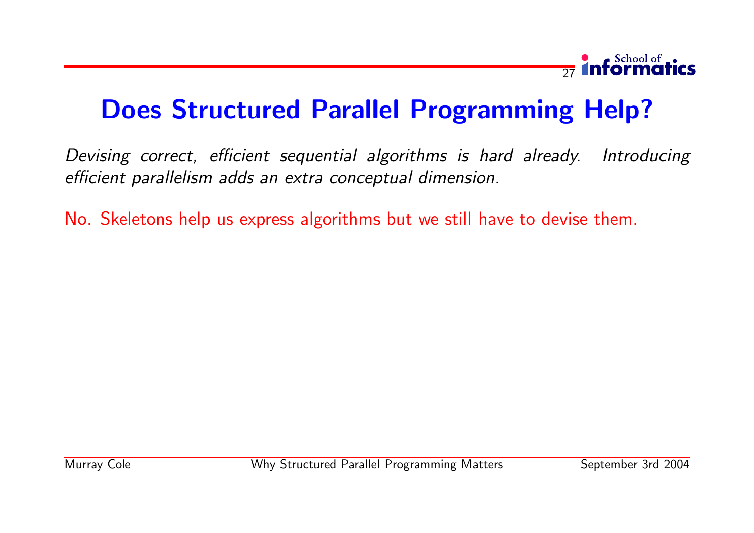# Does Structured Parallel Programming Help?

*Devising correct, efficient sequential algorithms is hard already. Introducing efficient parallelism adds an extra conceptual dimension.*

No. Skeletons help us express algorithms but we still have to devise them.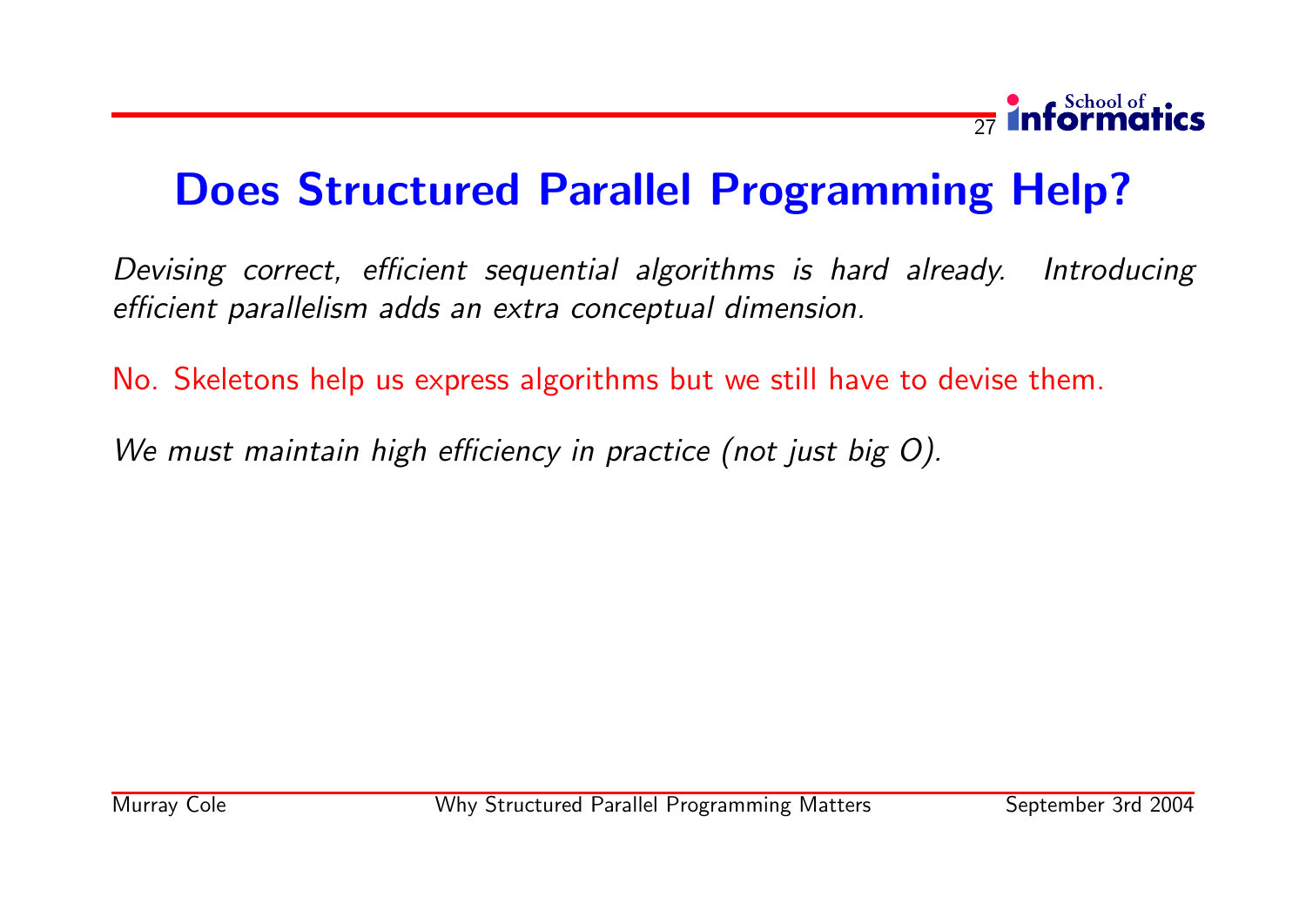# Does Structured Parallel Programming Help?

*Devising correct, efficient sequential algorithms is hard already. Introducing efficient parallelism adds an extra conceptual dimension.*

No. Skeletons help us express algorithms but we still have to devise them.

*We must maintain high efficiency in practice (not just big O).*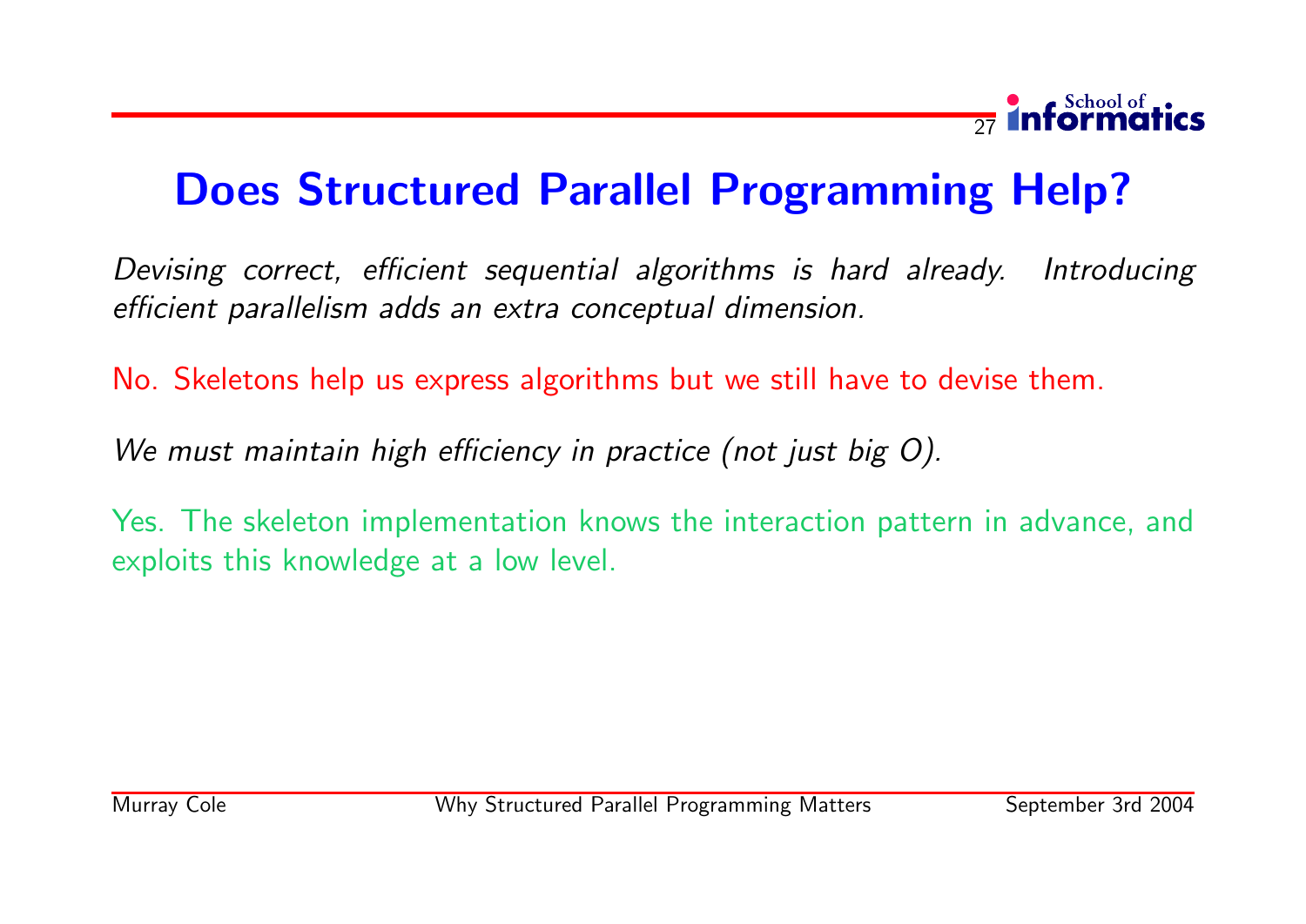# Does Structured Parallel Programming Help?

*Devising correct, efficient sequential algorithms is hard already. Introducing efficient parallelism adds an extra conceptual dimension.*

No. Skeletons help us express algorithms but we still have to devise them.

*We must maintain high efficiency in practice (not just big O).*

Yes. The skeleton implementation knows the interaction pattern in advance, and exploits this knowledge at a low level.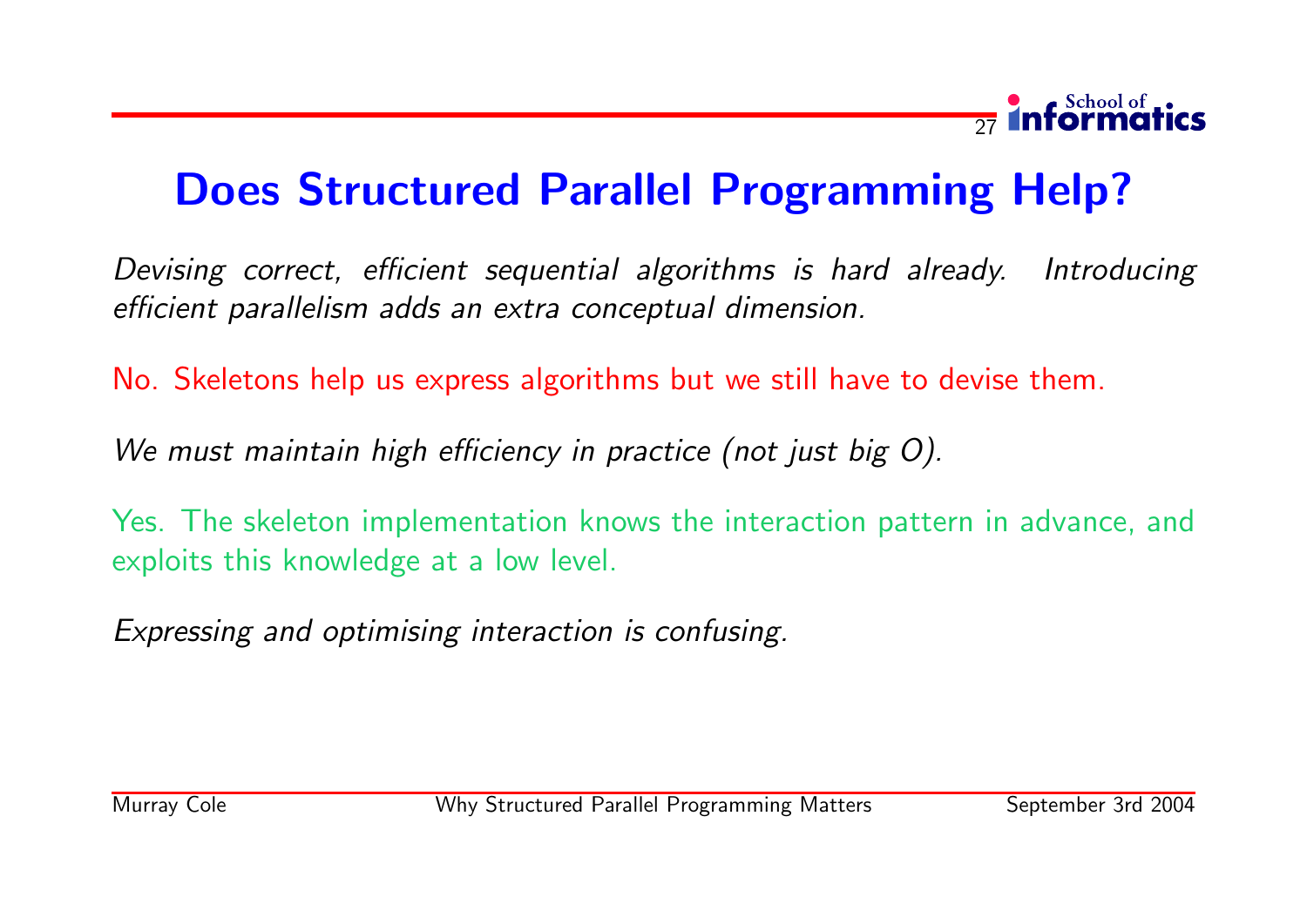# Does Structured Parallel Programming Help?

*Devising correct, efficient sequential algorithms is hard already. Introducing efficient parallelism adds an extra conceptual dimension.*

No. Skeletons help us express algorithms but we still have to devise them.

*We must maintain high efficiency in practice (not just big O).*

Yes. The skeleton implementation knows the interaction pattern in advance, and exploits this knowledge at a low level.

*Expressing and optimising interaction is confusing.*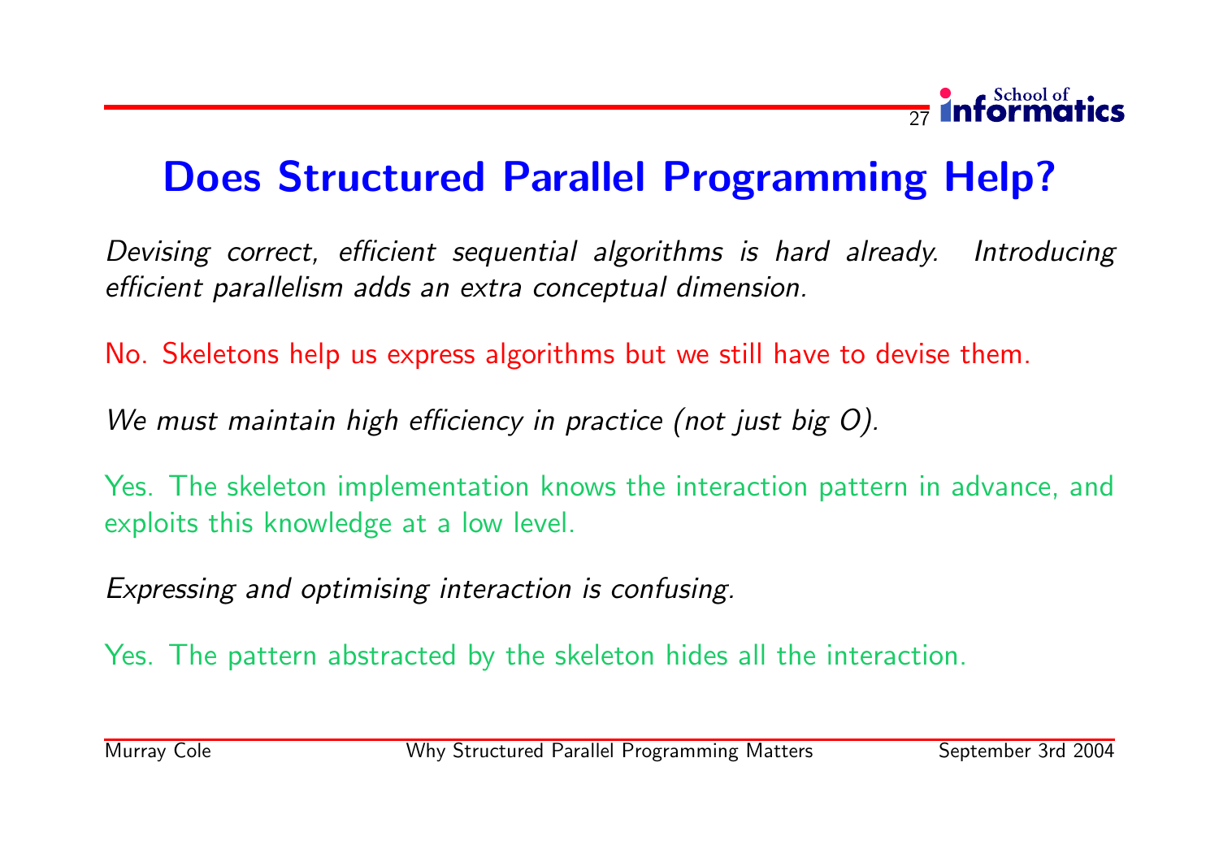# Does Structured Parallel Programming Help?

*Devising correct, efficient sequential algorithms is hard already. Introducing efficient parallelism adds an extra conceptual dimension.*

No. Skeletons help us express algorithms but we still have to devise them.

*We must maintain high efficiency in practice (not just big O).*

Yes. The skeleton implementation knows the interaction pattern in advance, and exploits this knowledge at a low level.

*Expressing and optimising interaction is confusing.*

Yes. The pattern abstracted by the skeleton hides all the interaction.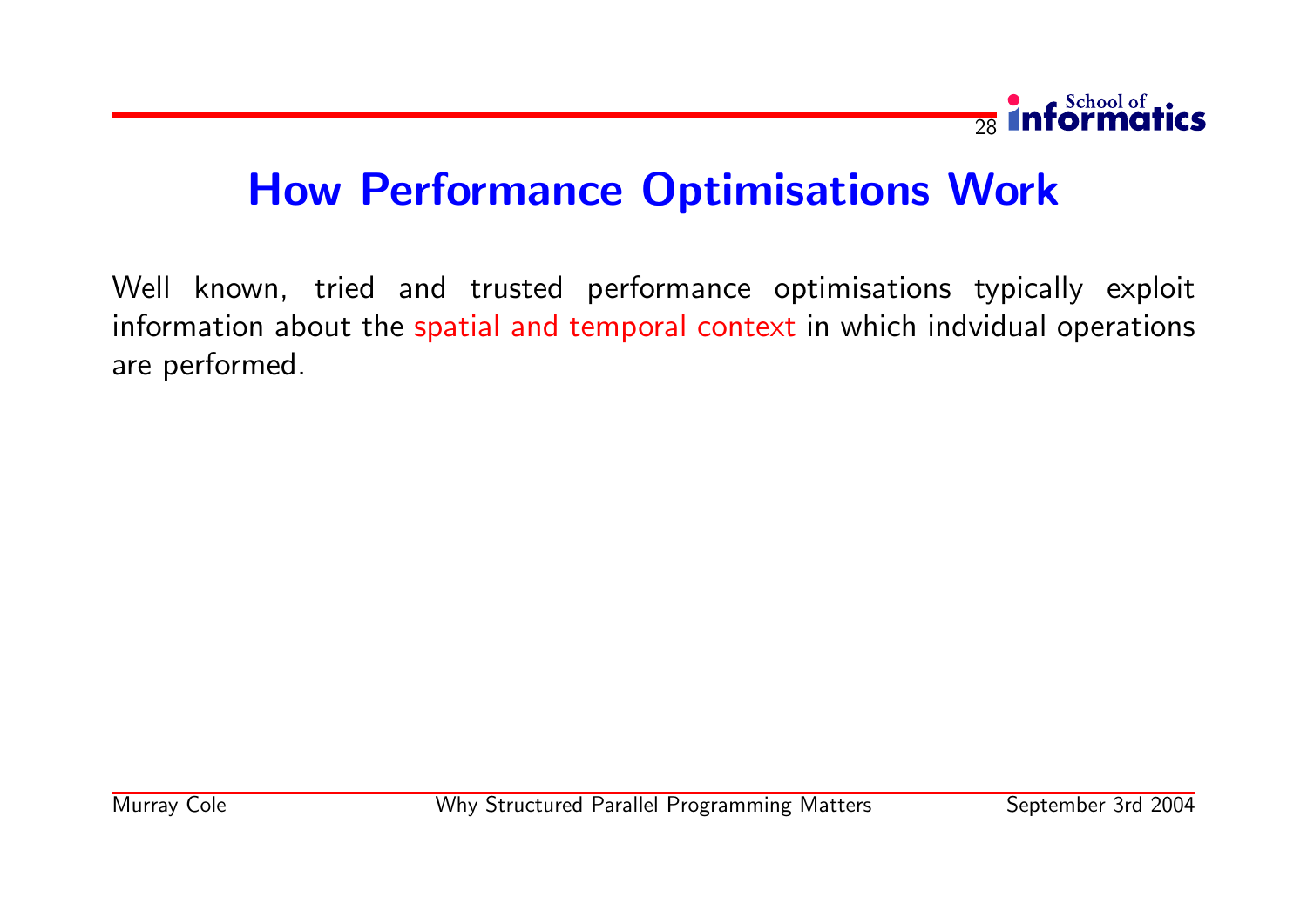# How Performance Optimisations Work

Well known, tried and trusted performance optimisations typically exploit information about the spatial and temporal context in which indvidual operations are performed.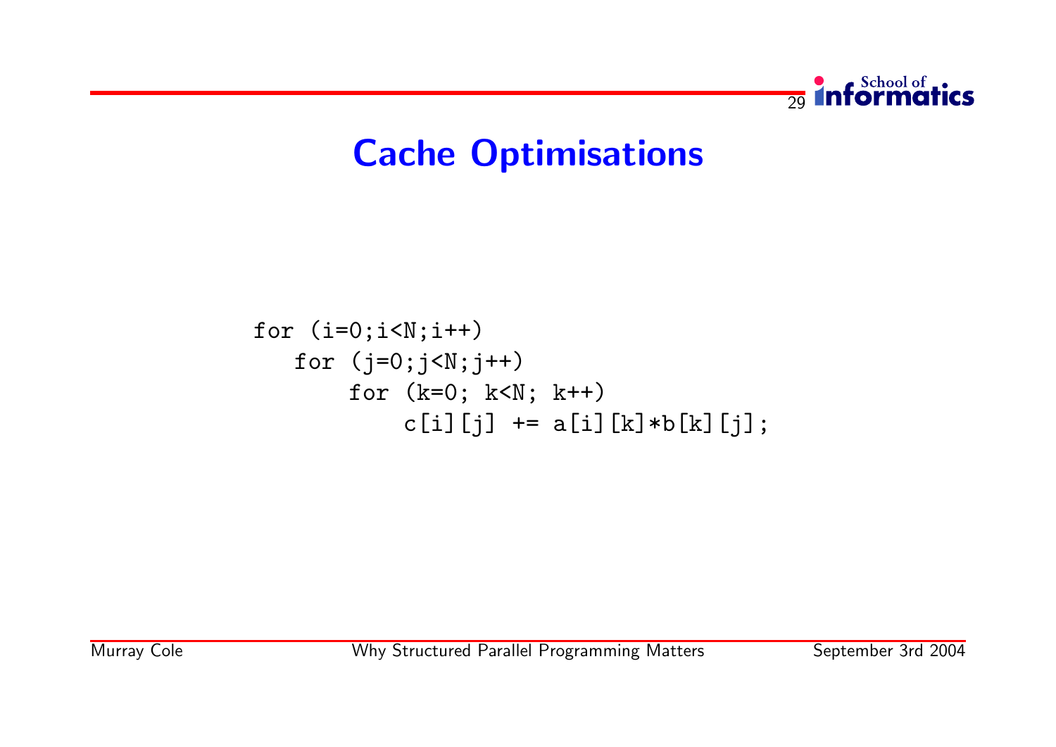# Cache Optimisations

```
for (i=0;i<N;i++)
   for (j=0;j<N;j++)
       for (k=0; k<N; k++)
           c[i][j] += a[i][k]*b[k][j];
```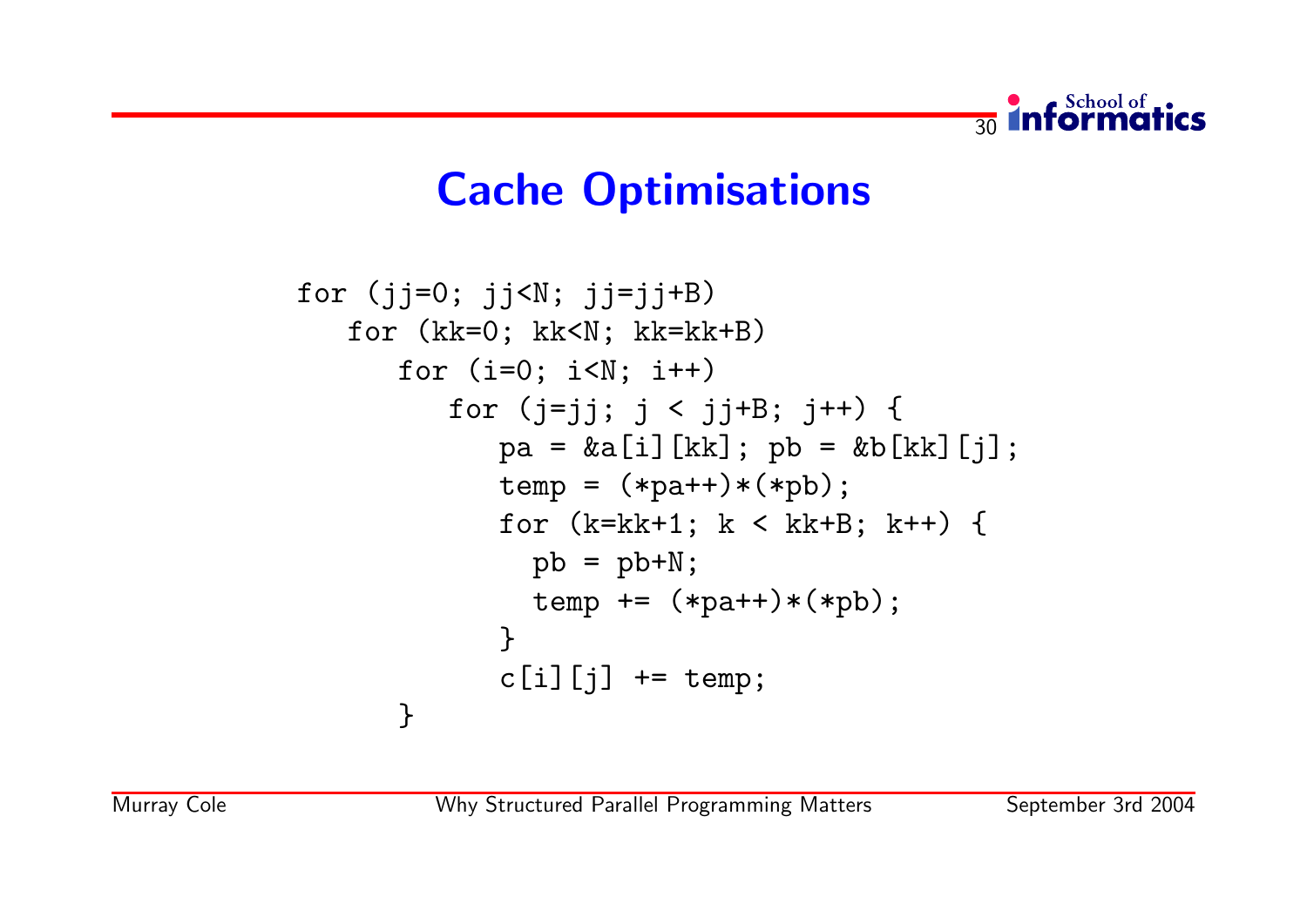# Cache Optimisations

```
for (jj=0; jj<N; jj=jj+B)
   for (kk=0; kk<N; kk=kk+B)
      for (i=0; i<N; i++)
         for (j=jj; j < jj+B; j++) {
            pa = &a[i][kk]; pb = &b[kk][j];
            temp = (*pa++)*(*pb);
            for (k=kk+1; k < kk+B; k++) {
              pb = pb+N;
              temp += (*pa++)*(*pb);
            }
            c[i][j] += temp;
      }
```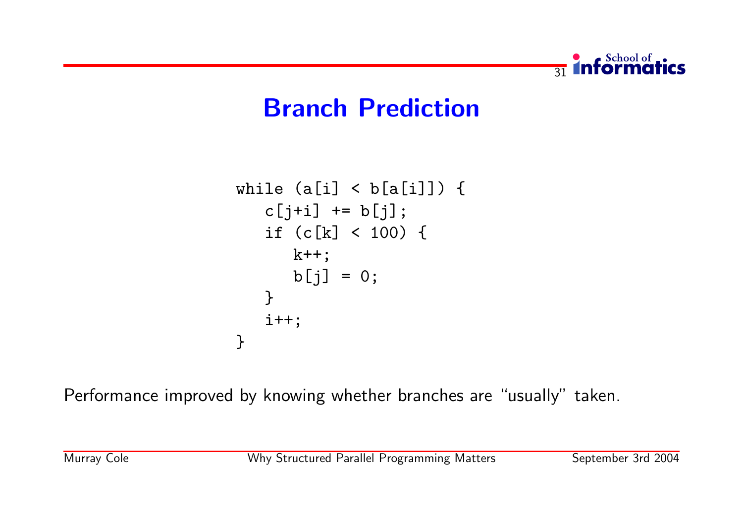# Branch Prediction

```
while (a[i] < b[a[i]]) {
   c[j+i] += b[j];
   if (c[k] < 100) {
      k++;
      b[j] = 0;
   }
   i++;
}
```

Performance improved by knowing whether branches are "usually" taken.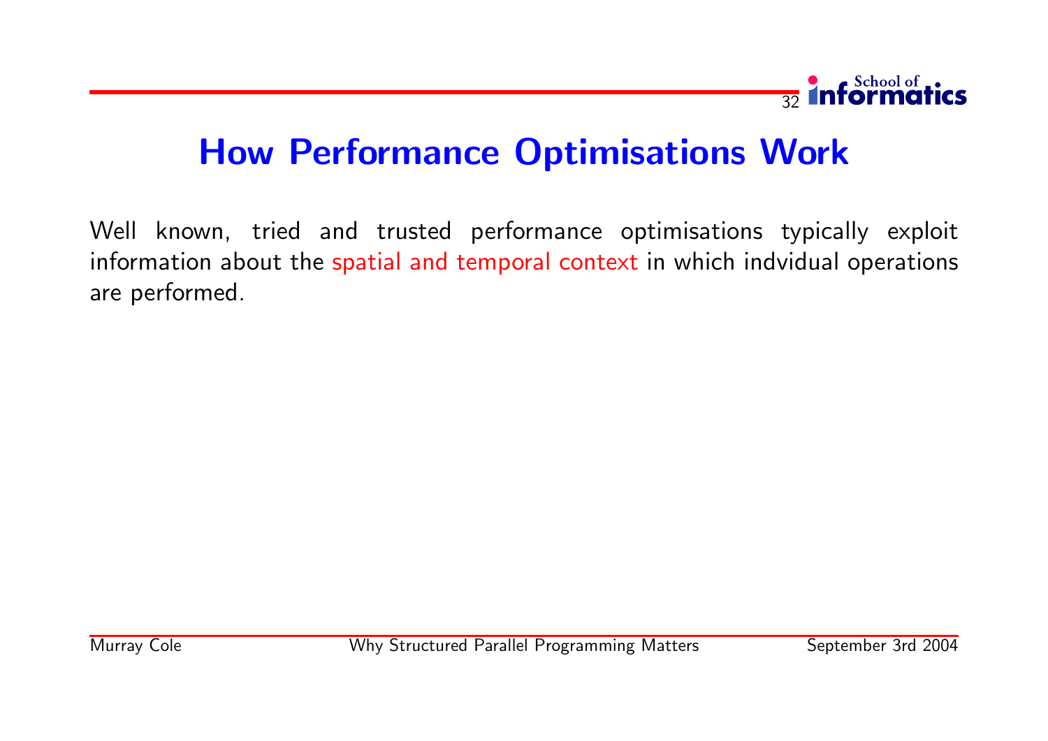# How Performance Optimisations Work

Well known, tried and trusted performance optimisations typically exploit information about the spatial and temporal context in which indvidual operations are performed.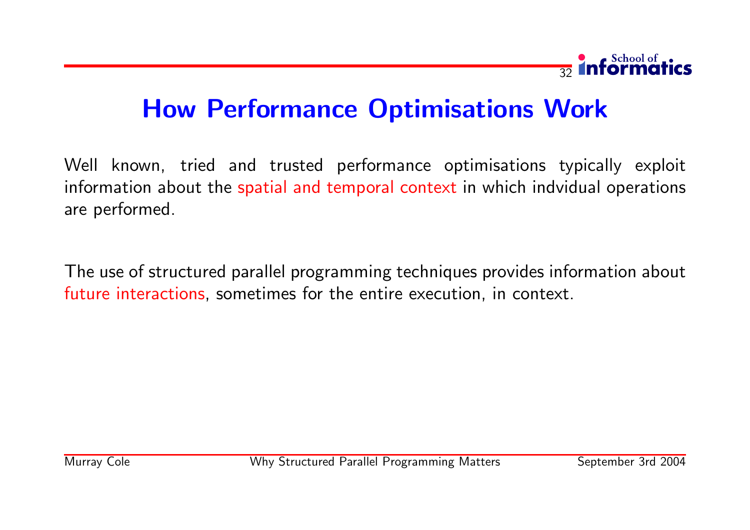# How Performance Optimisations Work

Well known, tried and trusted performance optimisations typically exploit information about the spatial and temporal context in which indvidual operations are performed.

The use of structured parallel programming techniques provides information about future interactions, sometimes for the entire execution, in context.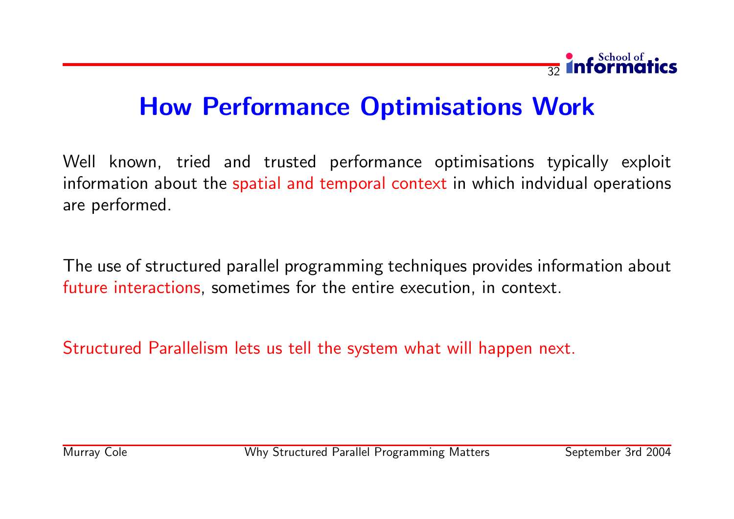# How Performance Optimisations Work

Well known, tried and trusted performance optimisations typically exploit information about the spatial and temporal context in which indvidual operations are performed.

The use of structured parallel programming techniques provides information about future interactions, sometimes for the entire execution, in context.

Structured Parallelism lets us tell the system what will happen next.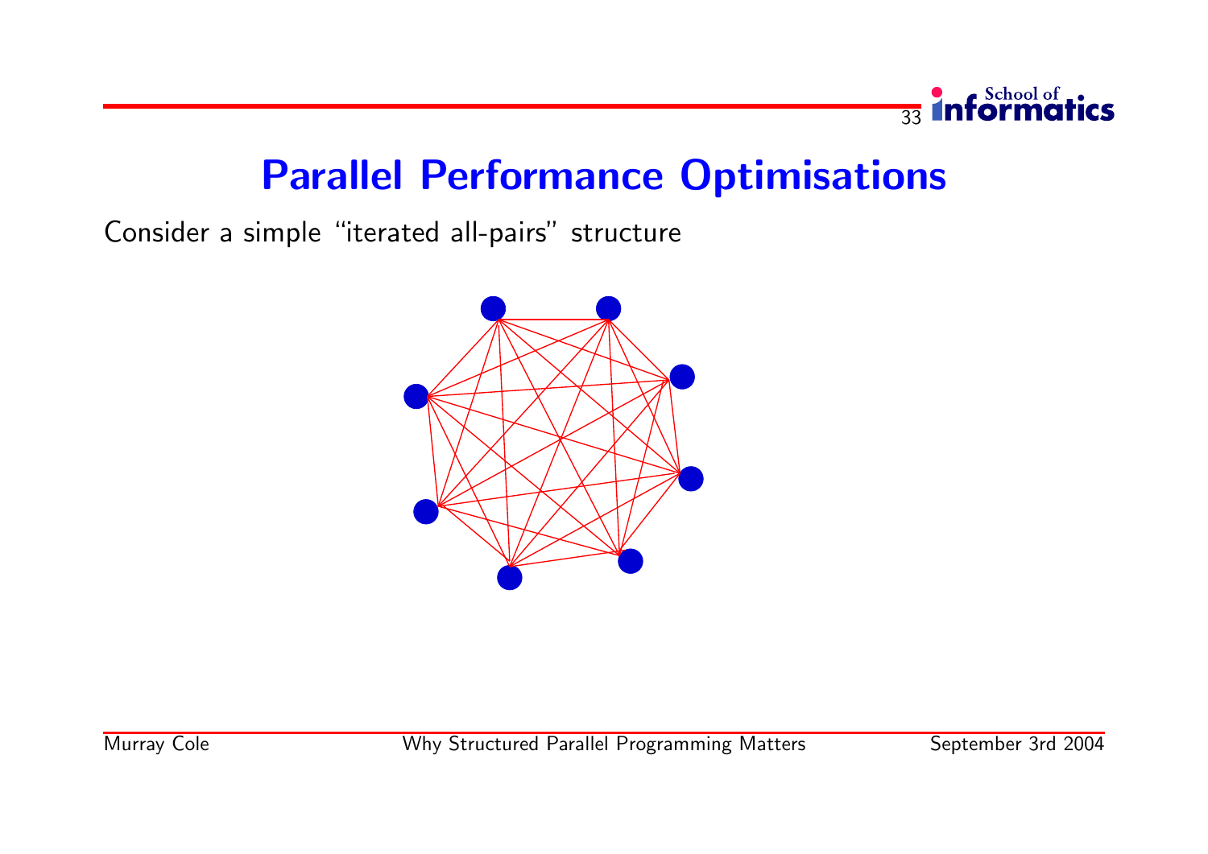# Parallel Performance Optimisations

Consider a simple "iterated all-pairs" structure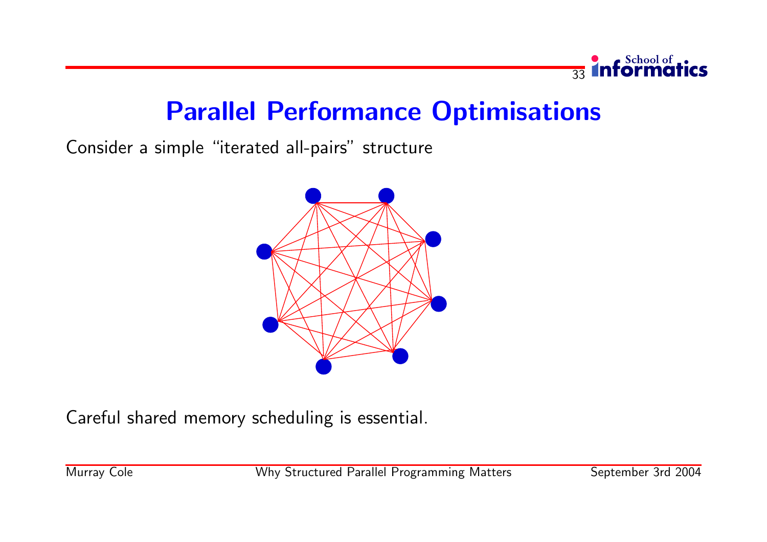# Parallel Performance Optimisations

Consider a simple "iterated all-pairs" structure

Careful shared memory scheduling is essential.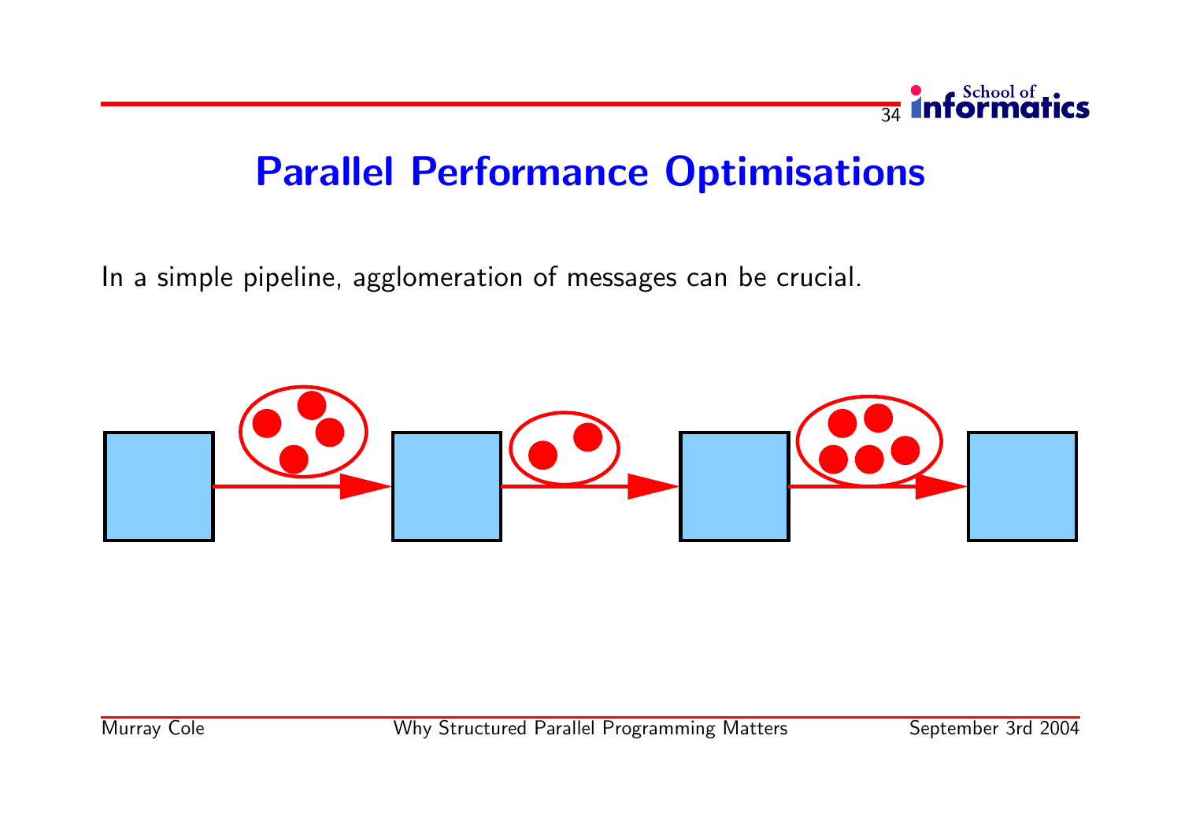# Parallel Performance Optimisations

In a simple pipeline, agglomeration of messages can be crucial.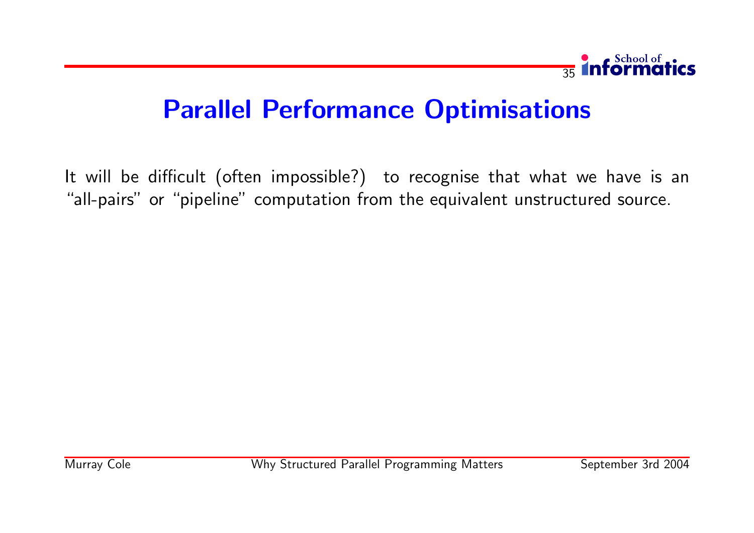# Parallel Performance Optimisations

It will be difficult (often impossible?) to recognise that what we have is an "all-pairs" or "pipeline" computation from the equivalent unstructured source.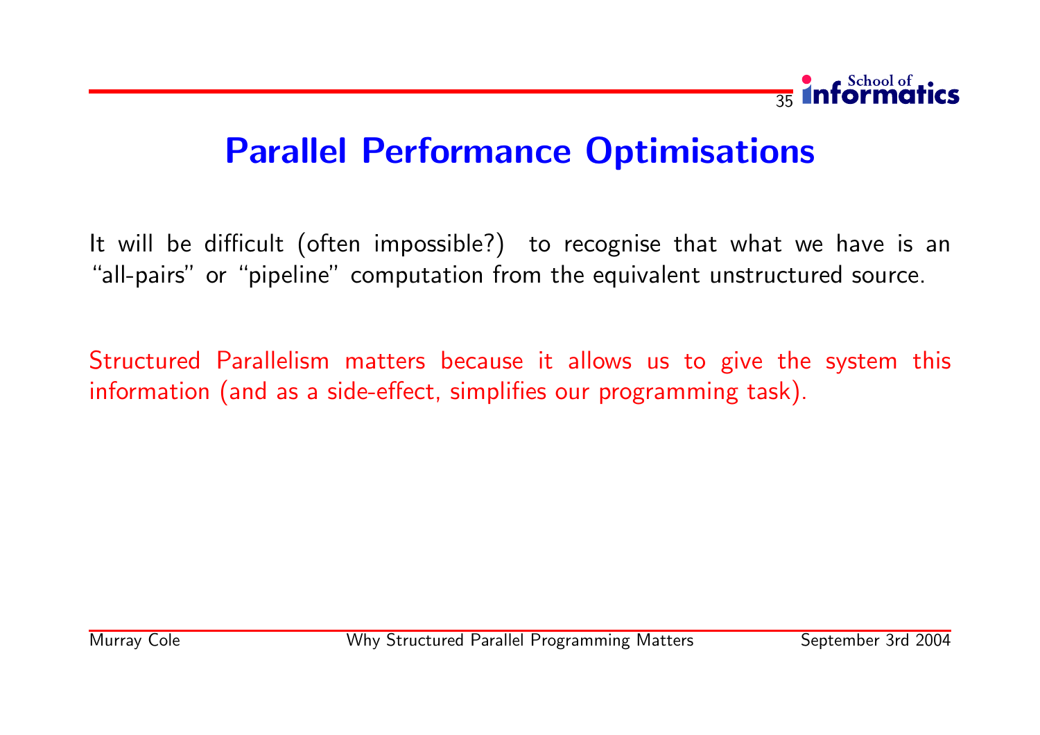# Parallel Performance Optimisations

It will be difficult (often impossible?) to recognise that what we have is an "all-pairs" or "pipeline" computation from the equivalent unstructured source.

Structured Parallelism matters because it allows us to give the system this information (and as a side-effect, simplifies our programming task).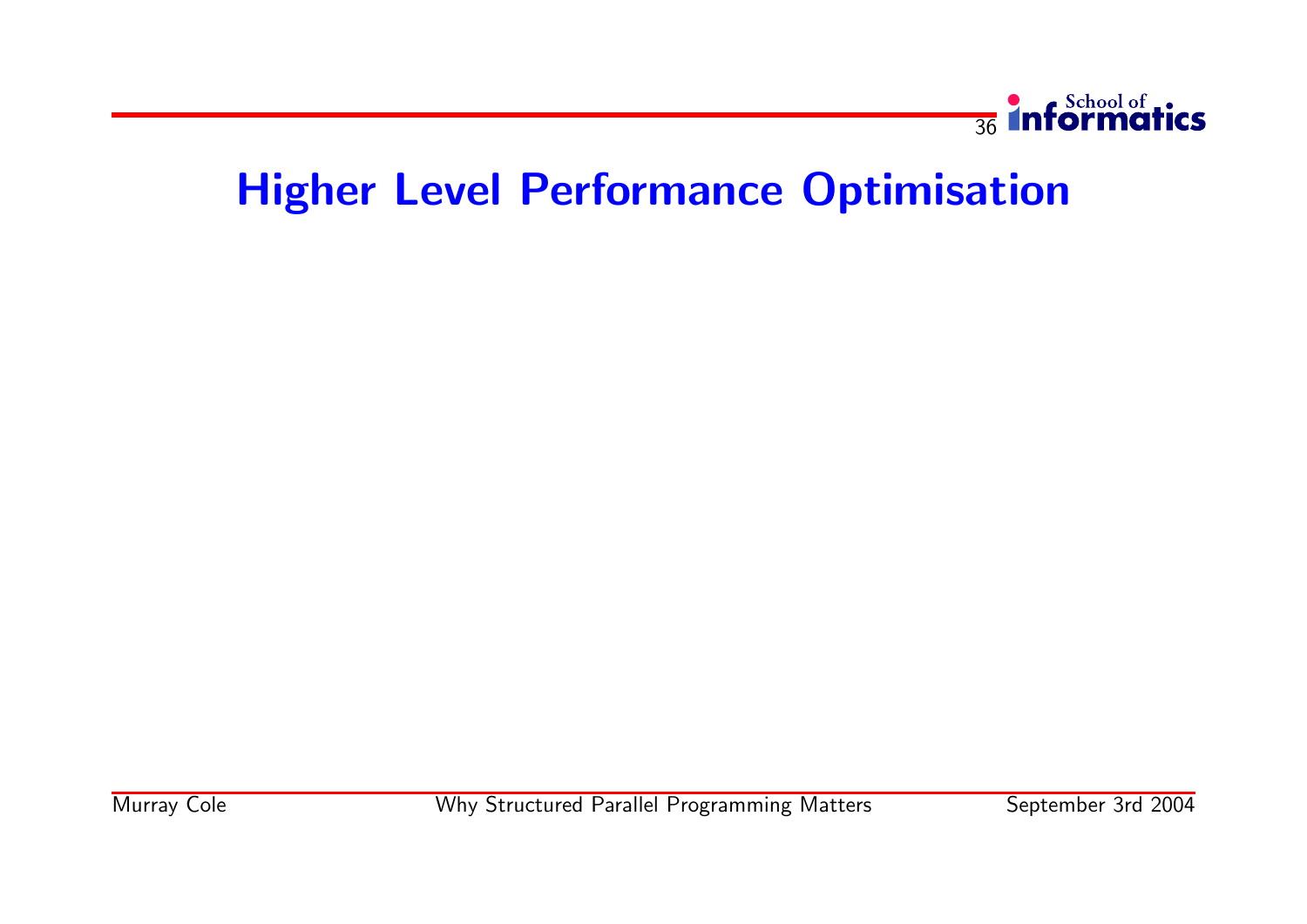# Higher Level Performance Optimisation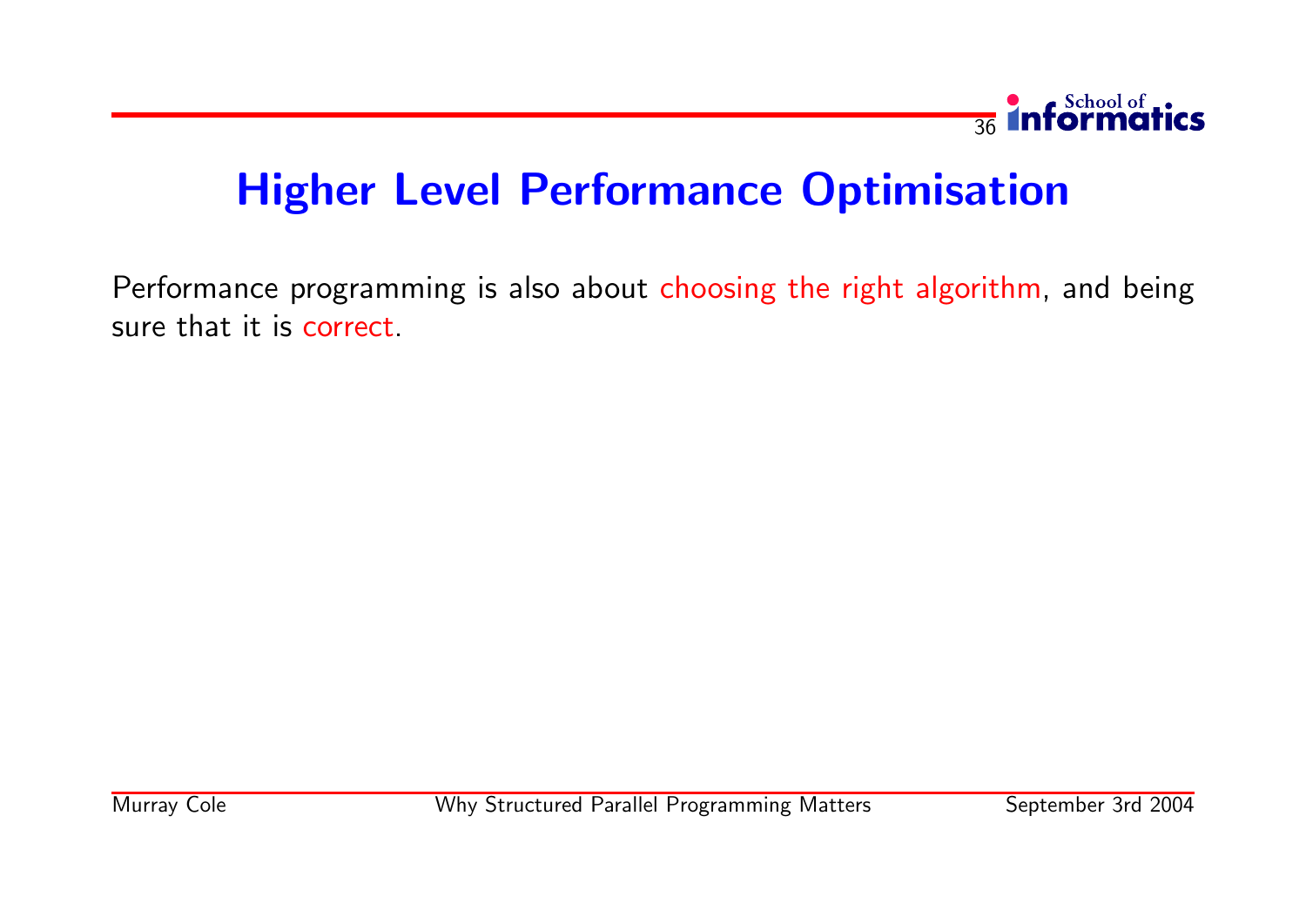# Higher Level Performance Optimisation

Performance programming is also about choosing the right algorithm, and being sure that it is correct.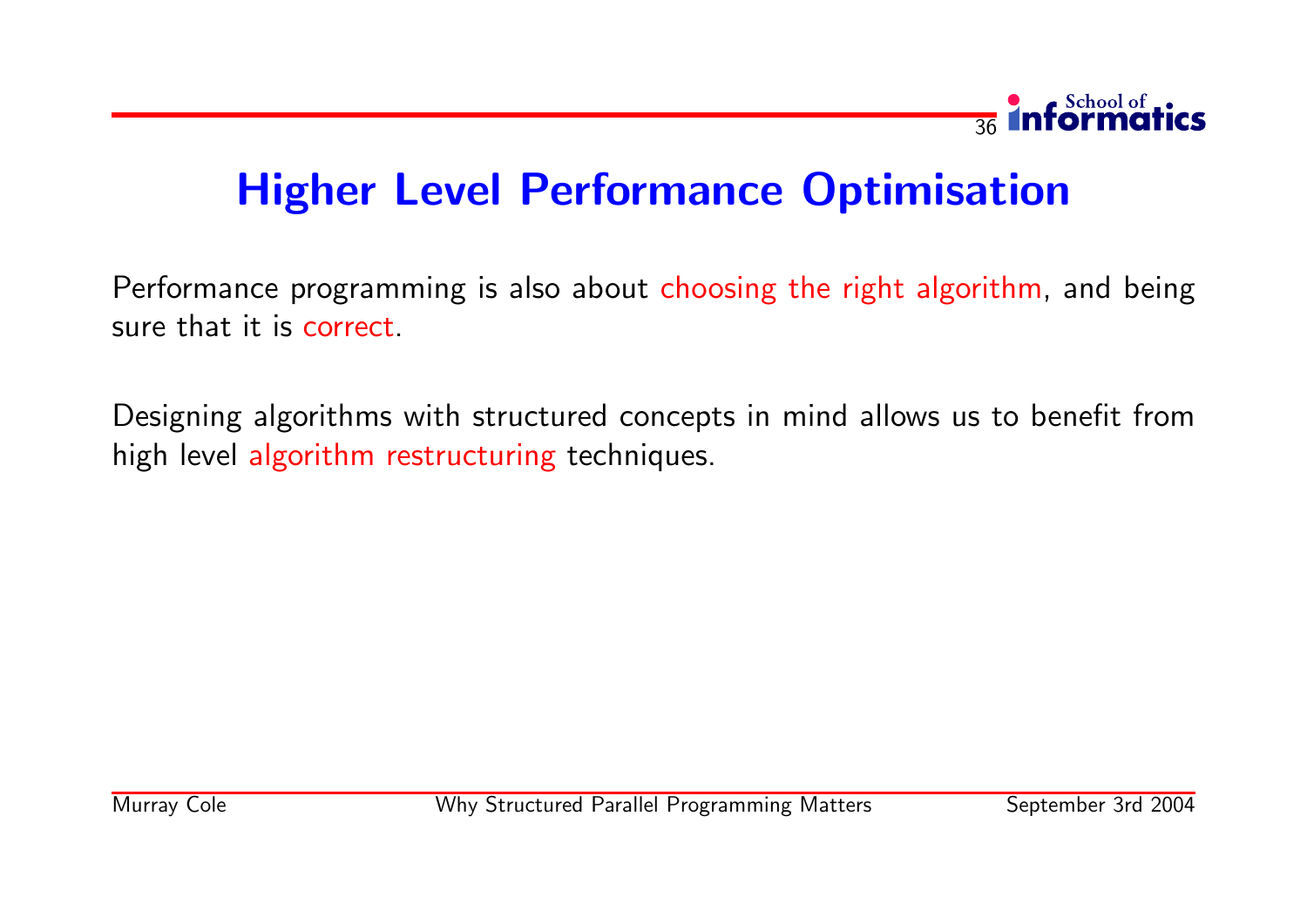# Higher Level Performance Optimisation

Performance programming is also about choosing the right algorithm, and being sure that it is correct.

Designing algorithms with structured concepts in mind allows us to benefit from high level algorithm restructuring techniques.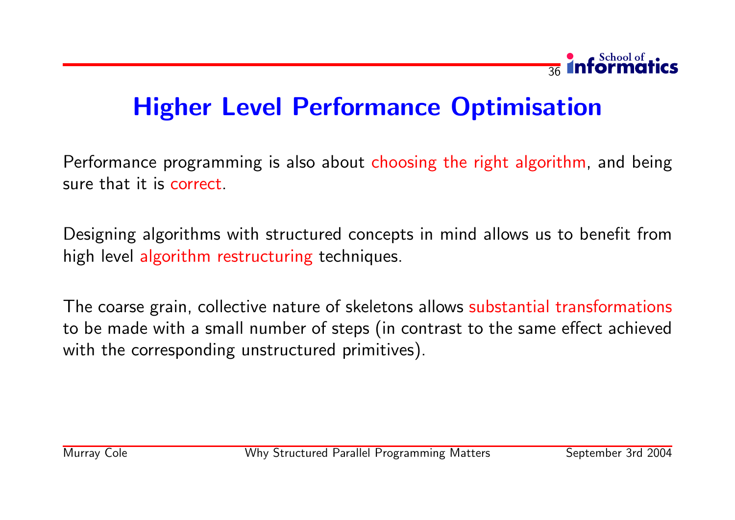# Higher Level Performance Optimisation

Performance programming is also about choosing the right algorithm, and being sure that it is correct.

Designing algorithms with structured concepts in mind allows us to benefit from high level algorithm restructuring techniques.

The coarse grain, collective nature of skeletons allows substantial transformations to be made with a small number of steps (in contrast to the same effect achieved with the corresponding unstructured primitives).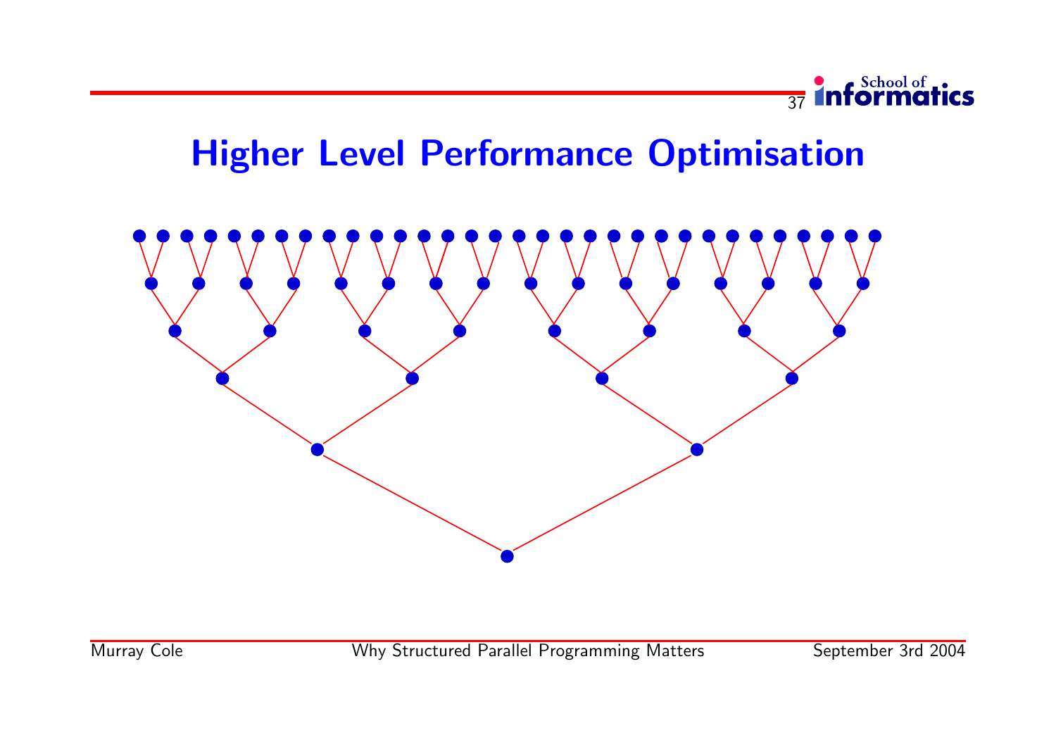# Higher Level Performance Optimisation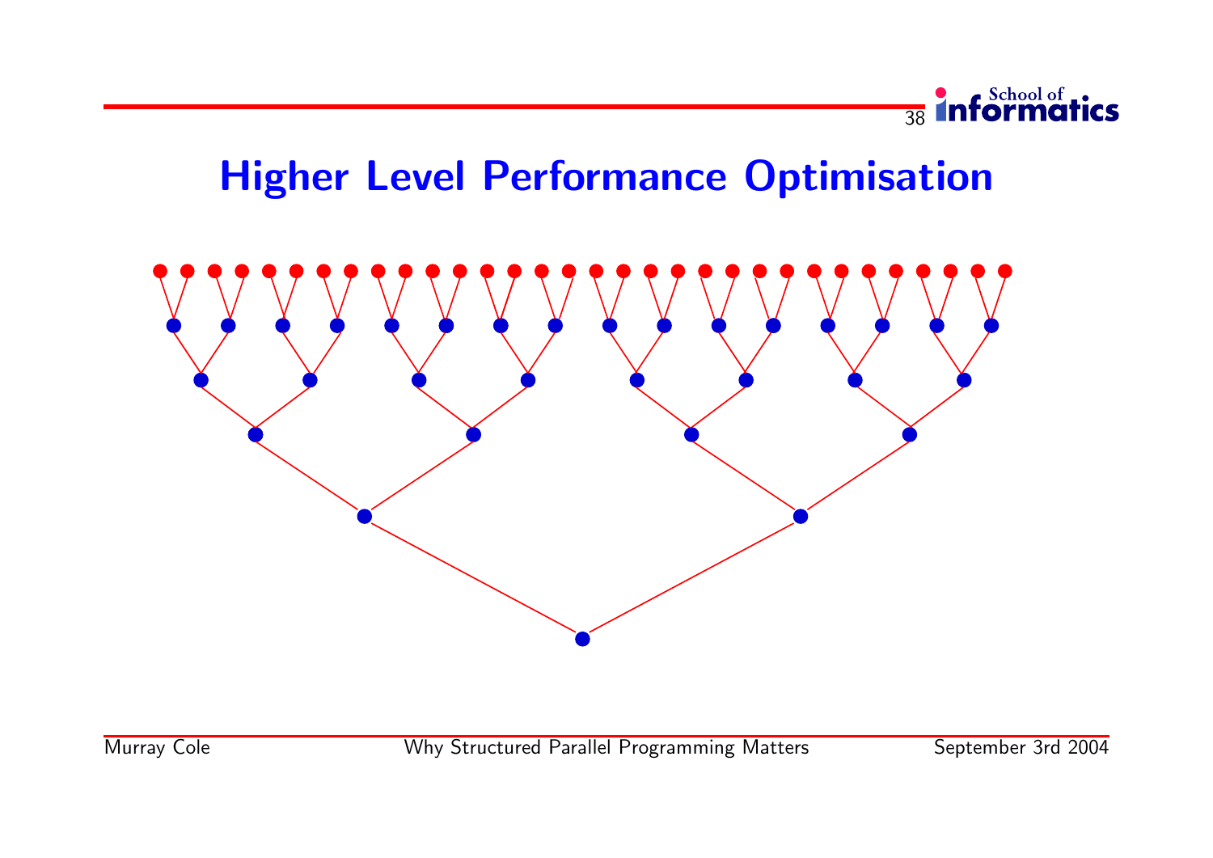# Higher Level Performance Optimisation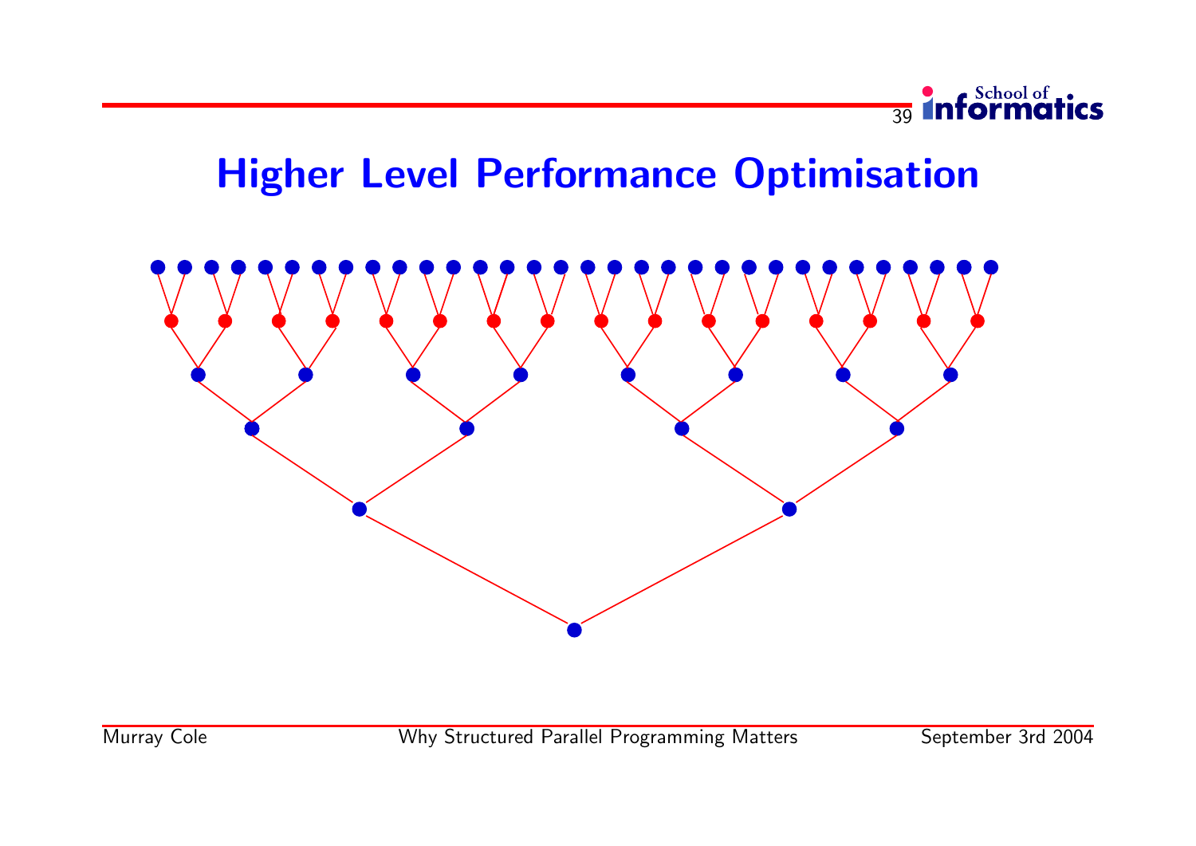# Higher Level Performance Optimisation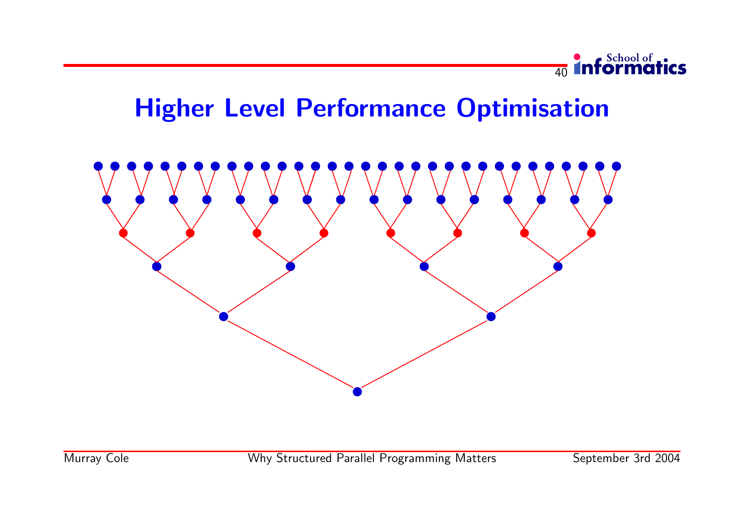# Higher Level Performance Optimisation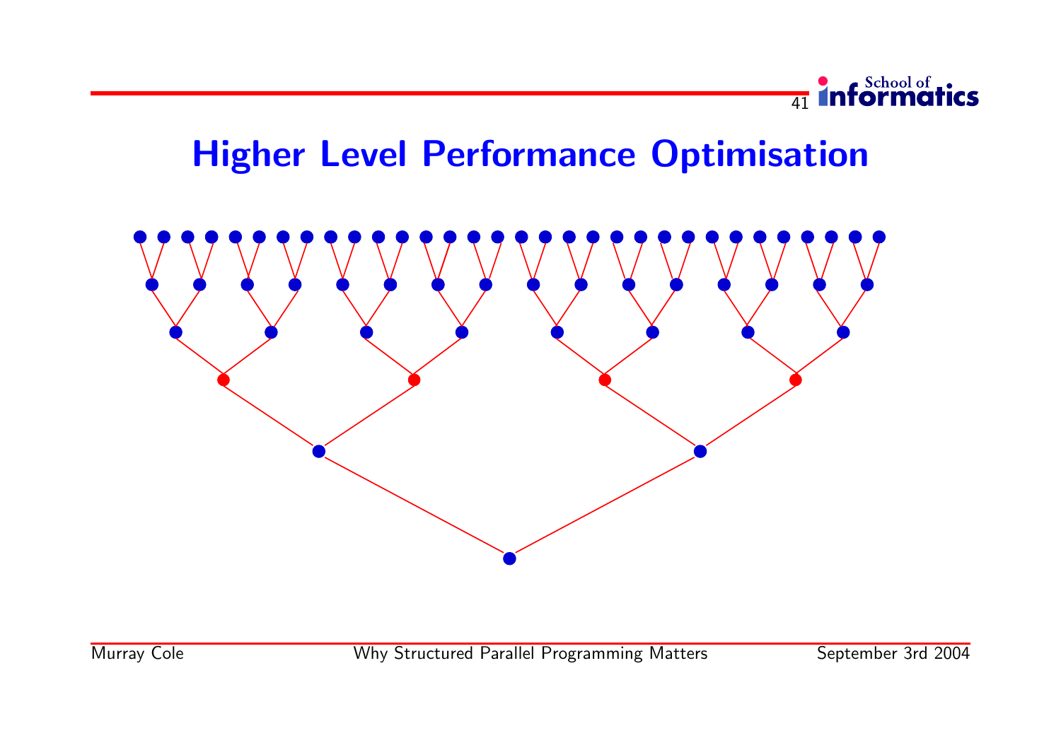# Higher Level Performance Optimisation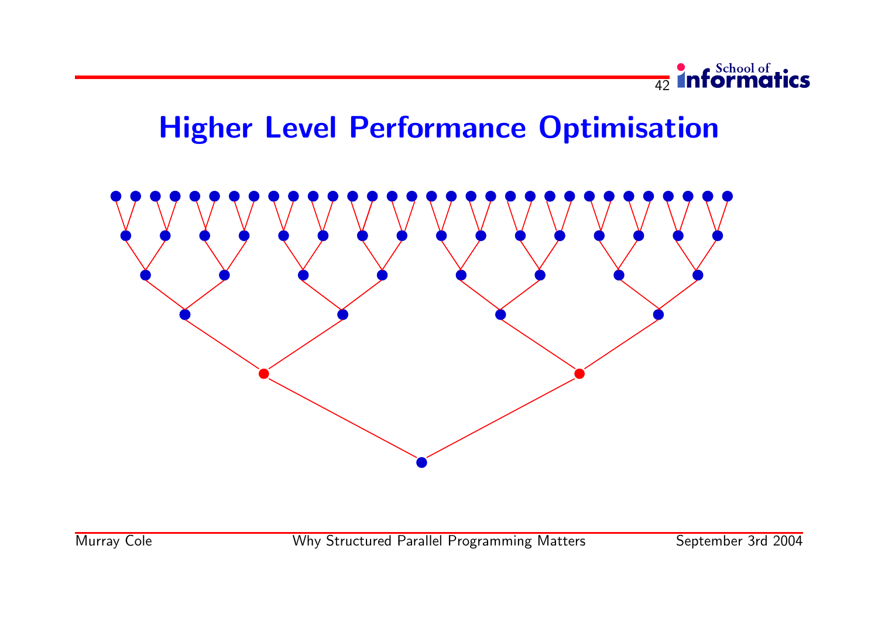# Higher Level Performance Optimisation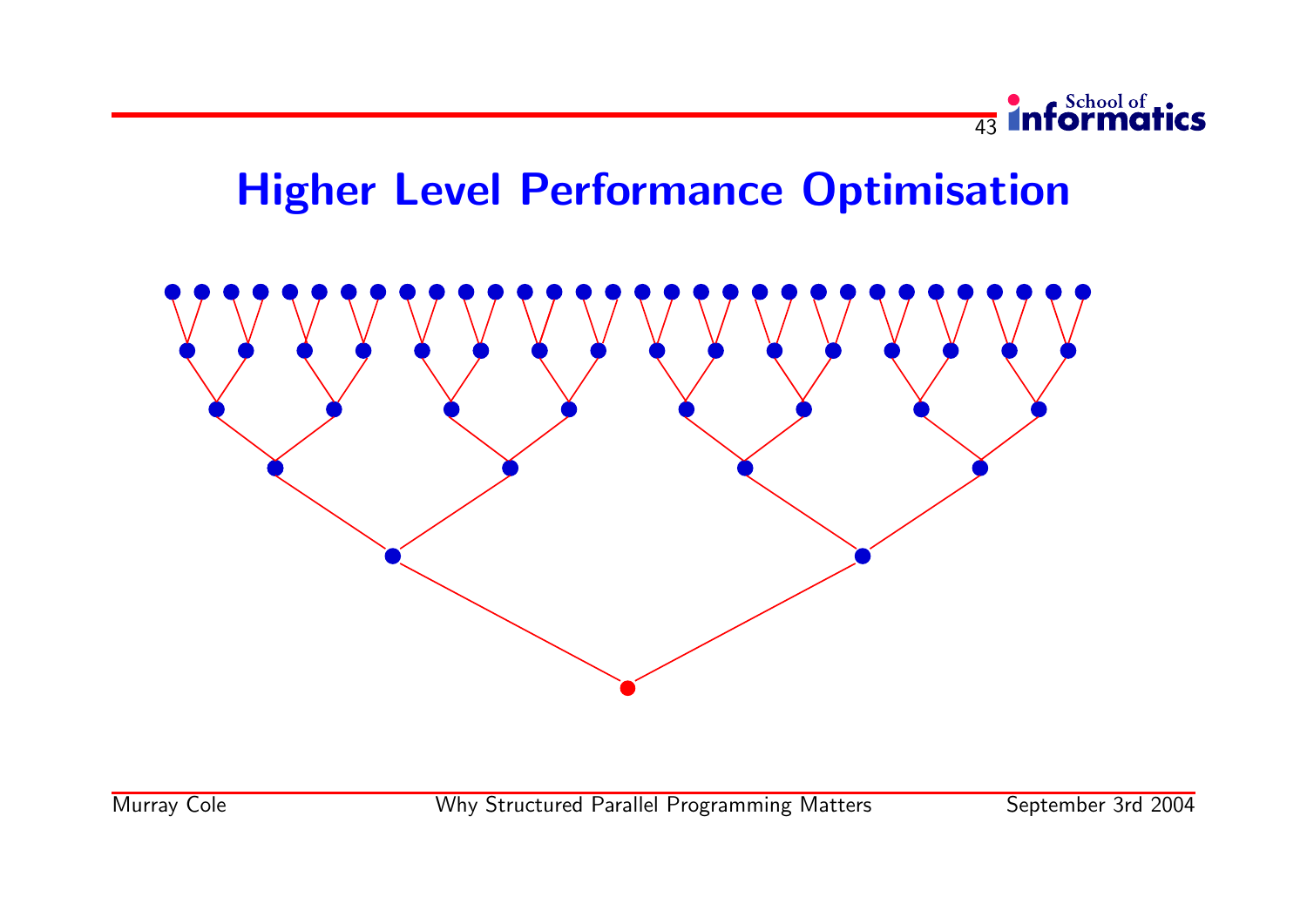# Higher Level Performance Optimisation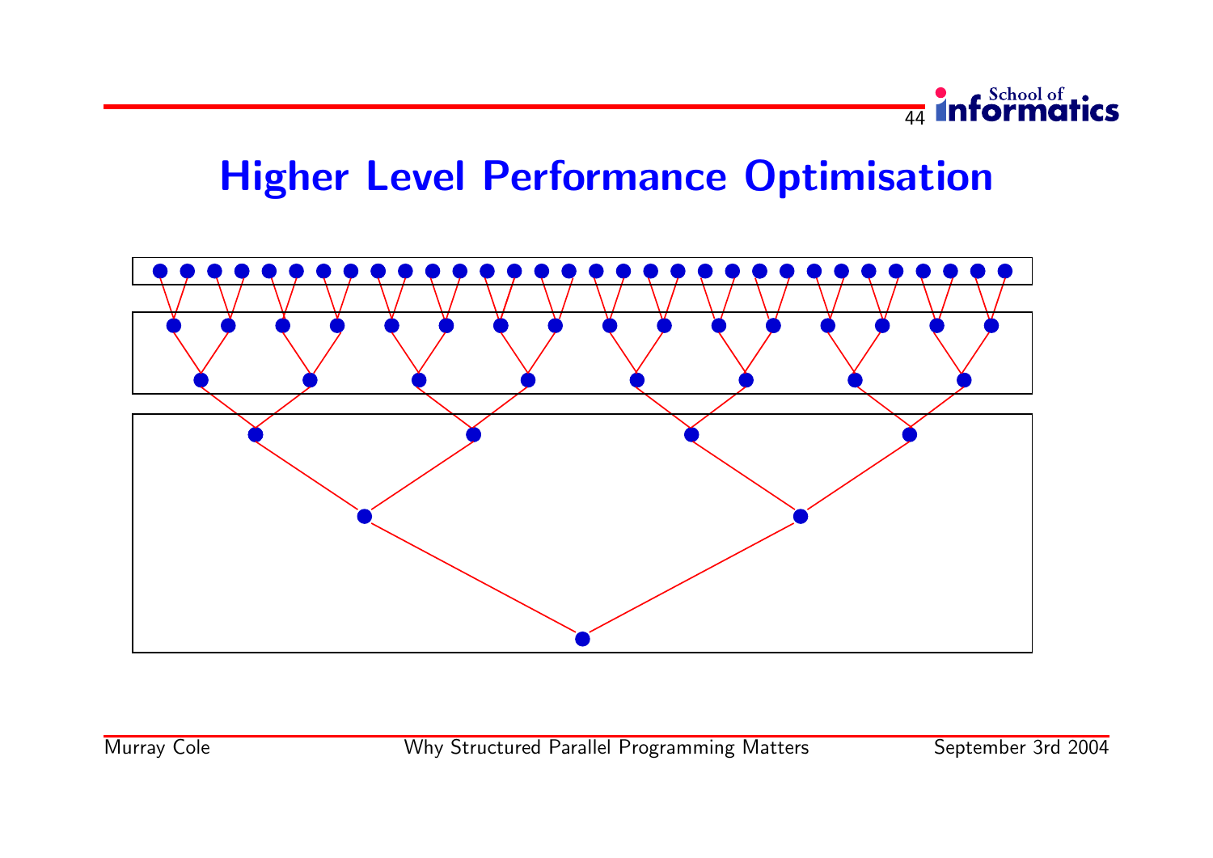# Higher Level Performance Optimisation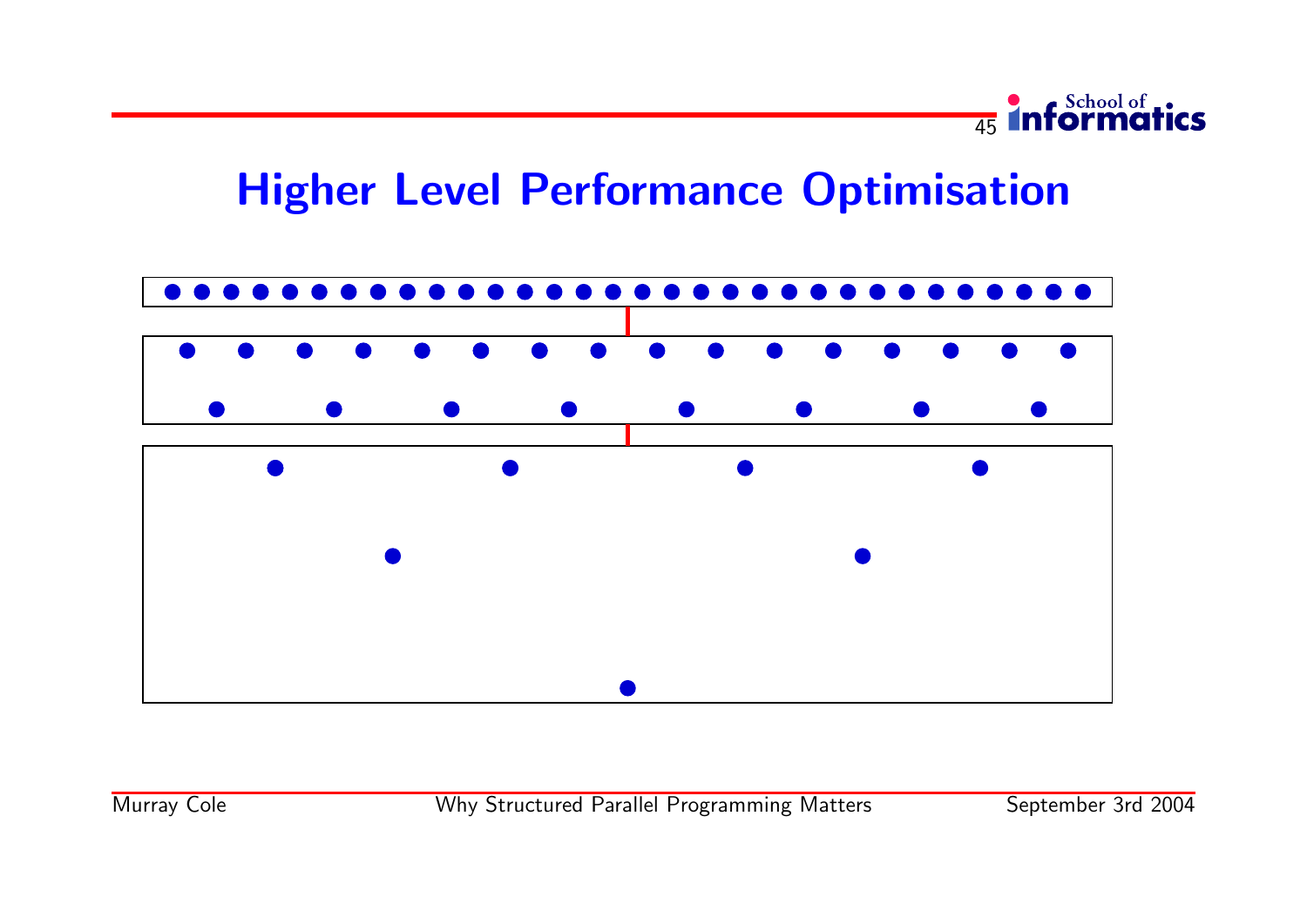# Higher Level Performance Optimisation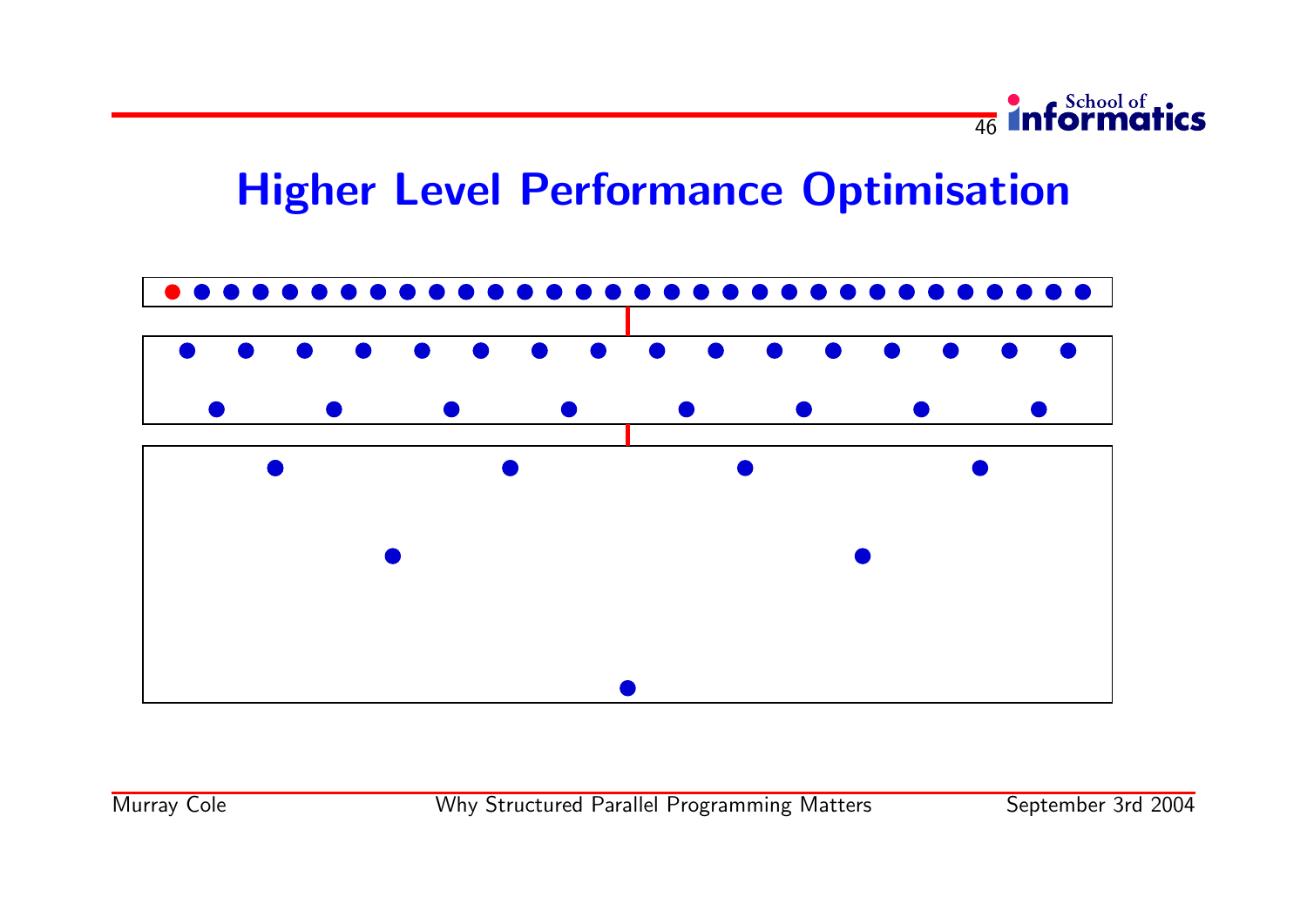# Higher Level Performance Optimisation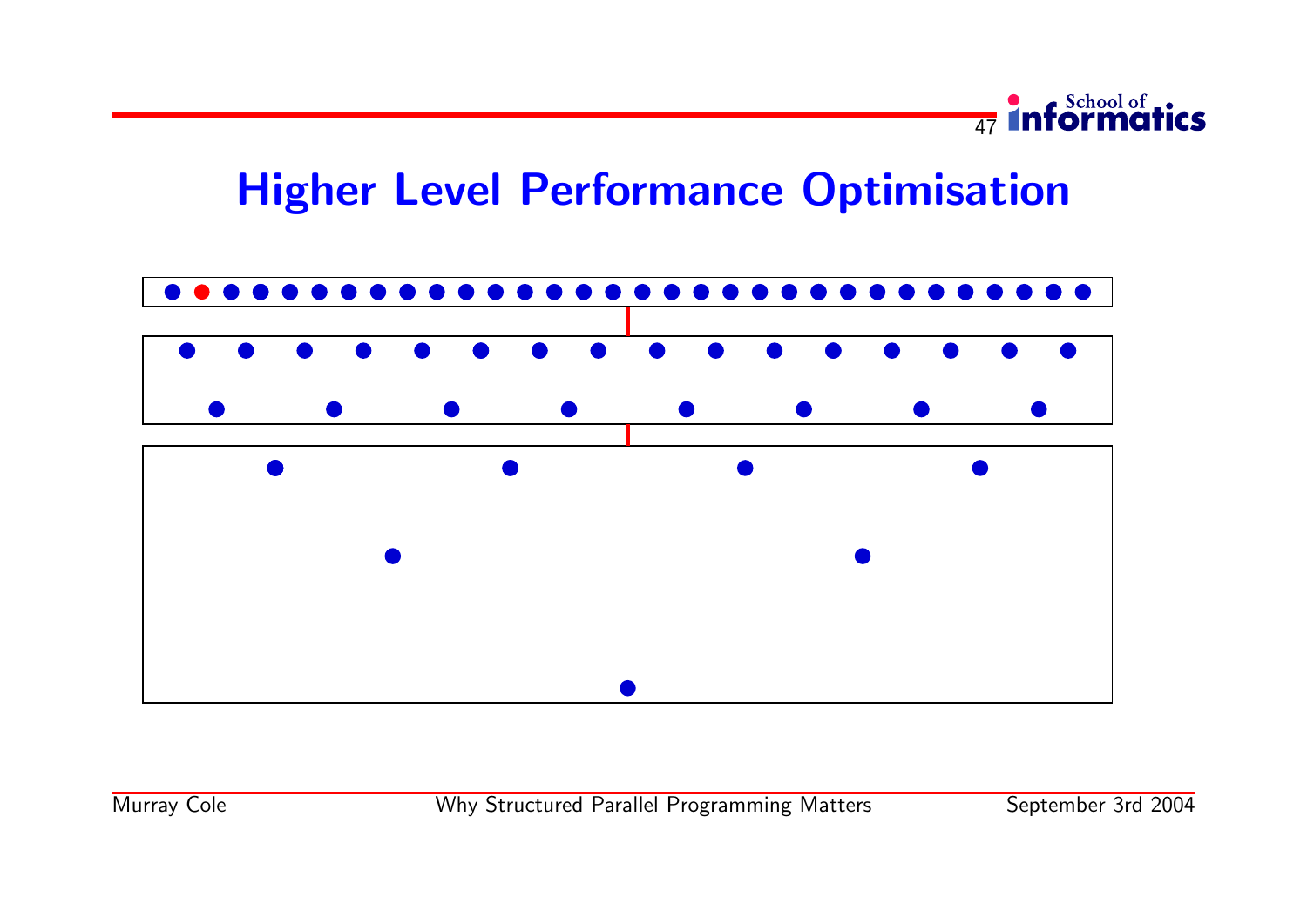# Higher Level Performance Optimisation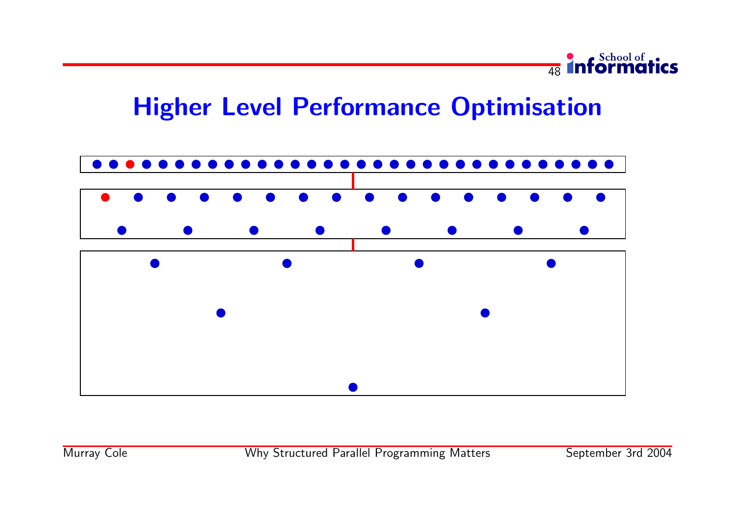# Higher Level Performance Optimisation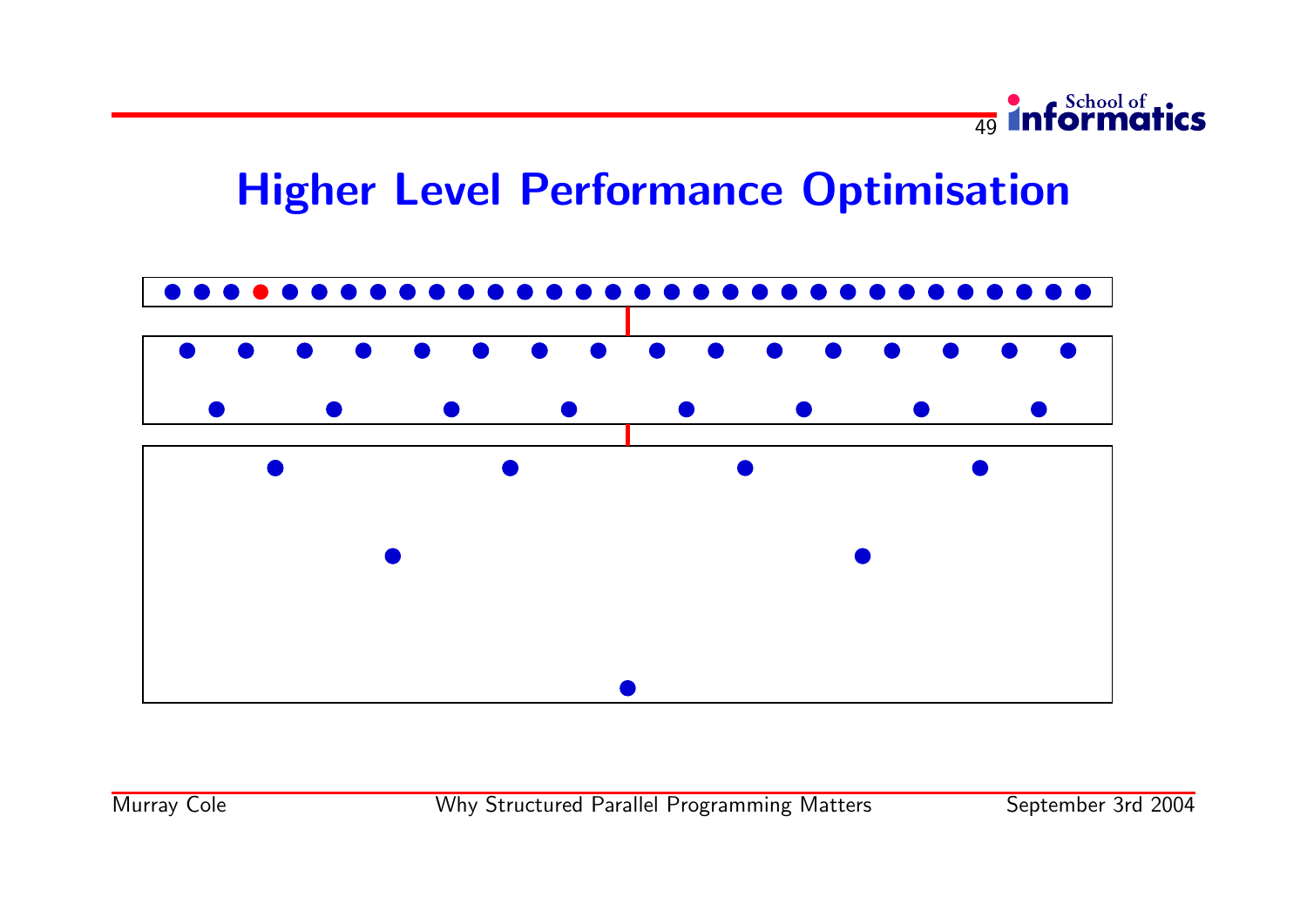# Higher Level Performance Optimisation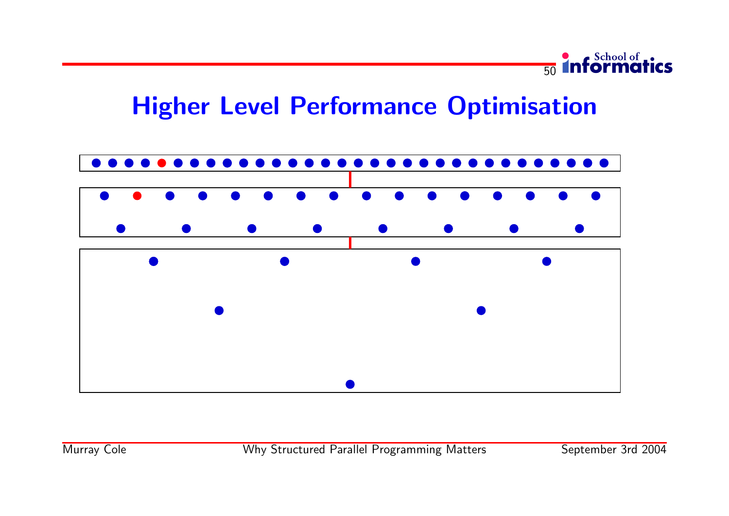# Higher Level Performance Optimisation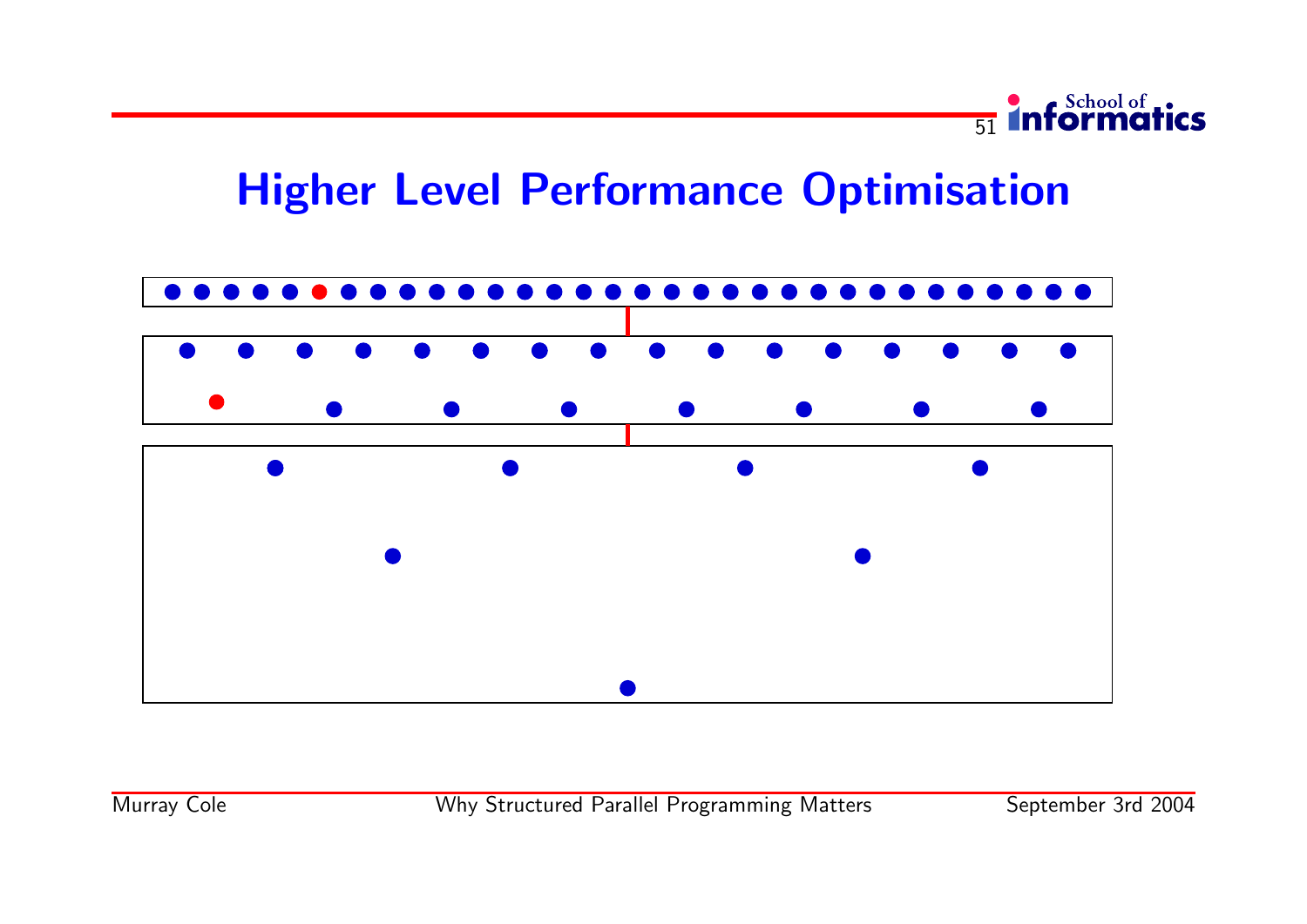# Higher Level Performance Optimisation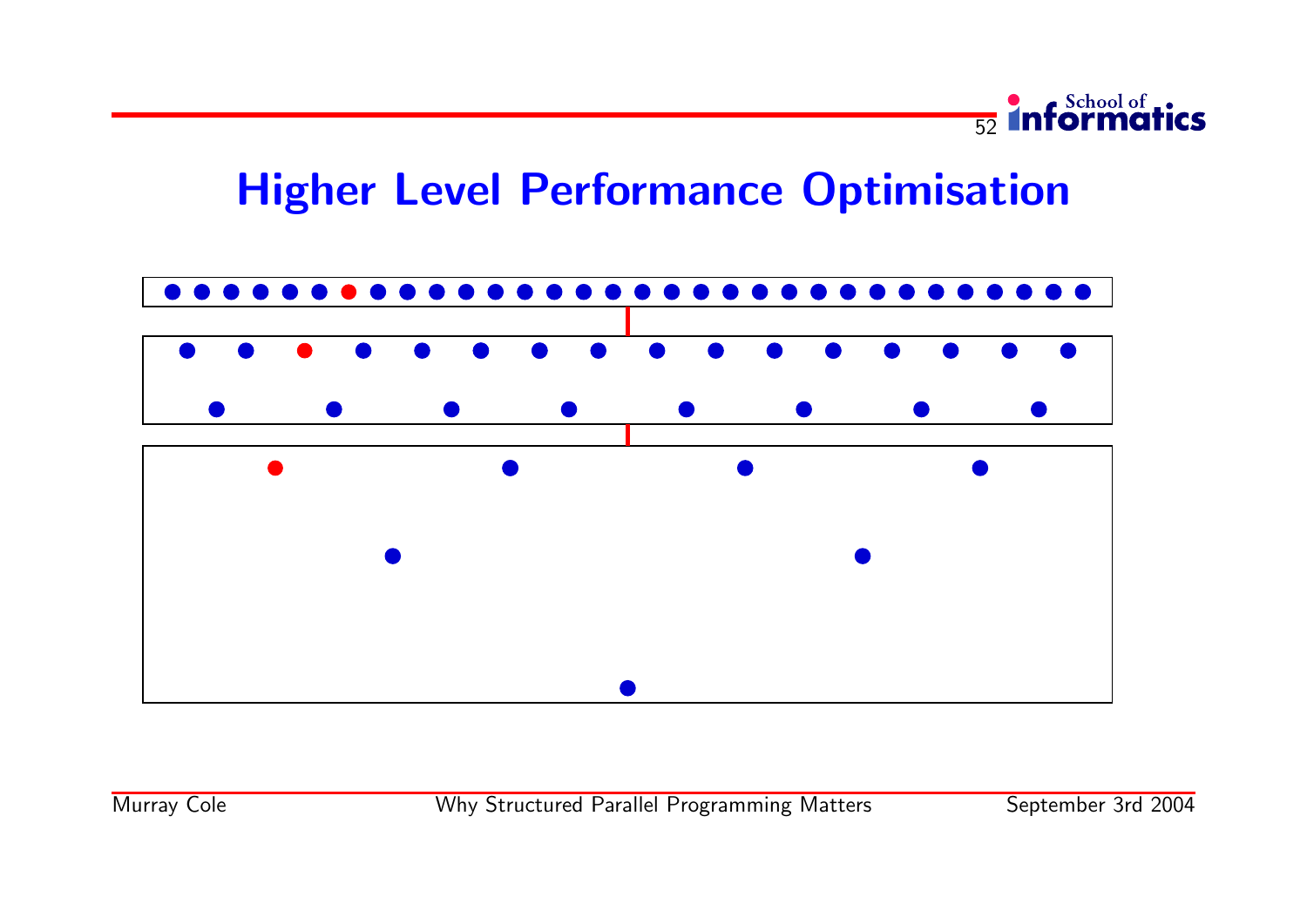# Higher Level Performance Optimisation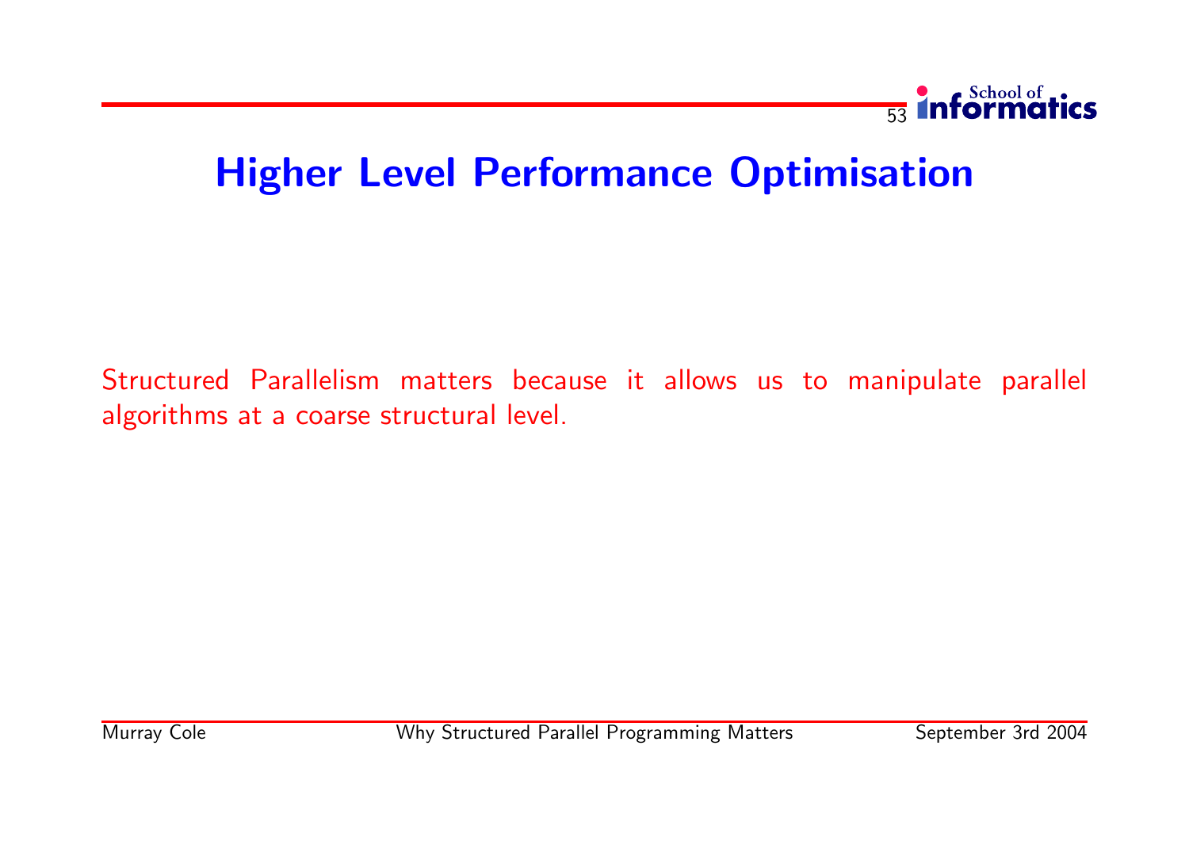# Higher Level Performance Optimisation

Structured Parallelism matters because it allows us to manipulate parallel algorithms at a coarse structural level.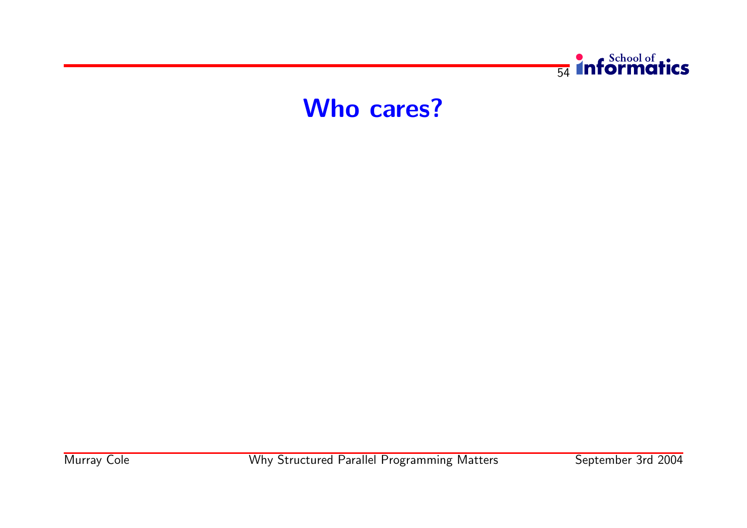# Who cares?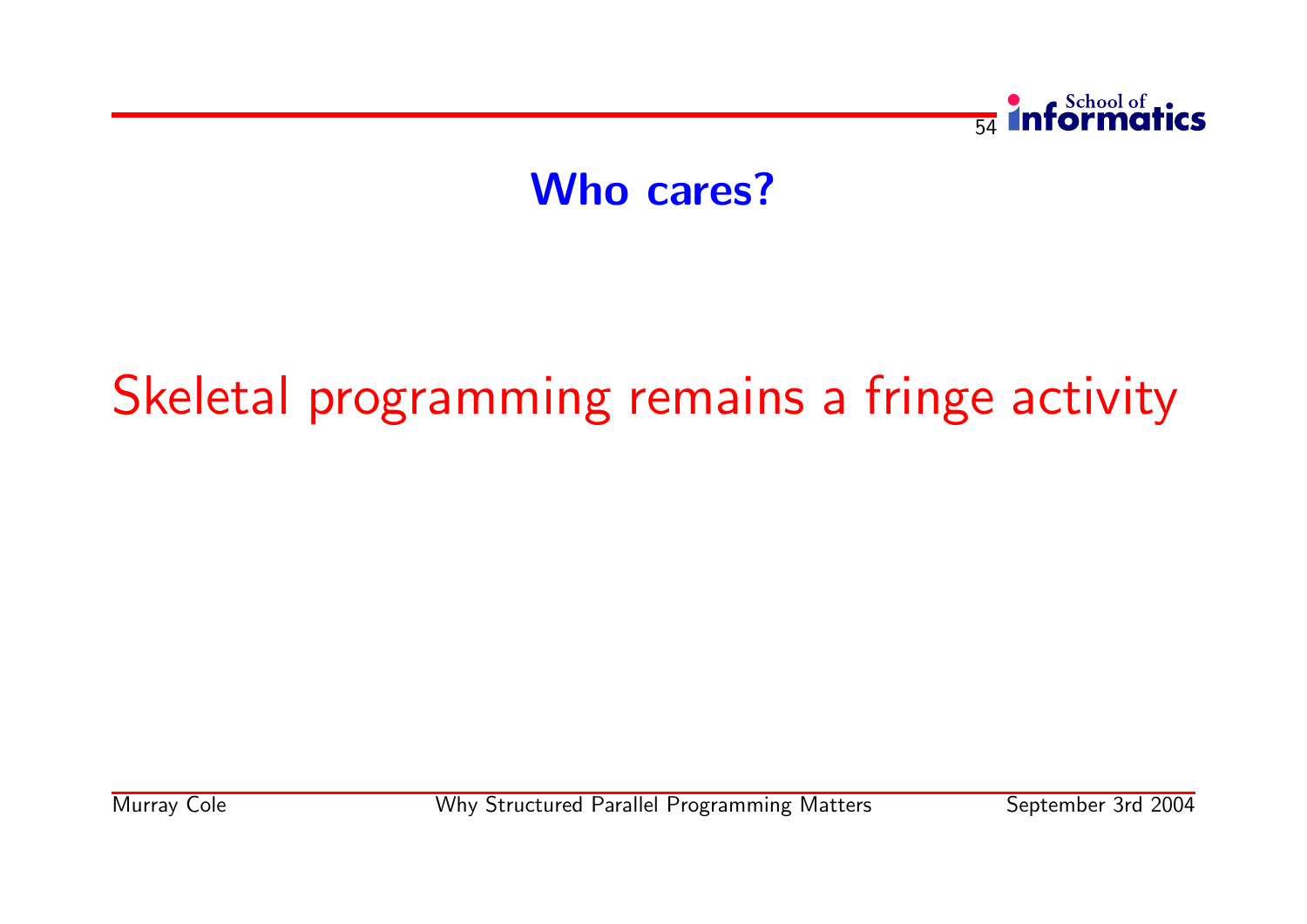# Who cares?

Skeletal programming remains a fringe activity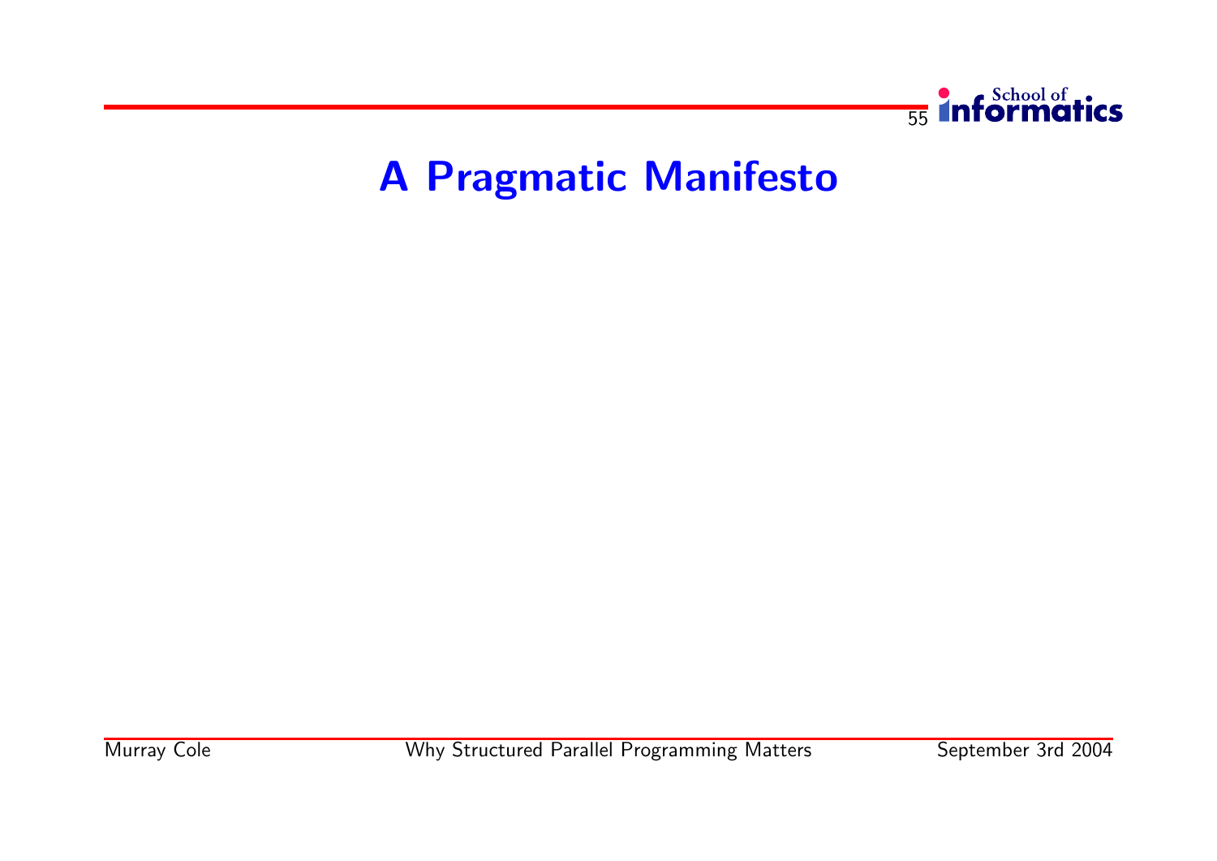# A Pragmatic Manifesto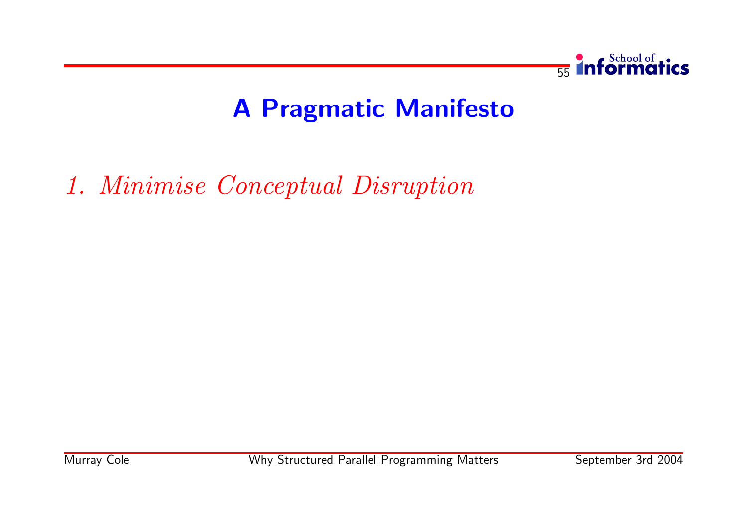# A Pragmatic Manifesto

*1. Minimise Conceptual Disruption*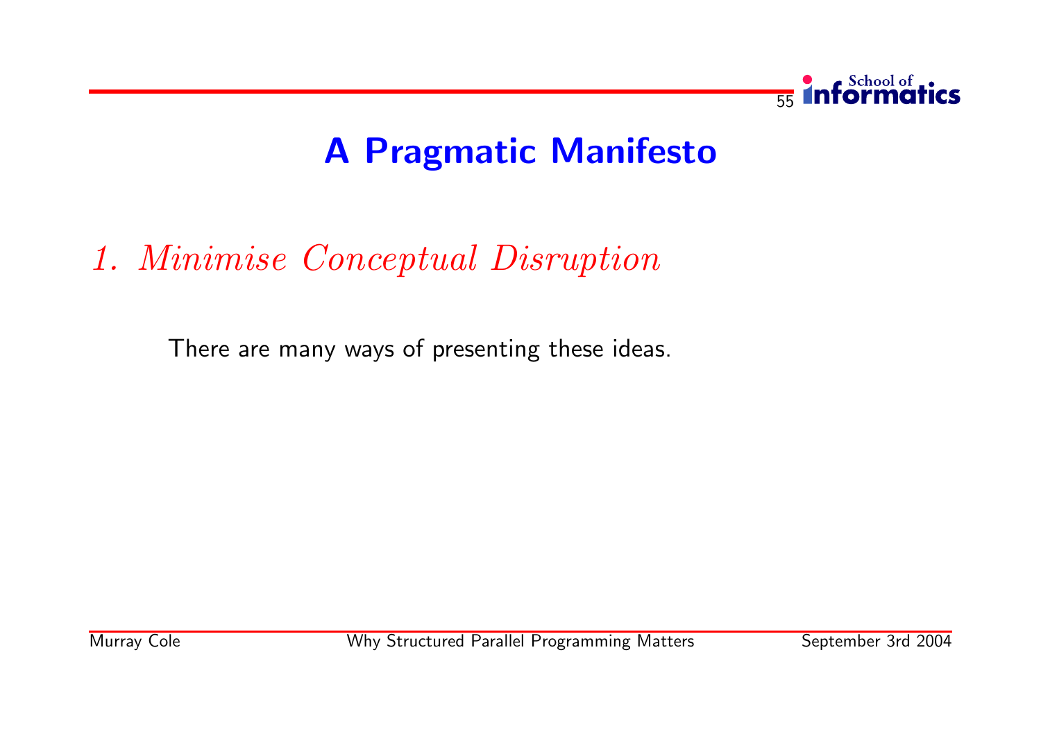# A Pragmatic Manifesto

## *1. Minimise Conceptual Disruption*

There are many ways of presenting these ideas.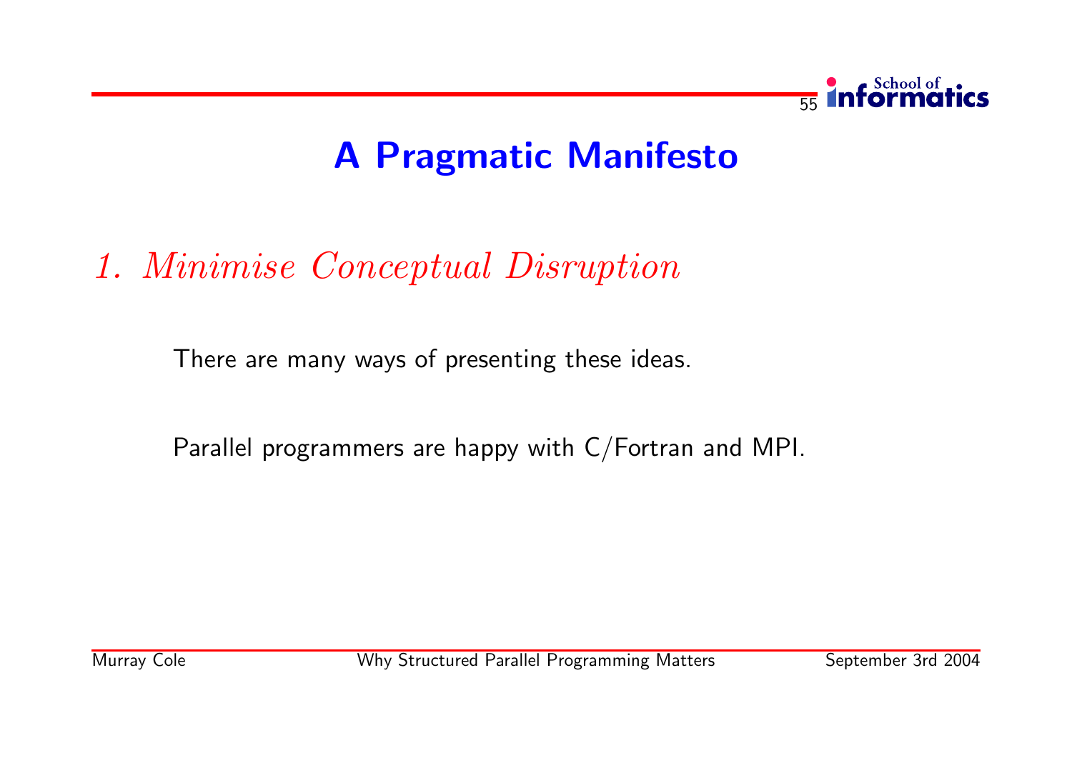# A Pragmatic Manifesto

## *1. Minimise Conceptual Disruption*

There are many ways of presenting these ideas.

Parallel programmers are happy with C/Fortran and MPI.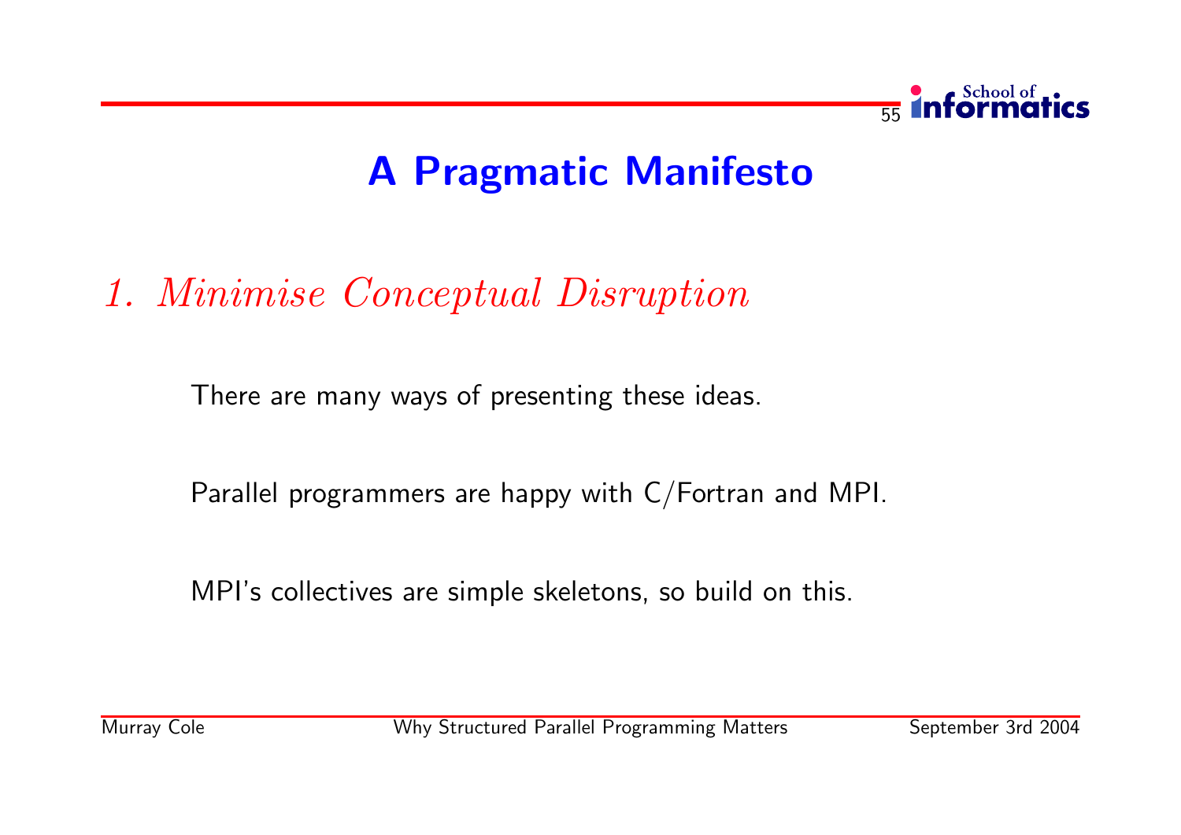# A Pragmatic Manifesto

## *1. Minimise Conceptual Disruption*

There are many ways of presenting these ideas.

Parallel programmers are happy with C/Fortran and MPI.

MPI's collectives are simple skeletons, so build on this.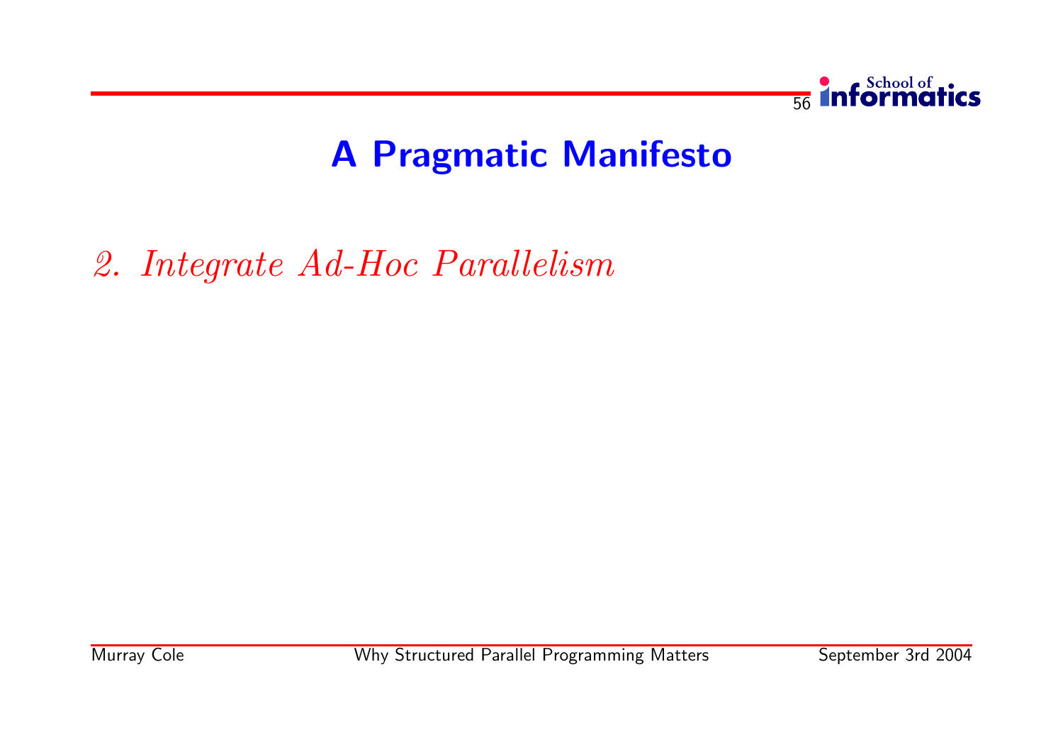# A Pragmatic Manifesto

*2. Integrate Ad-Hoc Parallelism*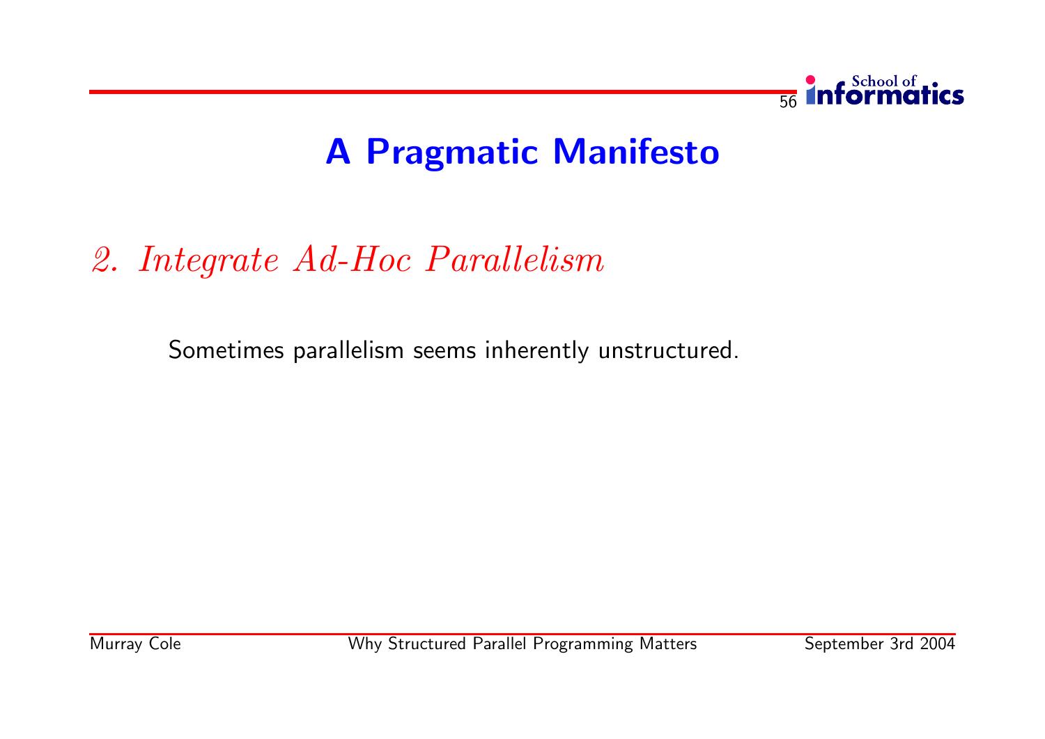# A Pragmatic Manifesto

*2. Integrate Ad-Hoc Parallelism*

Sometimes parallelism seems inherently unstructured.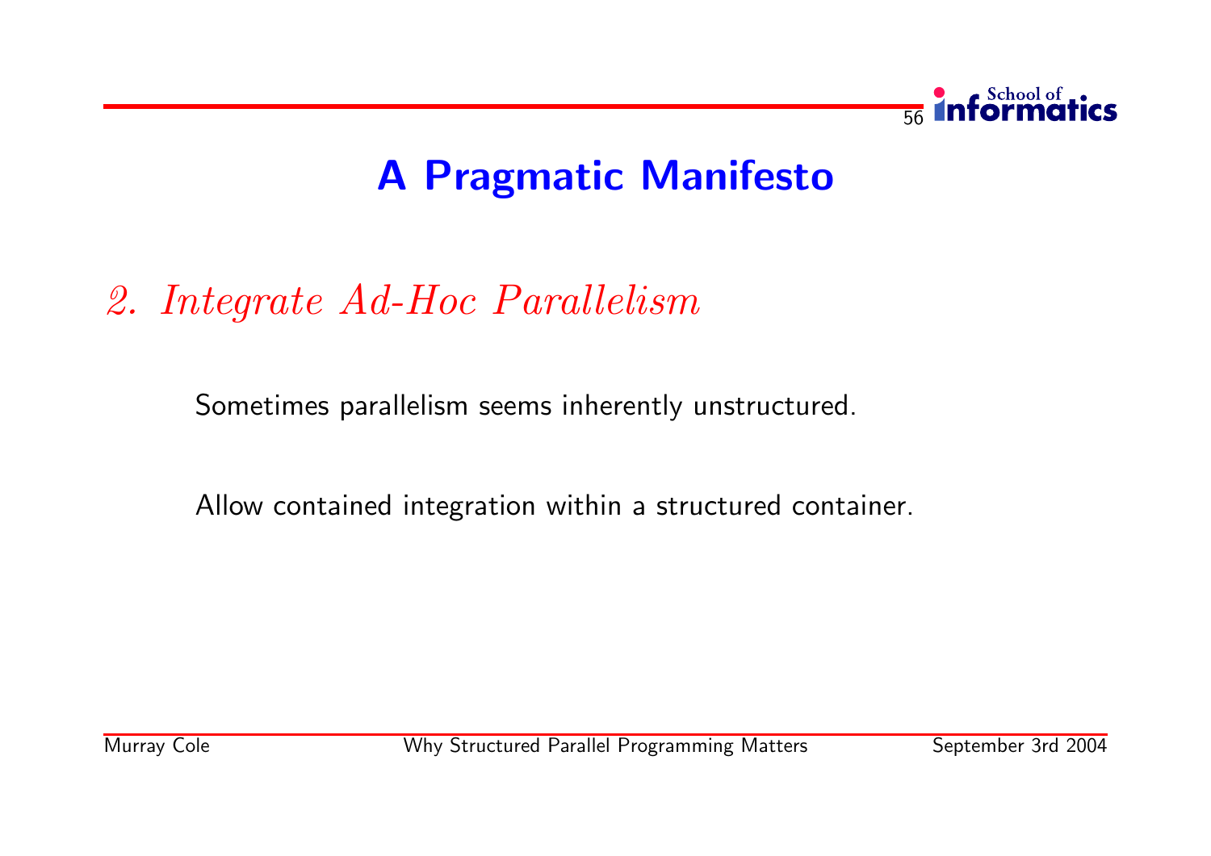# A Pragmatic Manifesto

## *2. Integrate Ad-Hoc Parallelism*

Sometimes parallelism seems inherently unstructured.

Allow contained integration within a structured container.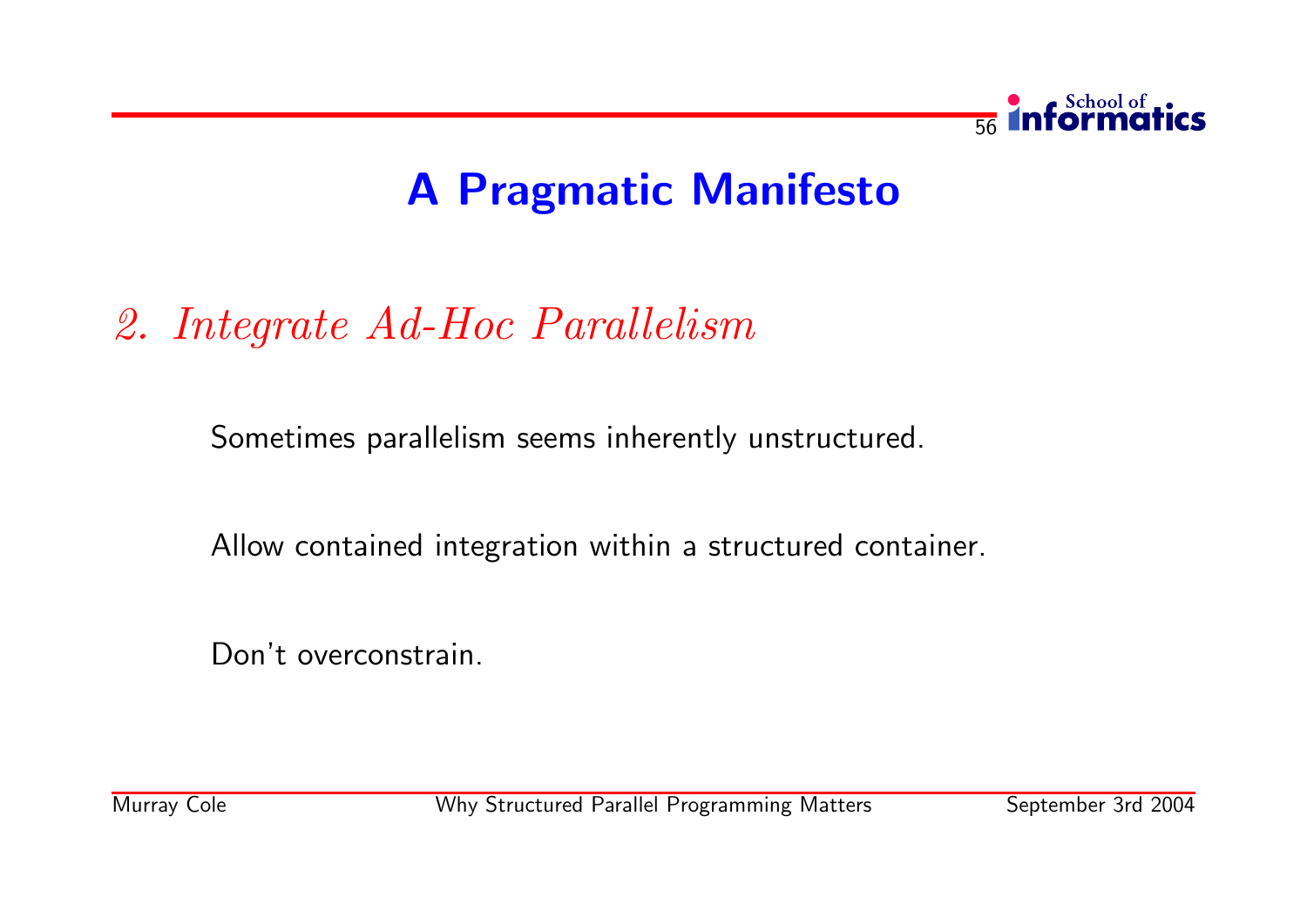# A Pragmatic Manifesto

## *2. Integrate Ad-Hoc Parallelism*

Sometimes parallelism seems inherently unstructured.

Allow contained integration within a structured container.

Don't overconstrain.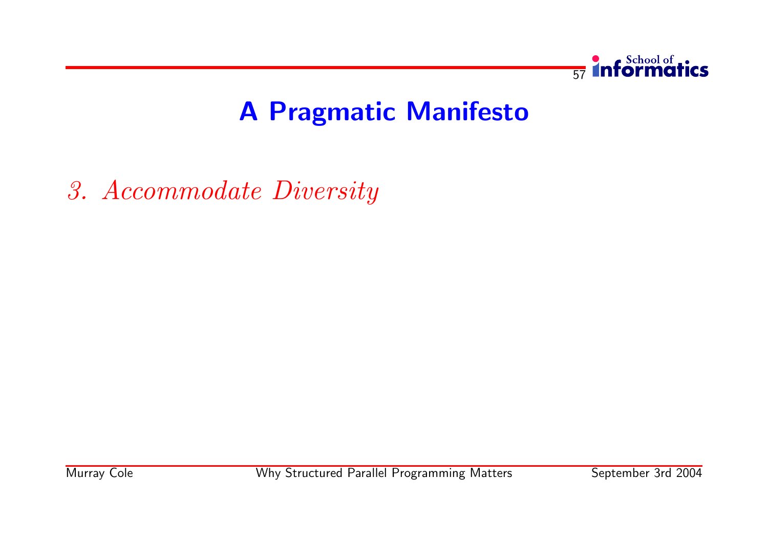# A Pragmatic Manifesto

*3. Accommodate Diversity*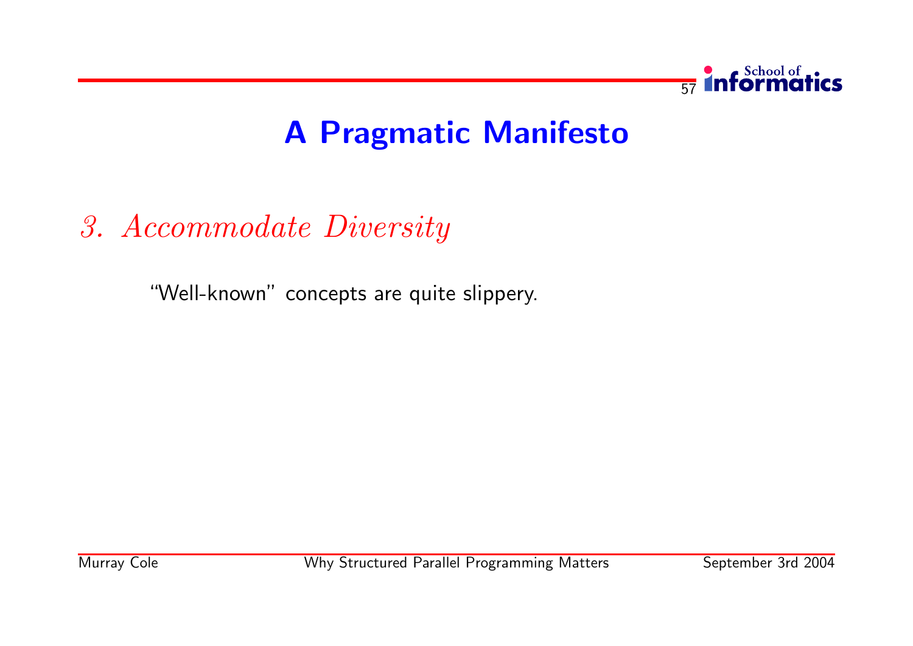# A Pragmatic Manifesto

## *3. Accommodate Diversity*

"Well-known" concepts are quite slippery.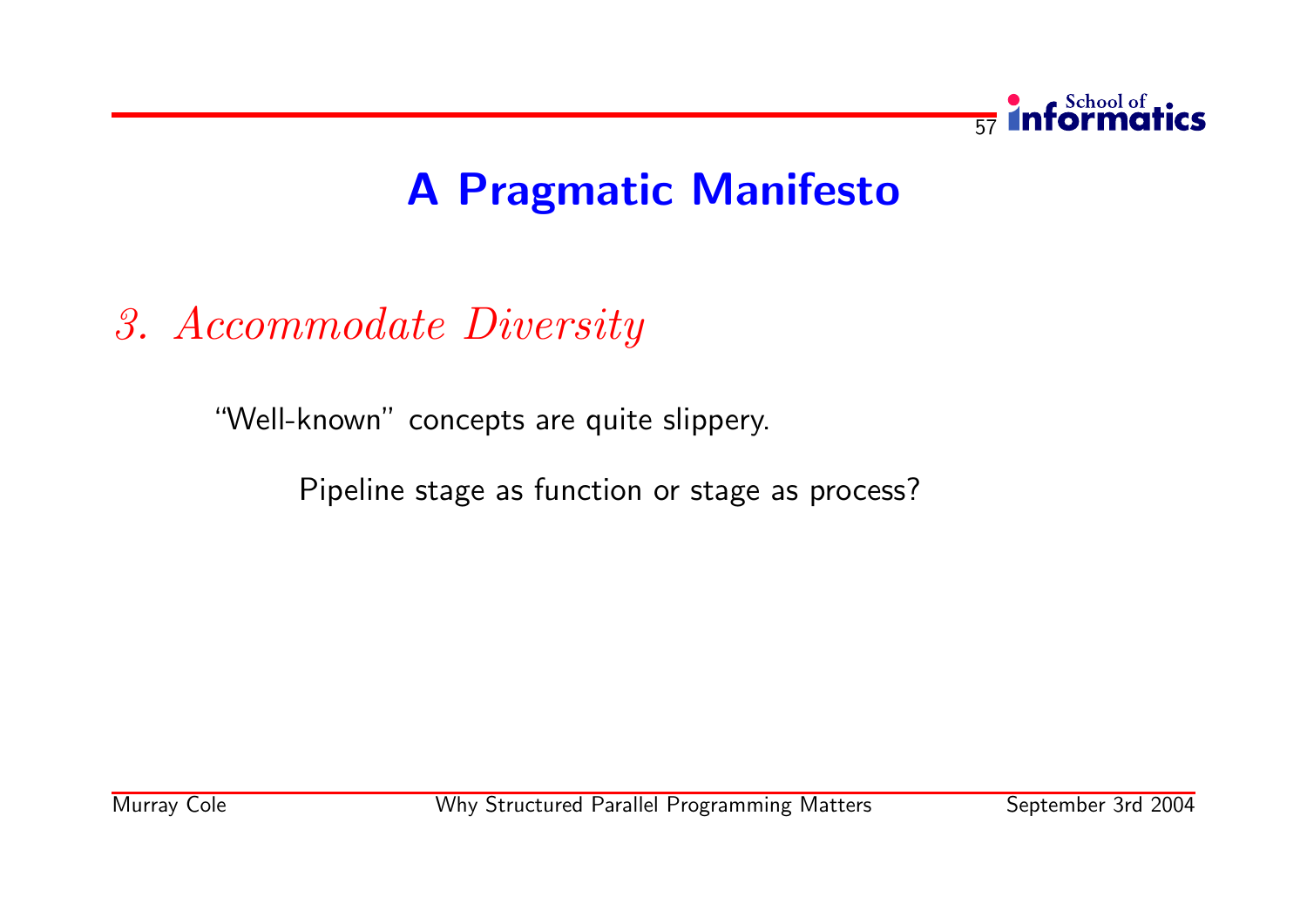# A Pragmatic Manifesto

*3. Accommodate Diversity*

"Well-known" concepts are quite slippery.

Pipeline stage as function or stage as process?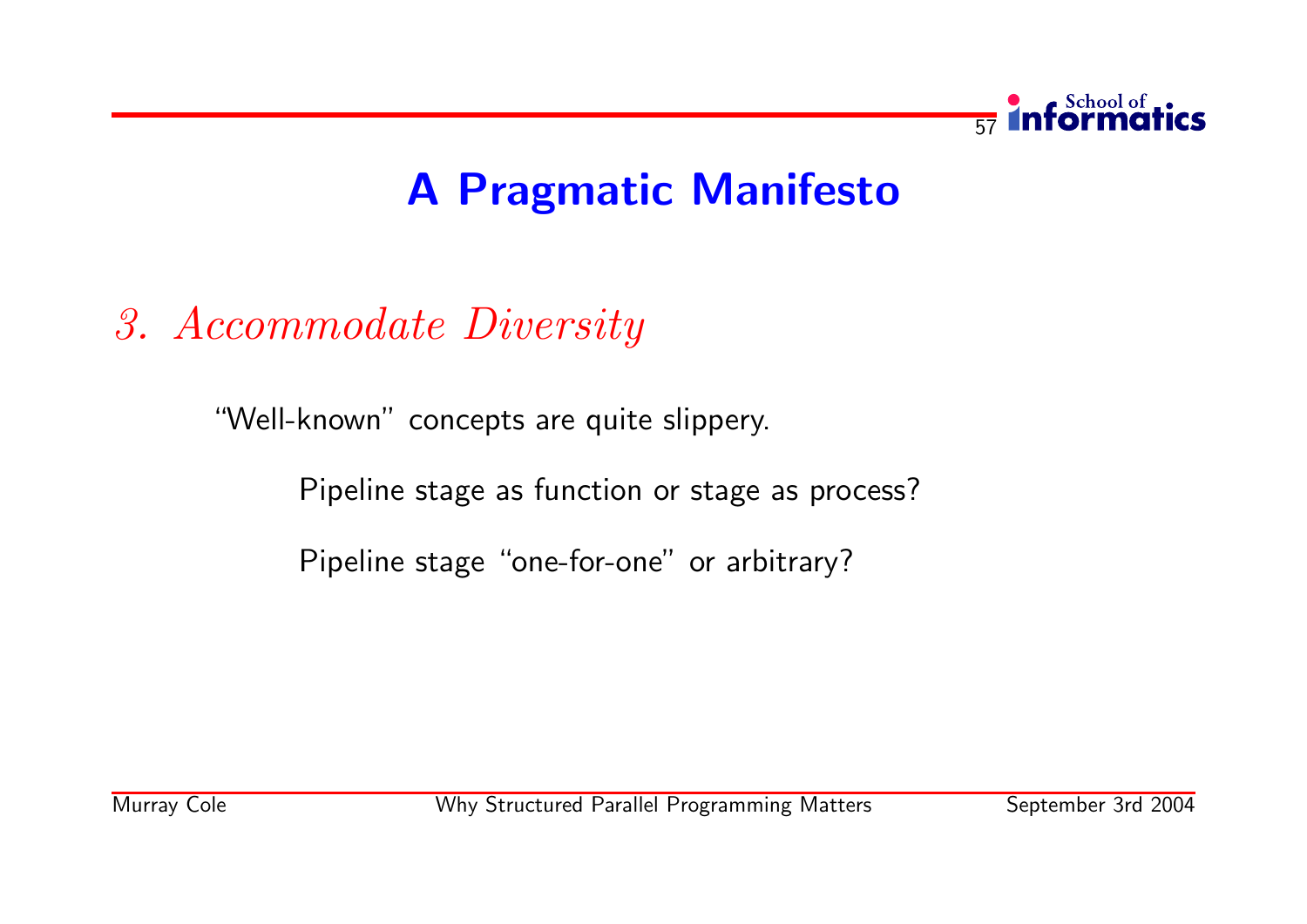# A Pragmatic Manifesto

## *3. Accommodate Diversity*

"Well-known" concepts are quite slippery.

Pipeline stage as function or stage as process?

Pipeline stage "one-for-one" or arbitrary?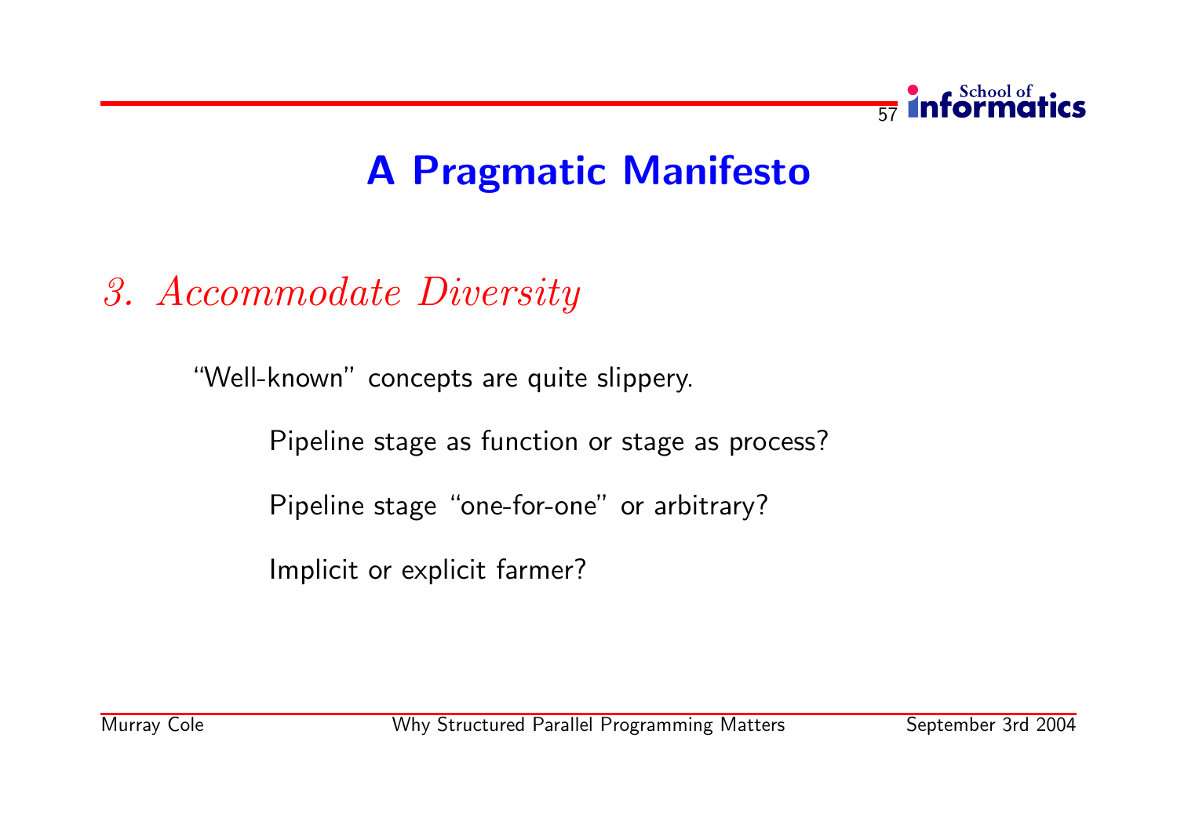# A Pragmatic Manifesto

## *3. Accommodate Diversity*

"Well-known" concepts are quite slippery.

Pipeline stage as function or stage as process?

Pipeline stage "one-for-one" or arbitrary?

Implicit or explicit farmer?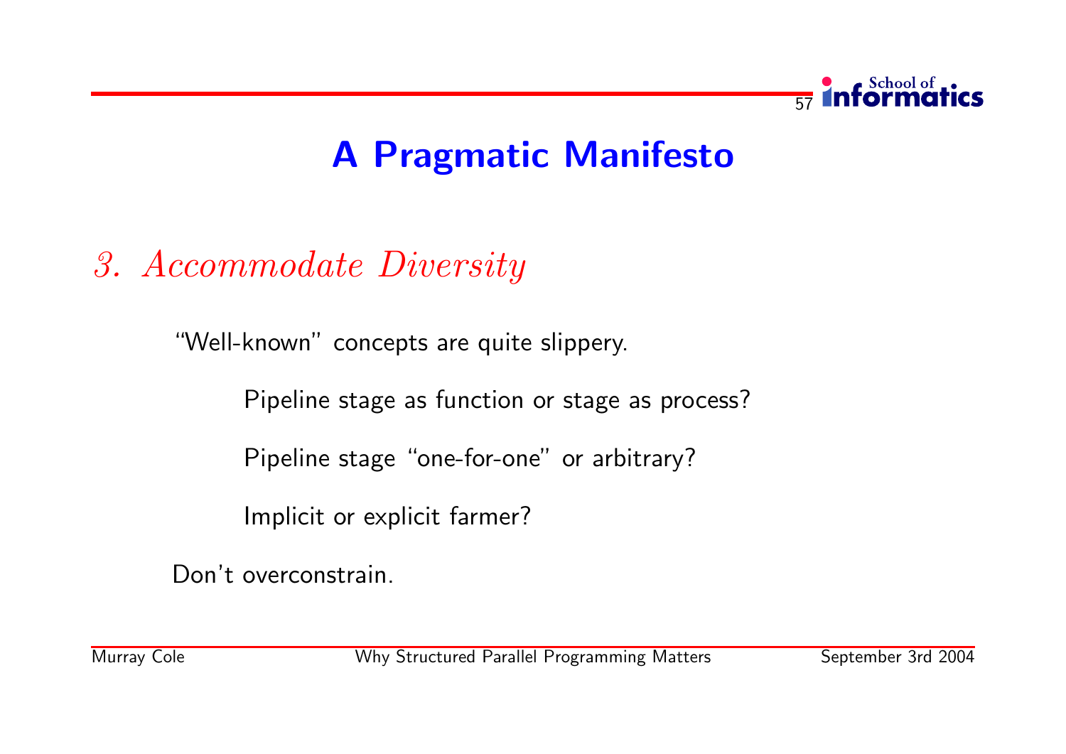# A Pragmatic Manifesto

## *3. Accommodate Diversity*

"Well-known" concepts are quite slippery.

> Pipeline stage as function or stage as process?
>
> Pipeline stage "one-for-one" or arbitrary?
>
> Implicit or explicit farmer?

Don't overconstrain.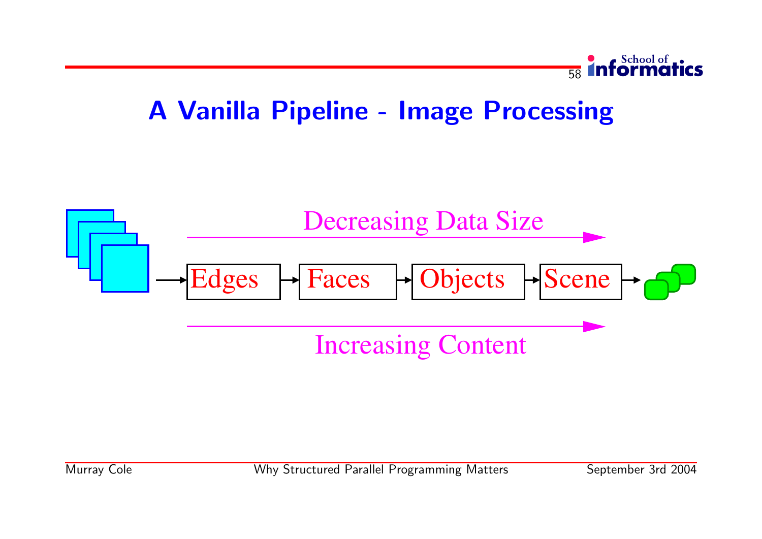# A Vanilla Pipeline - Image Processing

Decreasing Data Size

Edges → Faces → Objects → Scene

Increasing Content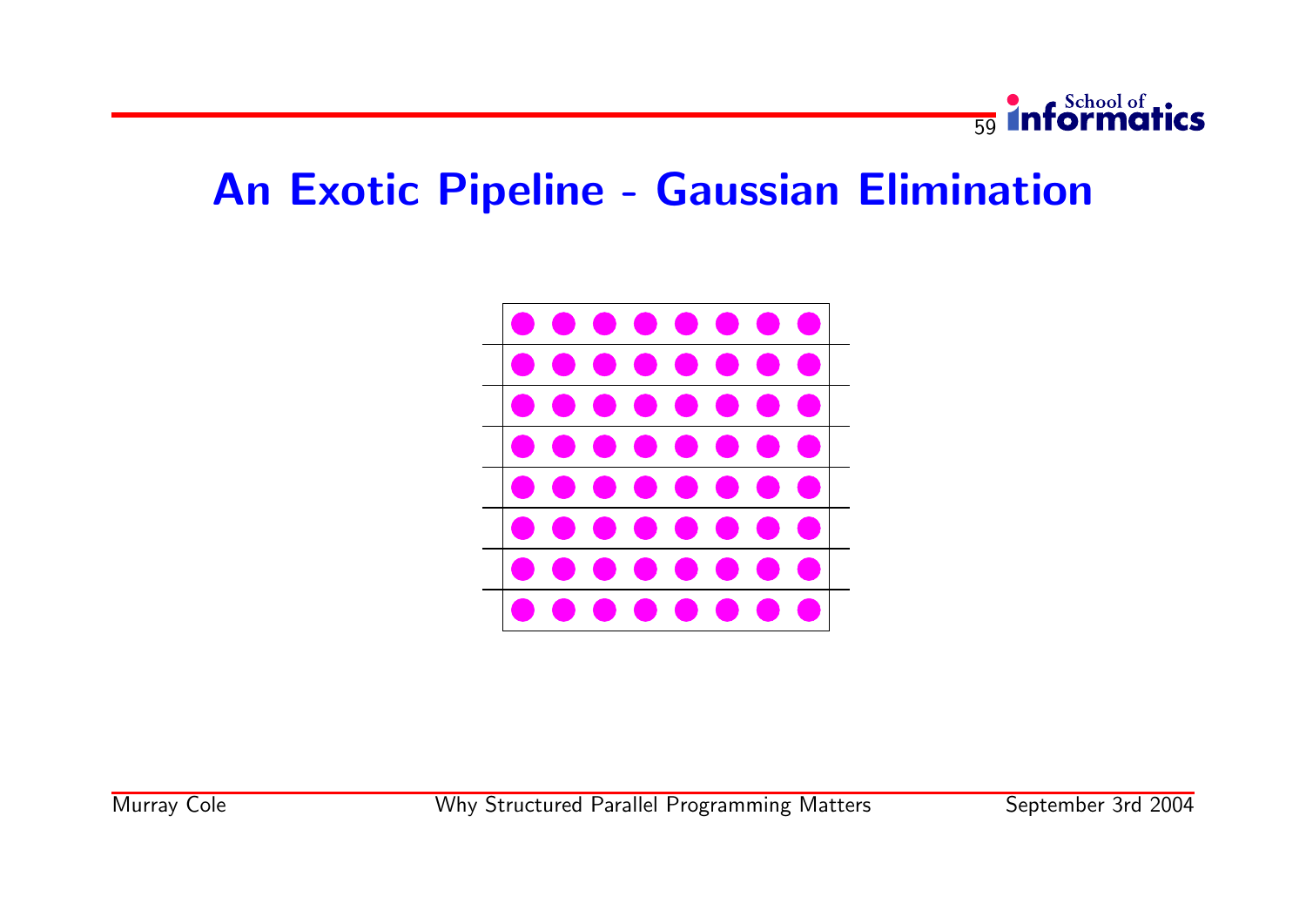# An Exotic Pipeline - Gaussian Elimination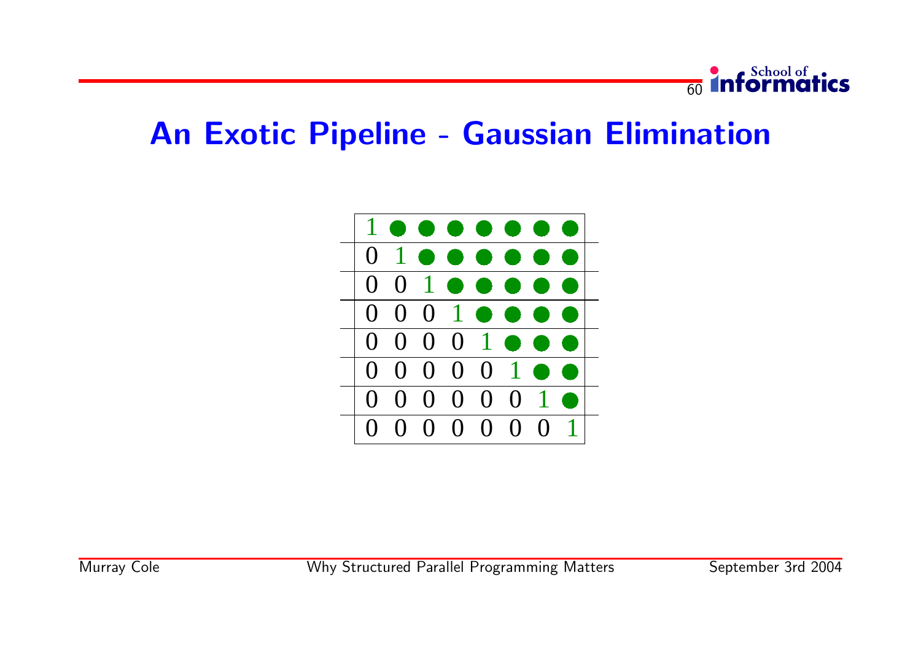# An Exotic Pipeline - Gaussian Elimination

| | | | | | | | |
|---|---|---|---|---|---|---|---|
| 1 | ● | ● | ● | ● | ● | ● | ● |
| 0 | 1 | ● | ● | ● | ● | ● | ● |
| 0 | 0 | 1 | ● | ● | ● | ● | ● |
| 0 | 0 | 0 | 1 | ● | ● | ● | ● |
| 0 | 0 | 0 | 0 | 1 | ● | ● | ● |
| 0 | 0 | 0 | 0 | 0 | 1 | ● | ● |
| 0 | 0 | 0 | 0 | 0 | 0 | 1 | ● |
| 0 | 0 | 0 | 0 | 0 | 0 | 0 | 1 |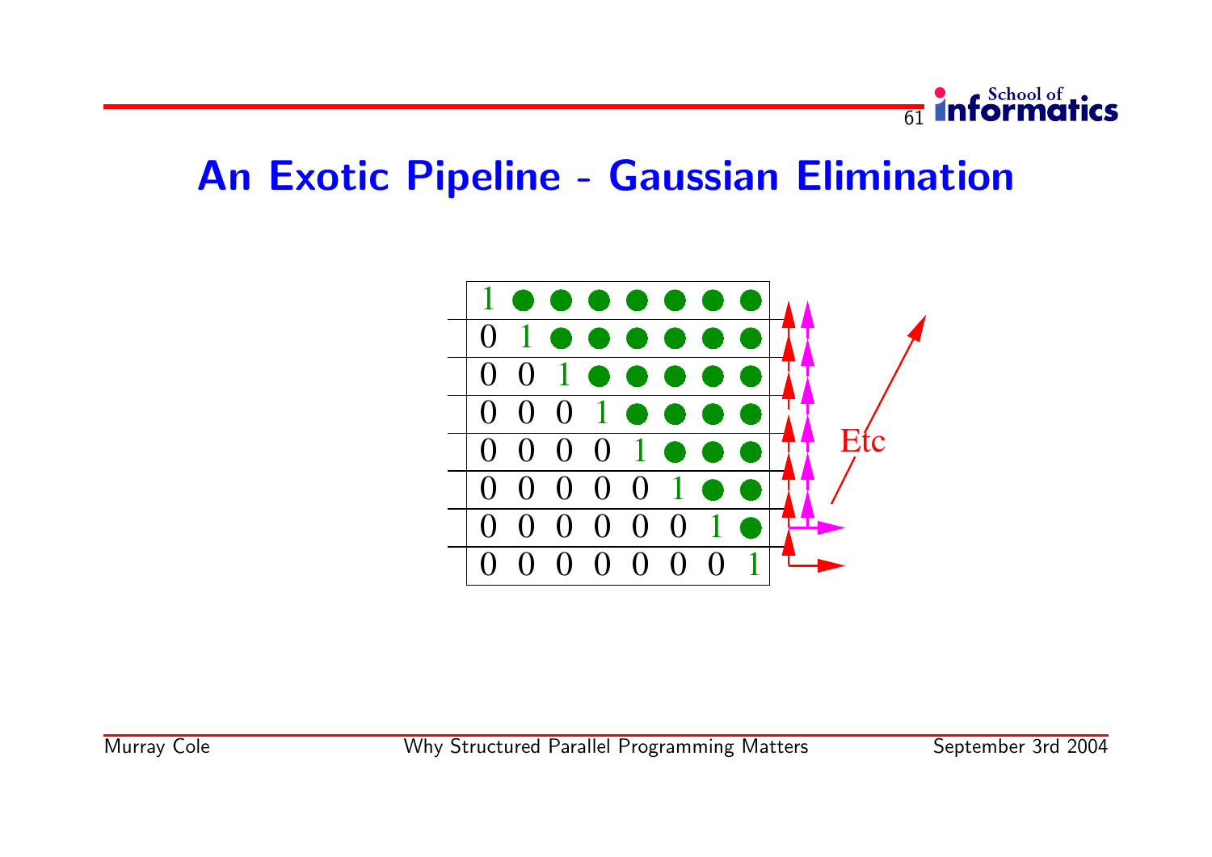# An Exotic Pipeline - Gaussian Elimination

| | | | | | | | |
|---|---|---|---|---|---|---|---|
| 1 | ● | ● | ● | ● | ● | ● | ● |
| 0 | 1 | ● | ● | ● | ● | ● | ● |
| 0 | 0 | 1 | ● | ● | ● | ● | ● |
| 0 | 0 | 0 | 1 | ● | ● | ● | ● |
| 0 | 0 | 0 | 0 | 1 | ● | ● | ● |
| 0 | 0 | 0 | 0 | 0 | 1 | ● | ● |
| 0 | 0 | 0 | 0 | 0 | 0 | 1 | ● |
| 0 | 0 | 0 | 0 | 0 | 0 | 0 | 1 |

Etc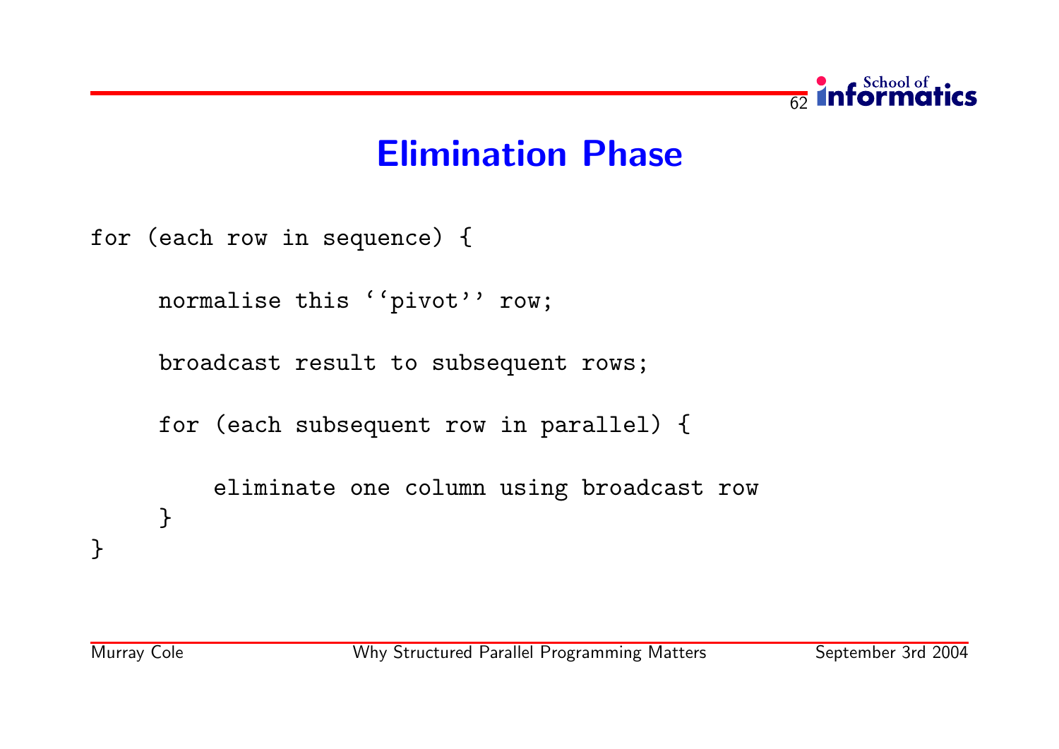# Elimination Phase

```
for (each row in sequence) {

     normalise this ``pivot'' row;

     broadcast result to subsequent rows;

     for (each subsequent row in parallel) {

         eliminate one column using broadcast row
     }
}
```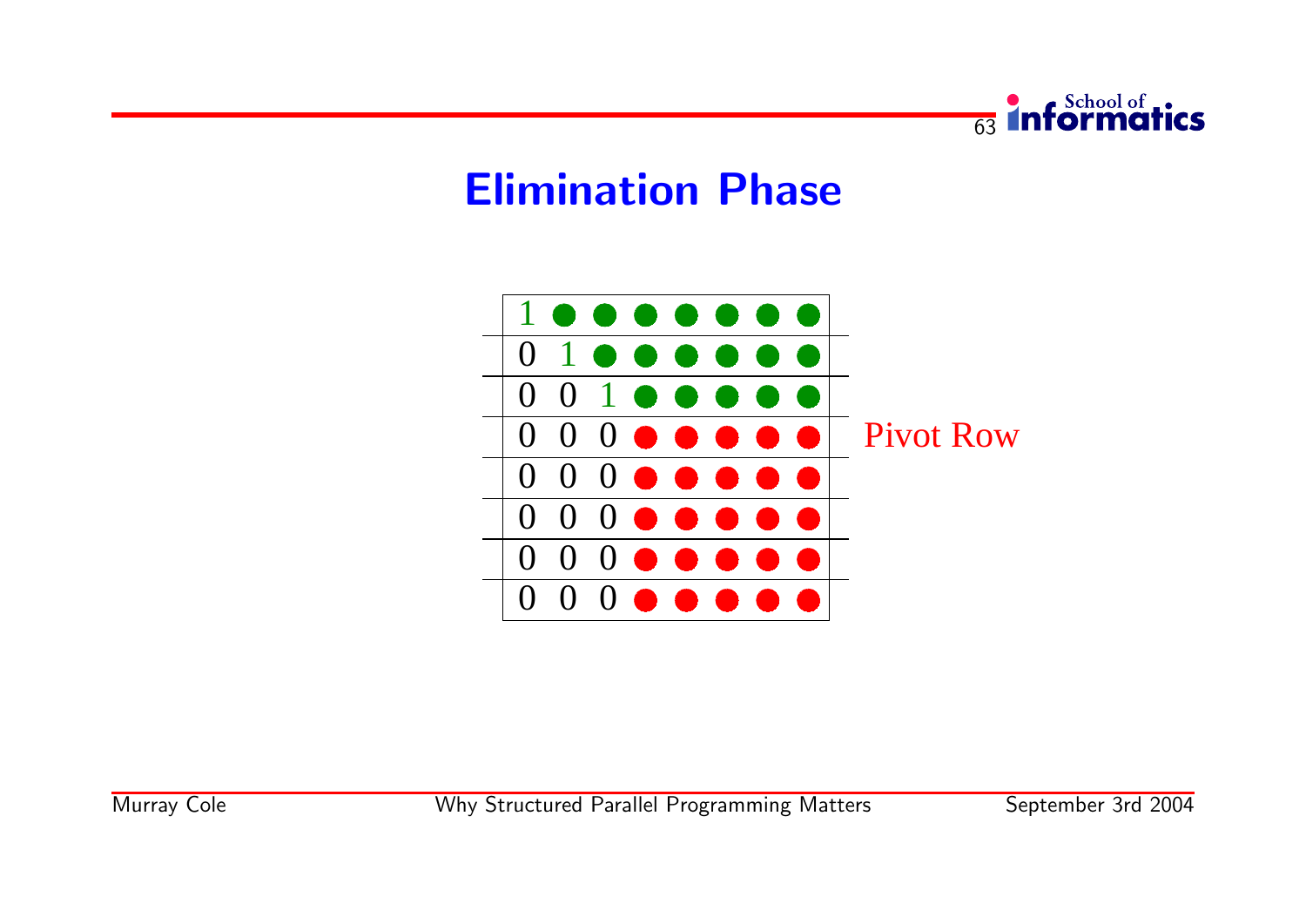# Elimination Phase

| | | | | | | | | |
|---|---|---|---|---|---|---|---|---|
| 1 | ● | ● | ● | ● | ● | ● | ● | |
| 0 | 1 | ● | ● | ● | ● | ● | ● | |
| 0 | 0 | 1 | ● | ● | ● | ● | ● | |
| 0 | 0 | 0 | ● | ● | ● | ● | ● | Pivot Row |
| 0 | 0 | 0 | ● | ● | ● | ● | ● | |
| 0 | 0 | 0 | ● | ● | ● | ● | ● | |
| 0 | 0 | 0 | ● | ● | ● | ● | ● | |
| 0 | 0 | 0 | ● | ● | ● | ● | ● | |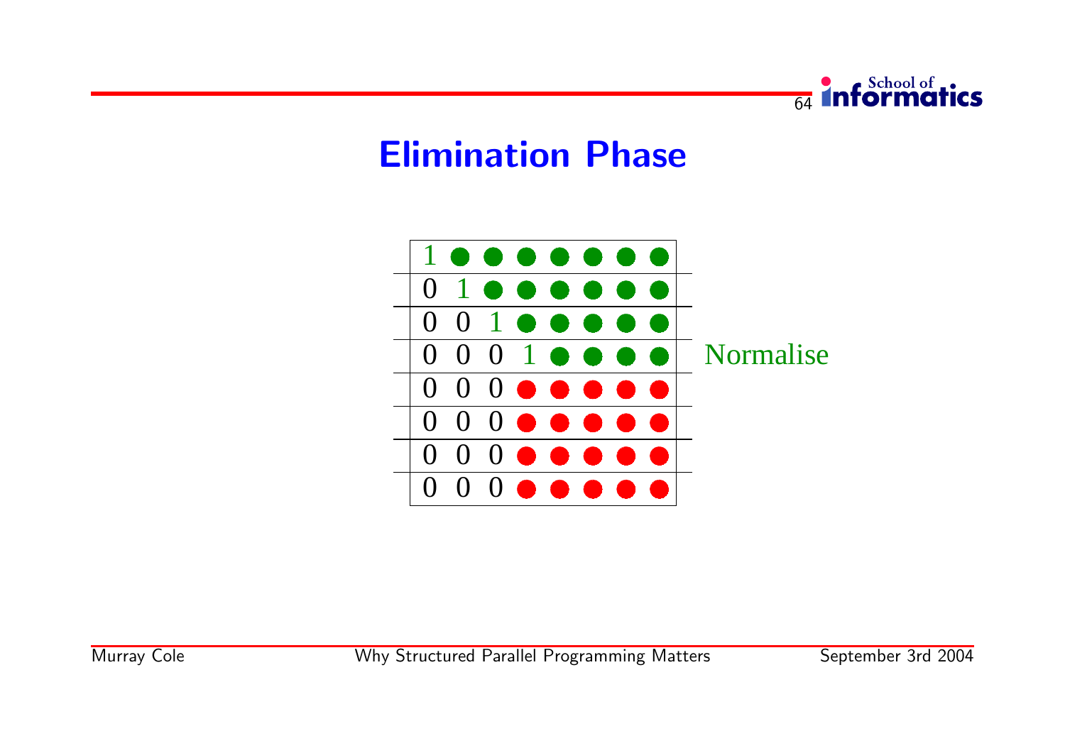## Elimination Phase

| | | | | | | | |
|---|---|---|---|---|---|---|---|
| 1 | ● | ● | ● | ● | ● | ● | ● |
| 0 | 1 | ● | ● | ● | ● | ● | ● |
| 0 | 0 | 1 | ● | ● | ● | ● | ● |
| 0 | 0 | 0 | 1 | ● | ● | ● | ● |
| 0 | 0 | 0 | ● | ● | ● | ● | ● |
| 0 | 0 | 0 | ● | ● | ● | ● | ● |
| 0 | 0 | 0 | ● | ● | ● | ● | ● |
| 0 | 0 | 0 | ● | ● | ● | ● | ● |

Normalise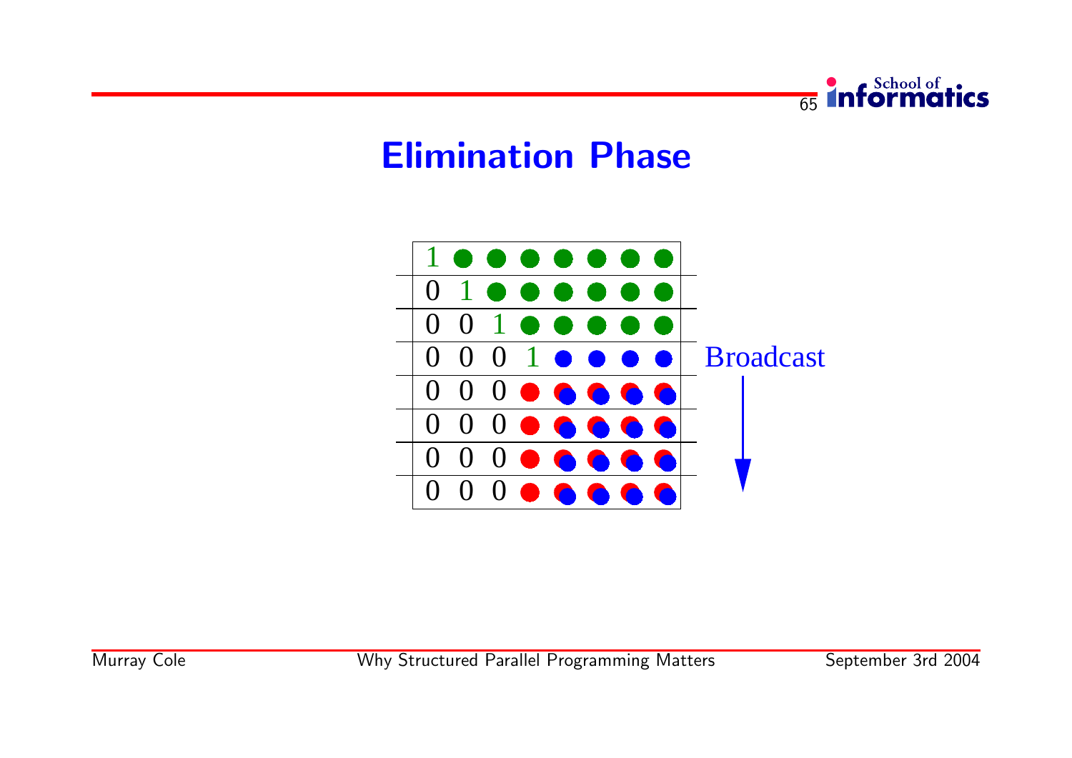# Elimination Phase

| | | | | | | | |
|---|---|---|---|---|---|---|---|
| 1 | ● | ● | ● | ● | ● | ● | ● |
| 0 | 1 | ● | ● | ● | ● | ● | ● |
| 0 | 0 | 1 | ● | ● | ● | ● | ● |
| 0 | 0 | 0 | 1 | ● | ● | ● | ● |
| 0 | 0 | 0 | ● | ● | ● | ● | ● |
| 0 | 0 | 0 | ● | ● | ● | ● | ● |
| 0 | 0 | 0 | ● | ● | ● | ● | ● |
| 0 | 0 | 0 | ● | ● | ● | ● | ● |

Broadcast ↓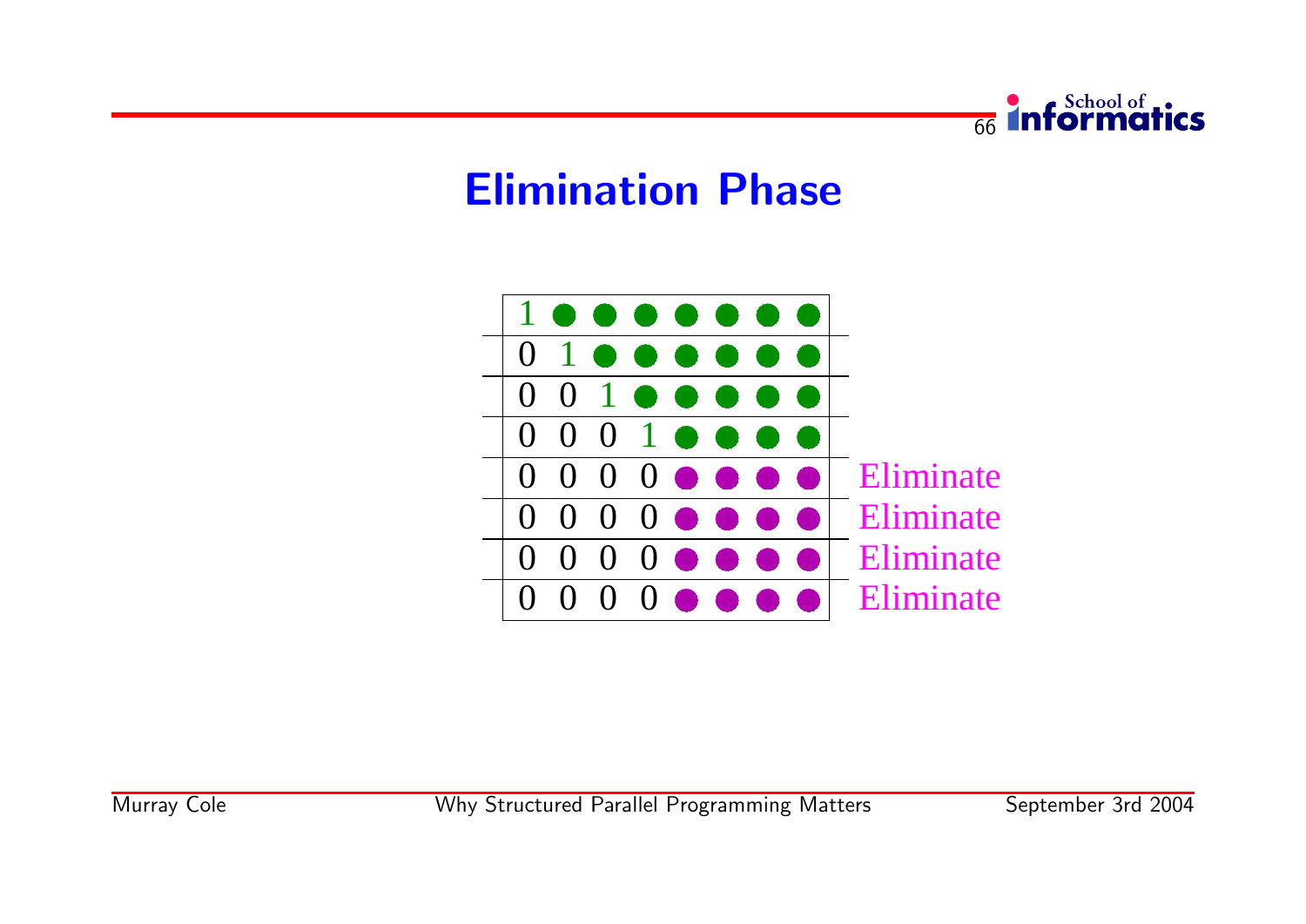## Elimination Phase

| | | | | | | | | |
|---|---|---|---|---|---|---|---|---|
| 1 | ● | ● | ● | ● | ● | ● | ● | |
| 0 | 1 | ● | ● | ● | ● | ● | ● | |
| 0 | 0 | 1 | ● | ● | ● | ● | ● | |
| 0 | 0 | 0 | 1 | ● | ● | ● | ● | |
| 0 | 0 | 0 | 0 | ● | ● | ● | ● | Eliminate |
| 0 | 0 | 0 | 0 | ● | ● | ● | ● | Eliminate |
| 0 | 0 | 0 | 0 | ● | ● | ● | ● | Eliminate |
| 0 | 0 | 0 | 0 | ● | ● | ● | ● | Eliminate |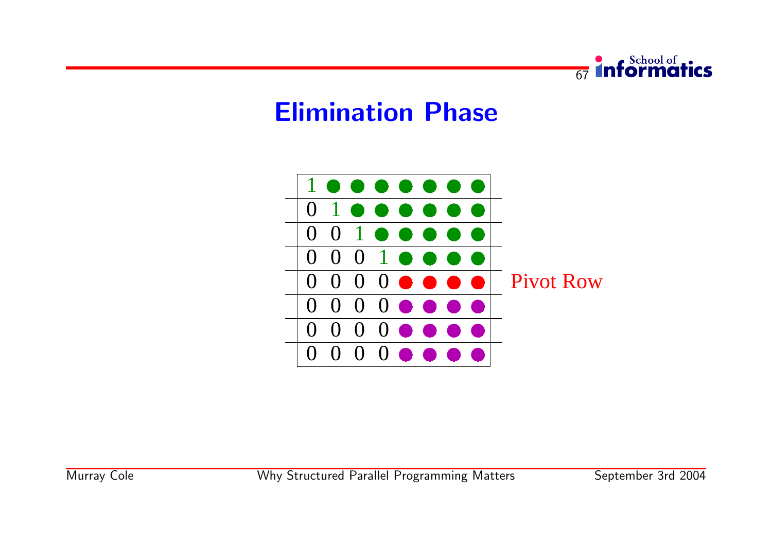# Elimination Phase

| | | | | | | | | |
|---|---|---|---|---|---|---|---|---|
| 1 | ● | ● | ● | ● | ● | ● | ● | |
| 0 | 1 | ● | ● | ● | ● | ● | ● | |
| 0 | 0 | 1 | ● | ● | ● | ● | ● | |
| 0 | 0 | 0 | 1 | ● | ● | ● | ● | |
| 0 | 0 | 0 | 0 | ● | ● | ● | ● | Pivot Row |
| 0 | 0 | 0 | 0 | ● | ● | ● | ● | |
| 0 | 0 | 0 | 0 | ● | ● | ● | ● | |
| 0 | 0 | 0 | 0 | ● | ● | ● | ● | |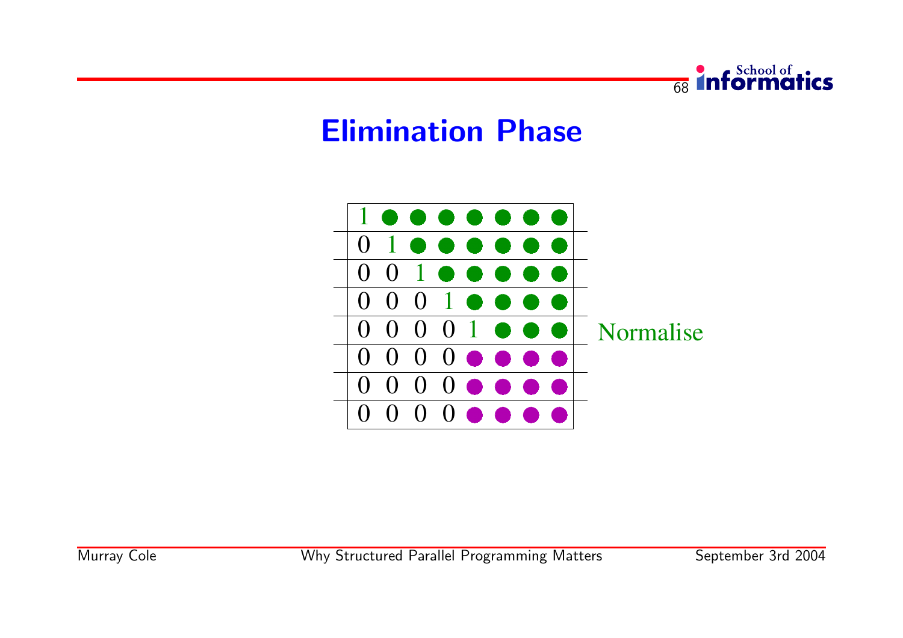# Elimination Phase

| | | | | | | | |
|---|---|---|---|---|---|---|---|
| 1 | ● | ● | ● | ● | ● | ● | ● |
| 0 | 1 | ● | ● | ● | ● | ● | ● |
| 0 | 0 | 1 | ● | ● | ● | ● | ● |
| 0 | 0 | 0 | 1 | ● | ● | ● | ● |
| 0 | 0 | 0 | 0 | 1 | ● | ● | ● |
| 0 | 0 | 0 | 0 | ● | ● | ● | ● |
| 0 | 0 | 0 | 0 | ● | ● | ● | ● |
| 0 | 0 | 0 | 0 | ● | ● | ● | ● |

Normalise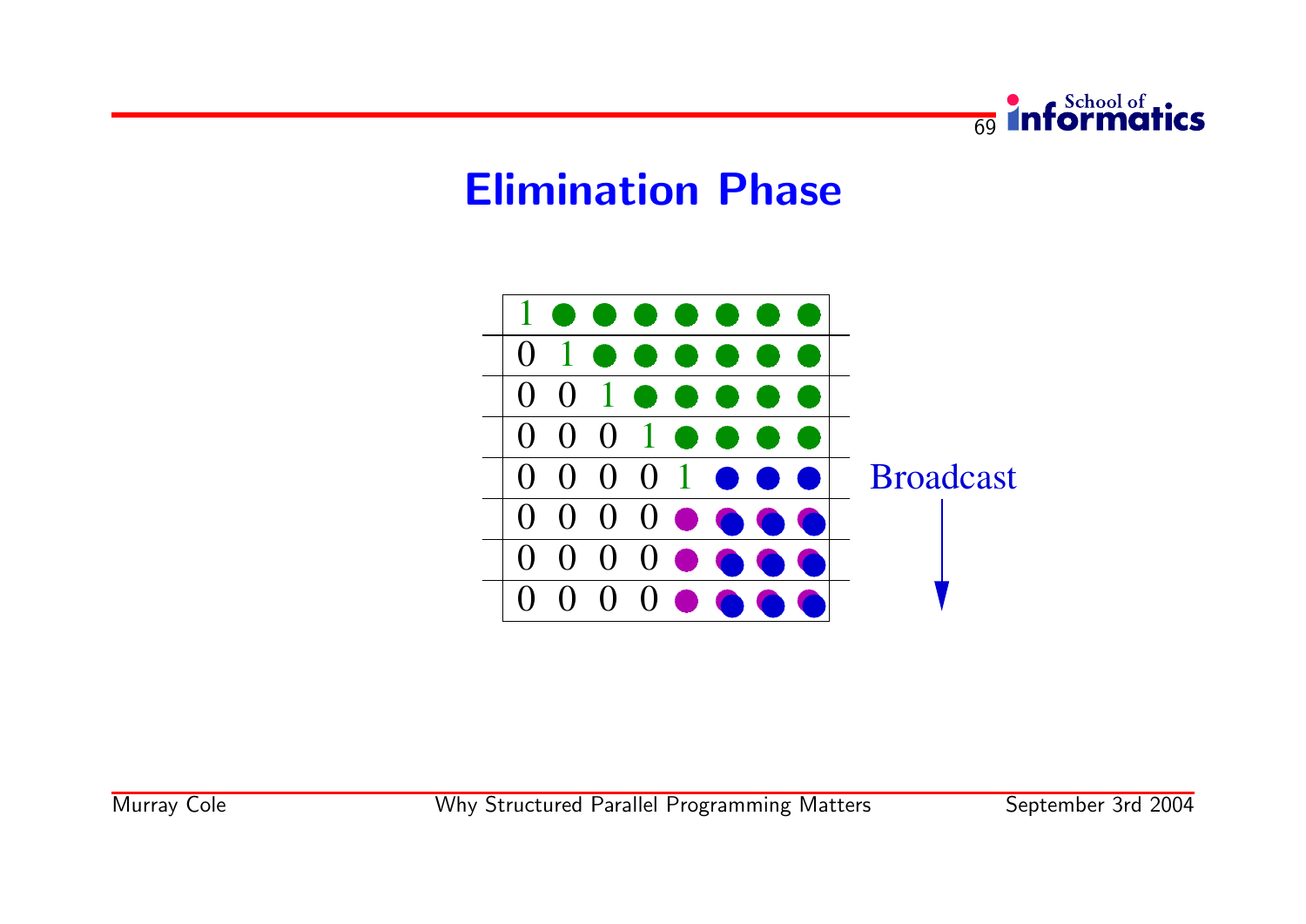# Elimination Phase

| | | | | | | | |
|---|---|---|---|---|---|---|---|
| 1 | ● | ● | ● | ● | ● | ● | ● |
| 0 | 1 | ● | ● | ● | ● | ● | ● |
| 0 | 0 | 1 | ● | ● | ● | ● | ● |
| 0 | 0 | 0 | 1 | ● | ● | ● | ● |
| 0 | 0 | 0 | 0 | 1 | ● | ● | ● |
| 0 | 0 | 0 | 0 | ● | ● | ● | ● |
| 0 | 0 | 0 | 0 | ● | ● | ● | ● |
| 0 | 0 | 0 | 0 | ● | ● | ● | ● |

Broadcast ↓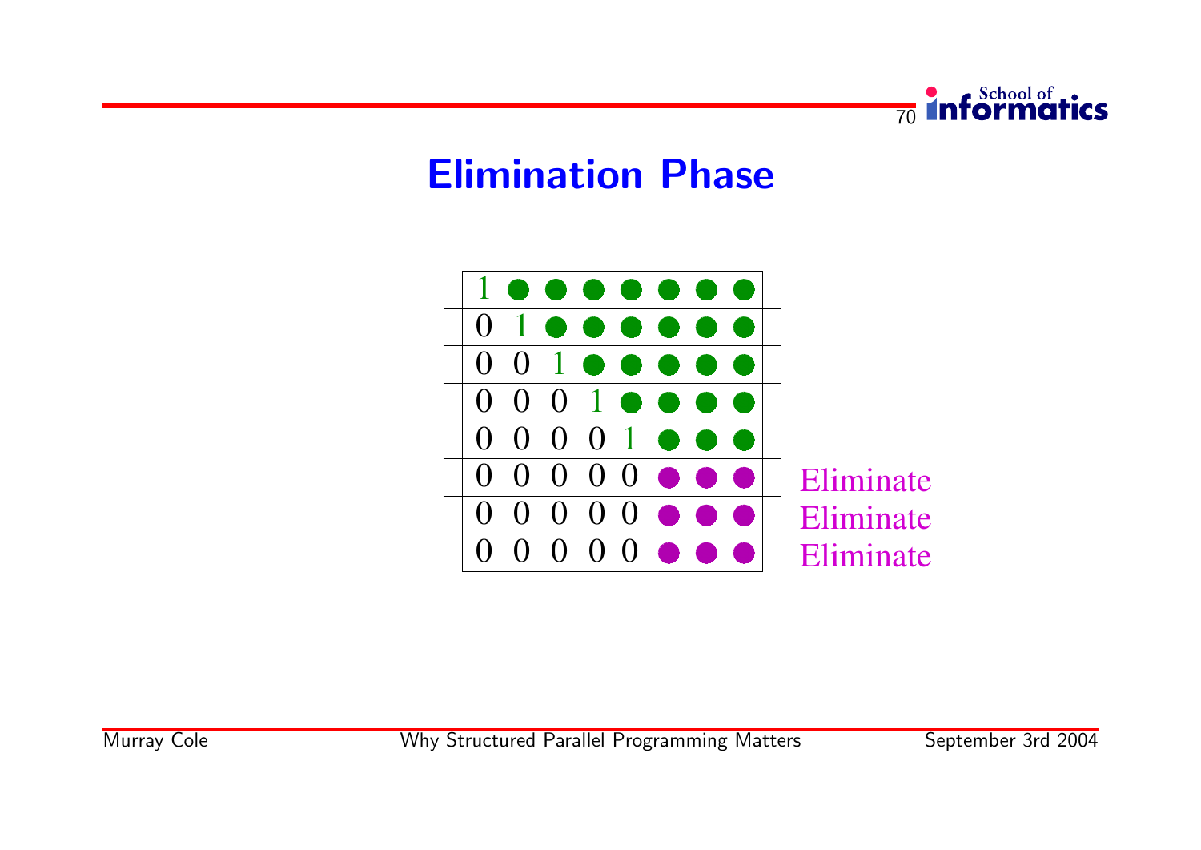## Elimination Phase

| | | | | | | | | |
|---|---|---|---|---|---|---|---|---|
| 1 | ● | ● | ● | ● | ● | ● | ● | |
| 0 | 1 | ● | ● | ● | ● | ● | ● | |
| 0 | 0 | 1 | ● | ● | ● | ● | ● | |
| 0 | 0 | 0 | 1 | ● | ● | ● | ● | |
| 0 | 0 | 0 | 0 | 1 | ● | ● | ● | |
| 0 | 0 | 0 | 0 | 0 | ● | ● | ● | Eliminate |
| 0 | 0 | 0 | 0 | 0 | ● | ● | ● | Eliminate |
| 0 | 0 | 0 | 0 | 0 | ● | ● | ● | Eliminate |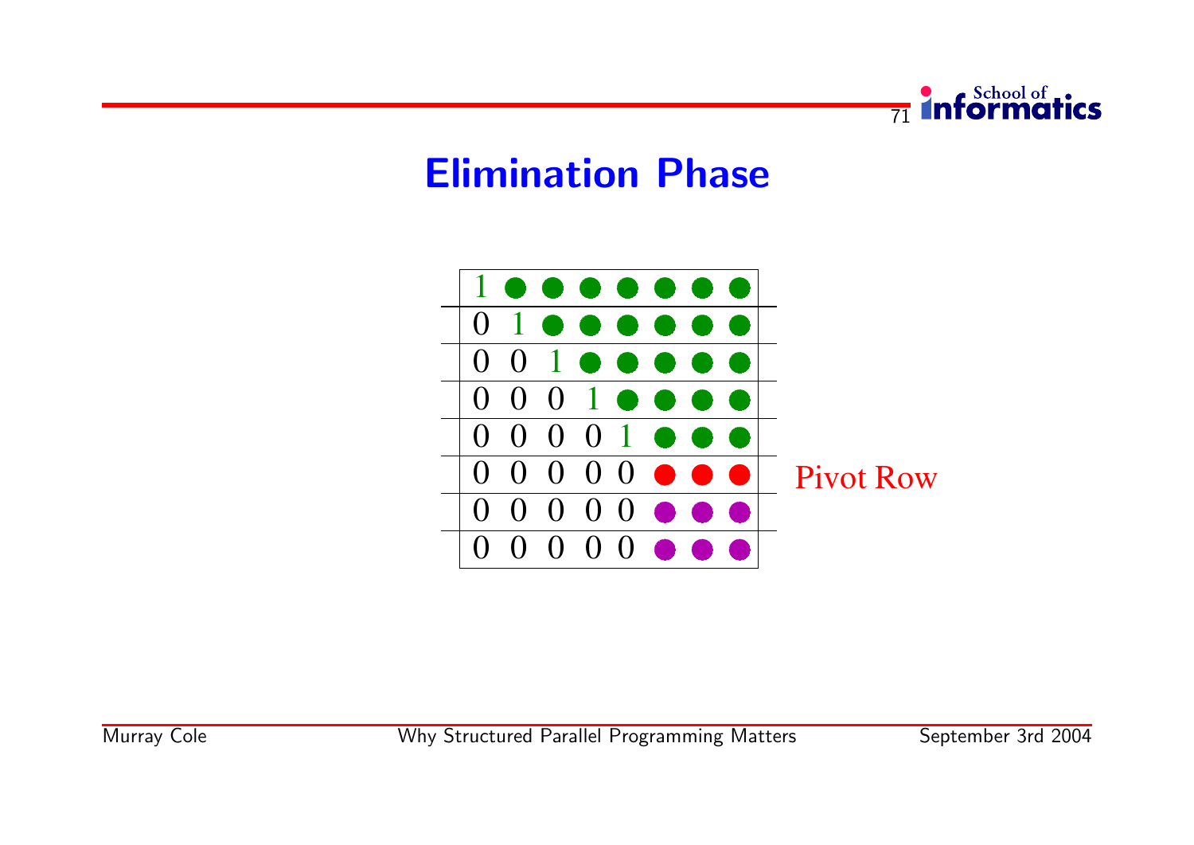## Elimination Phase

| | | | | | | | |
|---|---|---|---|---|---|---|---|
| 1 | ● | ● | ● | ● | ● | ● | ● |
| 0 | 1 | ● | ● | ● | ● | ● | ● |
| 0 | 0 | 1 | ● | ● | ● | ● | ● |
| 0 | 0 | 0 | 1 | ● | ● | ● | ● |
| 0 | 0 | 0 | 0 | 1 | ● | ● | ● |
| 0 | 0 | 0 | 0 | 0 | ● | ● | ● |
| 0 | 0 | 0 | 0 | 0 | ● | ● | ● |
| 0 | 0 | 0 | 0 | 0 | ● | ● | ● |

Pivot Row (row 6)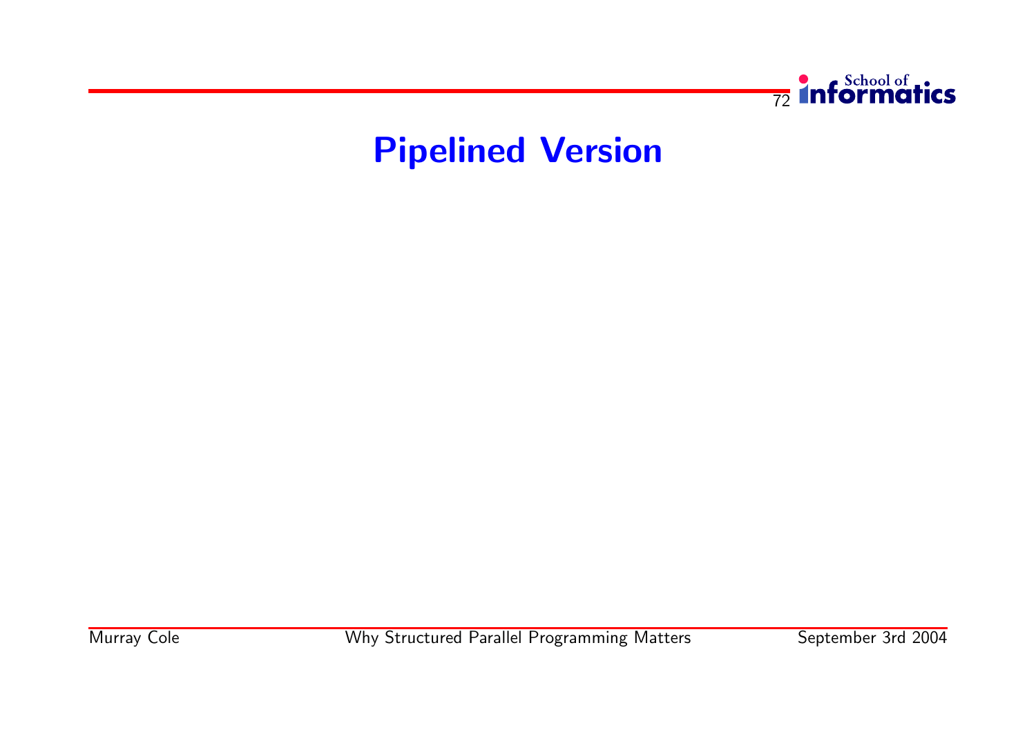# Pipelined Version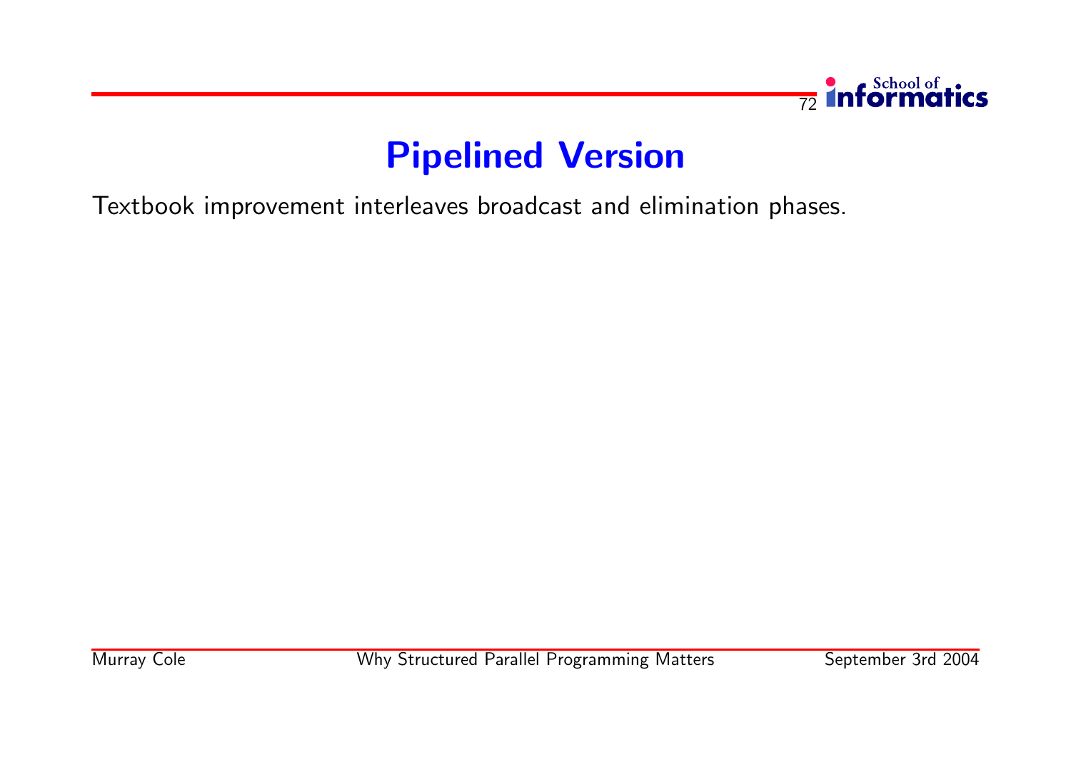# Pipelined Version

Textbook improvement interleaves broadcast and elimination phases.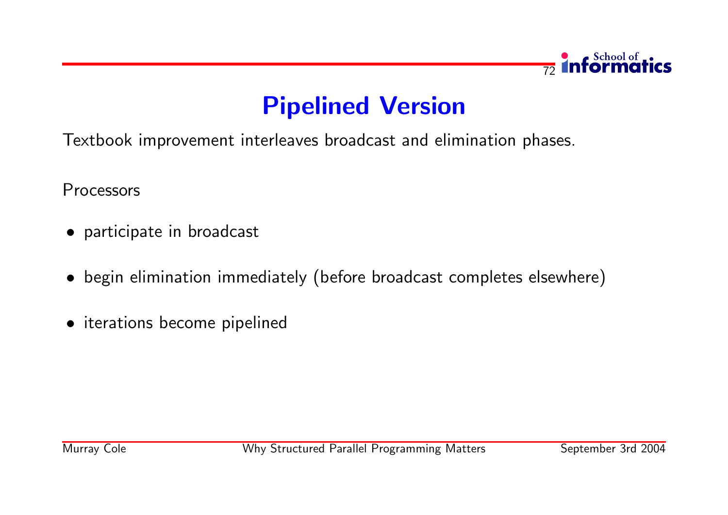# Pipelined Version

Textbook improvement interleaves broadcast and elimination phases.

Processors

- participate in broadcast
- begin elimination immediately (before broadcast completes elsewhere)
- iterations become pipelined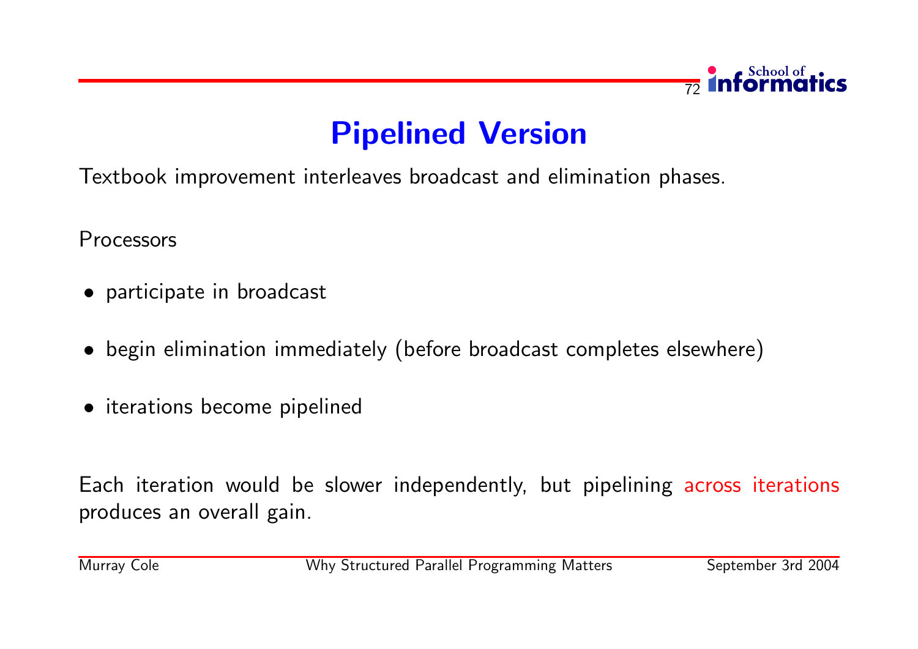# Pipelined Version

Textbook improvement interleaves broadcast and elimination phases.

Processors

- participate in broadcast
- begin elimination immediately (before broadcast completes elsewhere)
- iterations become pipelined

Each iteration would be slower independently, but pipelining across iterations produces an overall gain.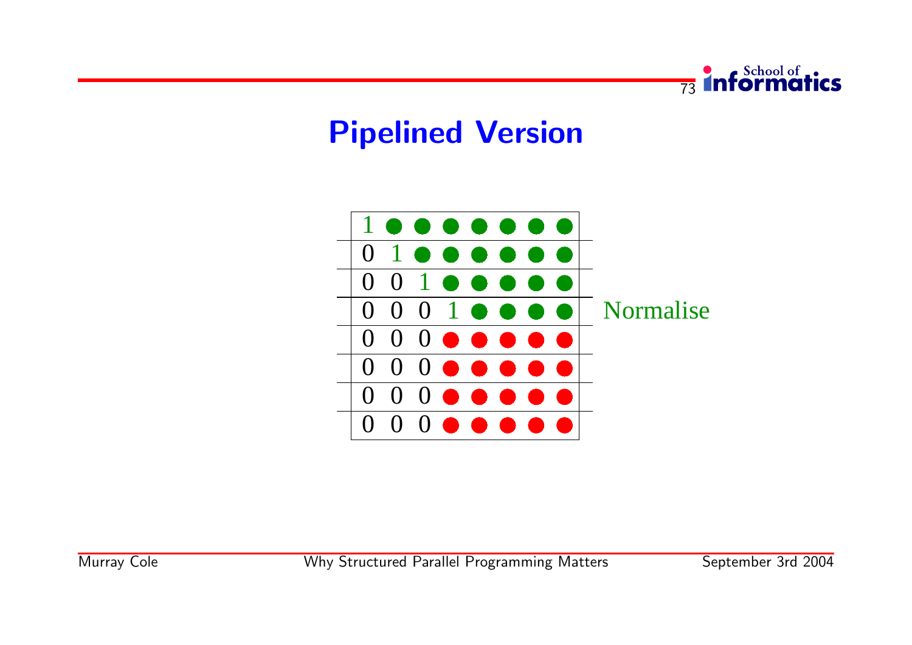# Pipelined Version

| | | | | | | | |
|---|---|---|---|---|---|---|---|
| 1 | ● | ● | ● | ● | ● | ● | ● |
| 0 | 1 | ● | ● | ● | ● | ● | ● |
| 0 | 0 | 1 | ● | ● | ● | ● | ● |
| 0 | 0 | 0 | 1 | ● | ● | ● | ● |
| 0 | 0 | 0 | ● | ● | ● | ● | ● |
| 0 | 0 | 0 | ● | ● | ● | ● | ● |
| 0 | 0 | 0 | ● | ● | ● | ● | ● |
| 0 | 0 | 0 | ● | ● | ● | ● | ● |

Normalise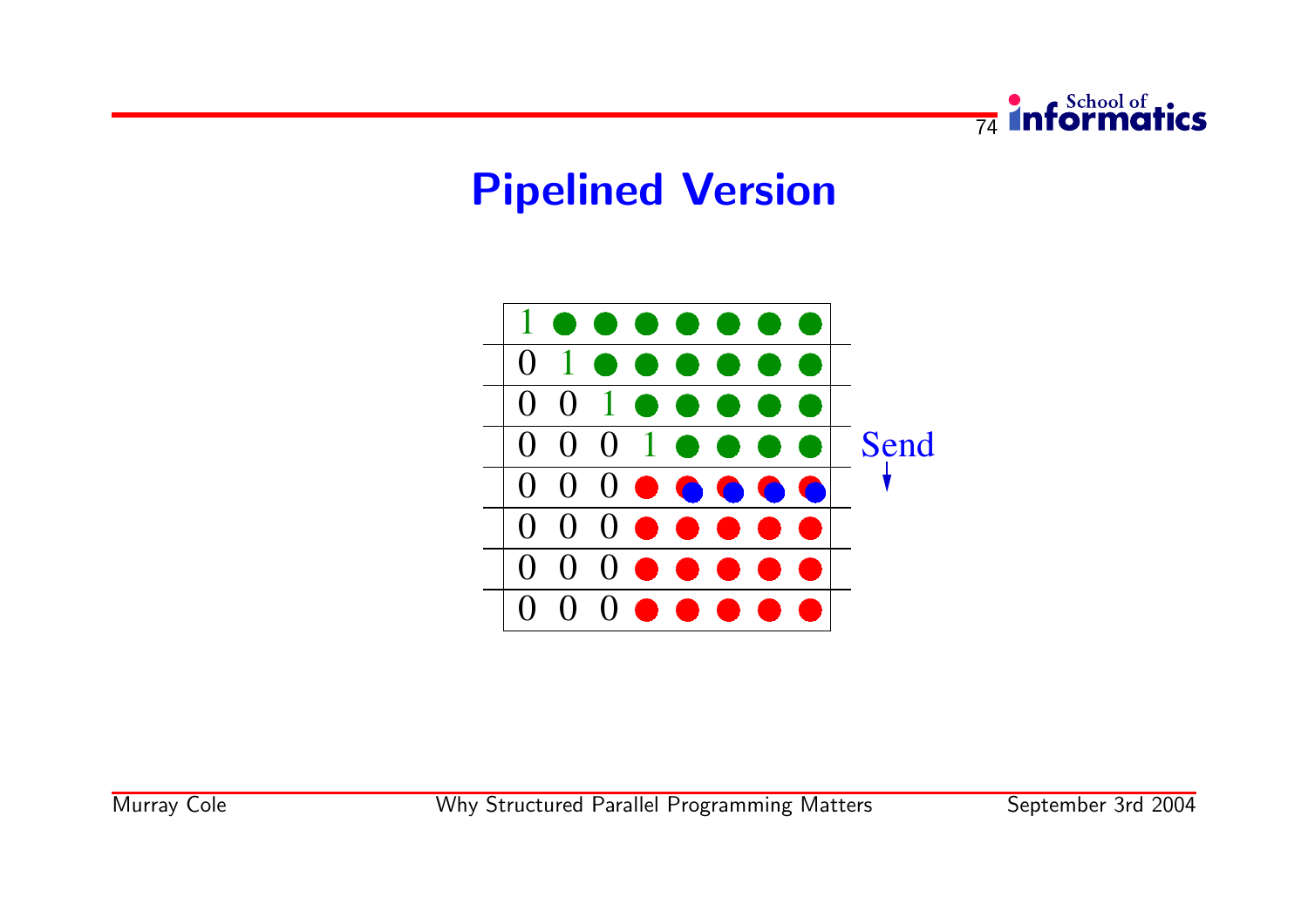# Pipelined Version

| | | | | | | | |
|---|---|---|---|---|---|---|---|
| 1 | ● | ● | ● | ● | ● | ● | ● |
| 0 | 1 | ● | ● | ● | ● | ● | ● |
| 0 | 0 | 1 | ● | ● | ● | ● | ● |
| 0 | 0 | 0 | 1 | ● | ● | ● | ● |
| 0 | 0 | 0 | ● | ● | ● | ● | ● |
| 0 | 0 | 0 | ● | ● | ● | ● | ● |
| 0 | 0 | 0 | ● | ● | ● | ● | ● |
| 0 | 0 | 0 | ● | ● | ● | ● | ● |

Send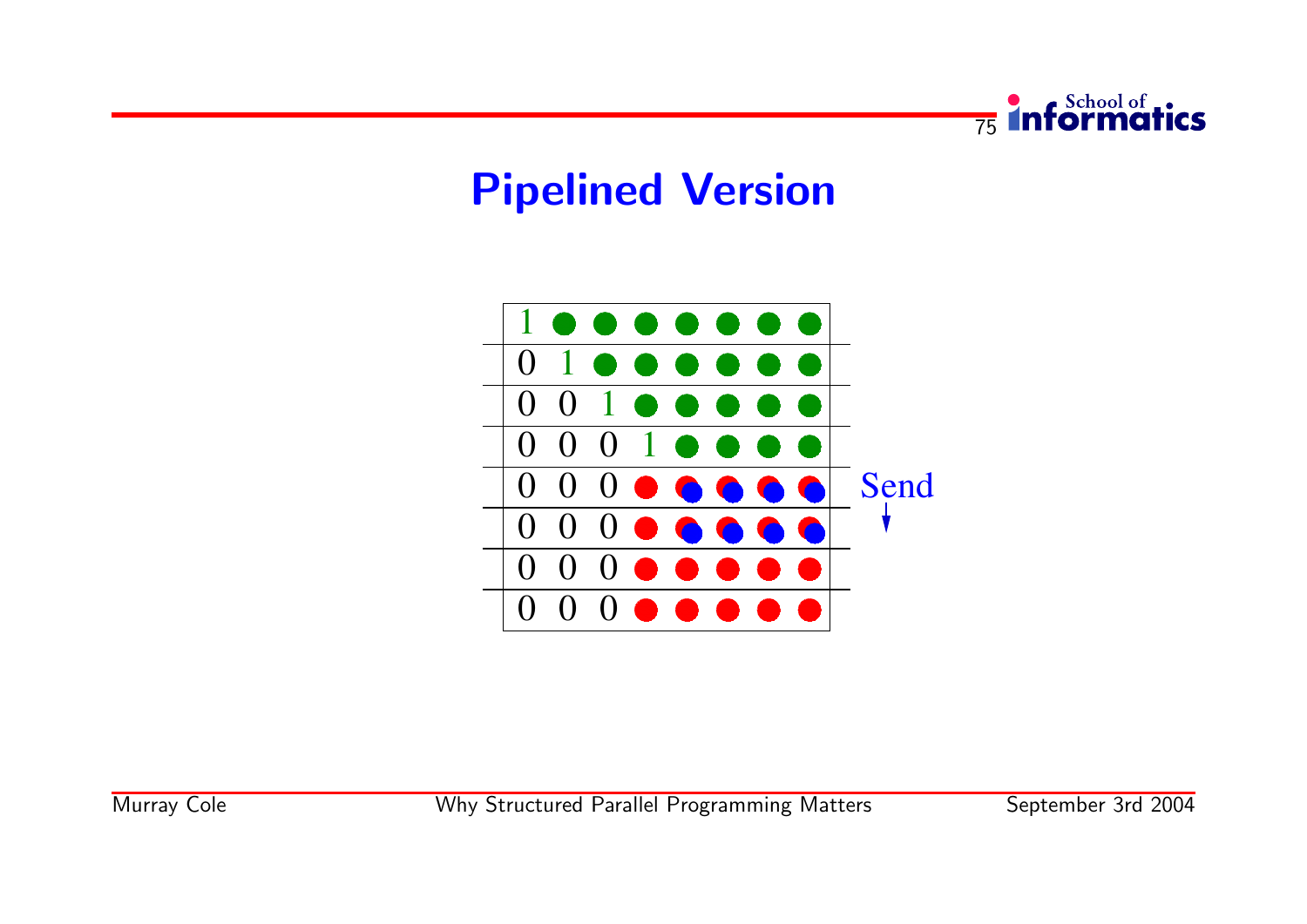# Pipelined Version

| | | | | | | | |
|---|---|---|---|---|---|---|---|
| 1 | ● | ● | ● | ● | ● | ● | ● |
| 0 | 1 | ● | ● | ● | ● | ● | ● |
| 0 | 0 | 1 | ● | ● | ● | ● | ● |
| 0 | 0 | 0 | 1 | ● | ● | ● | ● |
| 0 | 0 | 0 | ● | ● | ● | ● | ● |
| 0 | 0 | 0 | ● | ● | ● | ● | ● |
| 0 | 0 | 0 | ● | ● | ● | ● | ● |
| 0 | 0 | 0 | ● | ● | ● | ● | ● |

Send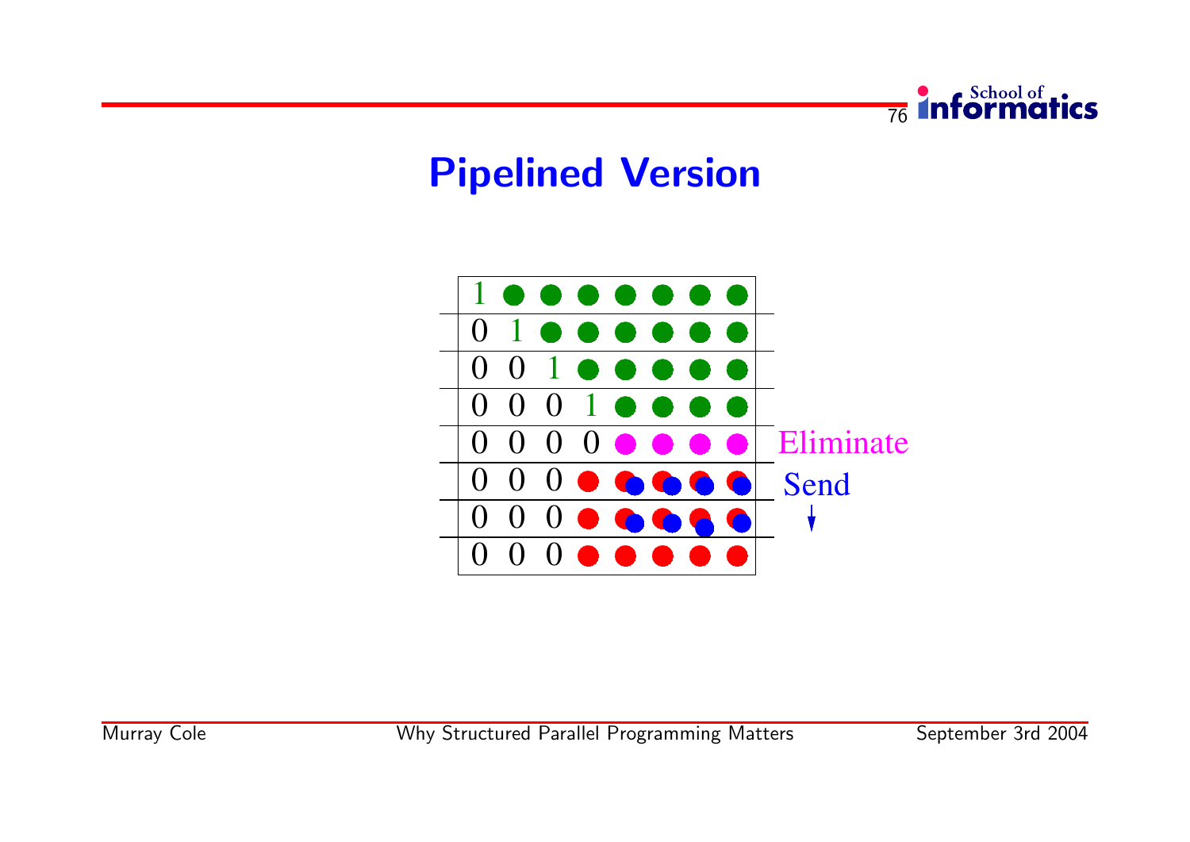# Pipelined Version

| | | | | | | | | |
|---|---|---|---|---|---|---|---|---|
| 1 | ● | ● | ● | ● | ● | ● | ● | |
| 0 | 1 | ● | ● | ● | ● | ● | ● | |
| 0 | 0 | 1 | ● | ● | ● | ● | ● | |
| 0 | 0 | 0 | 1 | ● | ● | ● | ● | |
| 0 | 0 | 0 | 0 | ● | ● | ● | ● | Eliminate |
| 0 | 0 | 0 | ● | ● | ● | ● | ● | Send |
| 0 | 0 | 0 | ● | ● | ● | ● | ● | ↓ |
| 0 | 0 | 0 | ● | ● | ● | ● | ● | |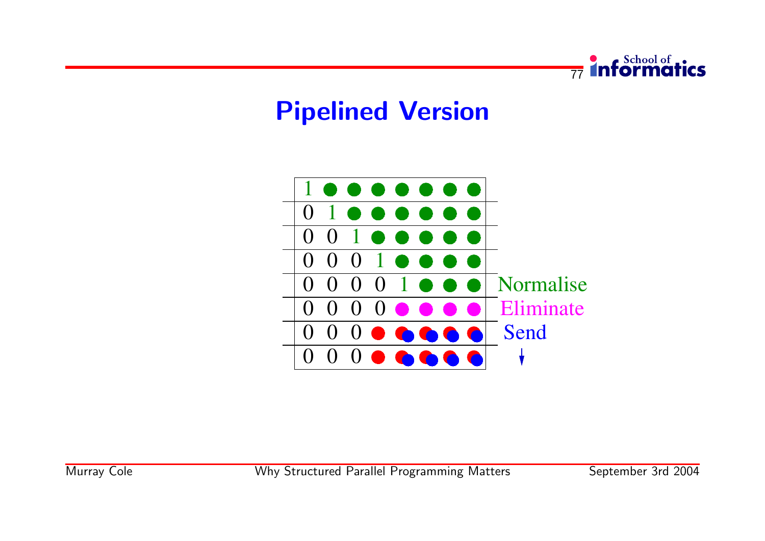# Pipelined Version

|   |   |   |   |   |   |   |   |
|---|---|---|---|---|---|---|---|
| 1 | ● | ● | ● | ● | ● | ● | ● |
| 0 | 1 | ● | ● | ● | ● | ● | ● |
| 0 | 0 | 1 | ● | ● | ● | ● | ● |
| 0 | 0 | 0 | 1 | ● | ● | ● | ● |
| 0 | 0 | 0 | 0 | 1 | ● | ● | ● |
| 0 | 0 | 0 | 0 | ● | ● | ● | ● |
| 0 | 0 | 0 | ● | ● | ● | ● | ● |
| 0 | 0 | 0 | ● | ● | ● | ● | ● |

Normalise

Eliminate

Send

↓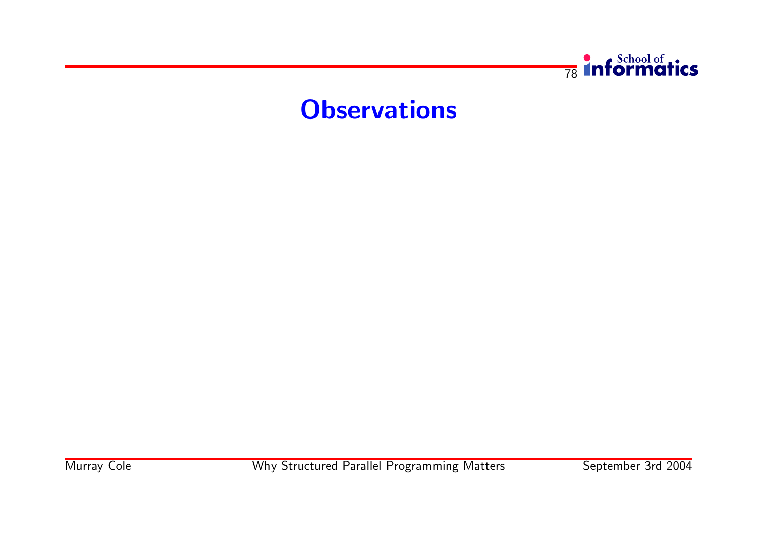# Observations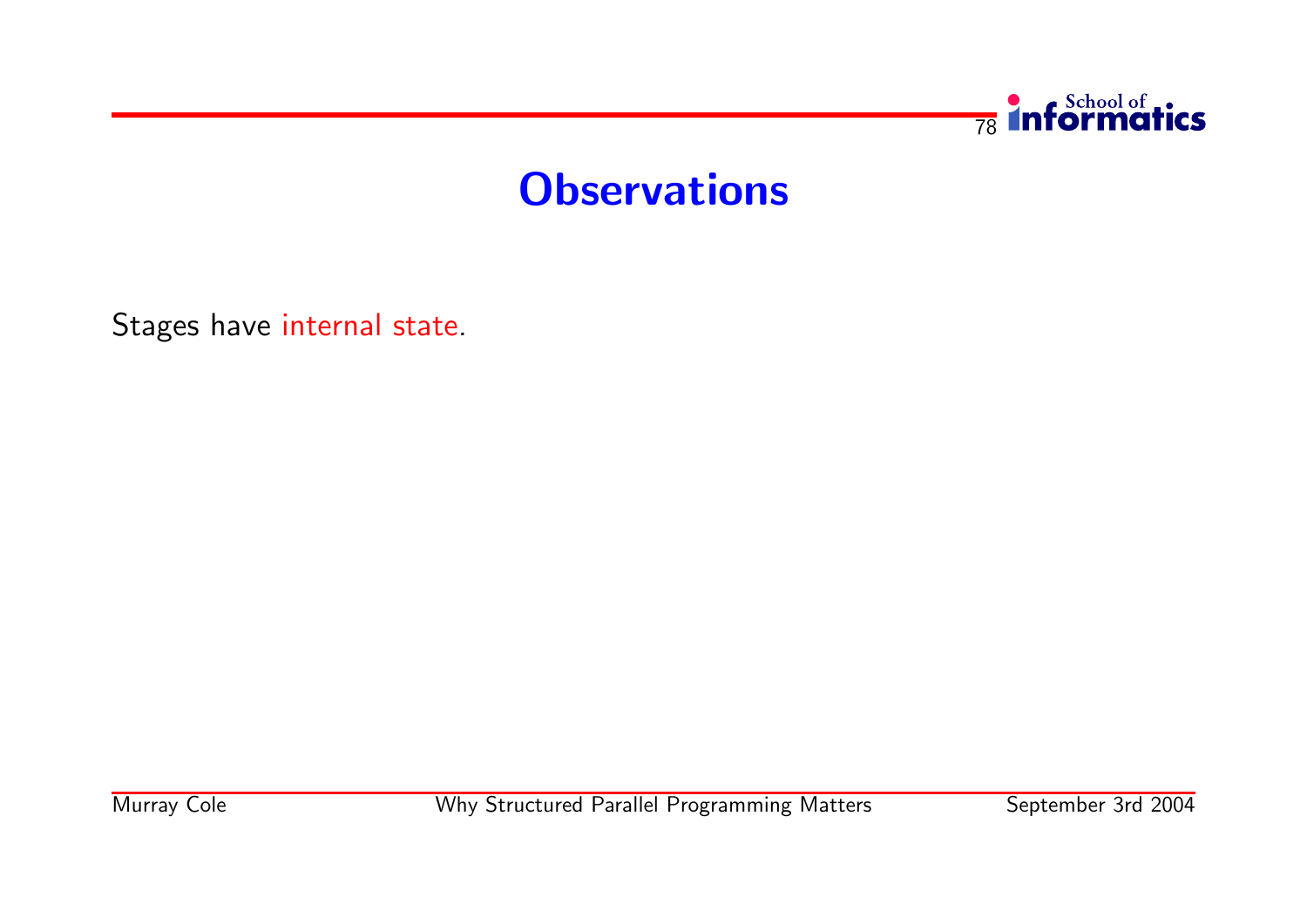# Observations

Stages have internal state.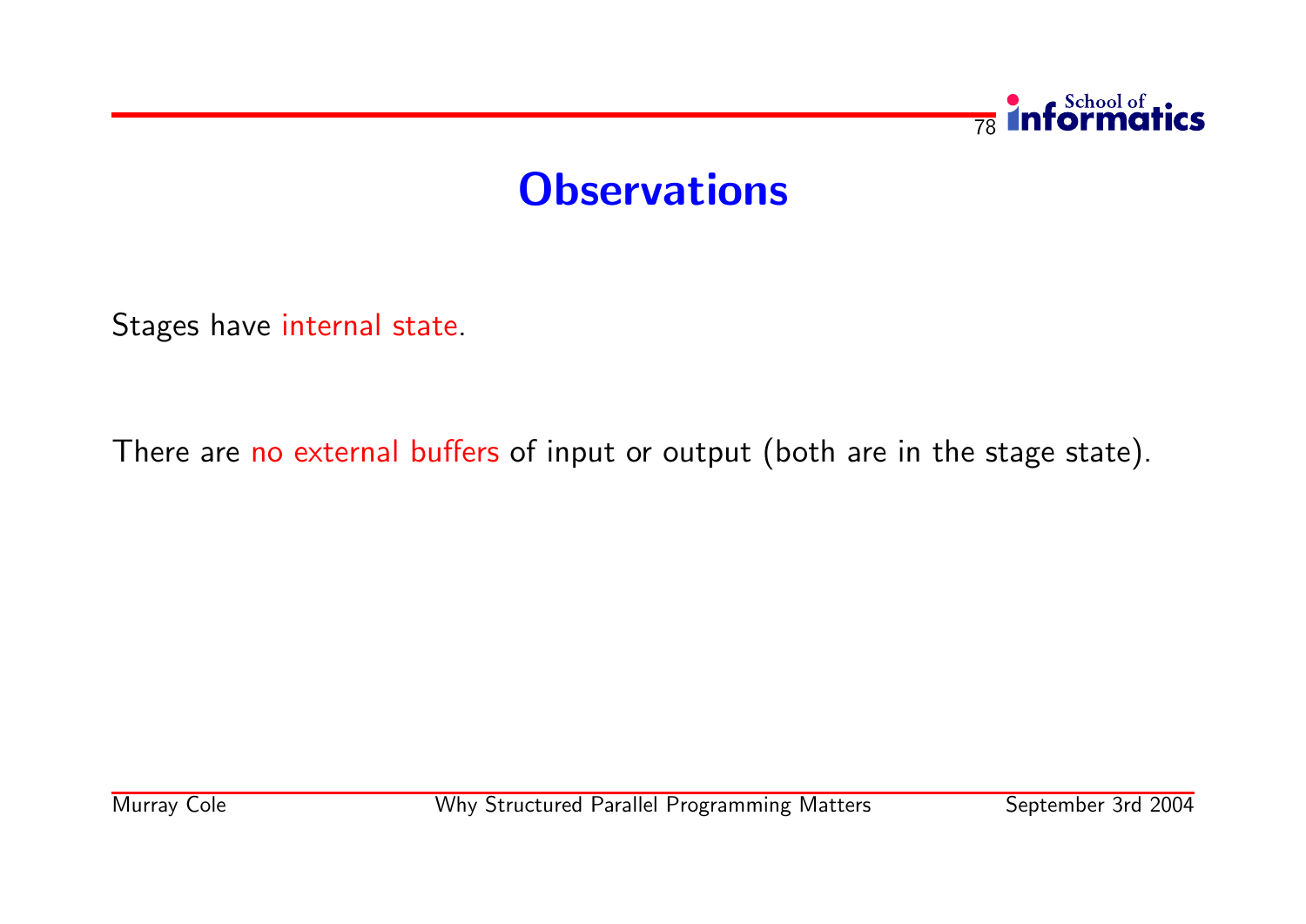# Observations

Stages have internal state.

There are no external buffers of input or output (both are in the stage state).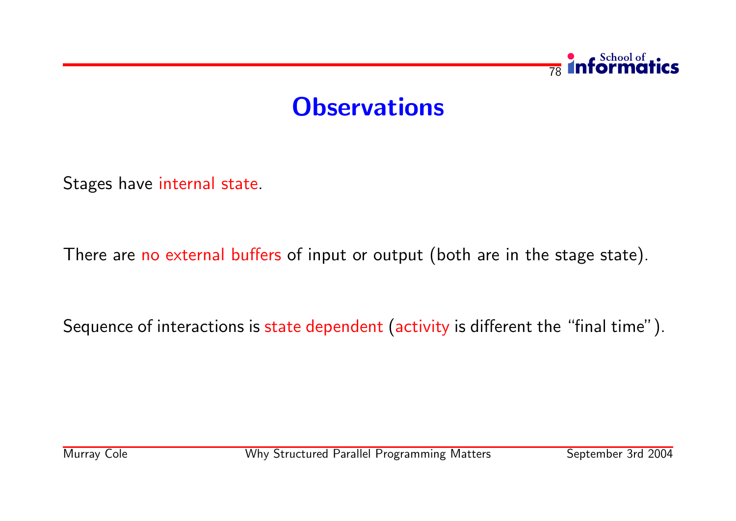# Observations

Stages have internal state.

There are no external buffers of input or output (both are in the stage state).

Sequence of interactions is state dependent (activity is different the “final time”).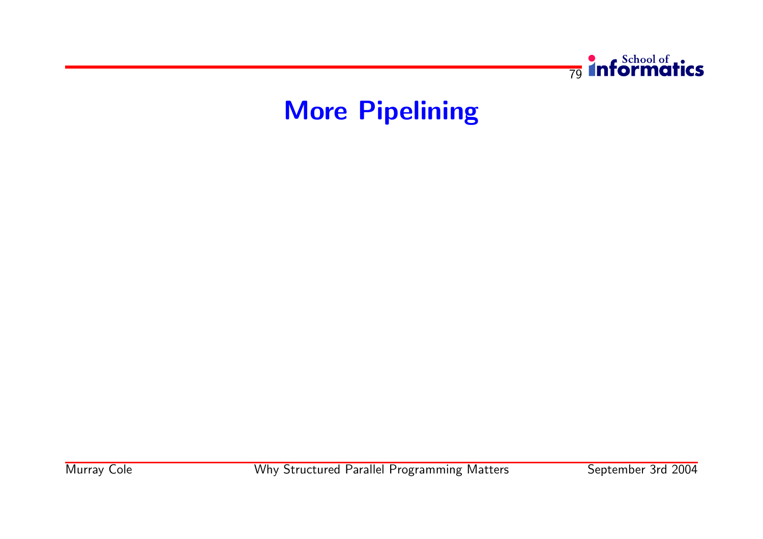# More Pipelining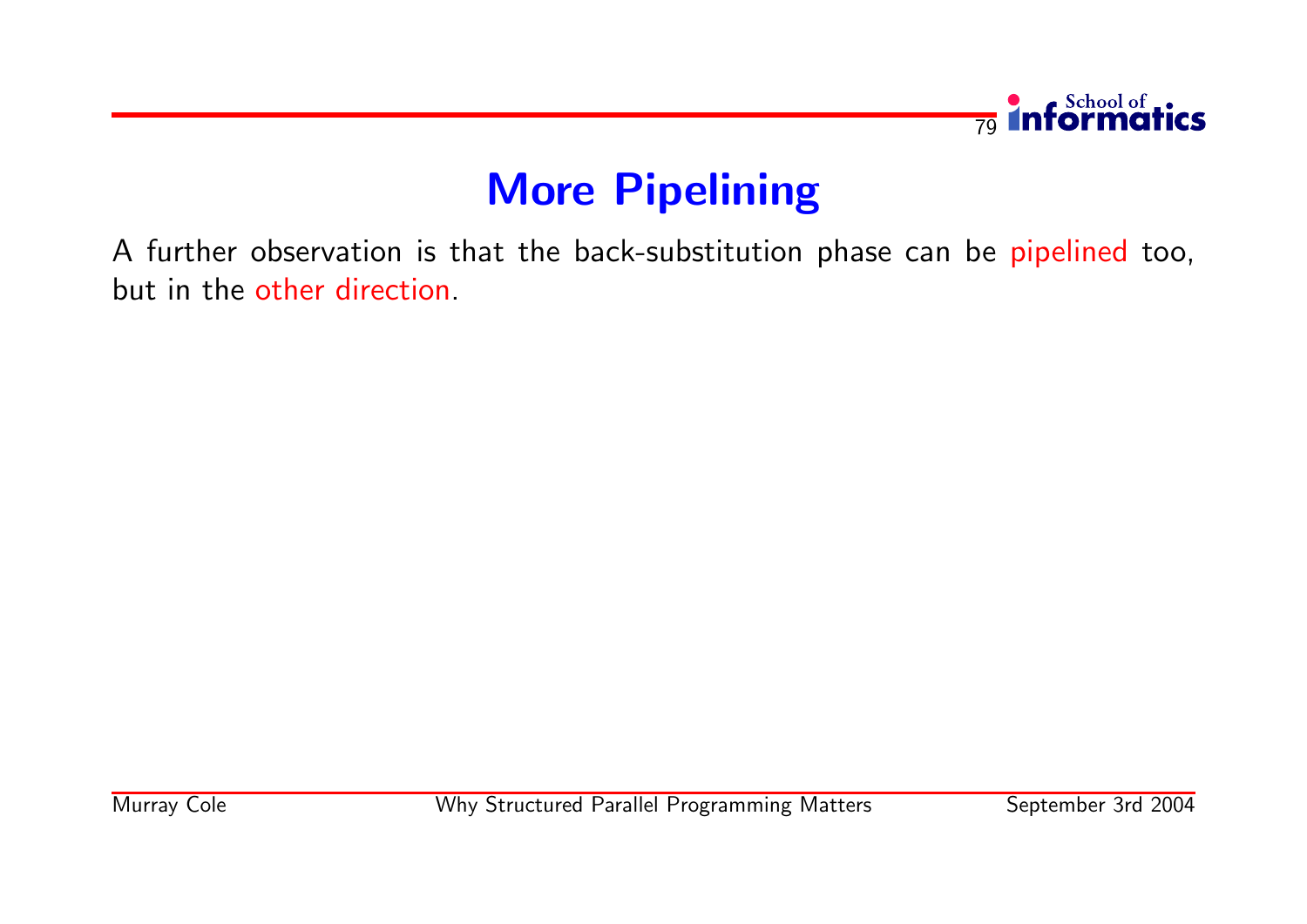# More Pipelining

A further observation is that the back-substitution phase can be pipelined too, but in the other direction.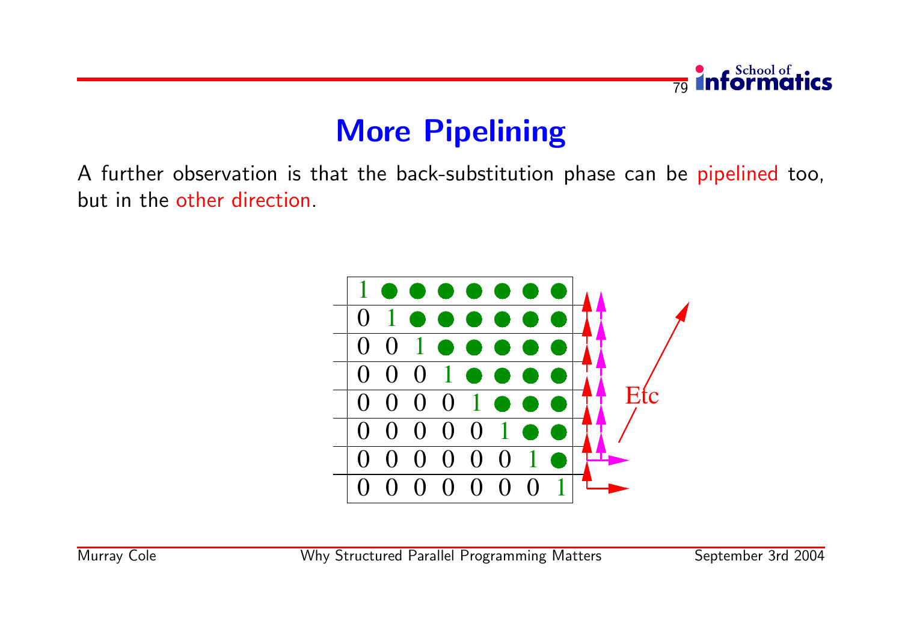# More Pipelining

A further observation is that the back-substitution phase can be pipelined too, but in the other direction.

| 1 | ● | ● | ● | ● | ● | ● | ● |
|---|---|---|---|---|---|---|---|
| 0 | 1 | ● | ● | ● | ● | ● | ● |
| 0 | 0 | 1 | ● | ● | ● | ● | ● |
| 0 | 0 | 0 | 1 | ● | ● | ● | ● |
| 0 | 0 | 0 | 0 | 1 | ● | ● | ● |
| 0 | 0 | 0 | 0 | 0 | 1 | ● | ● |
| 0 | 0 | 0 | 0 | 0 | 0 | 1 | ● |
| 0 | 0 | 0 | 0 | 0 | 0 | 0 | 1 |

Etc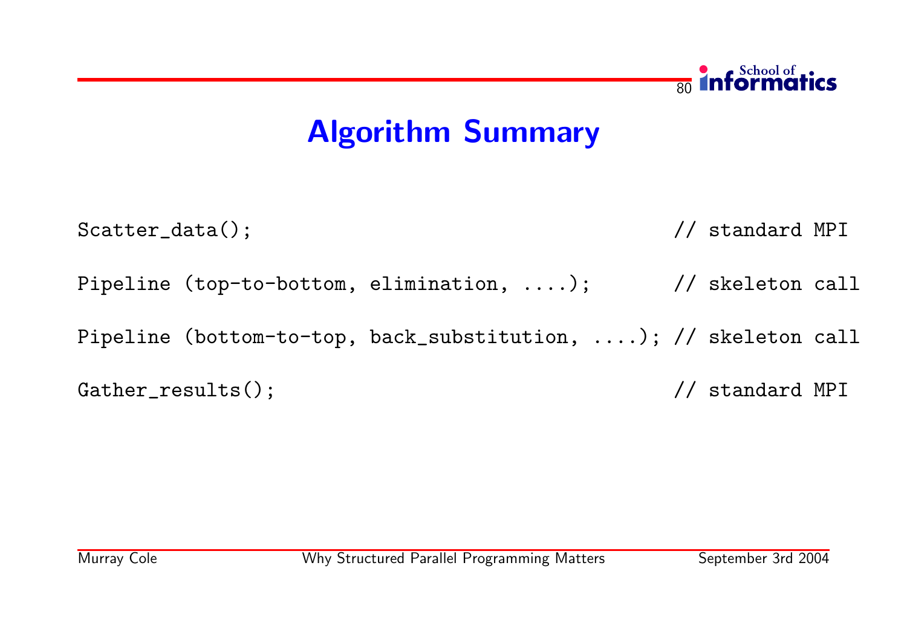# Algorithm Summary

```
Scatter_data();                                       // standard MPI

Pipeline (top-to-bottom, elimination, ....);          // skeleton call

Pipeline (bottom-to-top, back_substitution, ....);    // skeleton call

Gather_results();                                     // standard MPI
```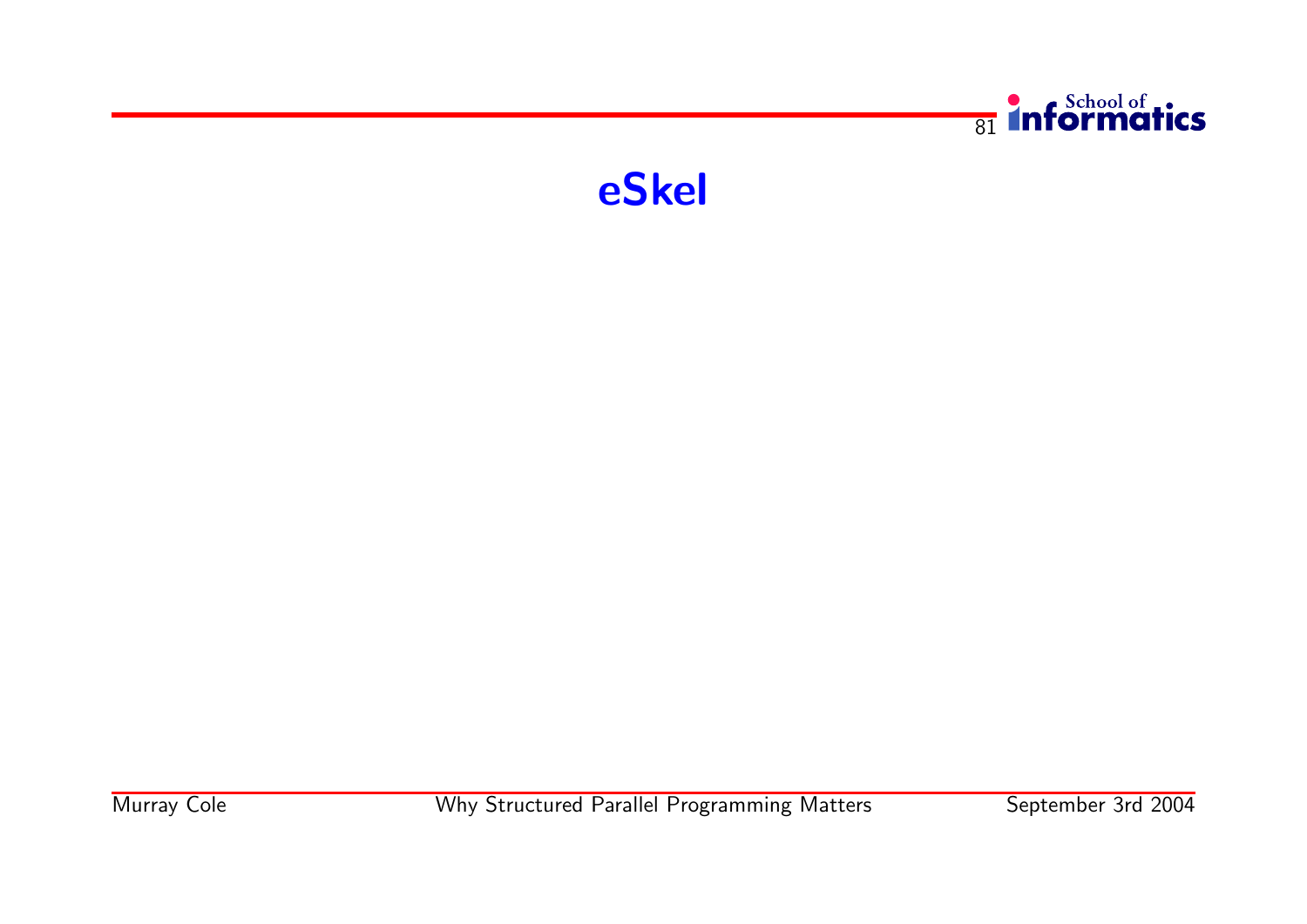# eSkel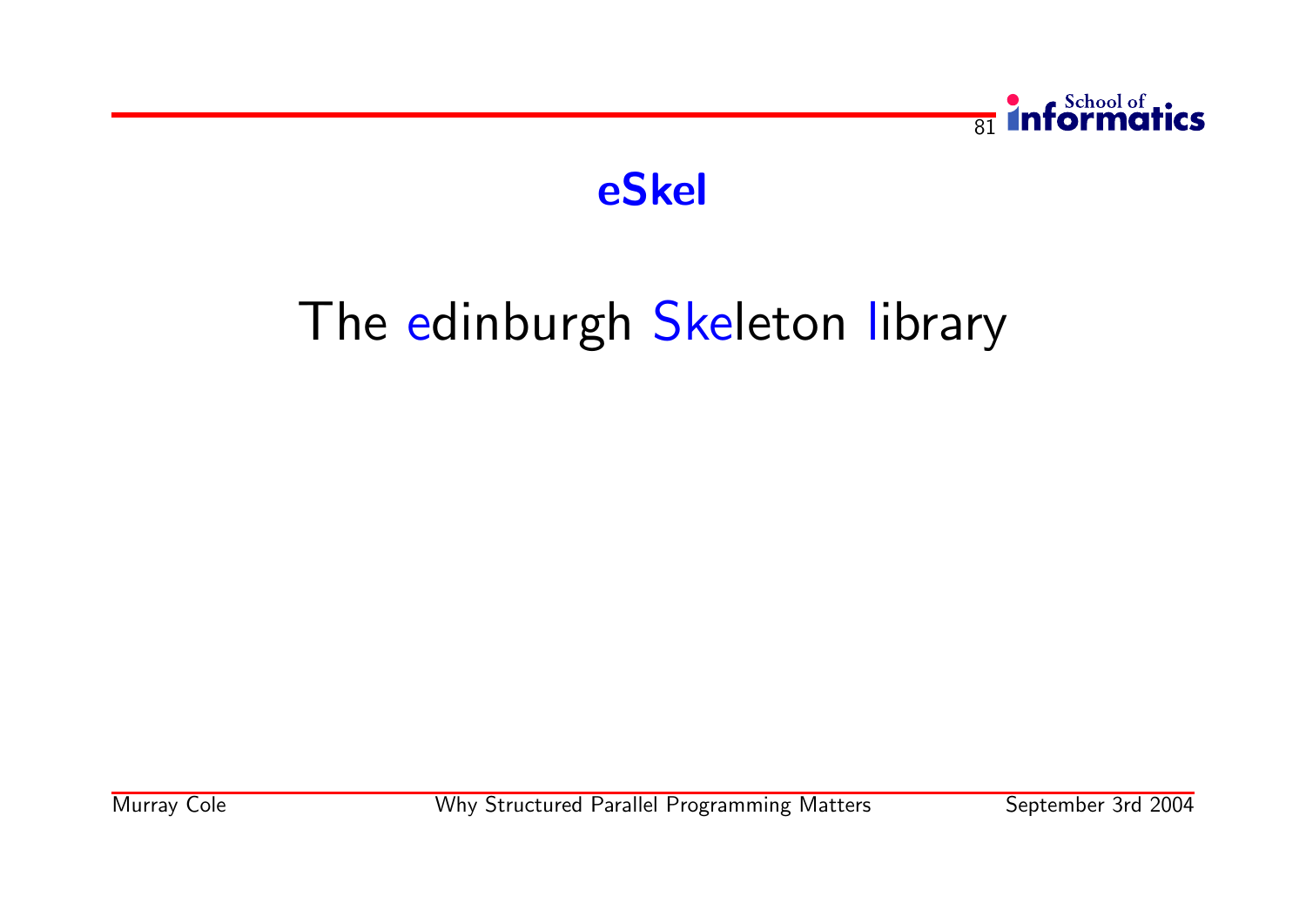# eSkel

The edinburgh Skeleton library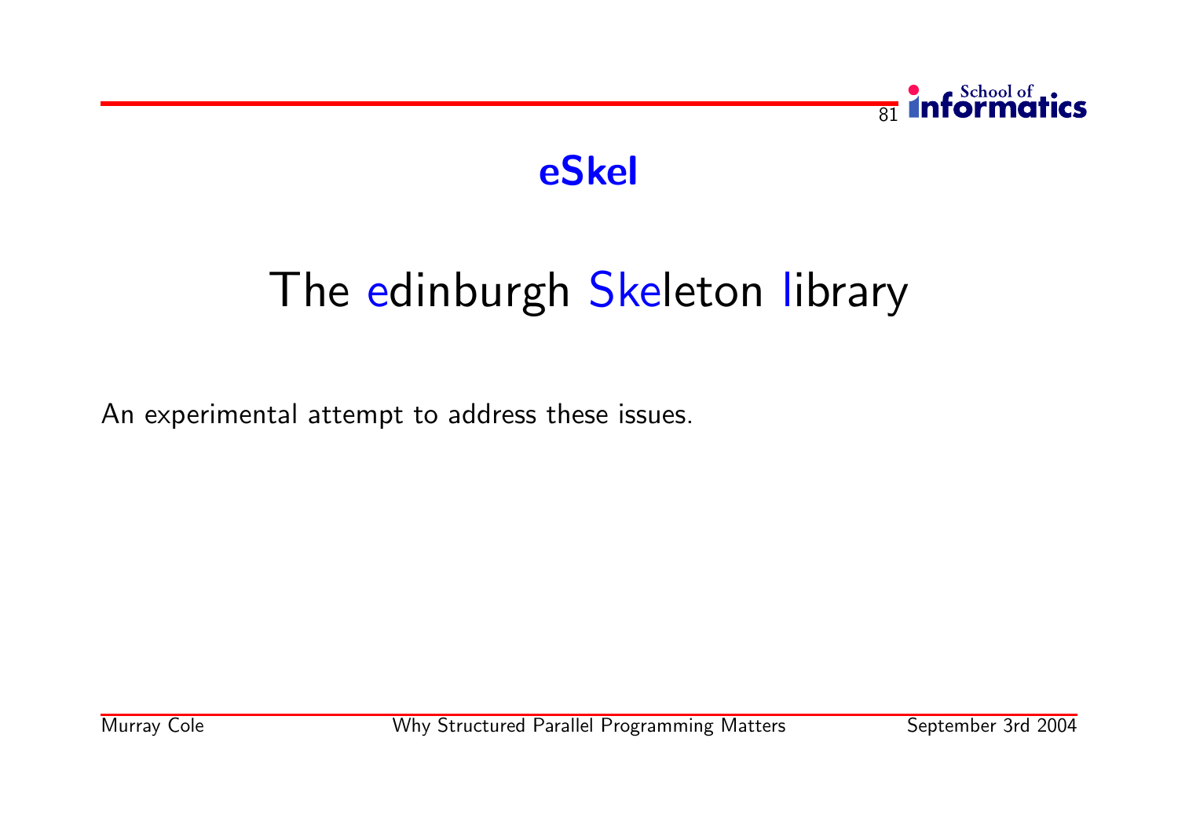# eSkel

## The edinburgh Skeleton library

An experimental attempt to address these issues.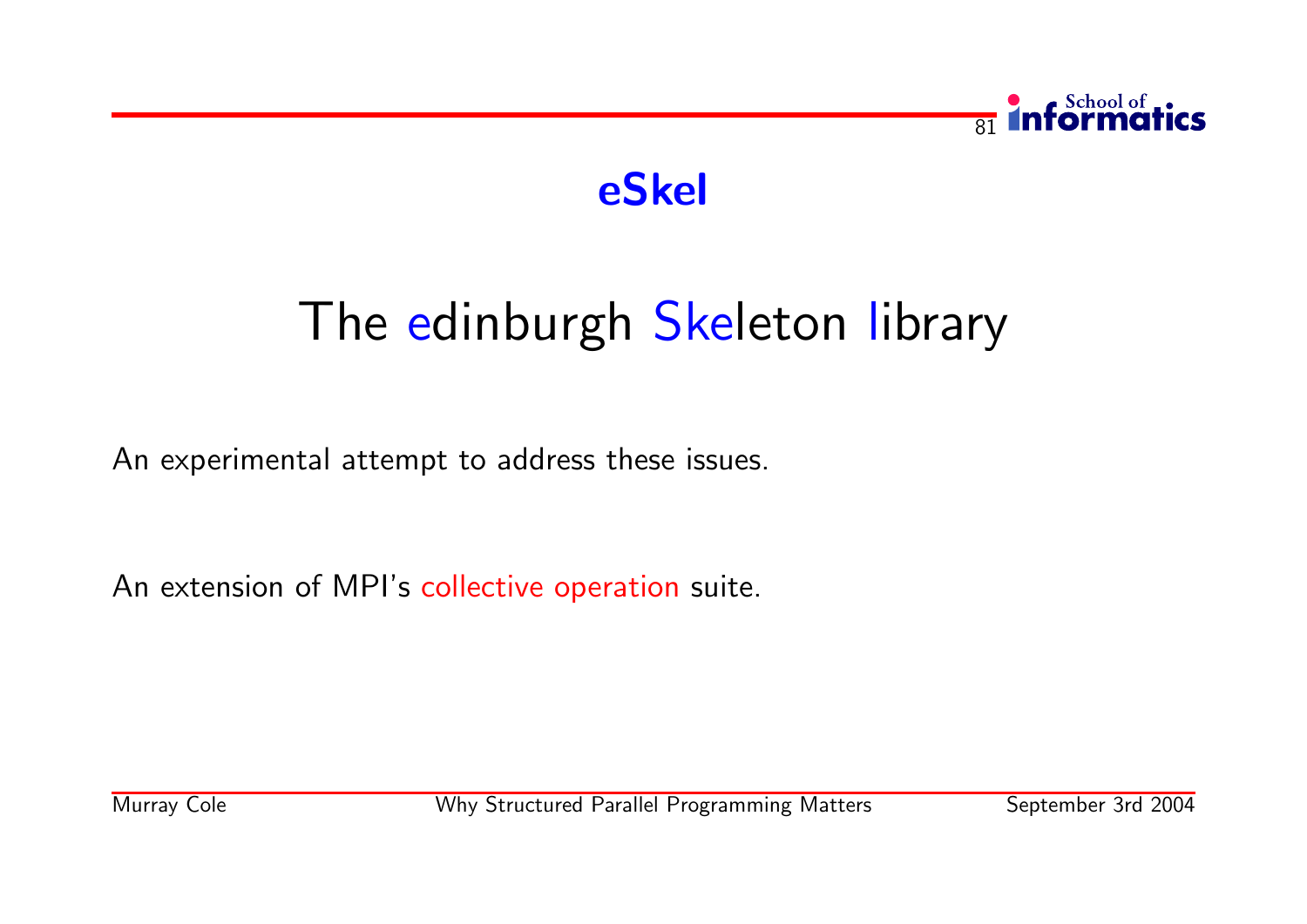# eSkel

## The edinburgh Skeleton library

An experimental attempt to address these issues.

An extension of MPI's collective operation suite.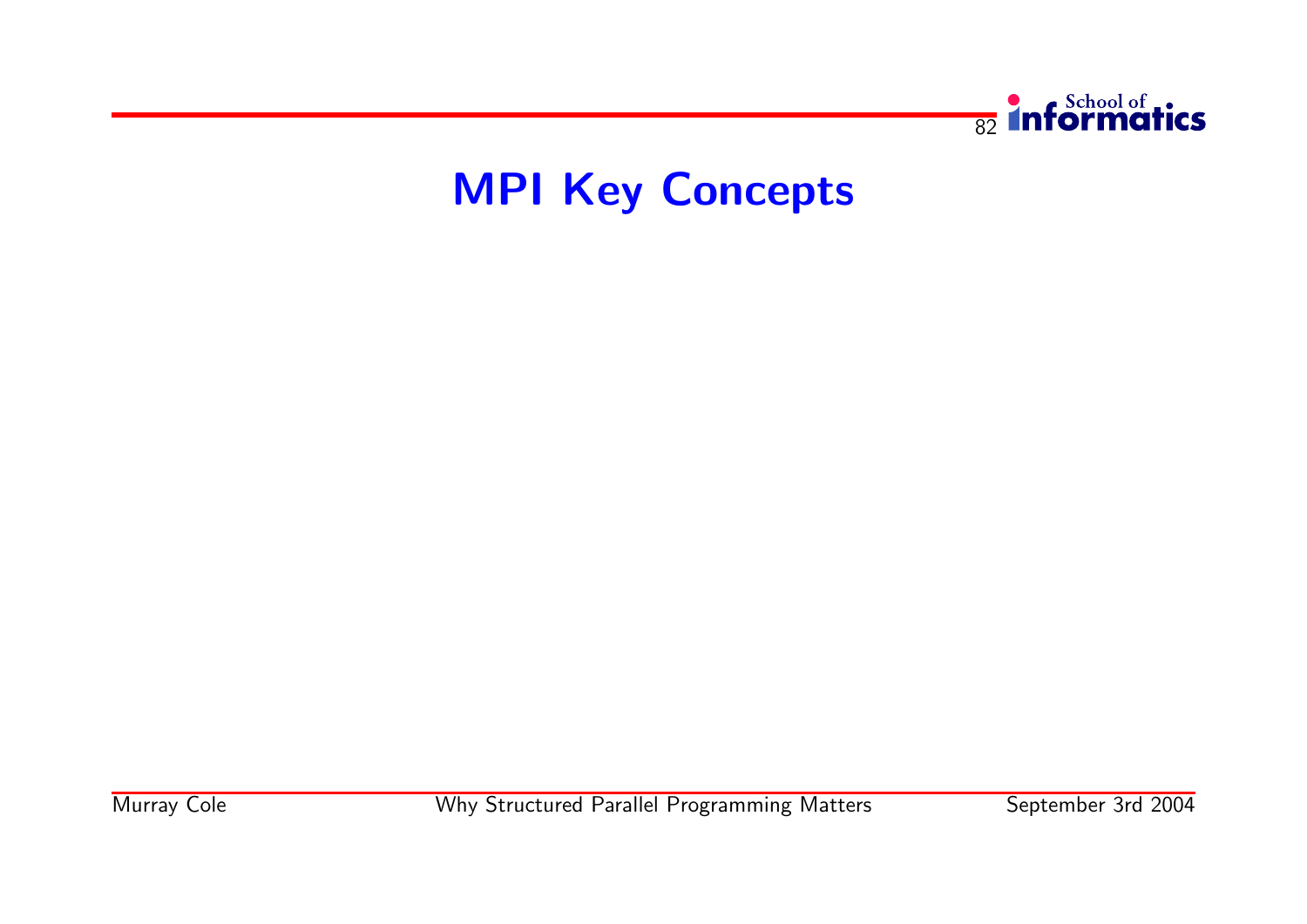# MPI Key Concepts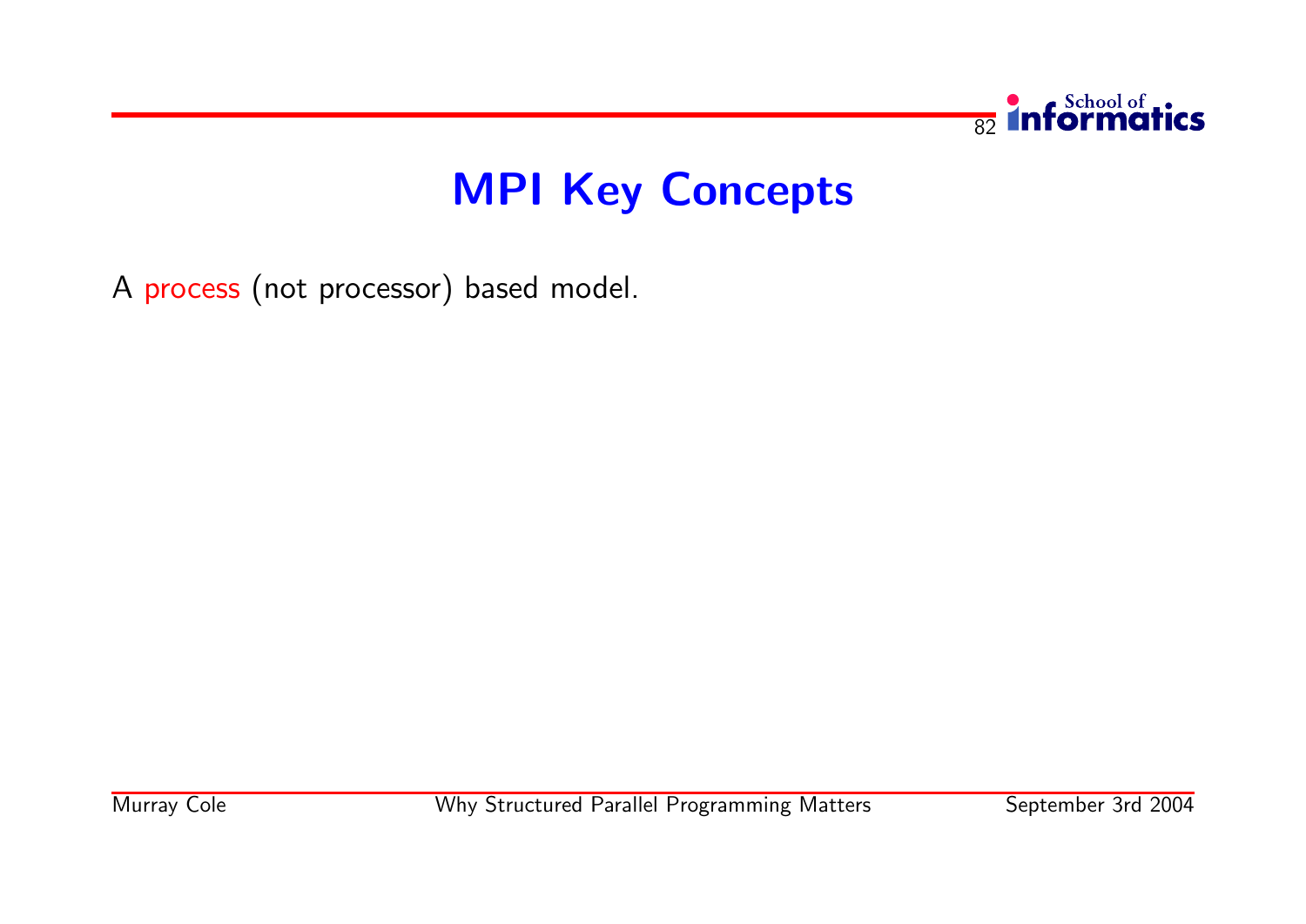# MPI Key Concepts

A process (not processor) based model.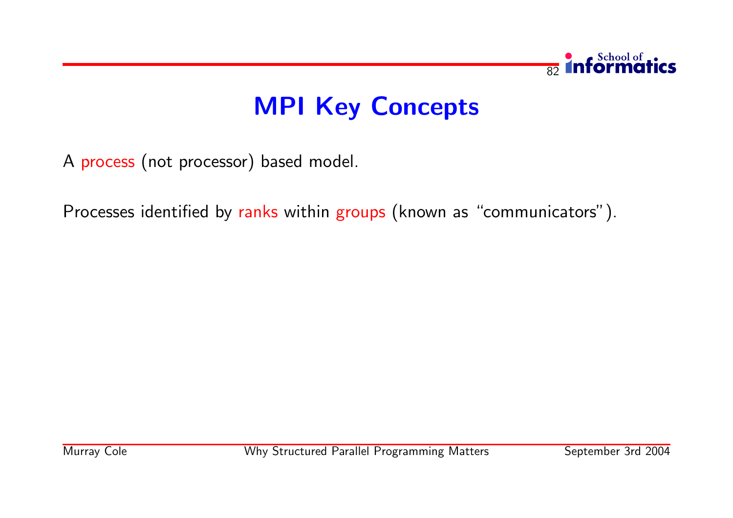# MPI Key Concepts

A process (not processor) based model.

Processes identified by ranks within groups (known as "communicators").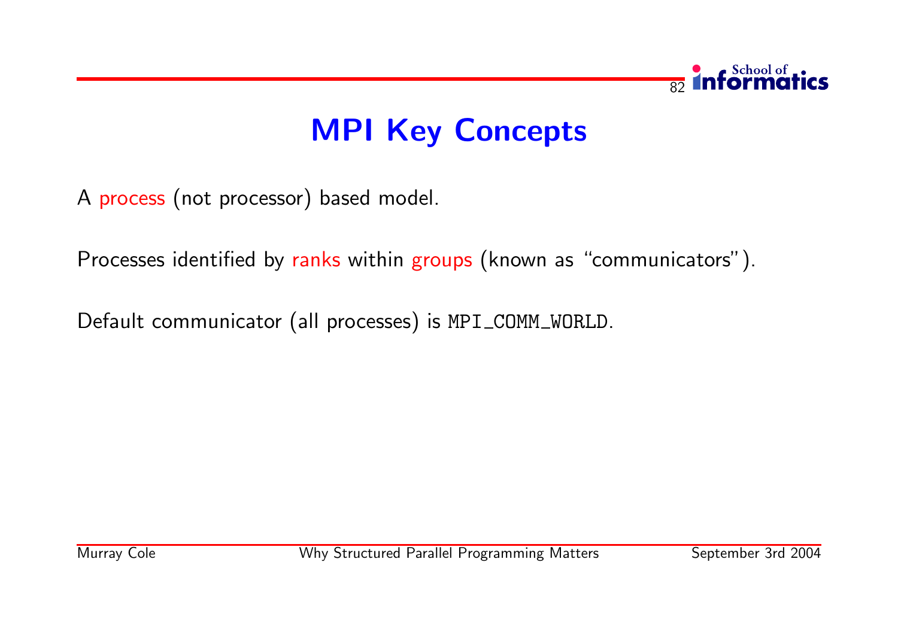# MPI Key Concepts

A process (not processor) based model.

Processes identified by ranks within groups (known as "communicators").

Default communicator (all processes) is `MPI_COMM_WORLD`.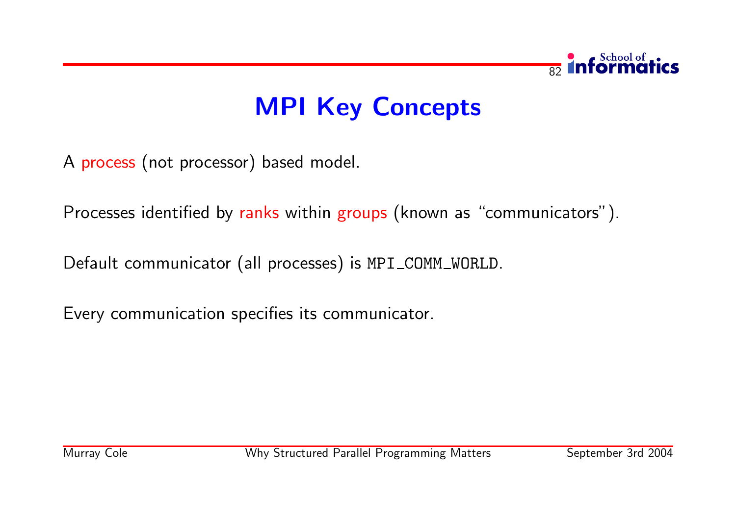# MPI Key Concepts

A process (not processor) based model.

Processes identified by ranks within groups (known as "communicators").

Default communicator (all processes) is `MPI_COMM_WORLD`.

Every communication specifies its communicator.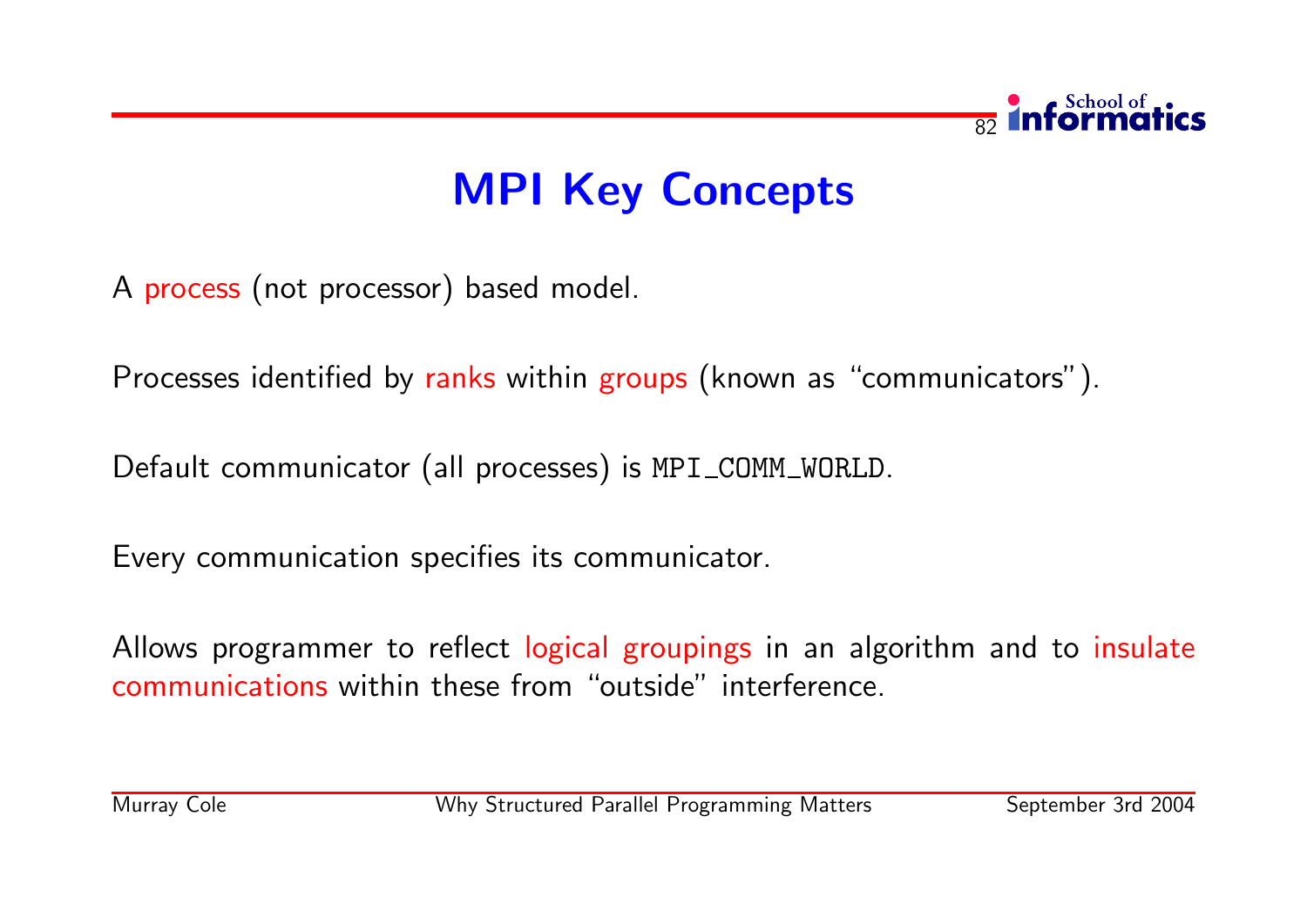# MPI Key Concepts

A process (not processor) based model.

Processes identified by ranks within groups (known as "communicators").

Default communicator (all processes) is `MPI_COMM_WORLD`.

Every communication specifies its communicator.

Allows programmer to reflect logical groupings in an algorithm and to insulate communications within these from "outside" interference.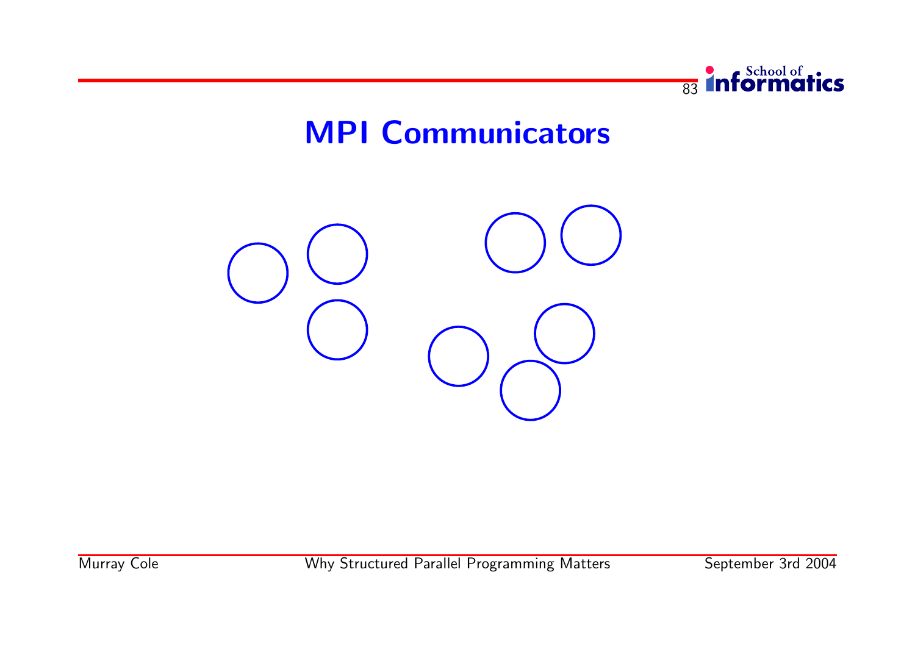# MPI Communicators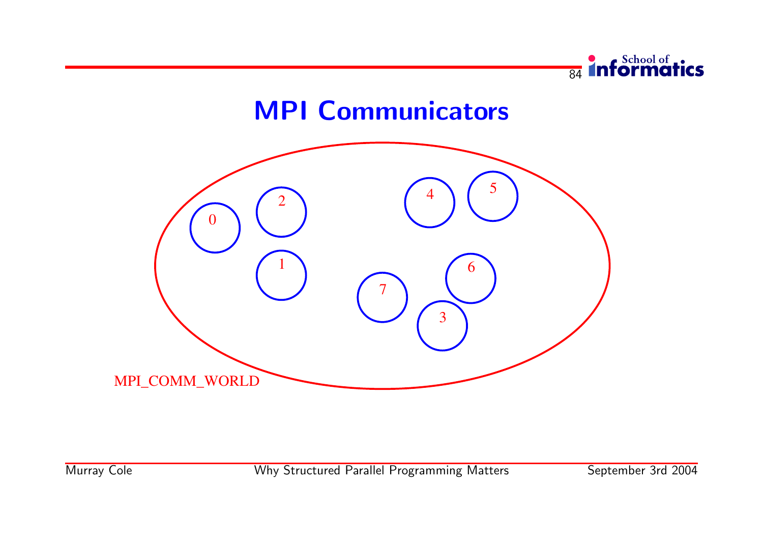# MPI Communicators

0 2 4 5

1 6

7 3

MPI_COMM_WORLD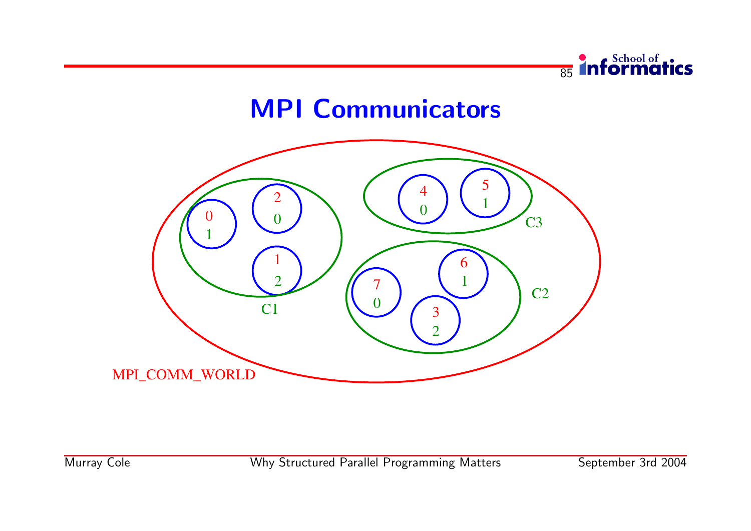# MPI Communicators

MPI_COMM_WORLD

C1

| MPI_COMM_WORLD rank | C1 rank |
|---|---|
| 0 | 1 |
| 2 | 0 |
| 1 | 2 |

C2

| MPI_COMM_WORLD rank | C2 rank |
|---|---|
| 7 | 0 |
| 6 | 1 |
| 3 | 2 |

C3

| MPI_COMM_WORLD rank | C3 rank |
|---|---|
| 4 | 0 |
| 5 | 1 |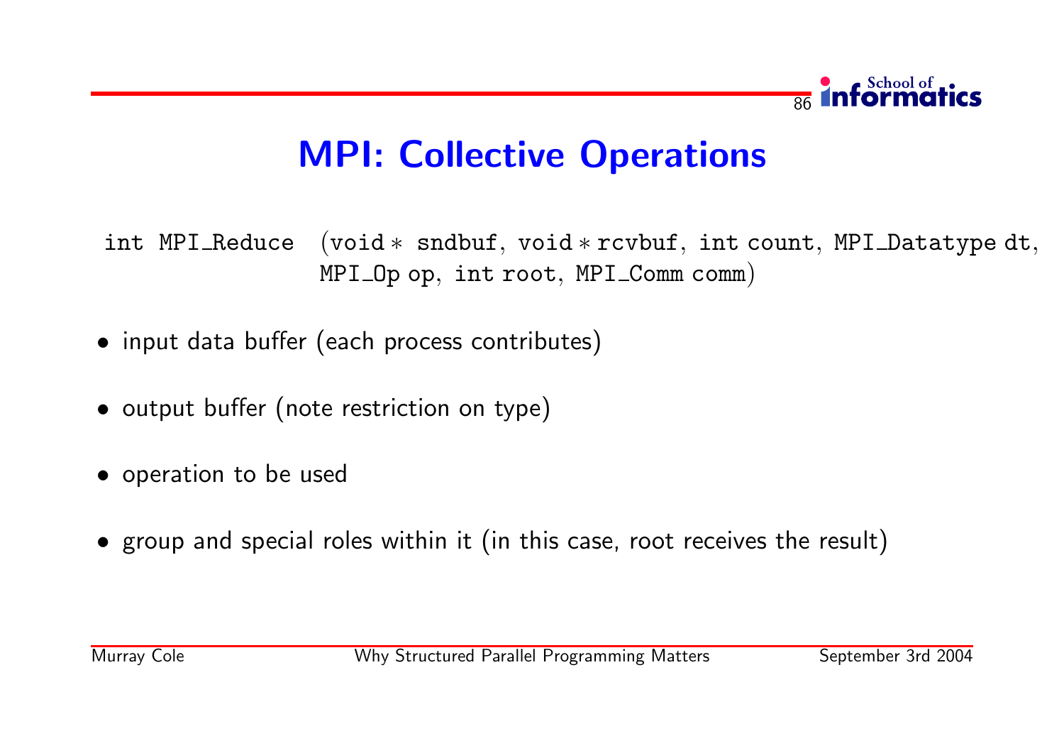# MPI: Collective Operations

```
int MPI_Reduce (void * sndbuf, void *rcvbuf, int count, MPI_Datatype dt,
                MPI_Op op, int root, MPI_Comm comm)
```

- input data buffer (each process contributes)
- output buffer (note restriction on type)
- operation to be used
- group and special roles within it (in this case, root receives the result)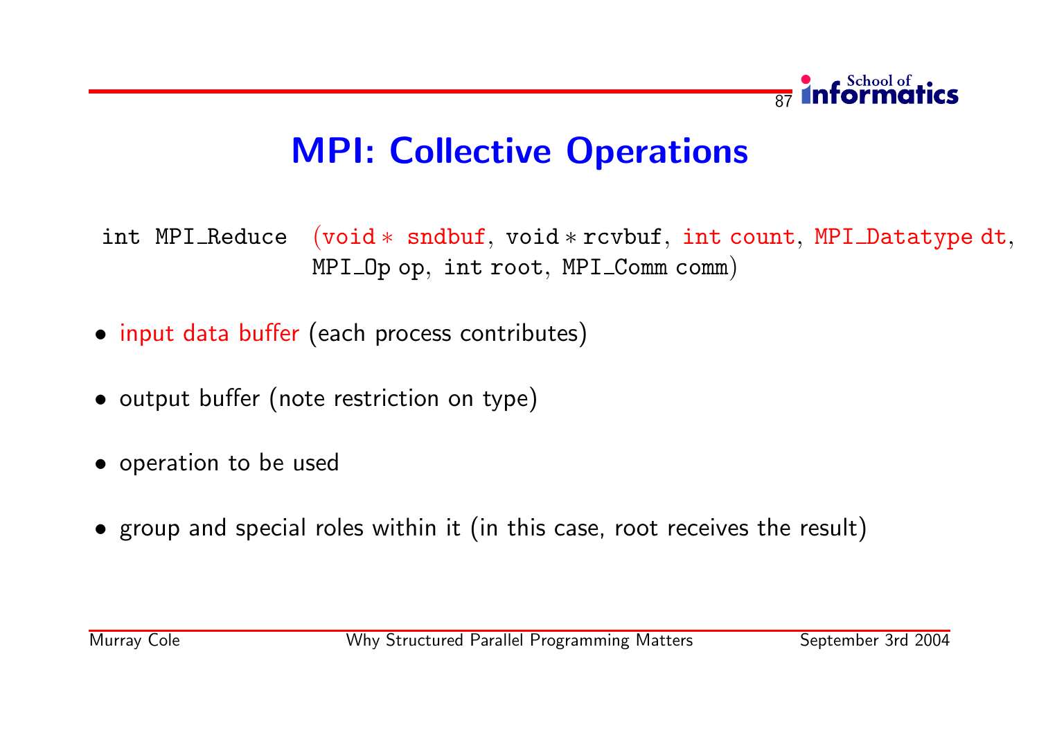# MPI: Collective Operations

```
int MPI_Reduce (void * sndbuf, void * rcvbuf, int count, MPI_Datatype dt,
                MPI_Op op, int root, MPI_Comm comm)
```

- input data buffer (each process contributes)
- output buffer (note restriction on type)
- operation to be used
- group and special roles within it (in this case, root receives the result)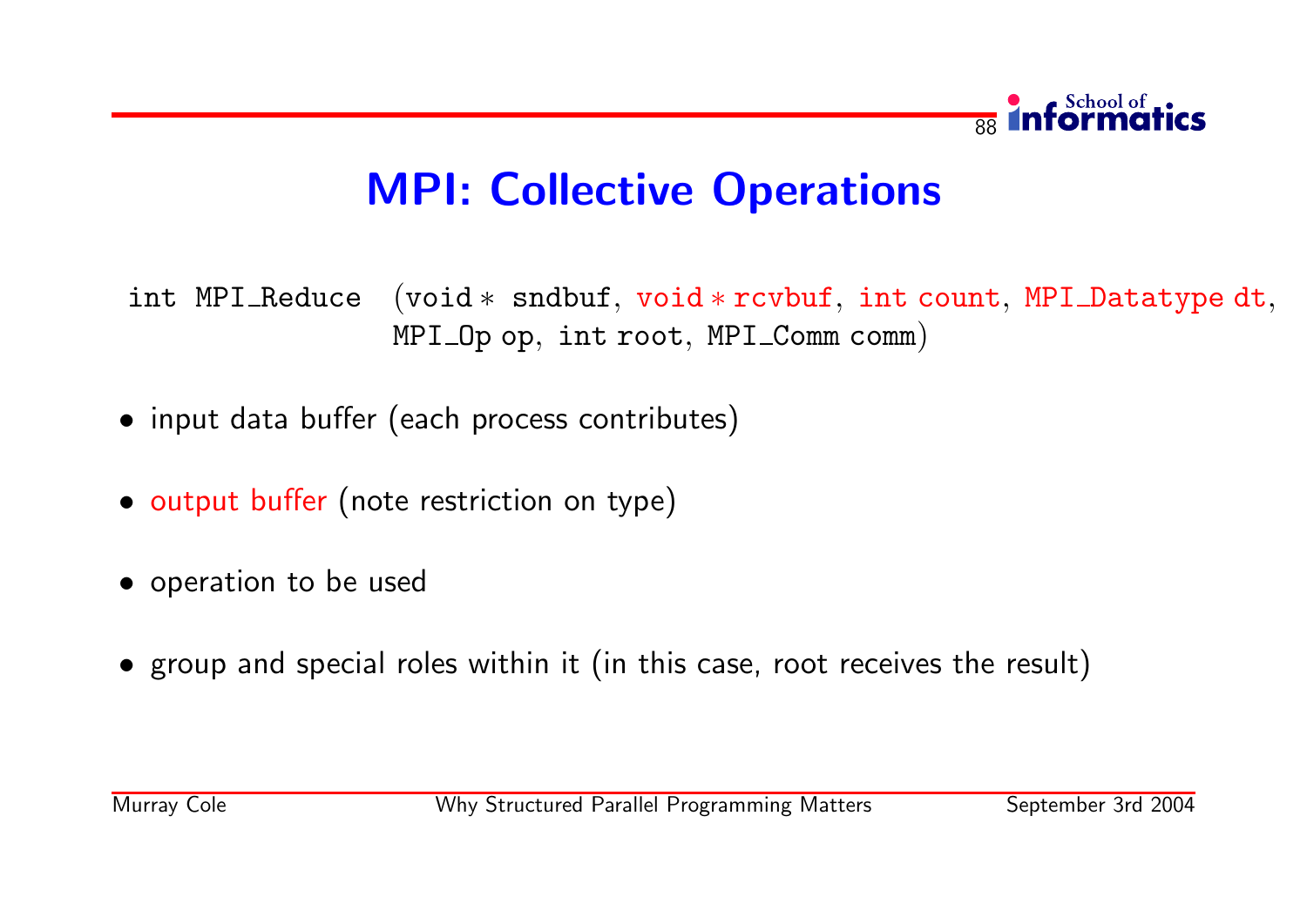# MPI: Collective Operations

```
int MPI_Reduce (void * sndbuf, void * rcvbuf, int count, MPI_Datatype dt,
                MPI_Op op, int root, MPI_Comm comm)
```

- input data buffer (each process contributes)
- output buffer (note restriction on type)
- operation to be used
- group and special roles within it (in this case, root receives the result)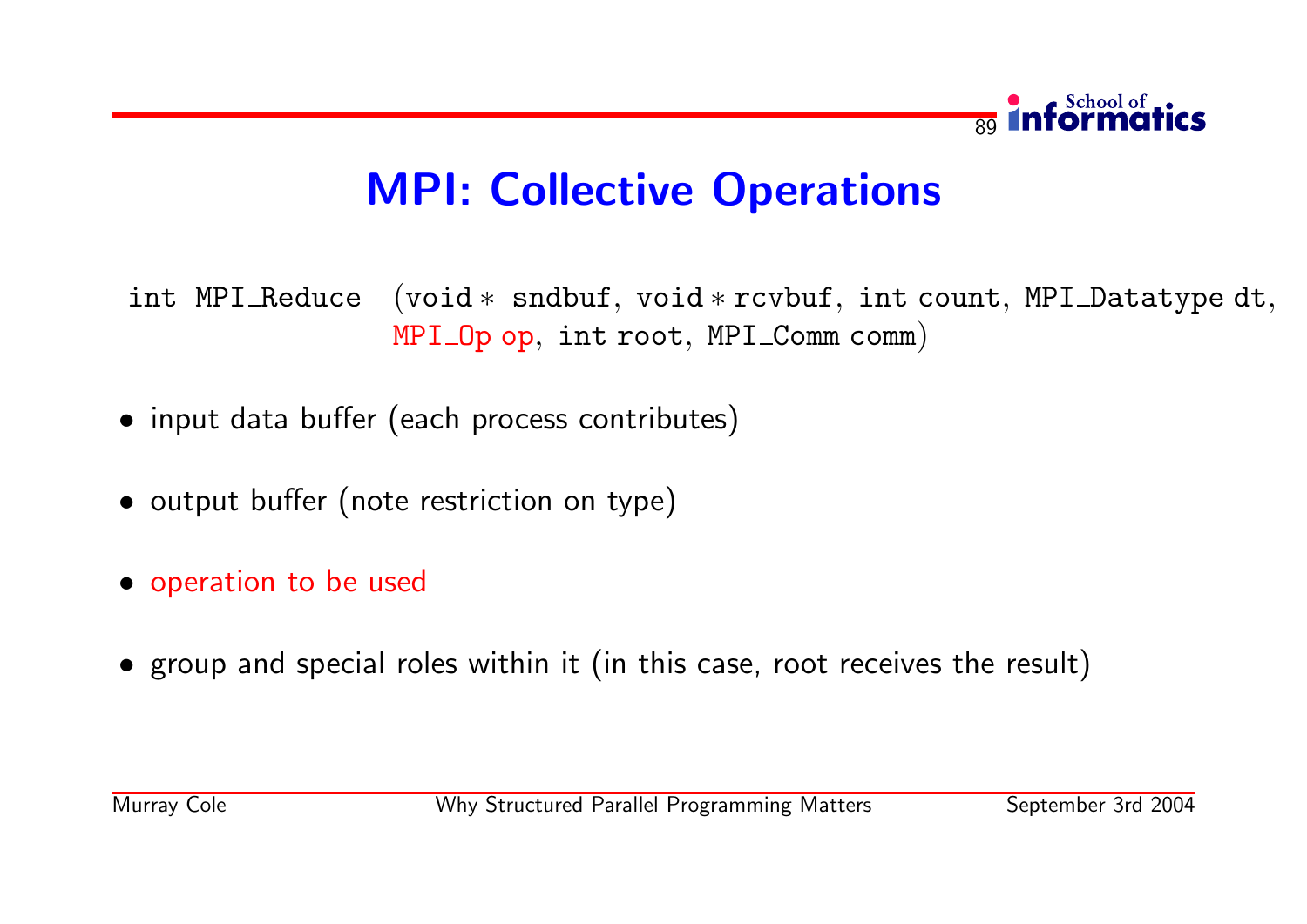# MPI: Collective Operations

```
int MPI_Reduce (void * sndbuf, void * rcvbuf, int count, MPI_Datatype dt,
                MPI_Op op, int root, MPI_Comm comm)
```

- input data buffer (each process contributes)
- output buffer (note restriction on type)
- operation to be used
- group and special roles within it (in this case, root receives the result)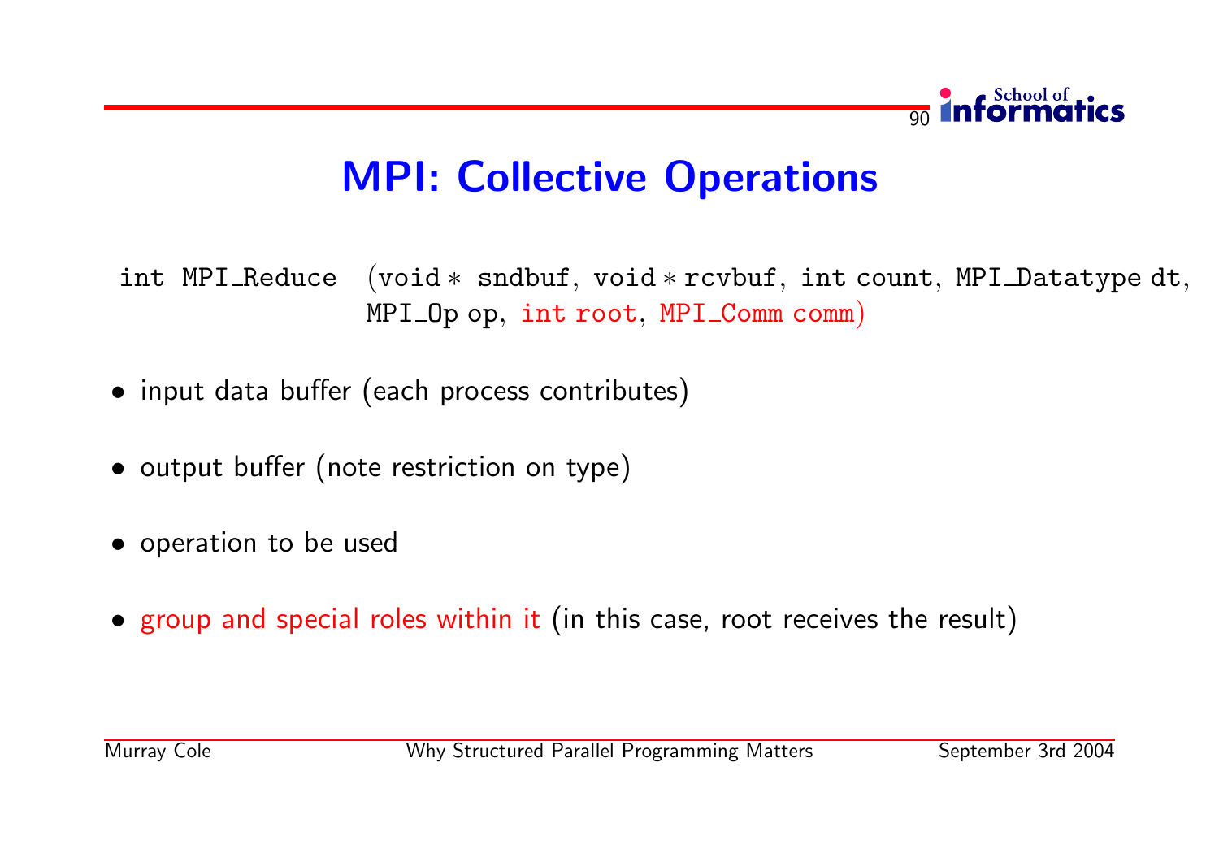# MPI: Collective Operations

```
int MPI_Reduce (void * sndbuf, void * rcvbuf, int count, MPI_Datatype dt,
                MPI_Op op, int root, MPI_Comm comm)
```

- input data buffer (each process contributes)
- output buffer (note restriction on type)
- operation to be used
- group and special roles within it (in this case, root receives the result)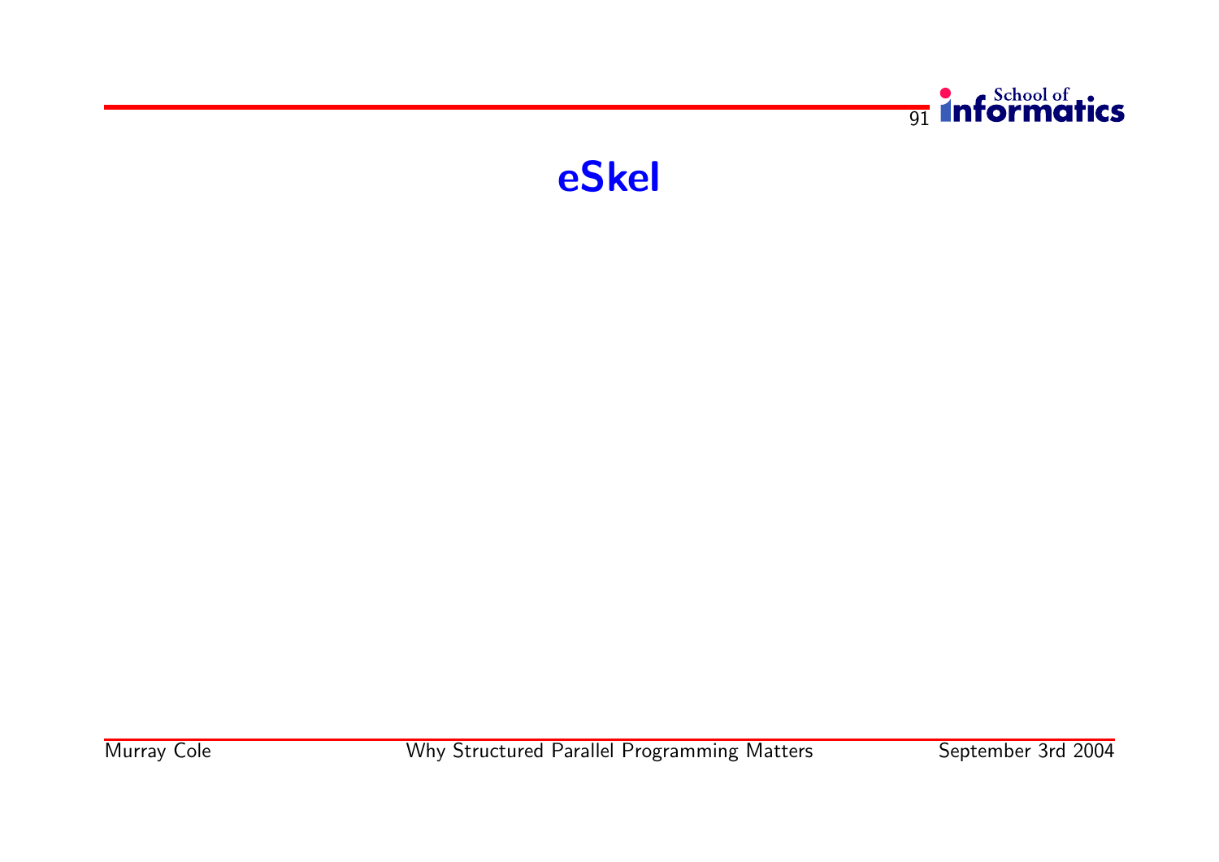# eSkel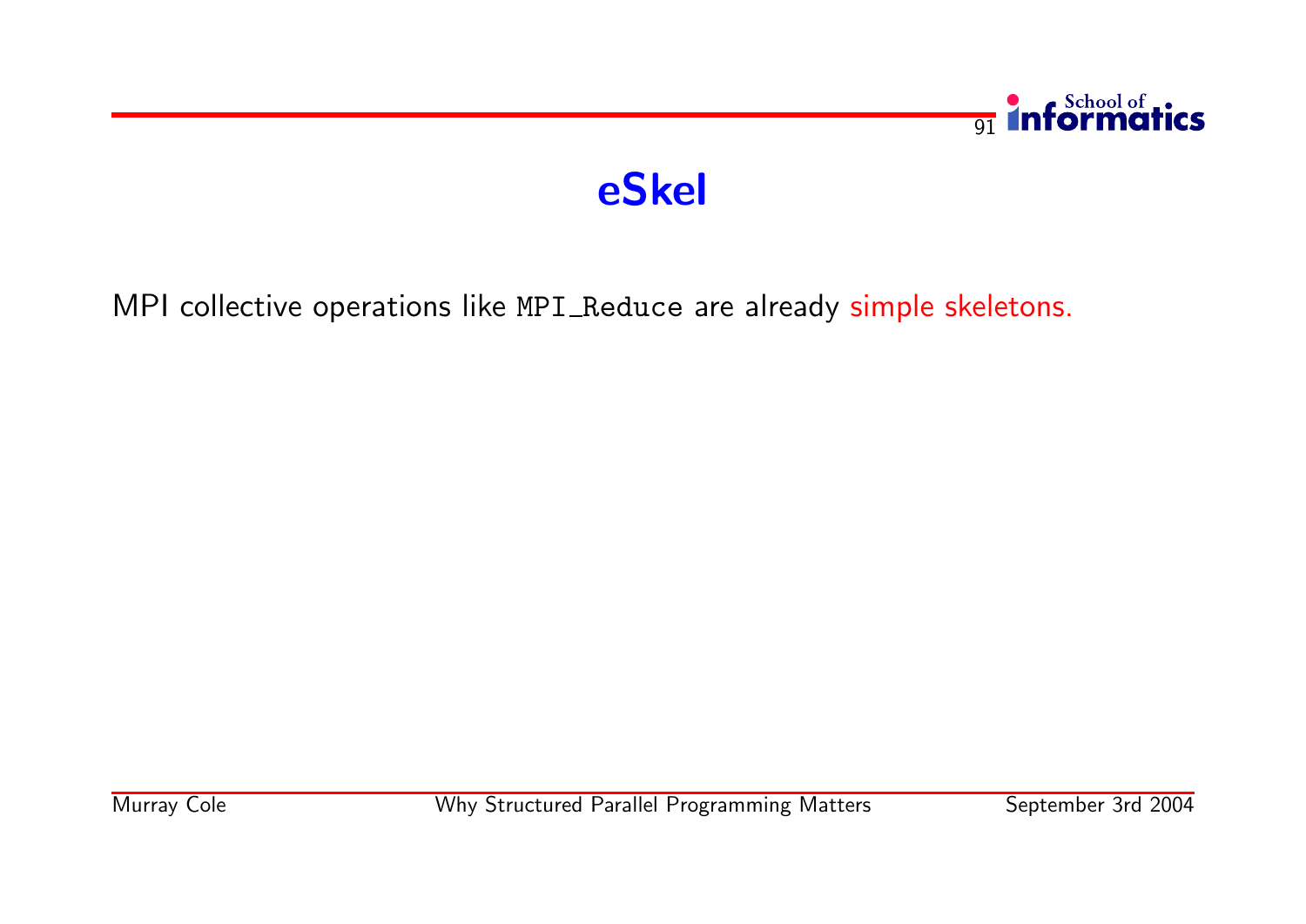# eSkel

MPI collective operations like `MPI_Reduce` are already simple skeletons.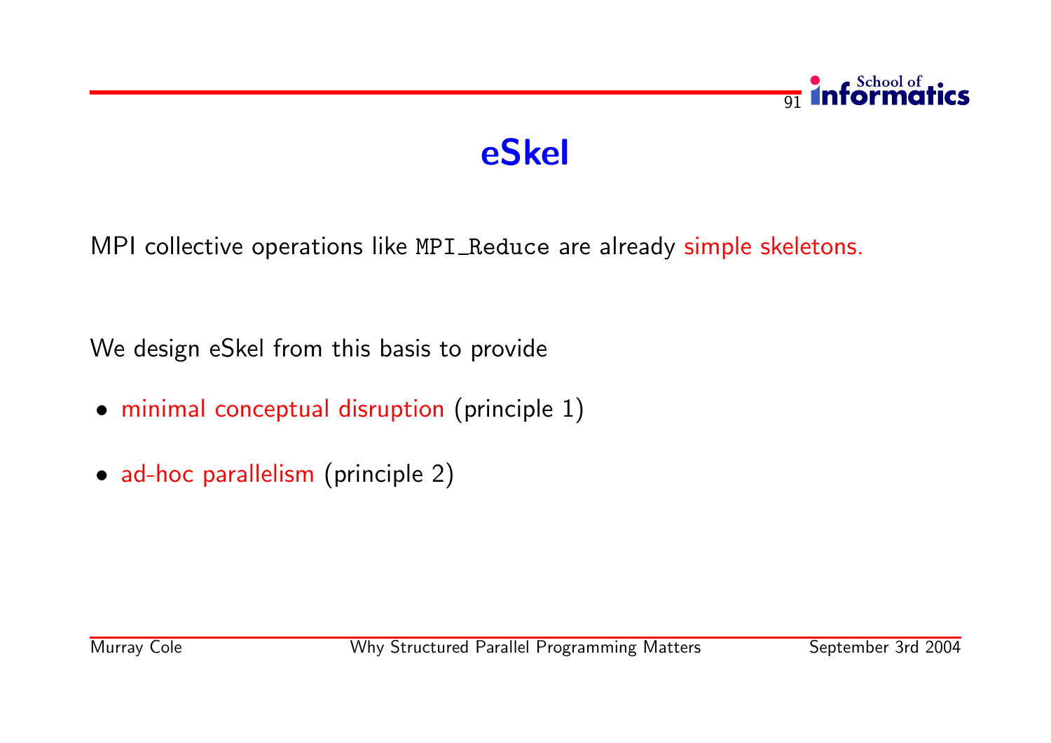# eSkel

MPI collective operations like `MPI_Reduce` are already simple skeletons.

We design eSkel from this basis to provide

- minimal conceptual disruption (principle 1)
- ad-hoc parallelism (principle 2)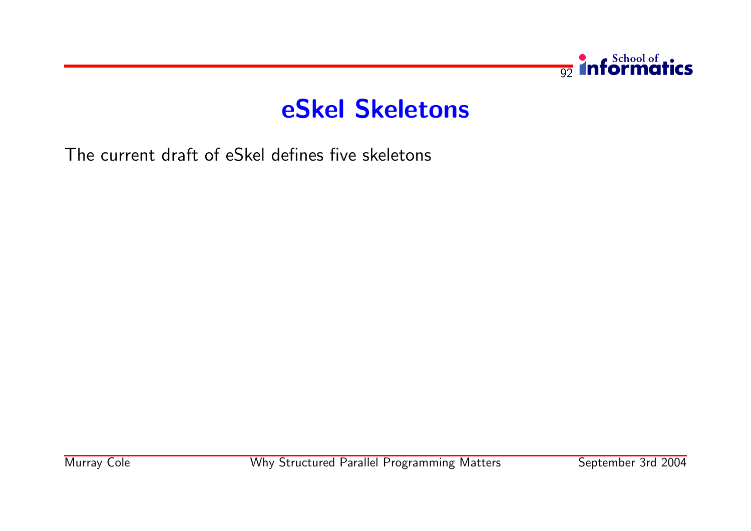# eSkel Skeletons

The current draft of eSkel defines five skeletons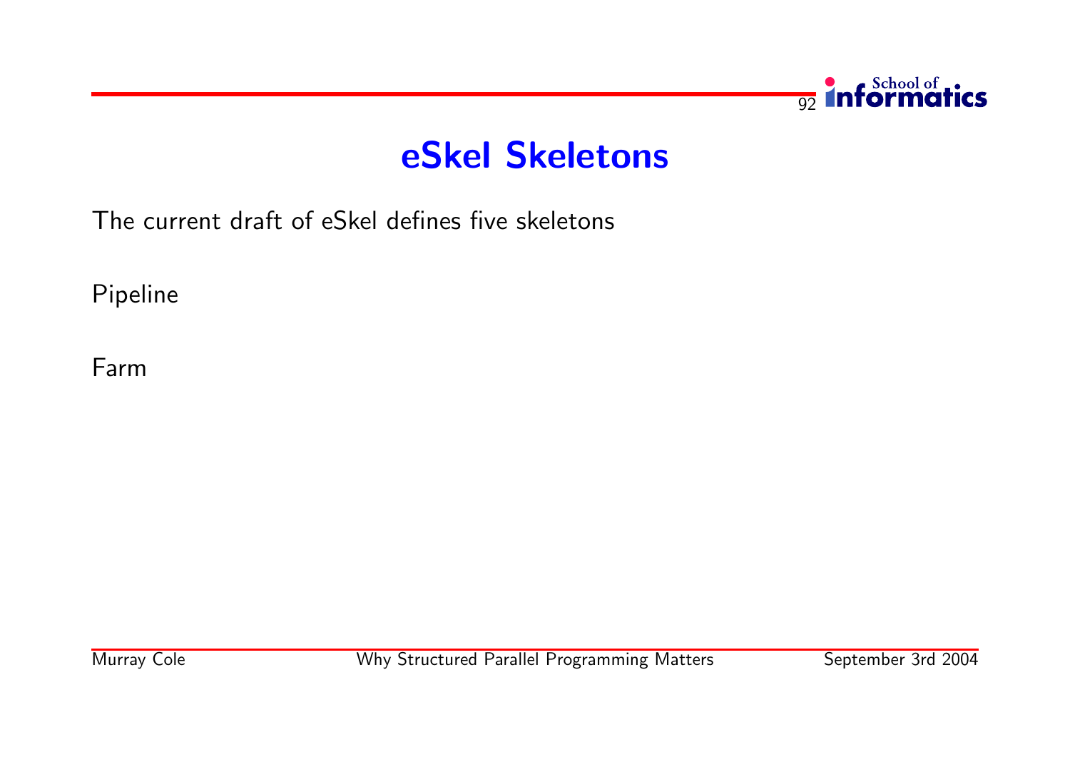# eSkel Skeletons

The current draft of eSkel defines five skeletons

Pipeline

Farm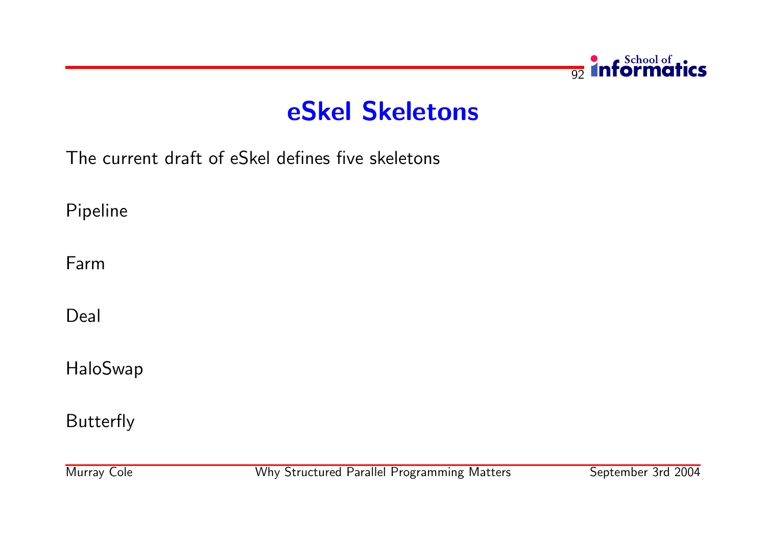# eSkel Skeletons

The current draft of eSkel defines five skeletons

Pipeline

Farm

Deal

HaloSwap

Butterfly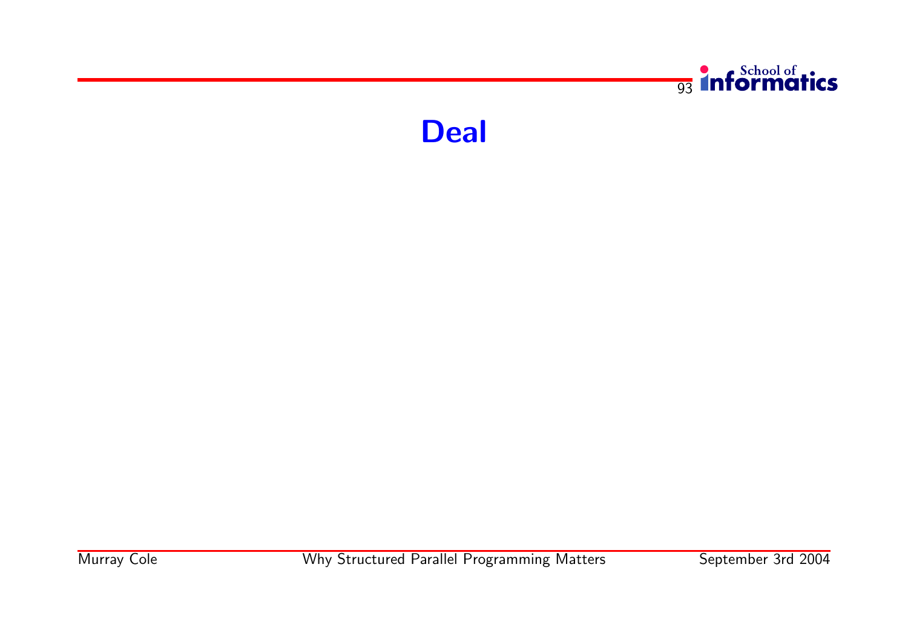# Deal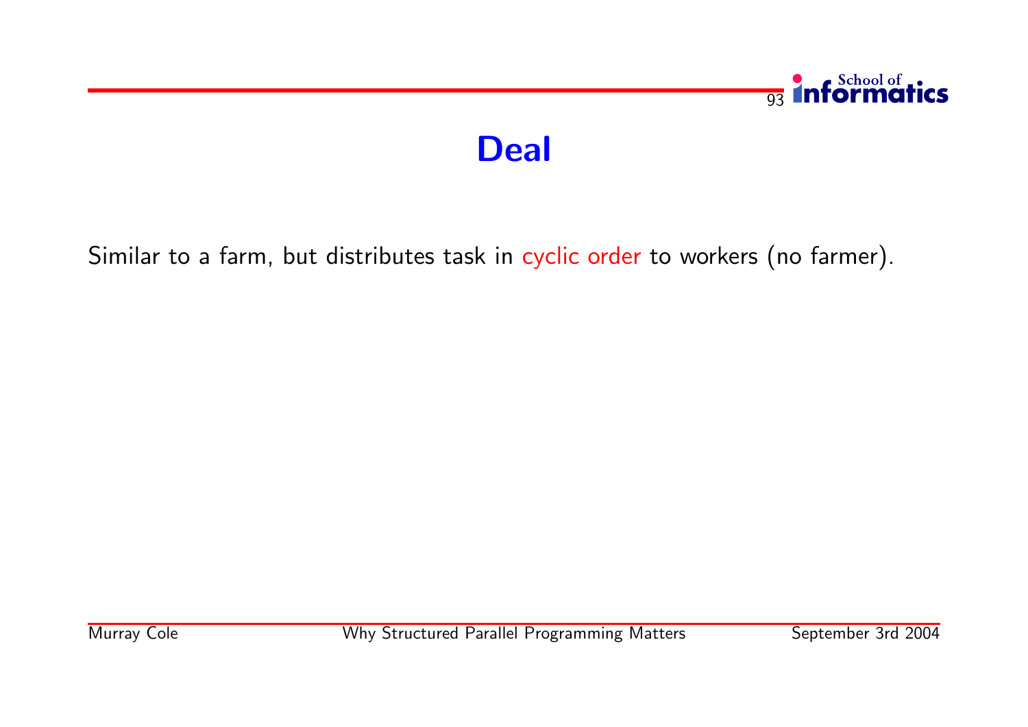# Deal

Similar to a farm, but distributes task in cyclic order to workers (no farmer).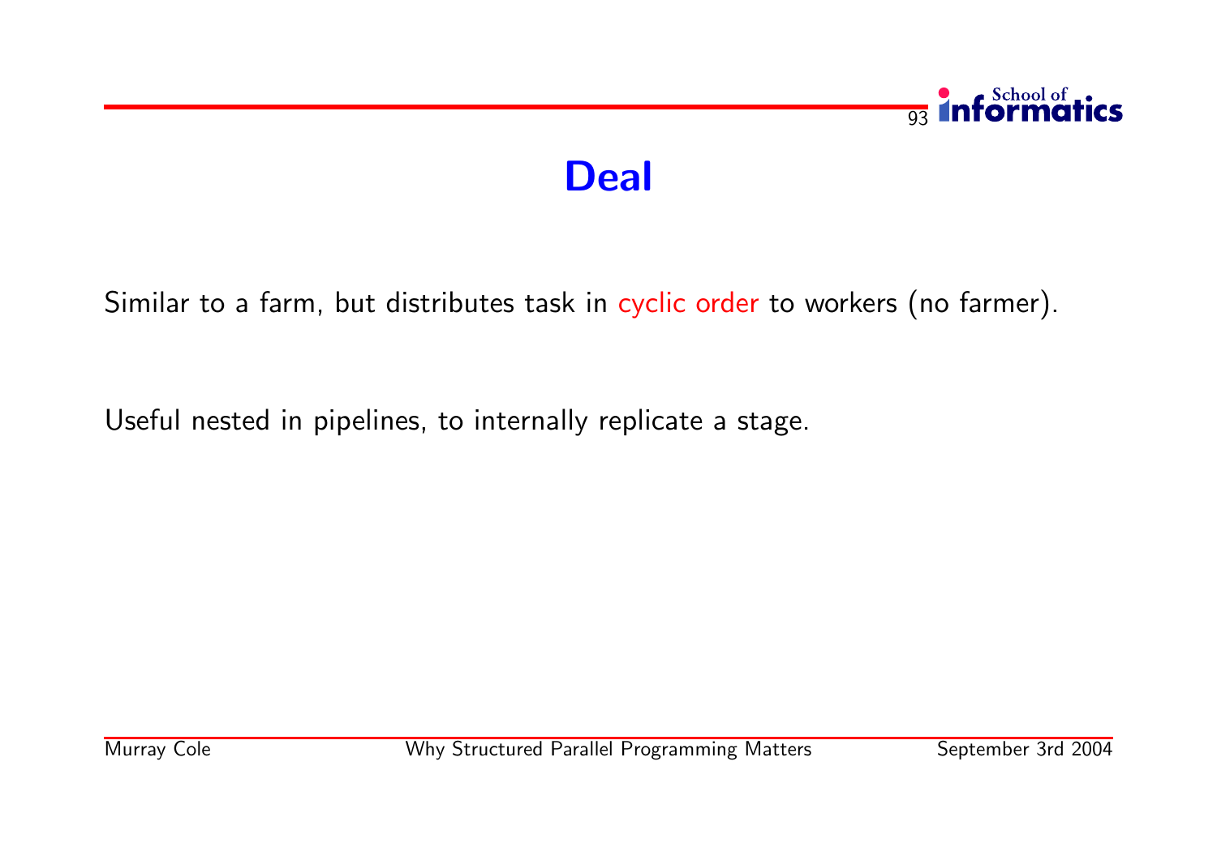# Deal

Similar to a farm, but distributes task in cyclic order to workers (no farmer).

Useful nested in pipelines, to internally replicate a stage.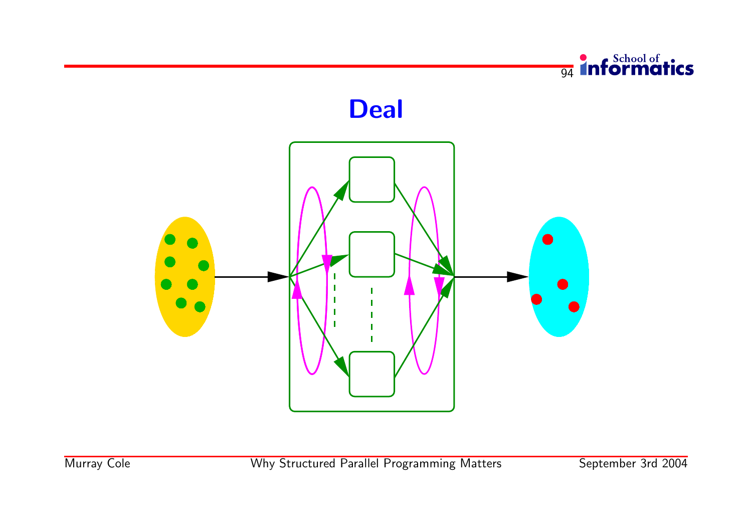# Deal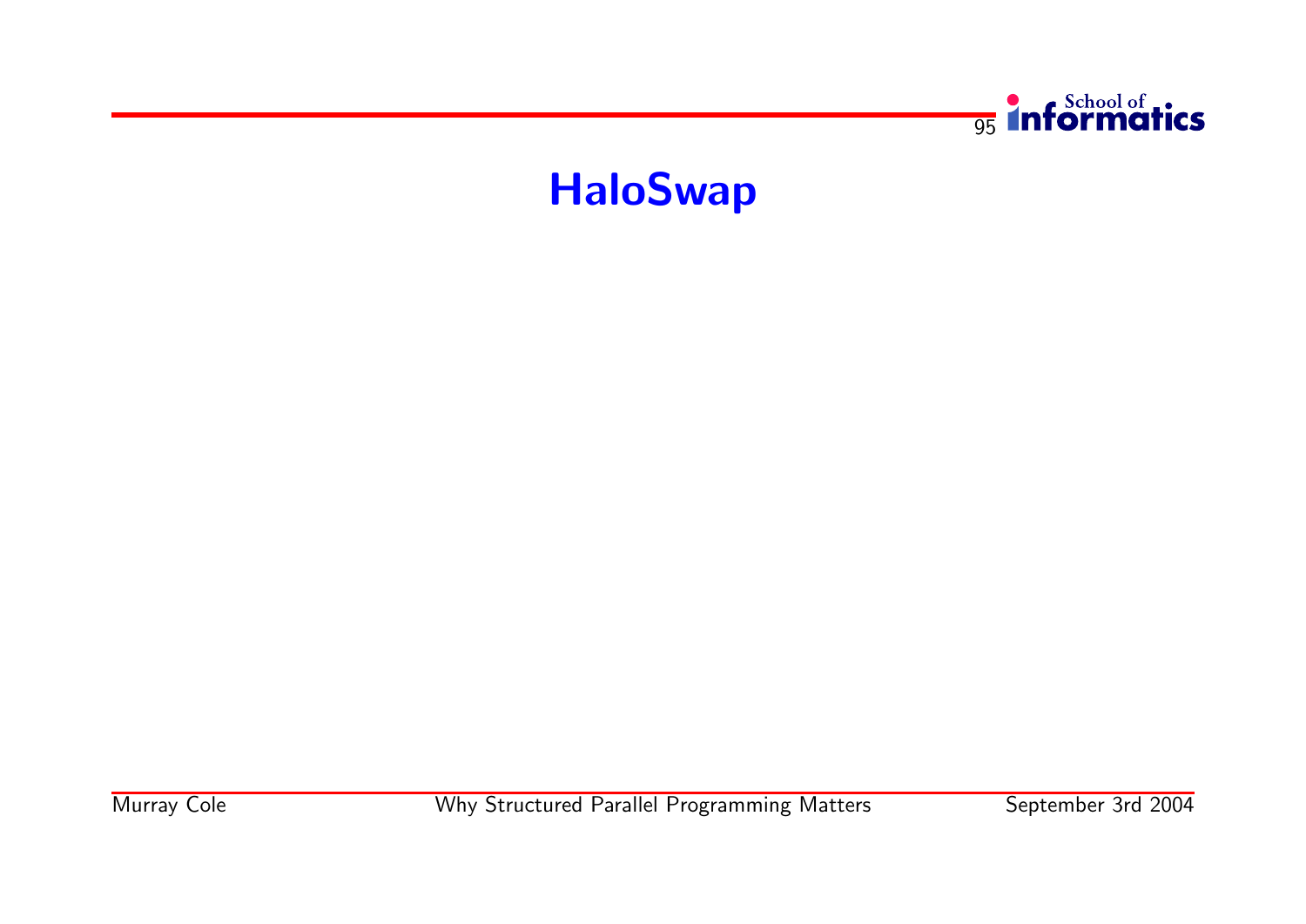# HaloSwap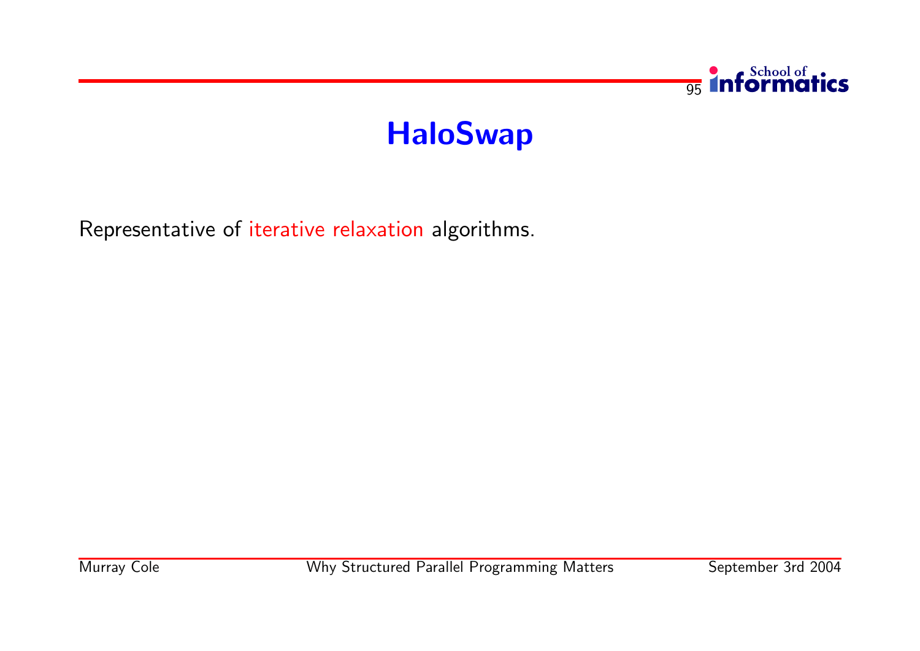# HaloSwap

Representative of iterative relaxation algorithms.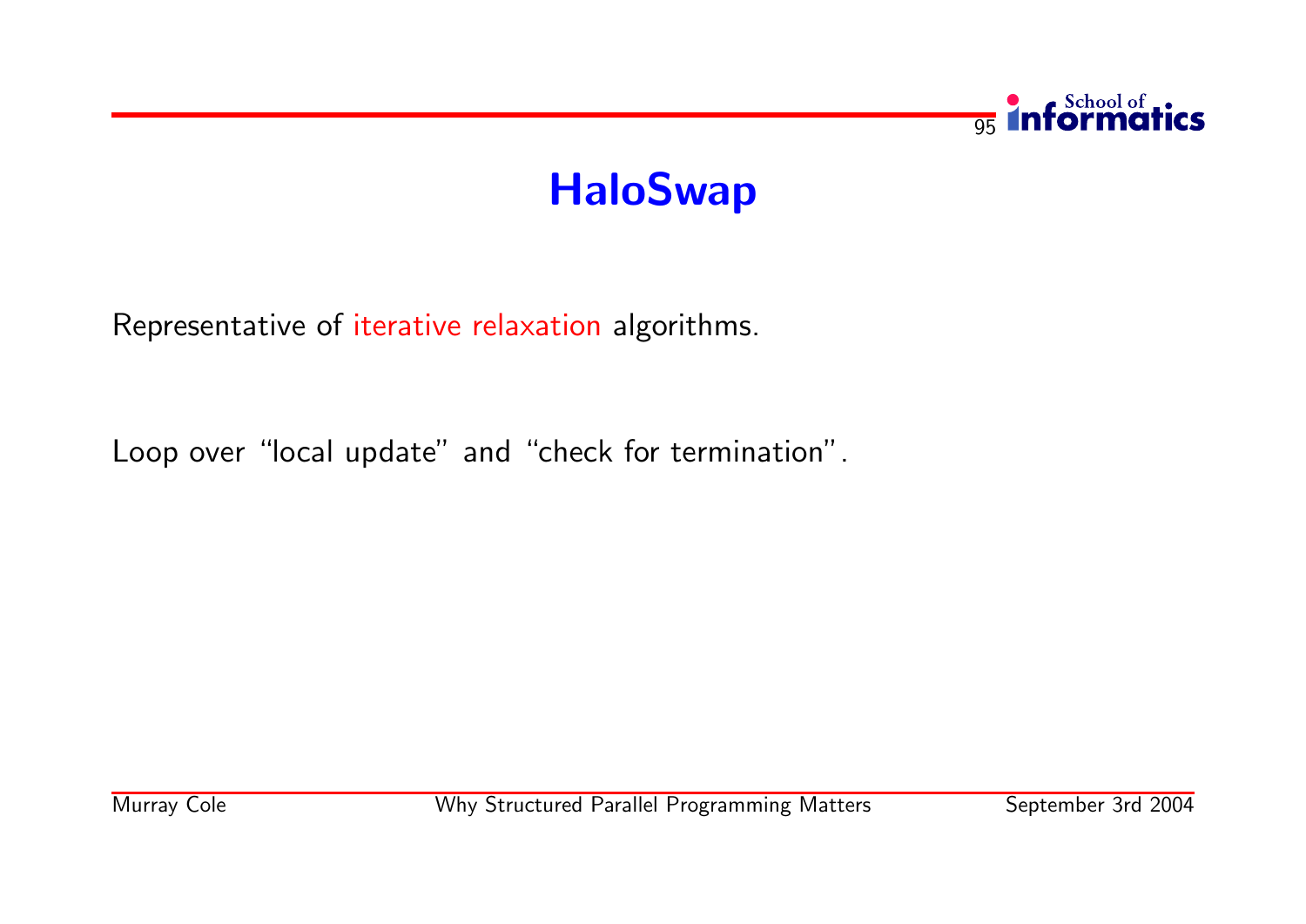# HaloSwap

Representative of iterative relaxation algorithms.

Loop over "local update" and "check for termination".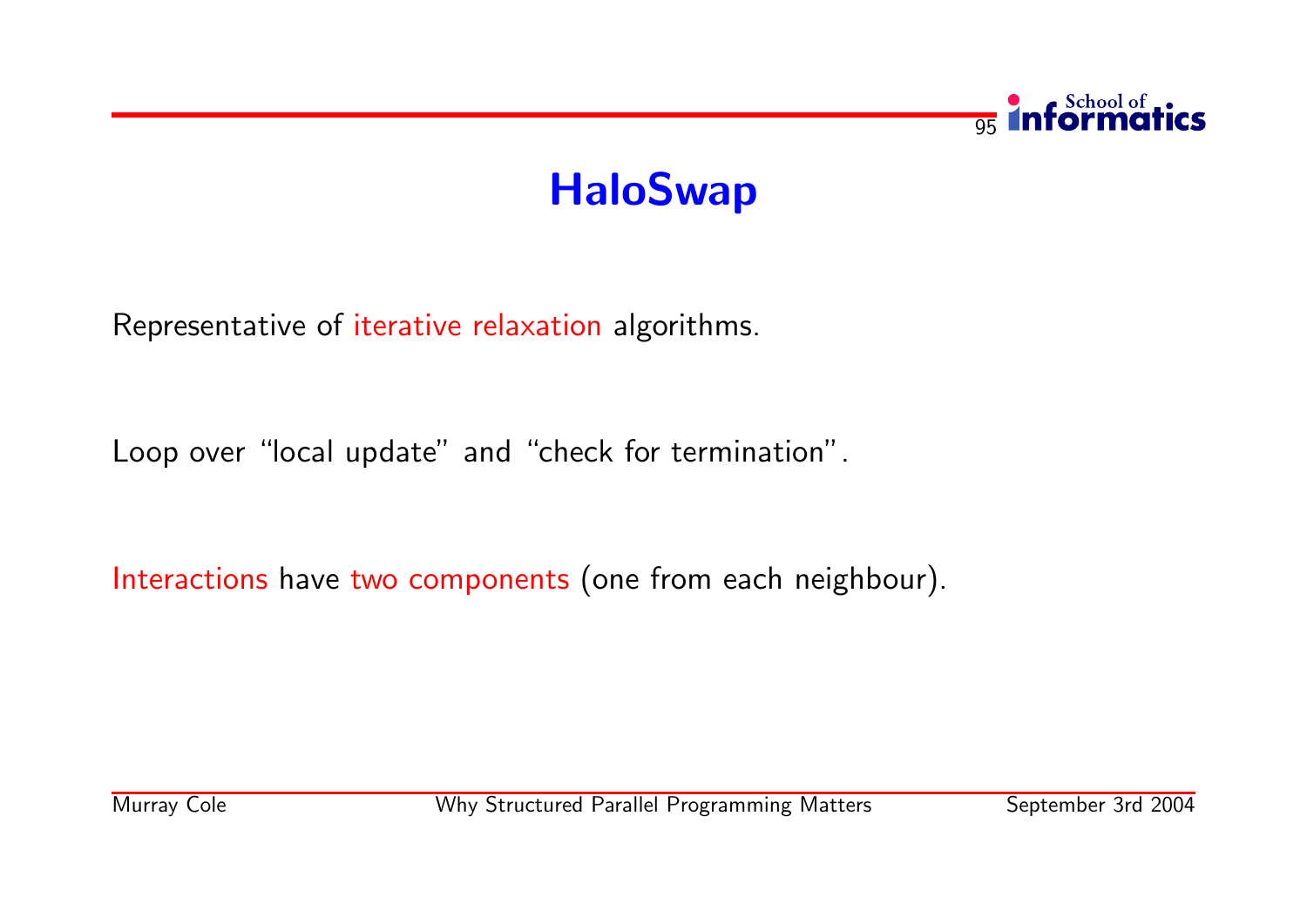# HaloSwap

Representative of iterative relaxation algorithms.

Loop over "local update" and "check for termination".

Interactions have two components (one from each neighbour).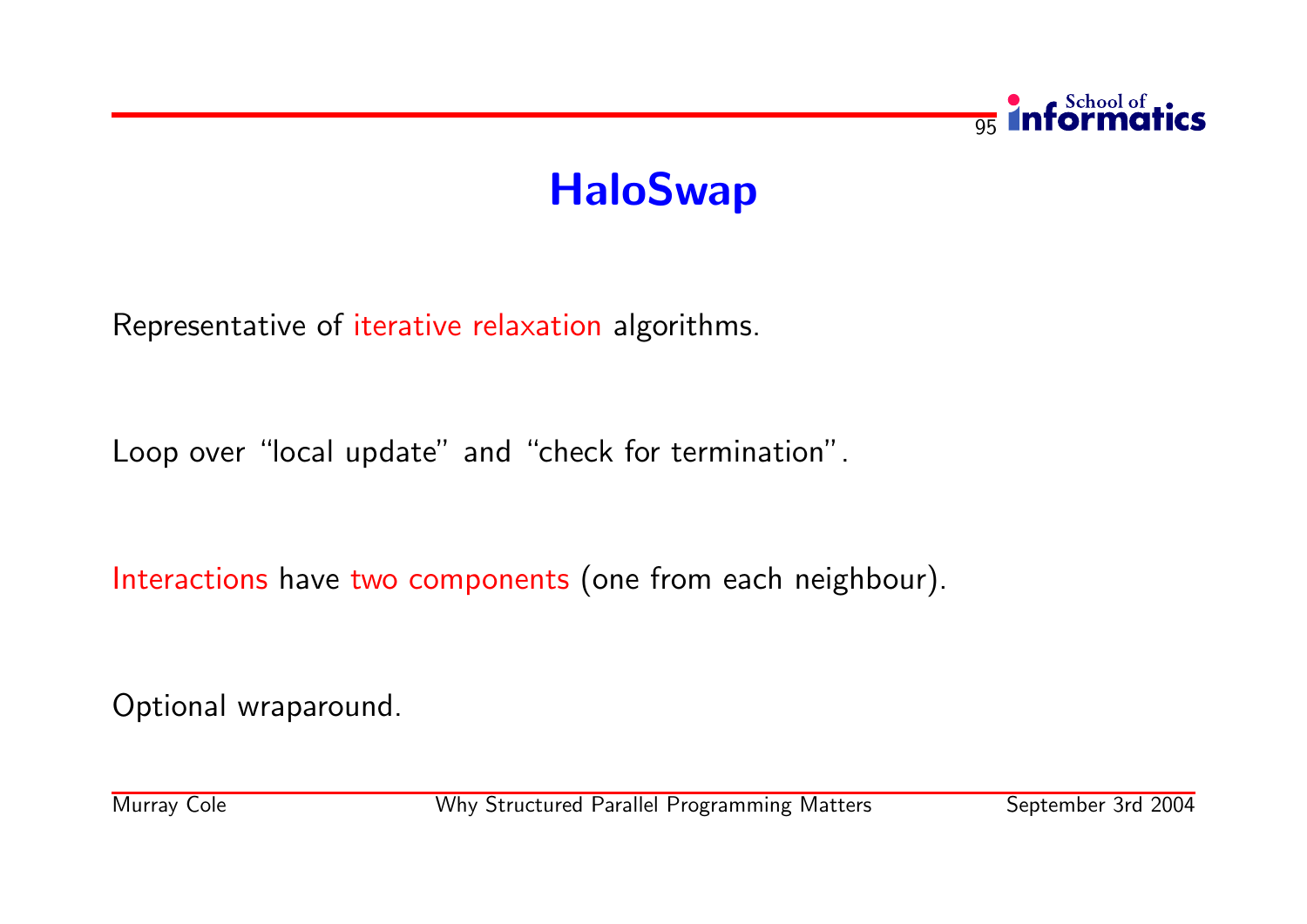# HaloSwap

Representative of iterative relaxation algorithms.

Loop over "local update" and "check for termination".

Interactions have two components (one from each neighbour).

Optional wraparound.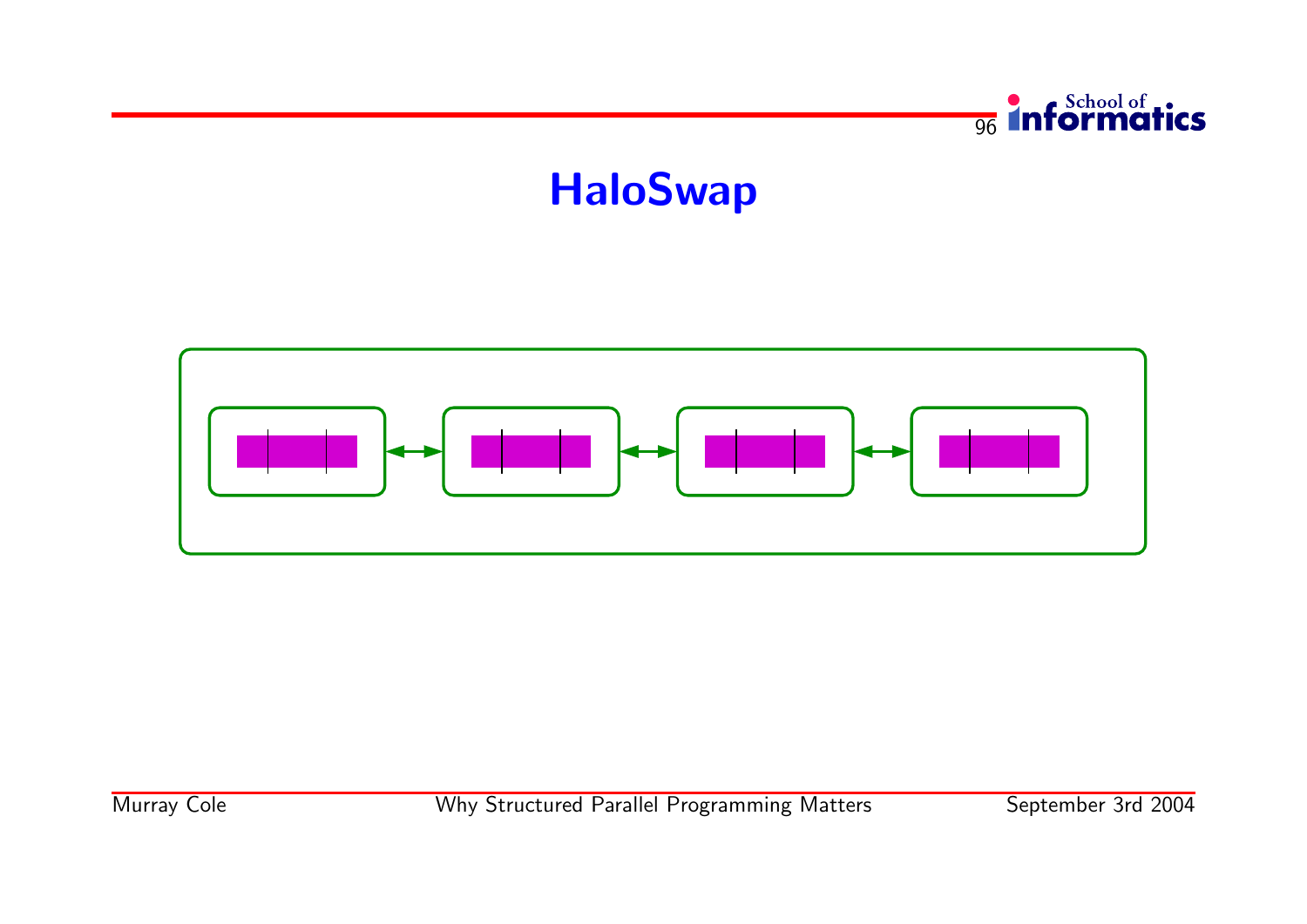# HaloSwap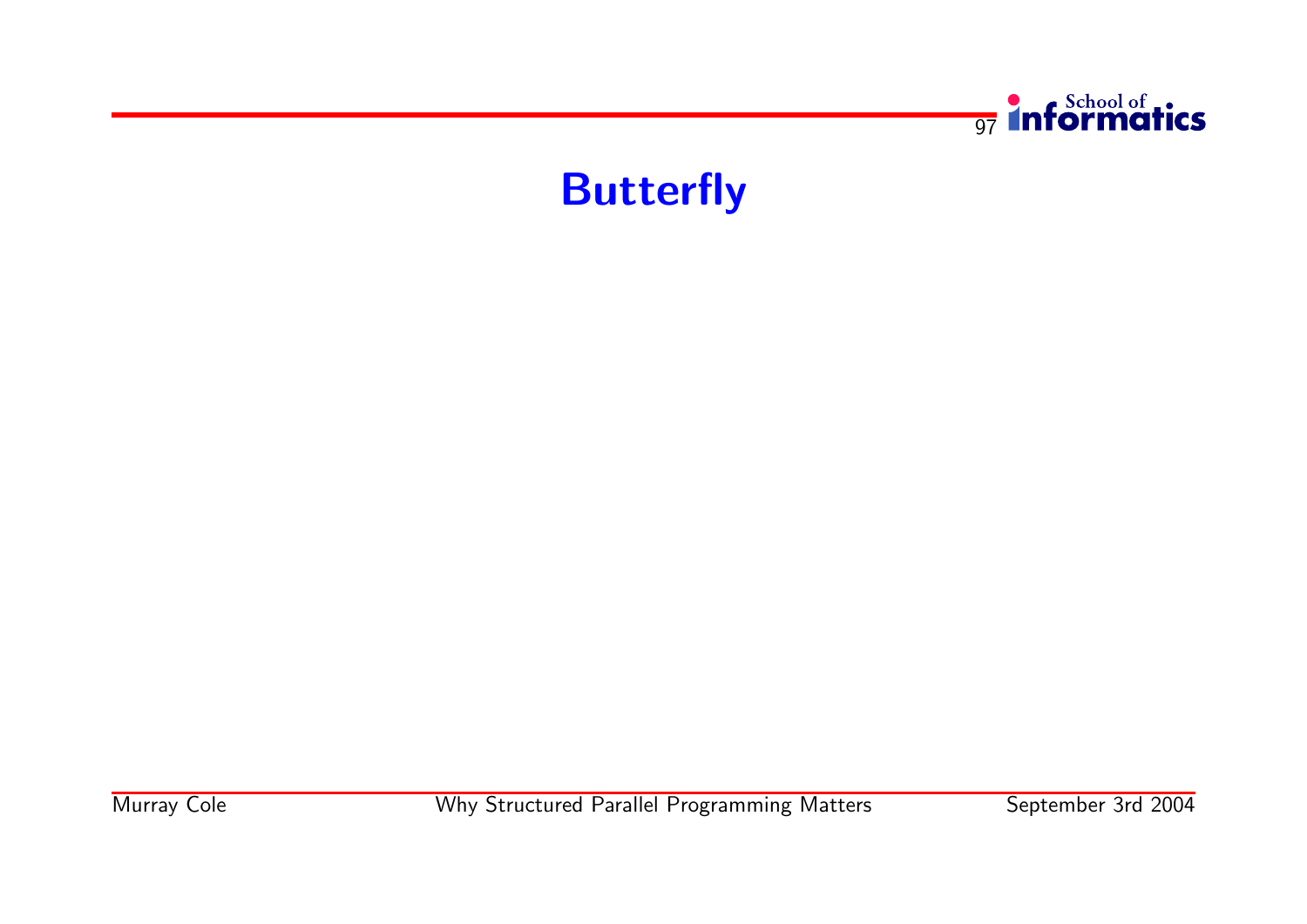# Butterfly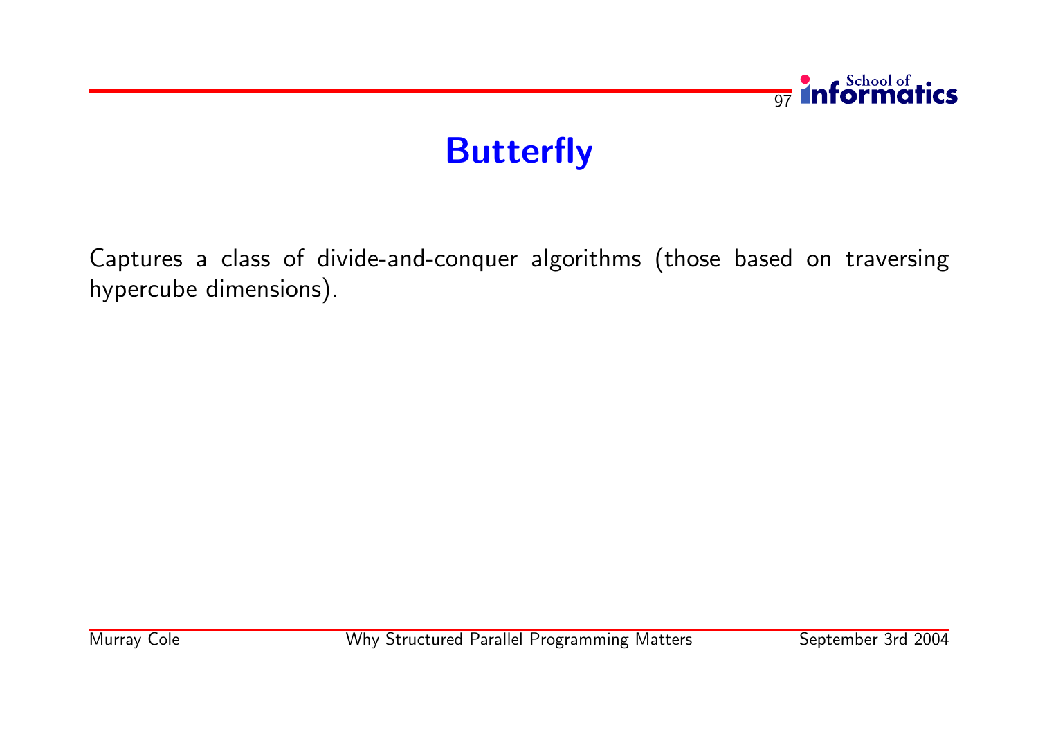# Butterfly

Captures a class of divide-and-conquer algorithms (those based on traversing hypercube dimensions).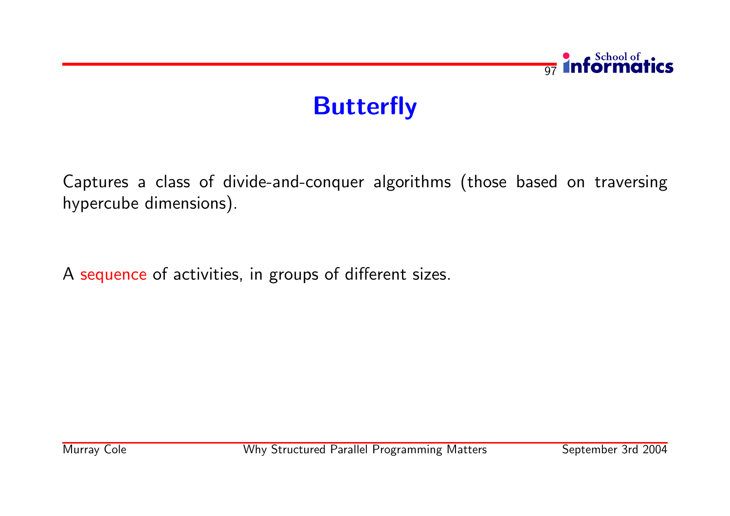# Butterfly

Captures a class of divide-and-conquer algorithms (those based on traversing hypercube dimensions).

A sequence of activities, in groups of different sizes.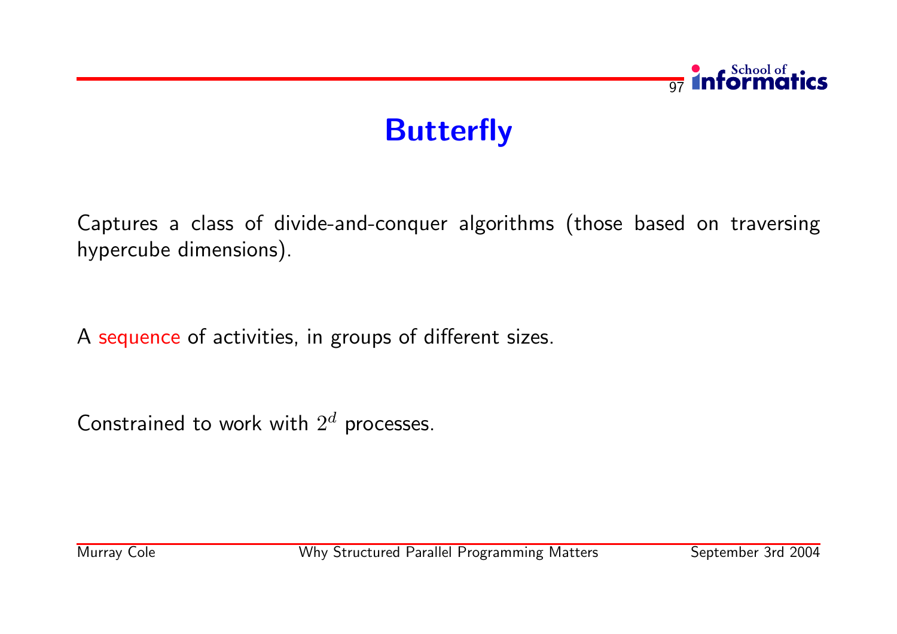# Butterfly

Captures a class of divide-and-conquer algorithms (those based on traversing hypercube dimensions).

A sequence of activities, in groups of different sizes.

Constrained to work with $2^d$ processes.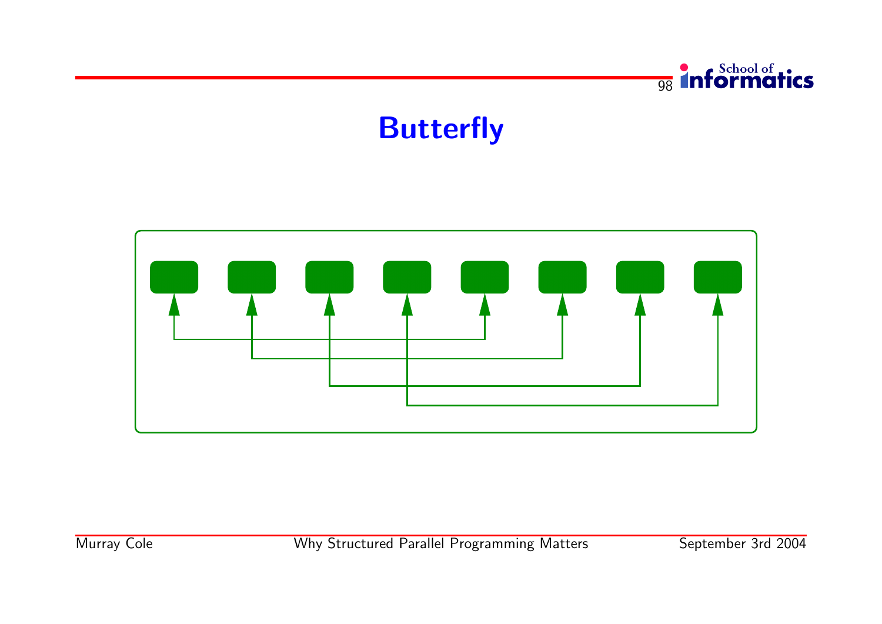# Butterfly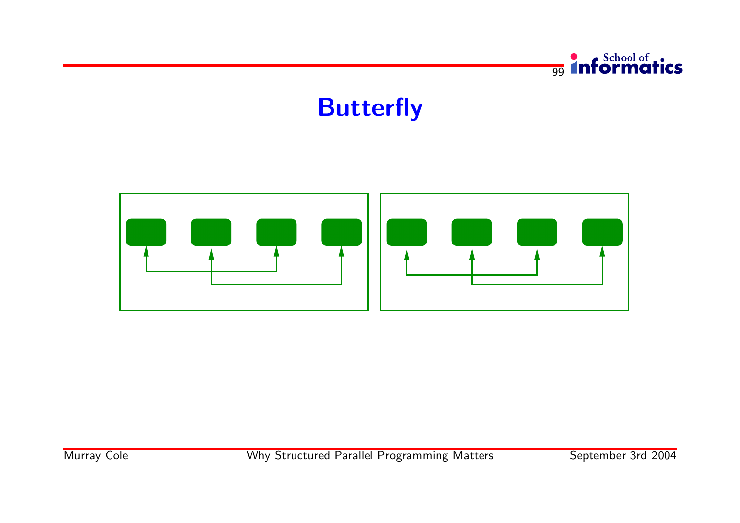# Butterfly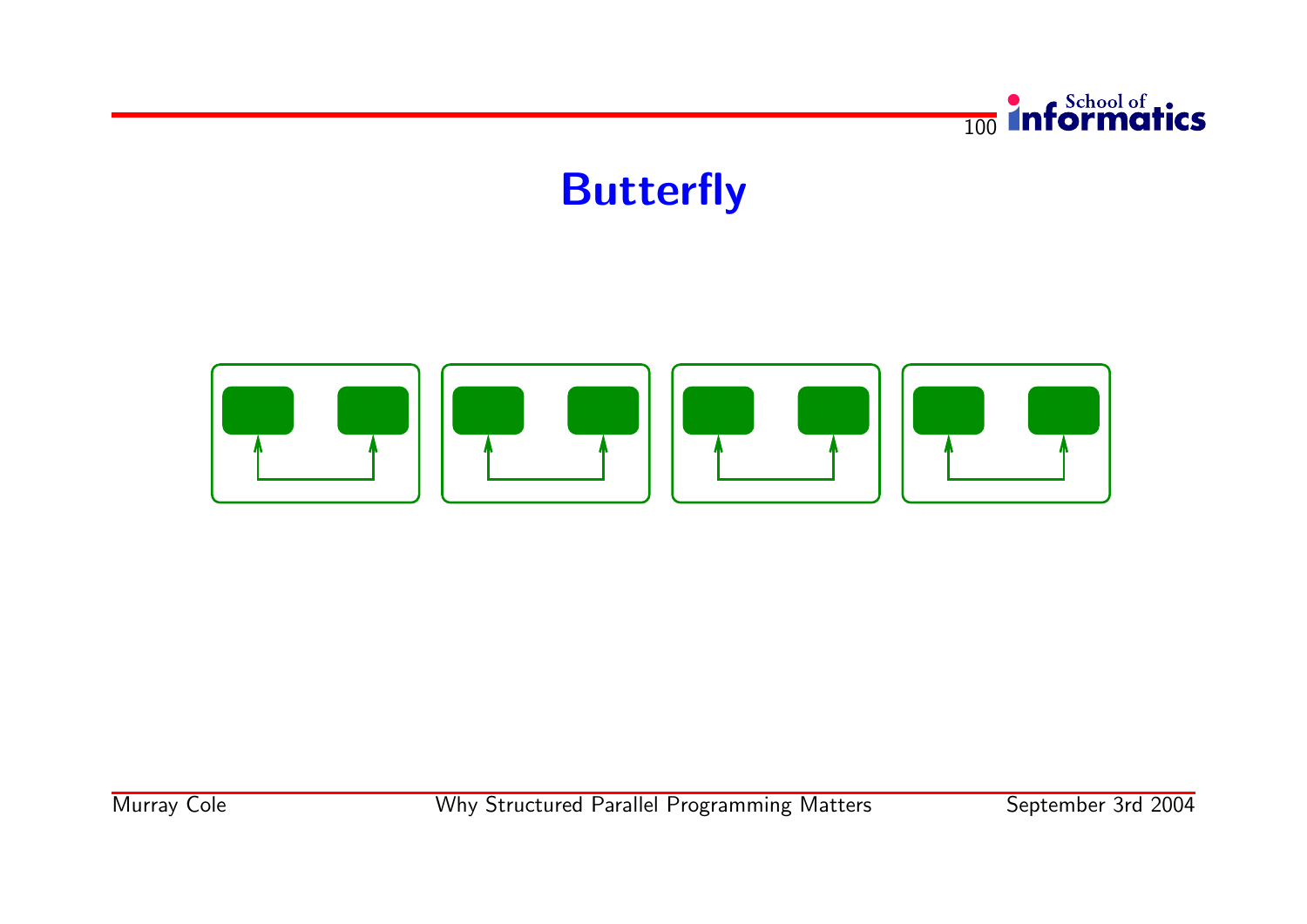# Butterfly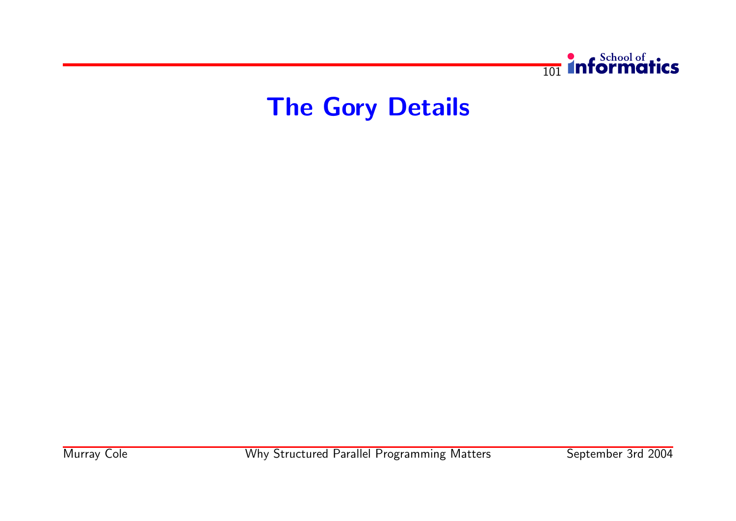# The Gory Details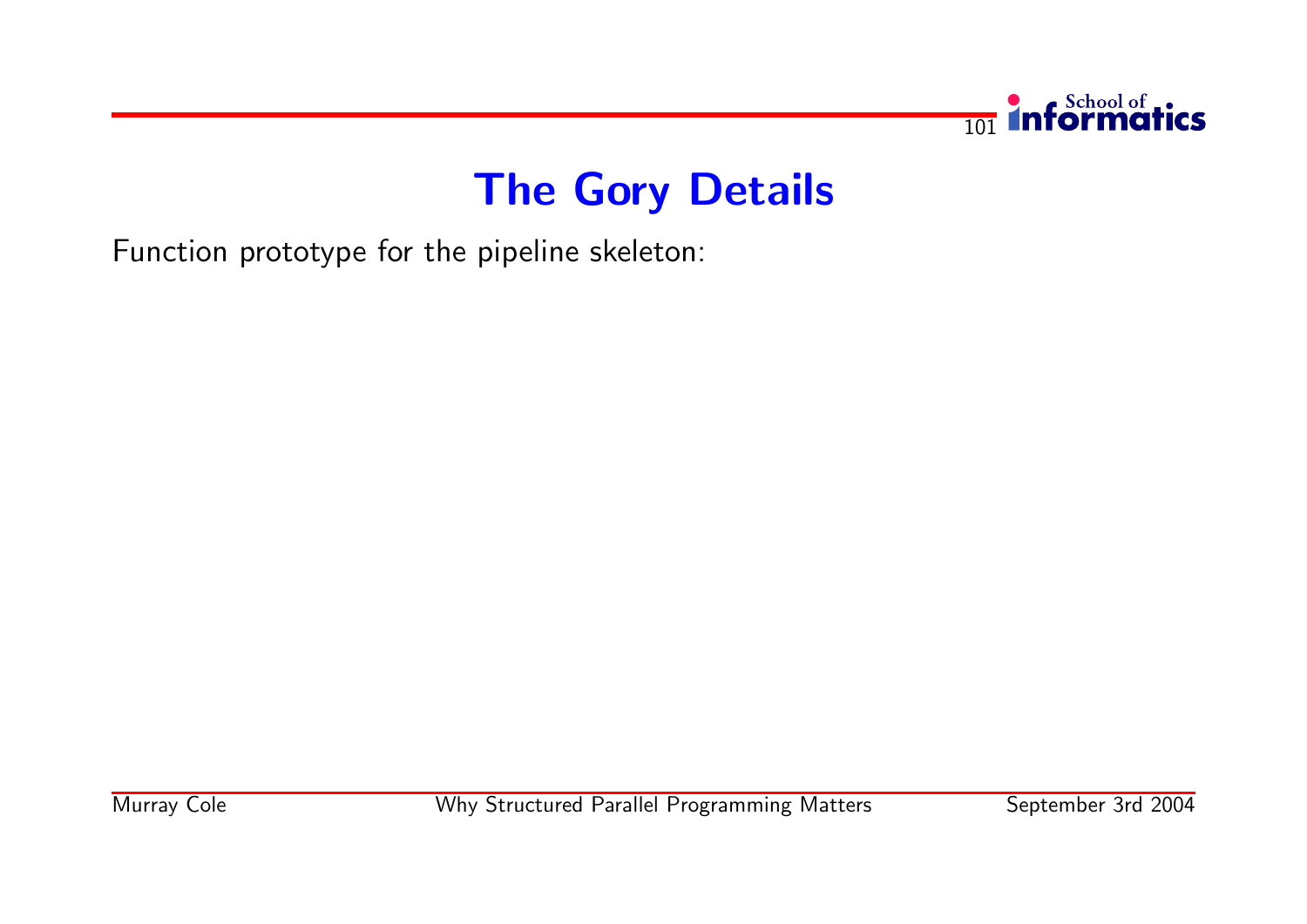# The Gory Details

Function prototype for the pipeline skeleton: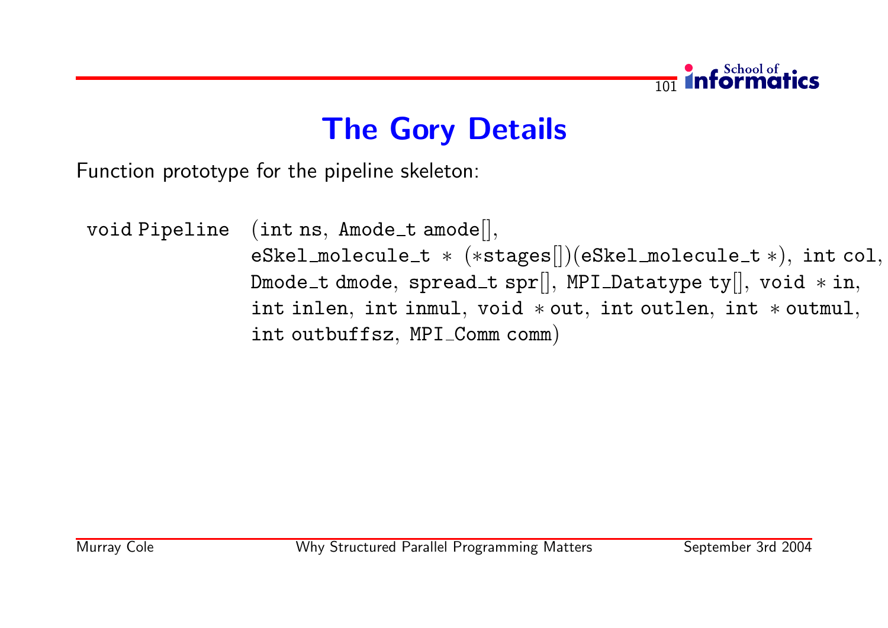# The Gory Details

Function prototype for the pipeline skeleton:

```
void Pipeline  (int ns, Amode_t amode[],
                eSkel_molecule_t * (*stages[])(eSkel_molecule_t *), int col,
                Dmode_t dmode, spread_t spr[], MPI_Datatype ty[], void *in,
                int inlen, int inmul, void *out, int outlen, int *outmul,
                int outbuffsz, MPI_Comm comm)
```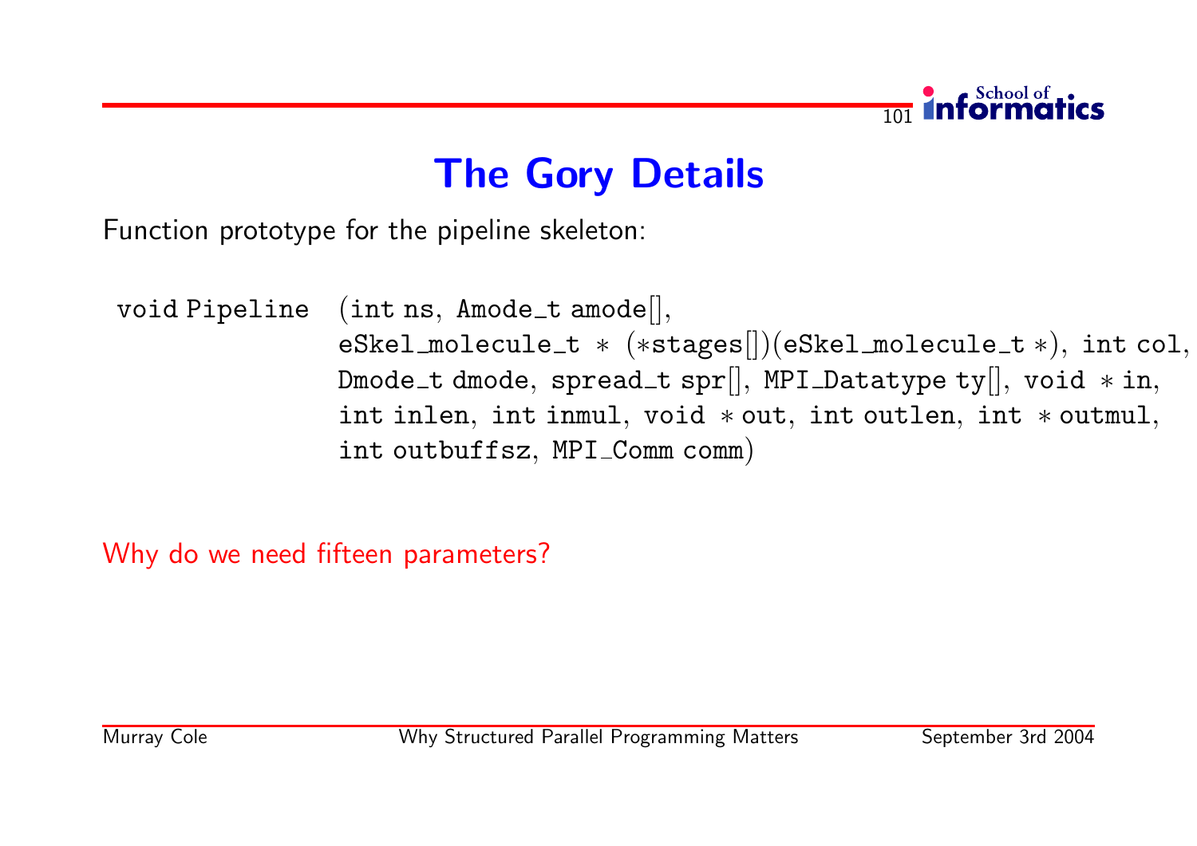# The Gory Details

Function prototype for the pipeline skeleton:

```
void Pipeline  (int ns, Amode_t amode[],
               eSkel_molecule_t * (*stages[])(eSkel_molecule_t *), int col,
               Dmode_t dmode, spread_t spr[], MPI_Datatype ty[], void *in,
               int inlen, int inmul, void *out, int outlen, int *outmul,
               int outbuffsz, MPI_Comm comm)
```

Why do we need fifteen parameters?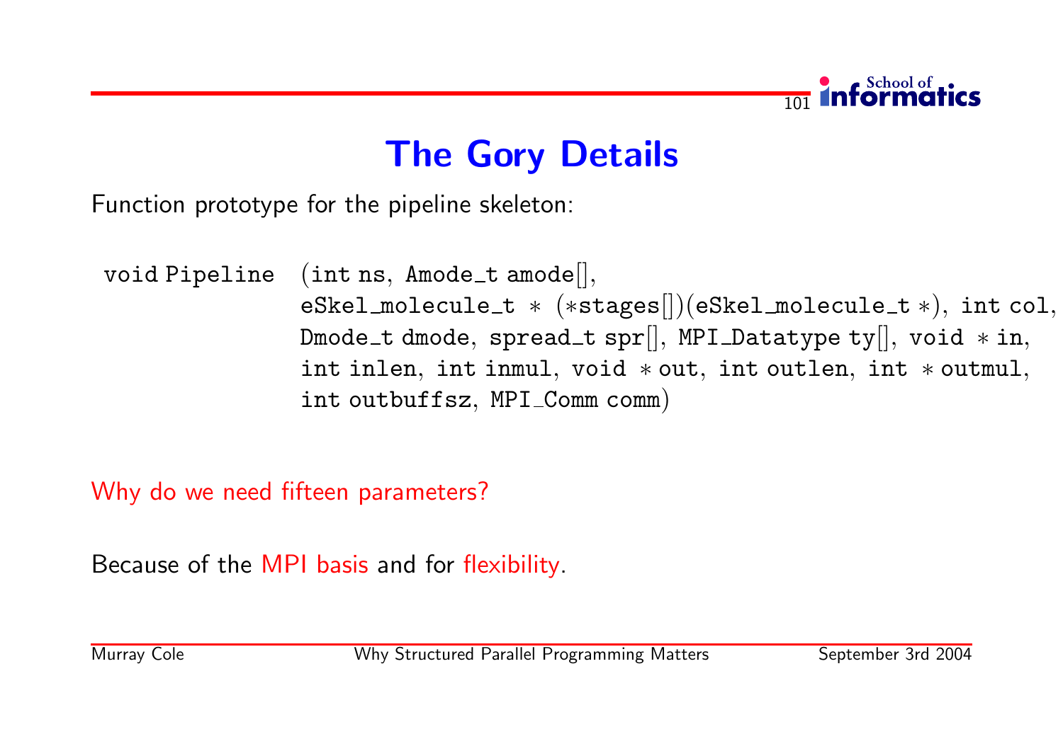# The Gory Details

Function prototype for the pipeline skeleton:

```
void Pipeline  (int ns, Amode_t amode[],
                eSkel_molecule_t * (*stages[])(eSkel_molecule_t *), int col,
                Dmode_t dmode, spread_t spr[], MPI_Datatype ty[], void *in,
                int inlen, int inmul, void *out, int outlen, int *outmul,
                int outbuffsz, MPI_Comm comm)
```

Why do we need fifteen parameters?

Because of the MPI basis and for flexibility.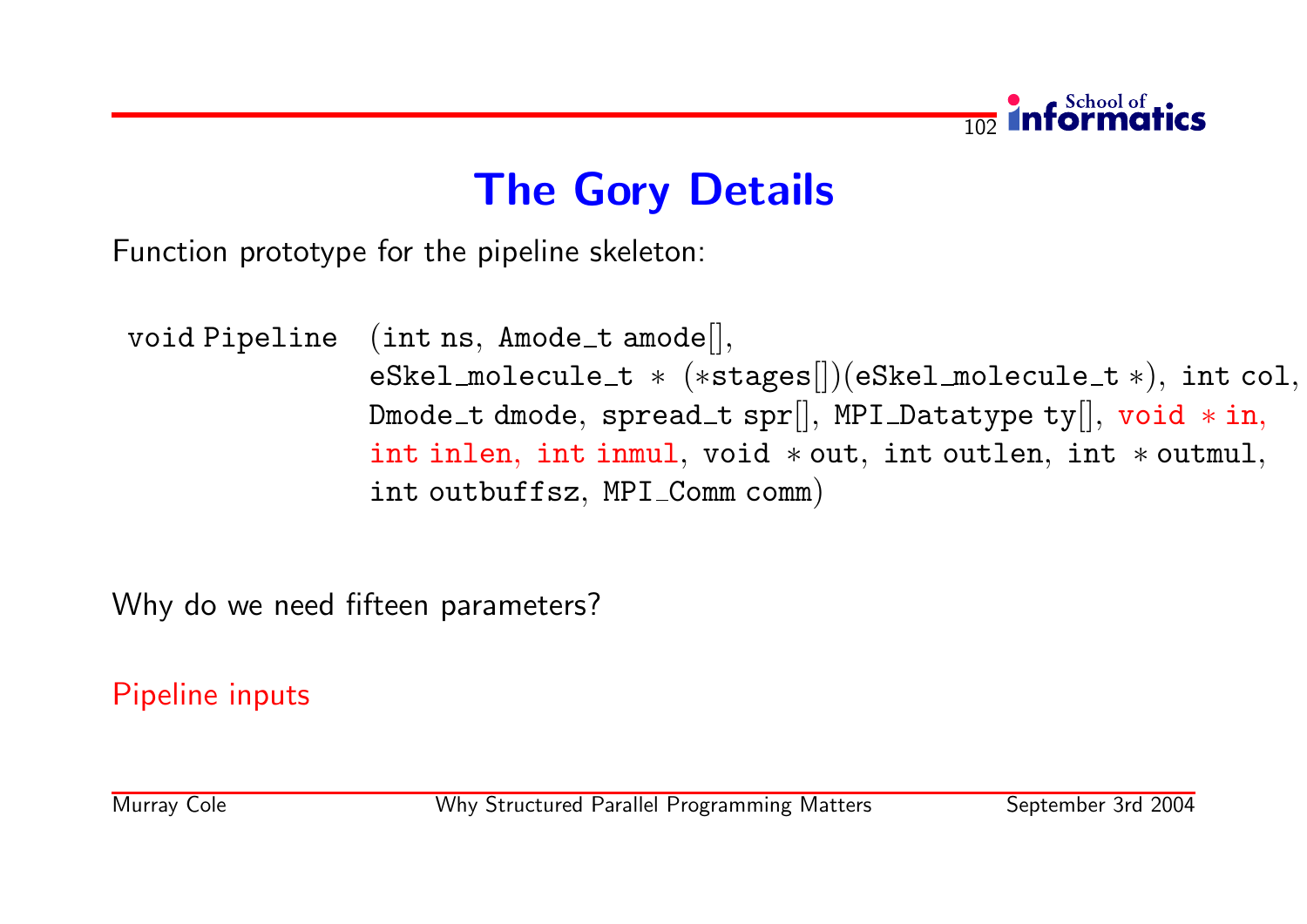# The Gory Details

Function prototype for the pipeline skeleton:

```
void Pipeline  (int ns, Amode_t amode[],
               eSkel_molecule_t * (*stages[])(eSkel_molecule_t *), int col,
               Dmode_t dmode, spread_t spr[], MPI_Datatype ty[], void * in,
               int inlen, int inmul, void * out, int outlen, int * outmul,
               int outbuffsz, MPI_Comm comm)
```

Why do we need fifteen parameters?

Pipeline inputs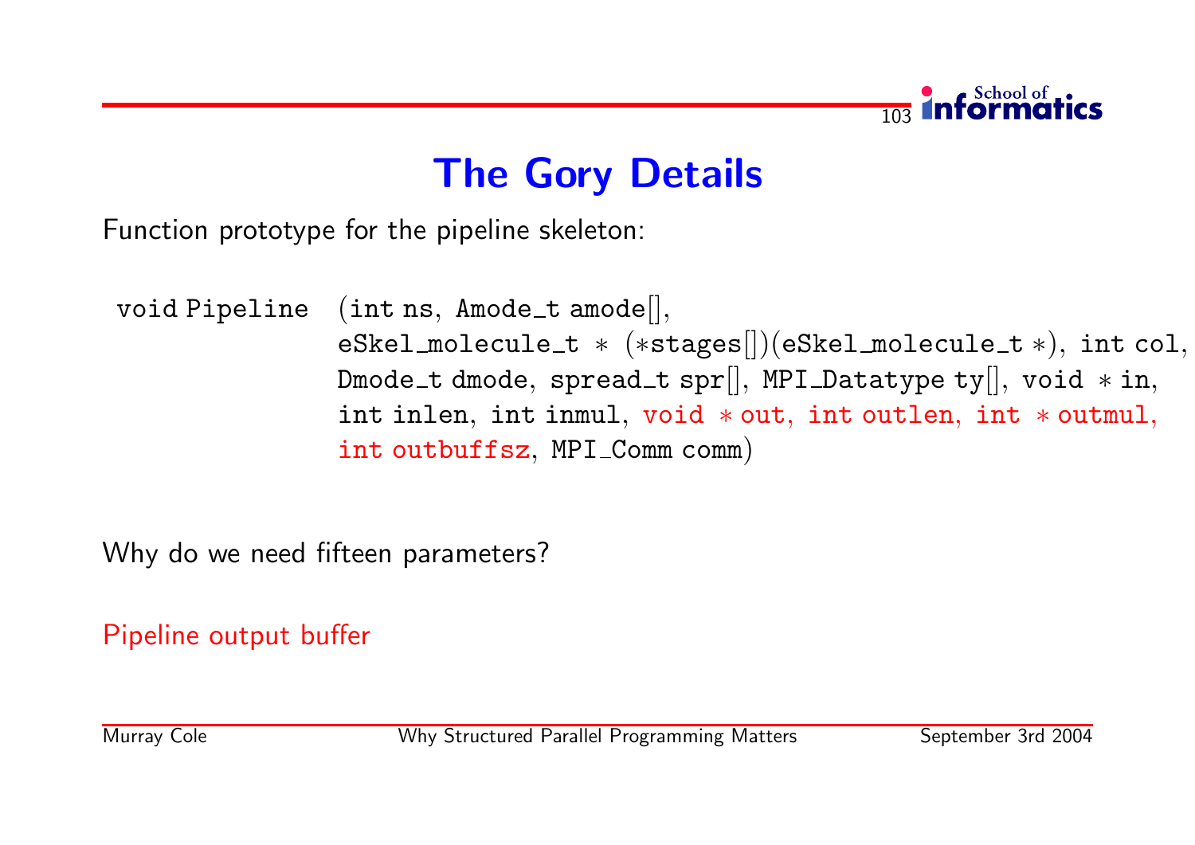# The Gory Details

Function prototype for the pipeline skeleton:

```
void Pipeline  (int ns, Amode_t amode[],
                eSkel_molecule_t * (*stages[])(eSkel_molecule_t *), int col,
                Dmode_t dmode, spread_t spr[], MPI_Datatype ty[], void * in,
                int inlen, int inmul, void * out, int outlen, int * outmul,
                int outbuffsz, MPI_Comm comm)
```

Why do we need fifteen parameters?

Pipeline output buffer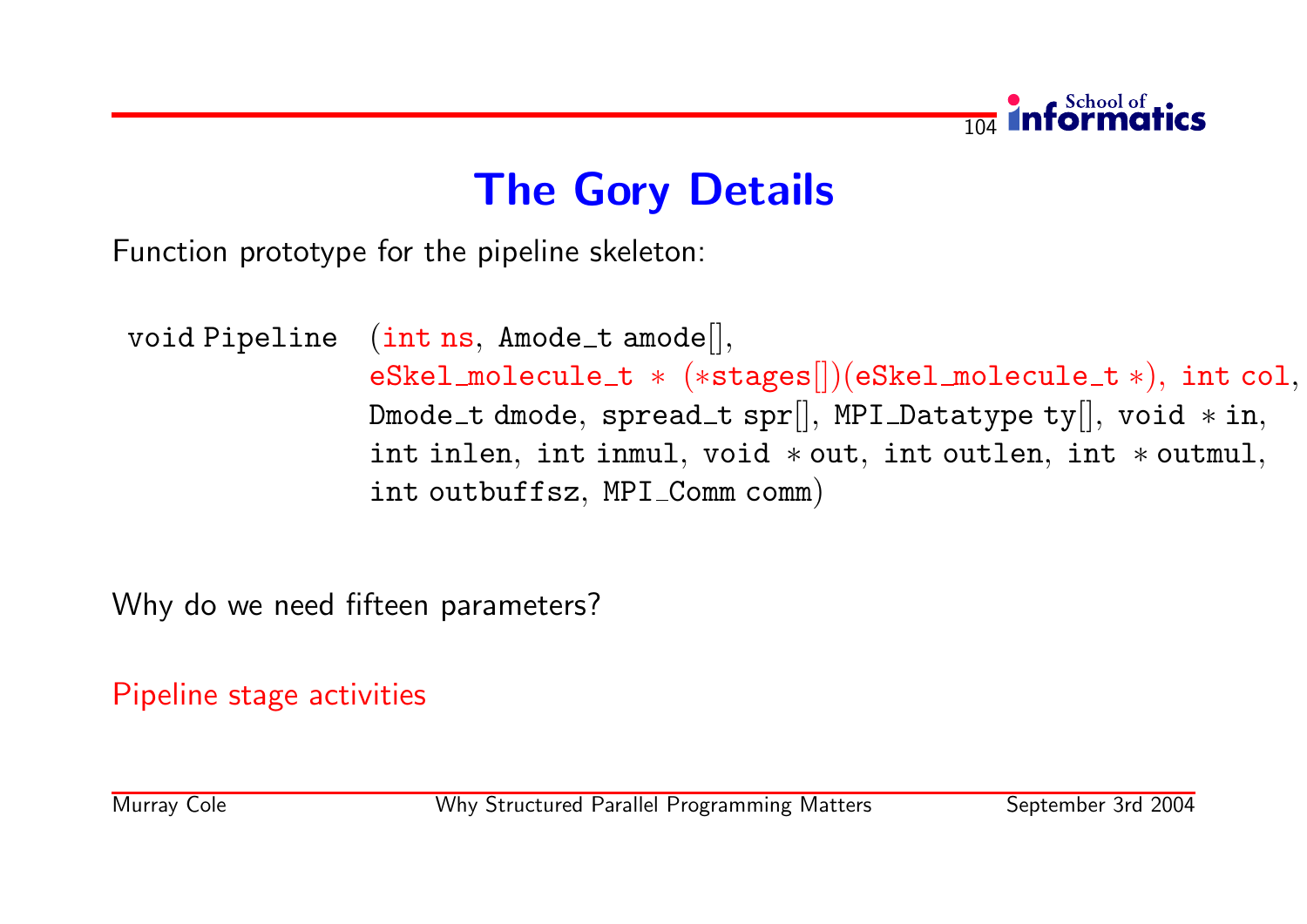# The Gory Details

Function prototype for the pipeline skeleton:

```
void Pipeline  (int ns, Amode_t amode[],
               eSkel_molecule_t * (*stages[])(eSkel_molecule_t *), int col,
               Dmode_t dmode, spread_t spr[], MPI_Datatype ty[], void *in,
               int inlen, int inmul, void *out, int outlen, int *outmul,
               int outbuffsz, MPI_Comm comm)
```

Why do we need fifteen parameters?

Pipeline stage activities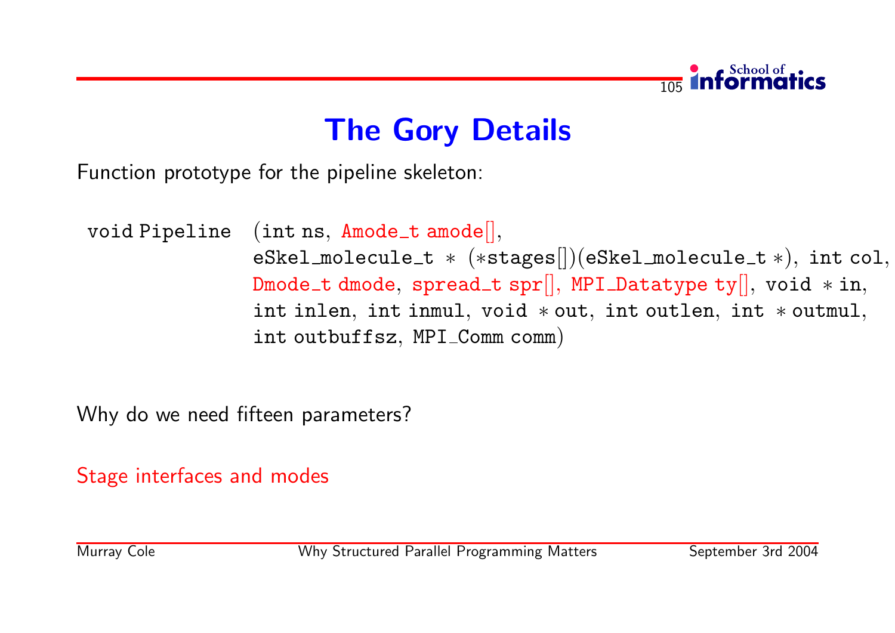# The Gory Details

Function prototype for the pipeline skeleton:

```
void Pipeline  (int ns, Amode_t amode[],
               eSkel_molecule_t * (*stages[])(eSkel_molecule_t *), int col,
               Dmode_t dmode, spread_t spr[], MPI_Datatype ty[], void *in,
               int inlen, int inmul, void *out, int outlen, int *outmul,
               int outbuffsz, MPI_Comm comm)
```

Why do we need fifteen parameters?

Stage interfaces and modes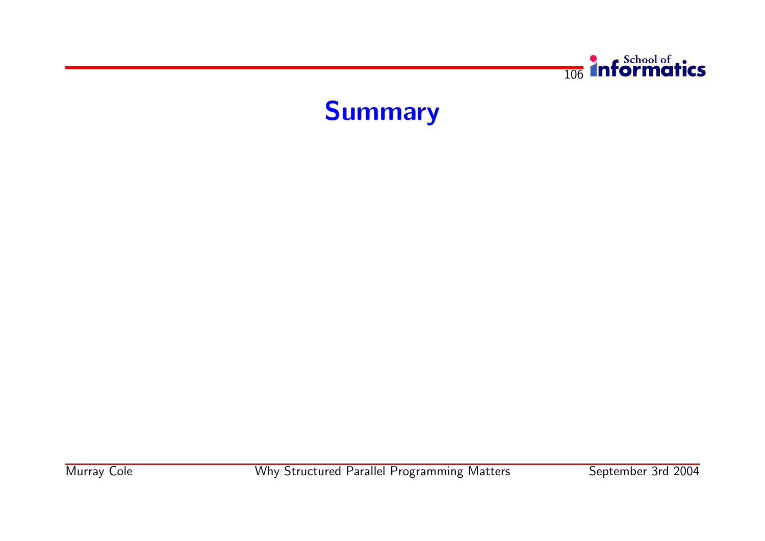# Summary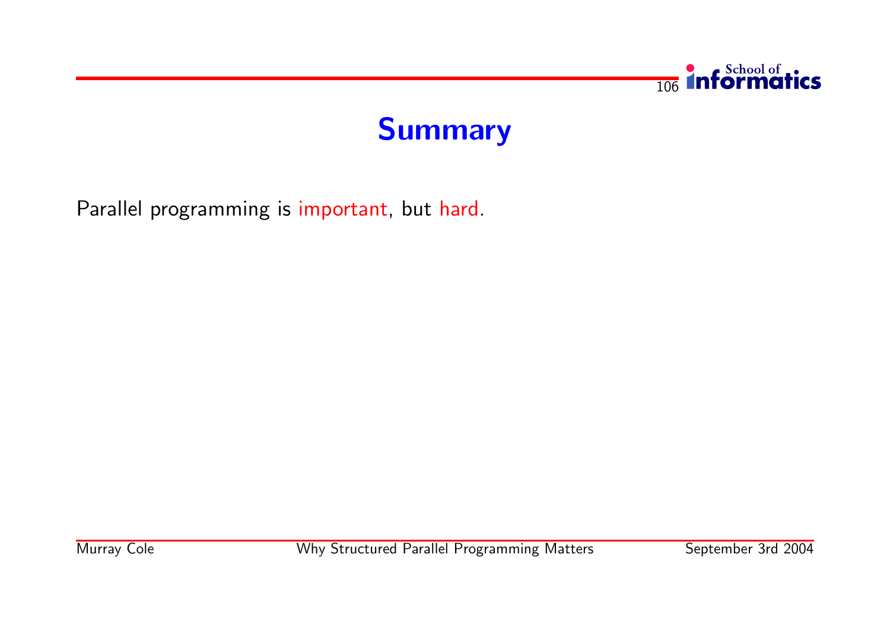# Summary

Parallel programming is important, but hard.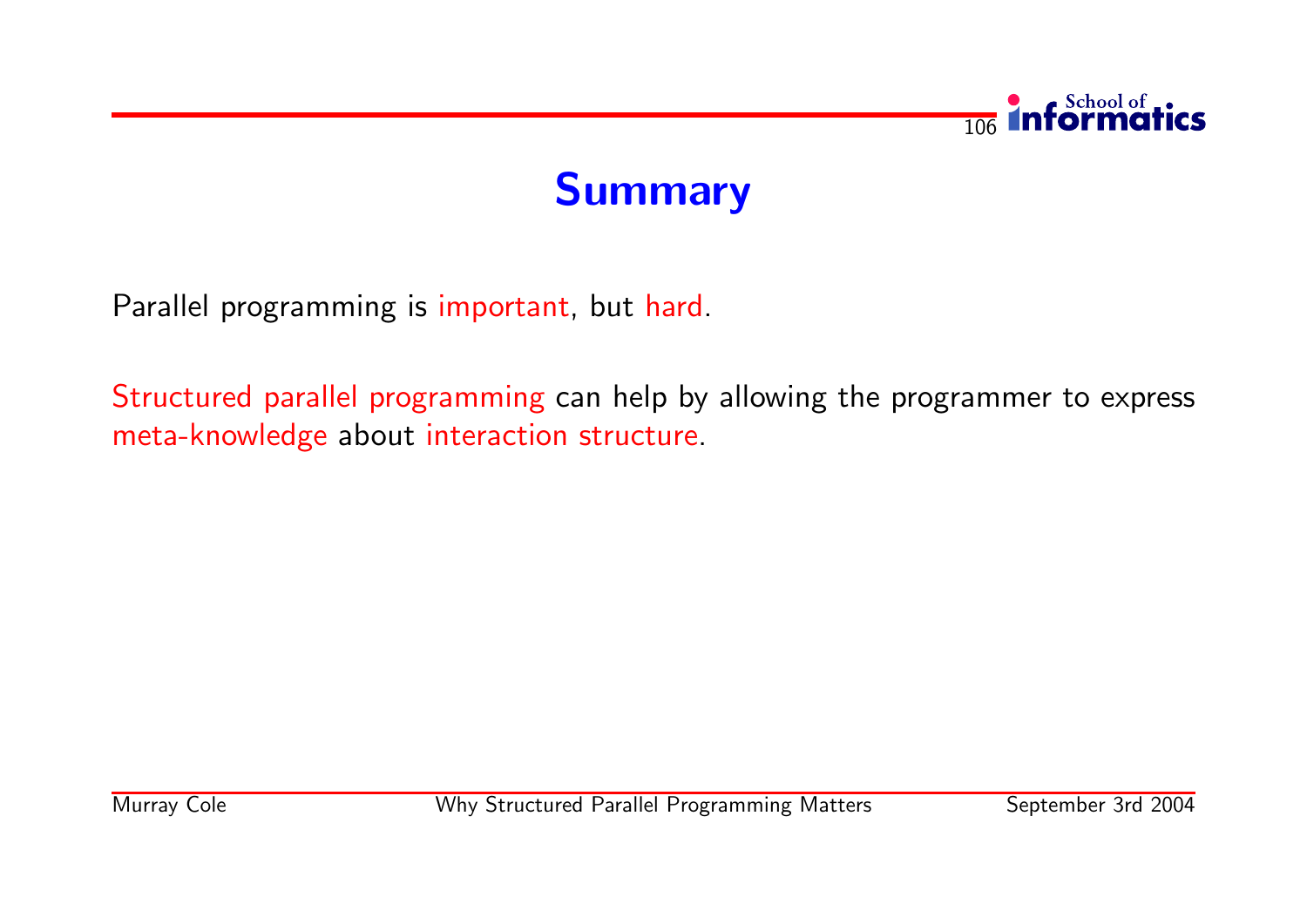# Summary

Parallel programming is important, but hard.

Structured parallel programming can help by allowing the programmer to express meta-knowledge about interaction structure.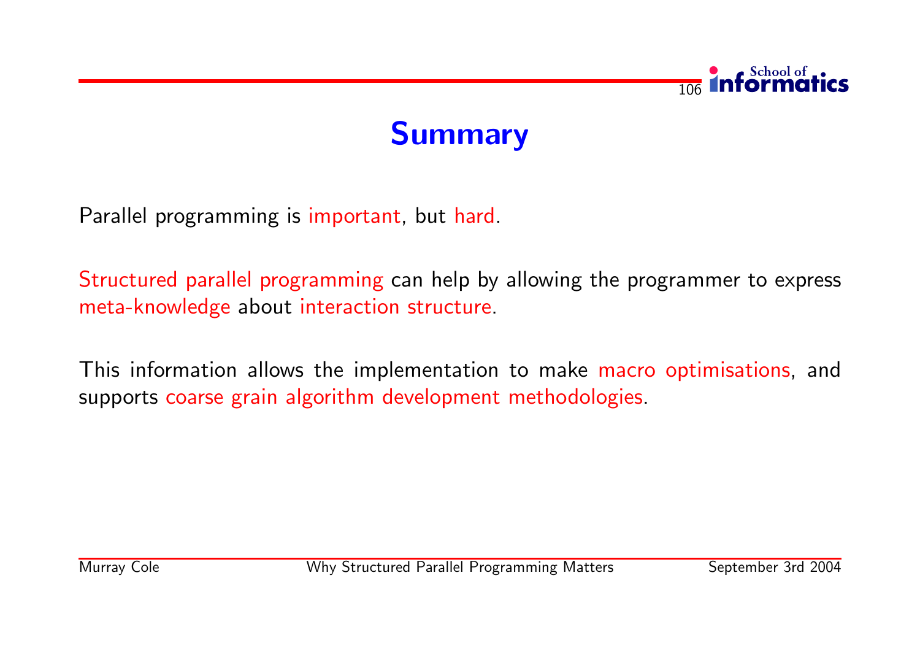# Summary

Parallel programming is important, but hard.

Structured parallel programming can help by allowing the programmer to express meta-knowledge about interaction structure.

This information allows the implementation to make macro optimisations, and supports coarse grain algorithm development methodologies.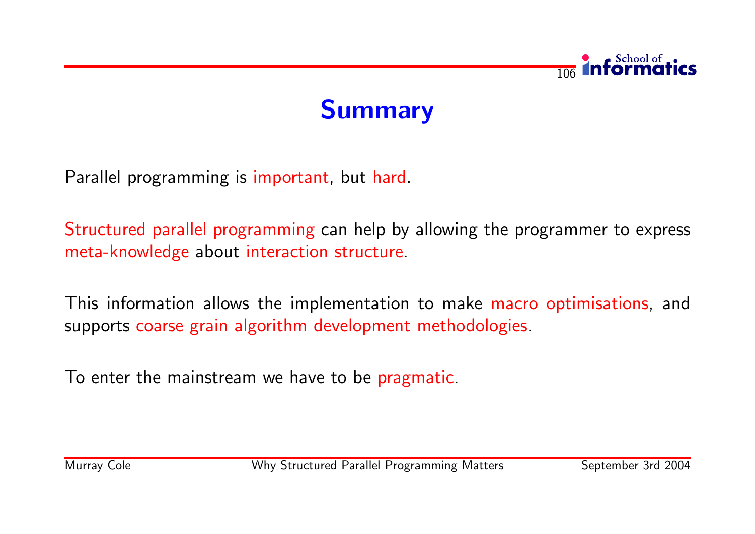# Summary

Parallel programming is important, but hard.

Structured parallel programming can help by allowing the programmer to express meta-knowledge about interaction structure.

This information allows the implementation to make macro optimisations, and supports coarse grain algorithm development methodologies.

To enter the mainstream we have to be pragmatic.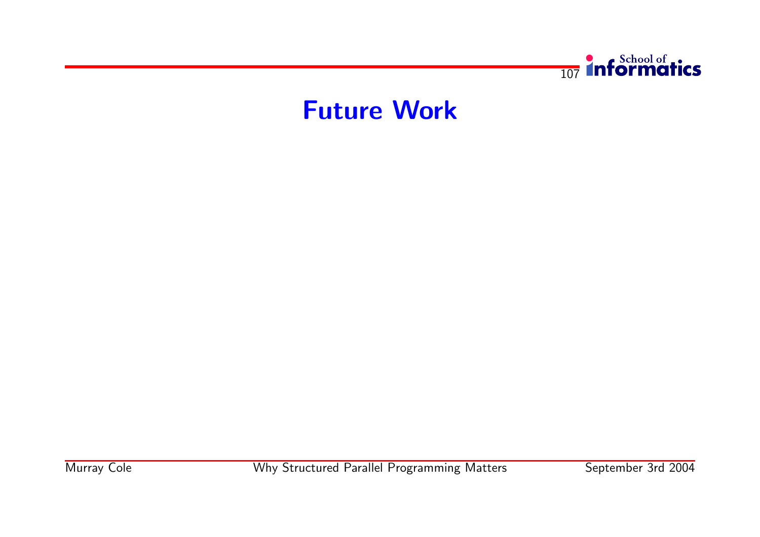# Future Work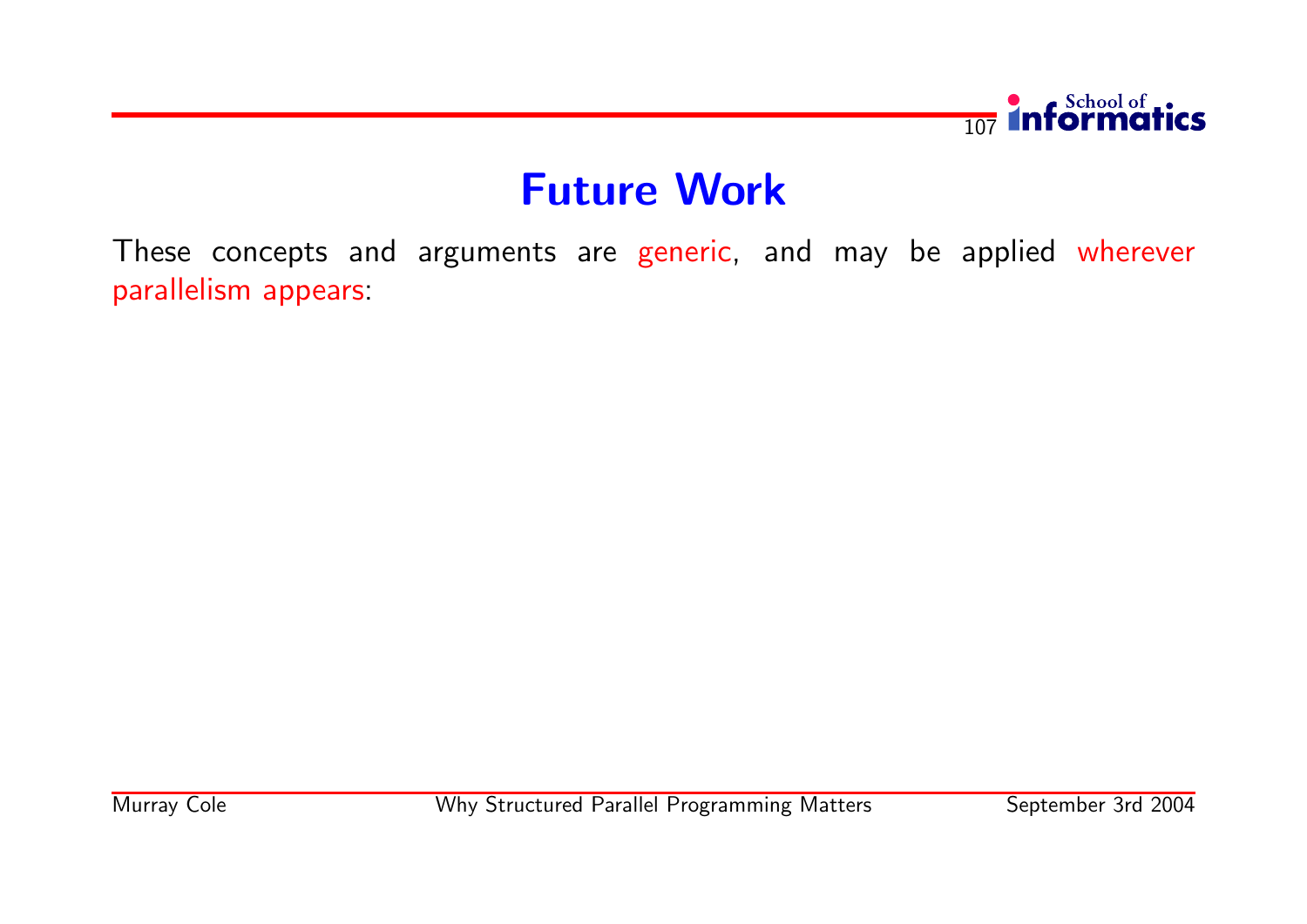# Future Work

These concepts and arguments are generic, and may be applied wherever parallelism appears: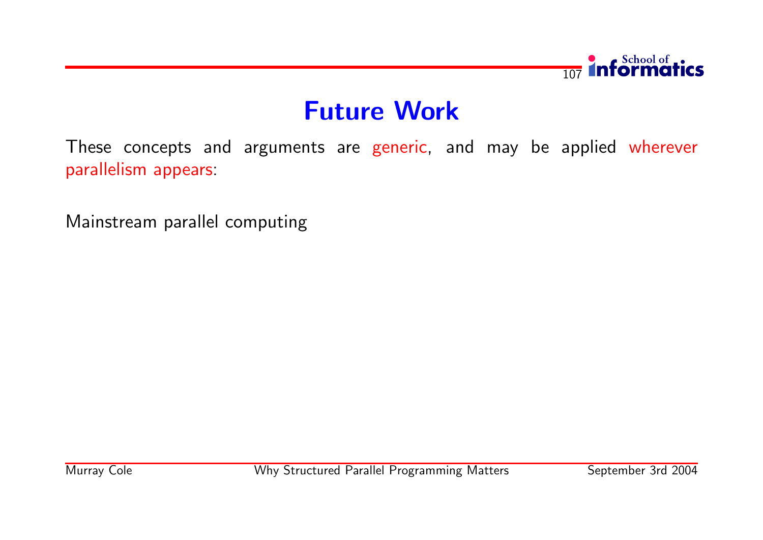# Future Work

These concepts and arguments are generic, and may be applied wherever parallelism appears:

Mainstream parallel computing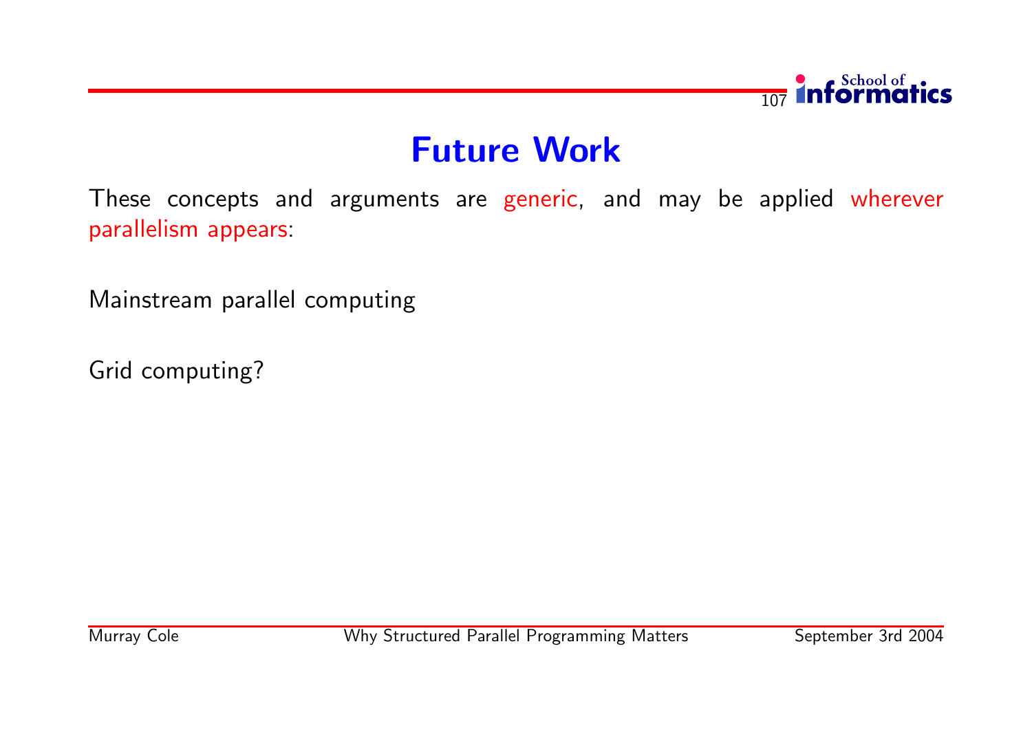# Future Work

These concepts and arguments are generic, and may be applied wherever parallelism appears:

Mainstream parallel computing

Grid computing?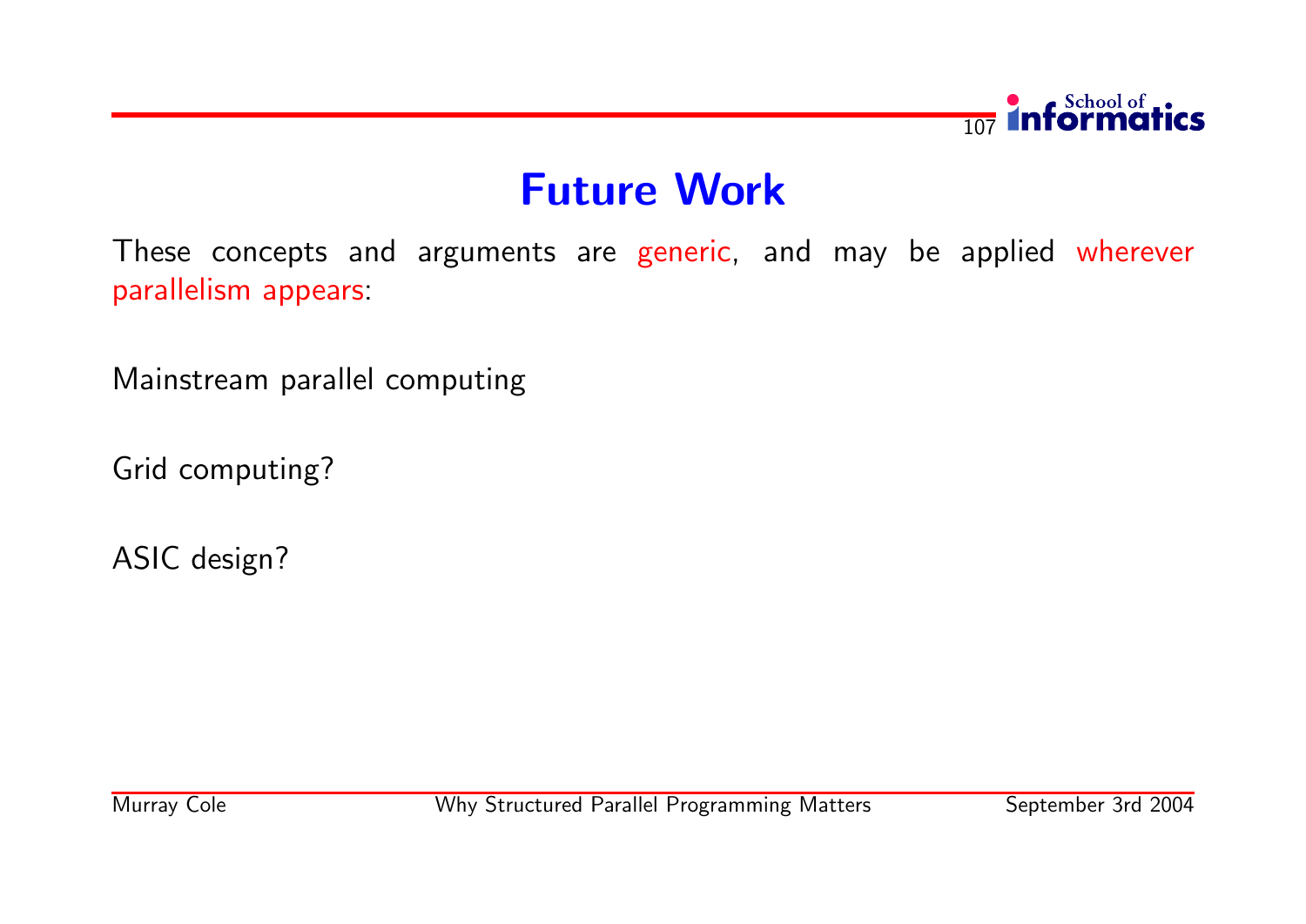# Future Work

These concepts and arguments are generic, and may be applied wherever parallelism appears:

Mainstream parallel computing

Grid computing?

ASIC design?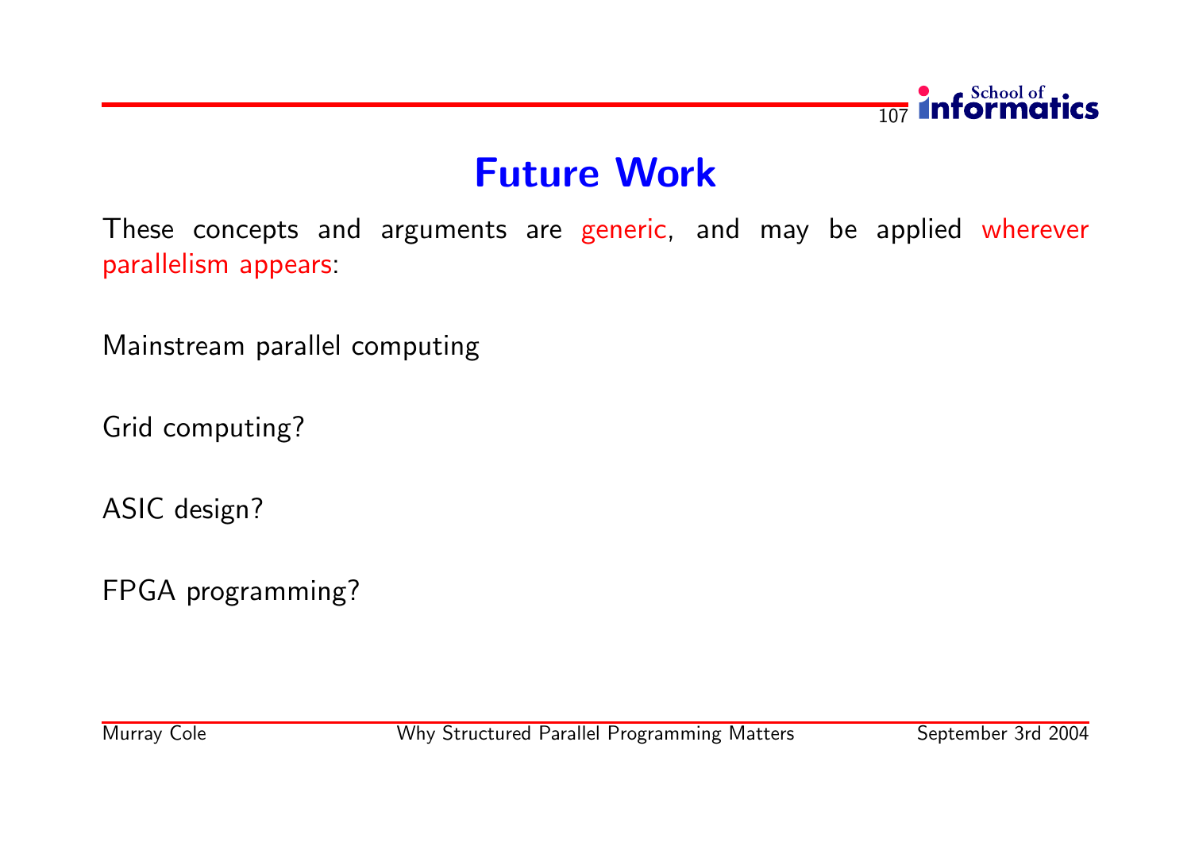# Future Work

These concepts and arguments are generic, and may be applied wherever parallelism appears:

Mainstream parallel computing

Grid computing?

ASIC design?

FPGA programming?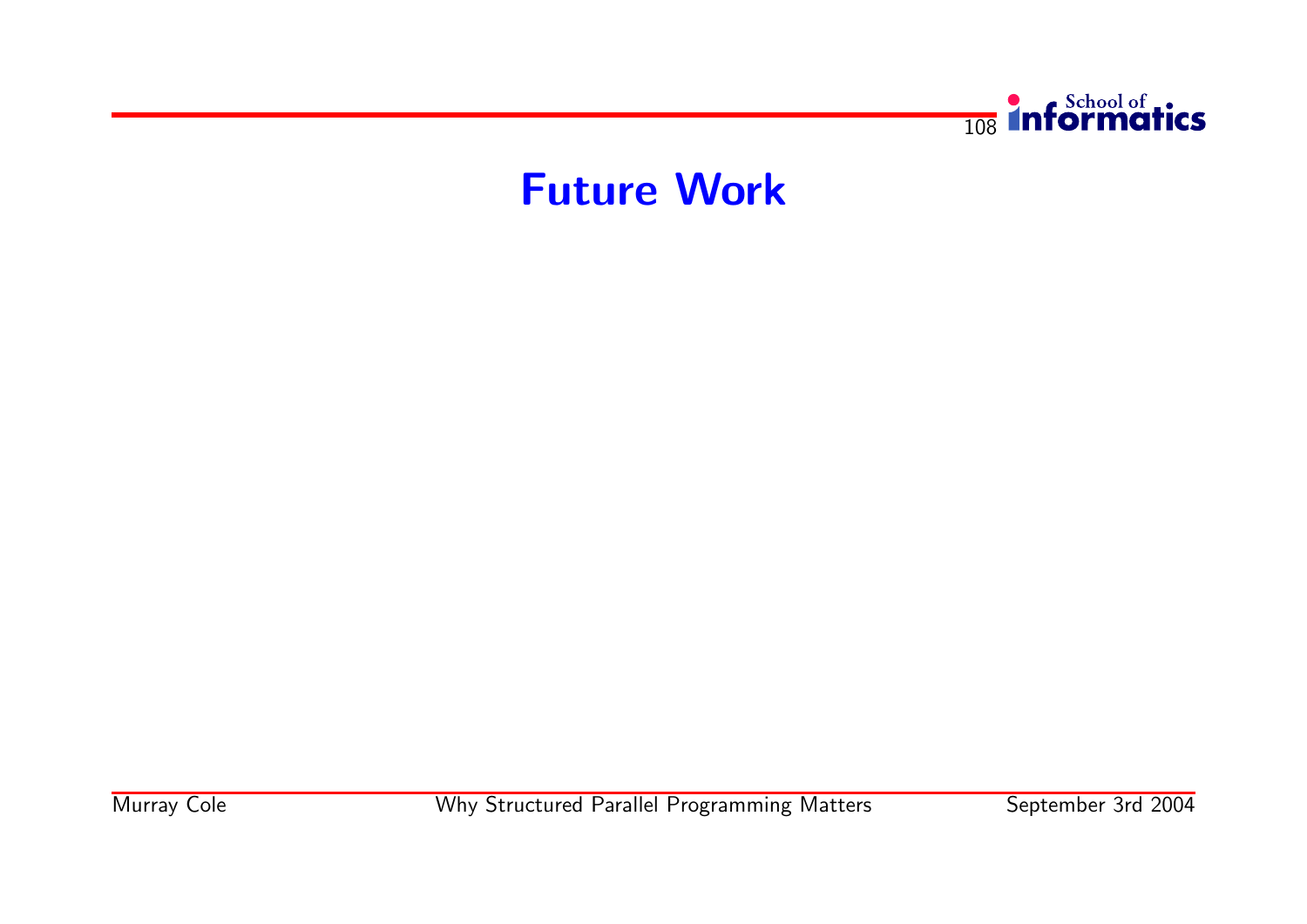# Future Work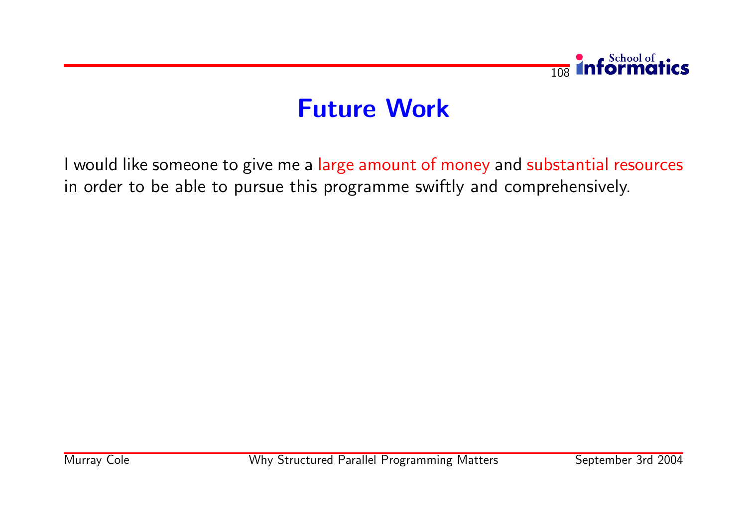# Future Work

I would like someone to give me a large amount of money and substantial resources in order to be able to pursue this programme swiftly and comprehensively.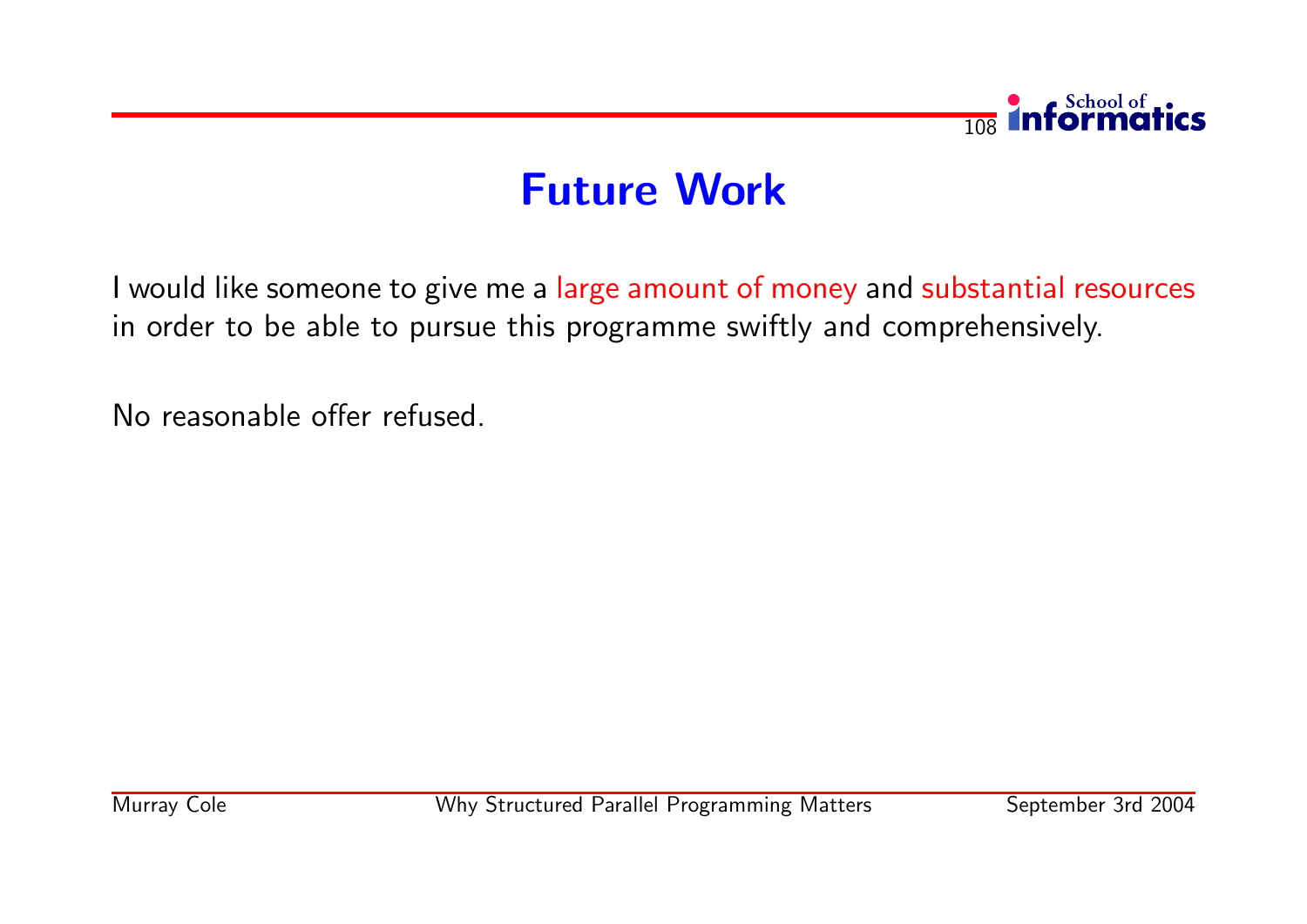# Future Work

I would like someone to give me a large amount of money and substantial resources in order to be able to pursue this programme swiftly and comprehensively.

No reasonable offer refused.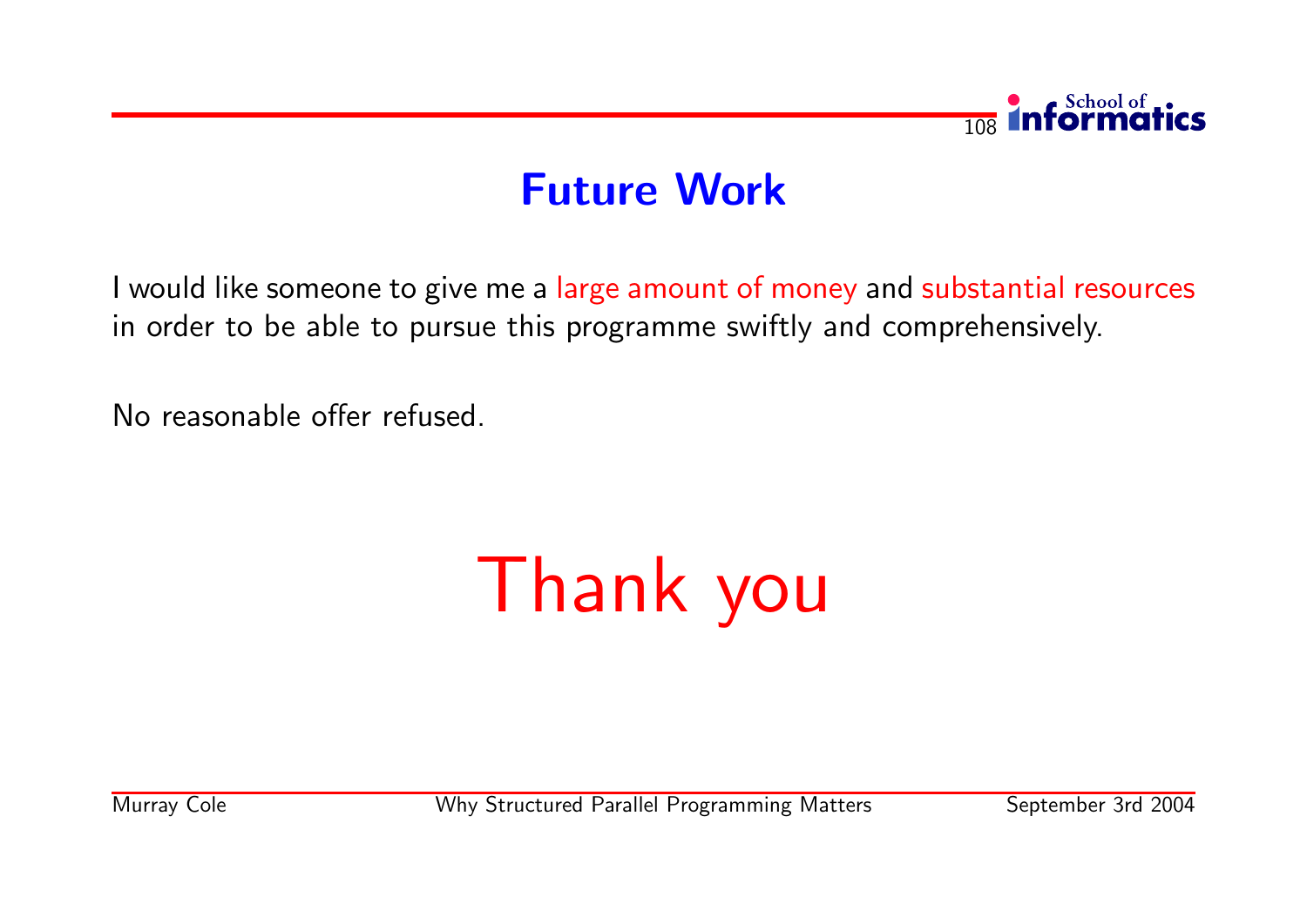# Future Work

I would like someone to give me a large amount of money and substantial resources in order to be able to pursue this programme swiftly and comprehensively.

No reasonable offer refused.

# Thank you